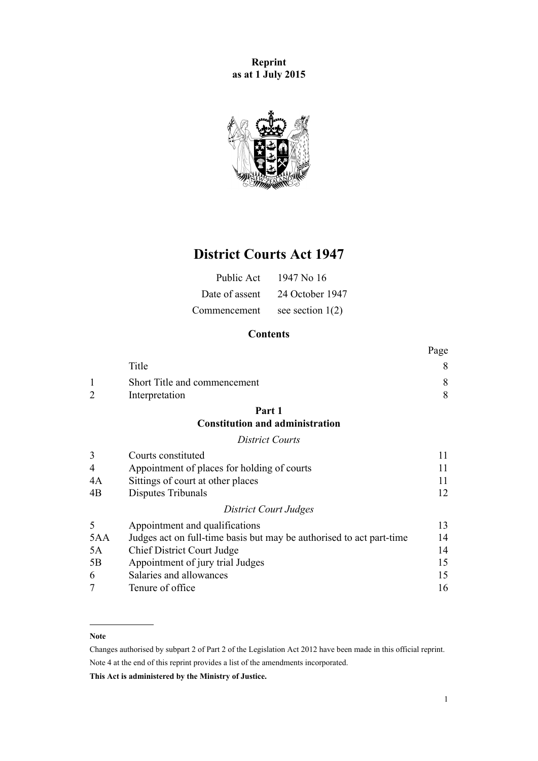**Reprint**
**as at 1 July 2015**

# District Courts Act 1947

| | |
|---|---|
| Public Act | 1947 No 16 |
| Date of assent | 24 October 1947 |
| Commencement | see section 1(2) |

## Contents

| | | Page |
|---|---|---|
| | Title | 8 |
| 1 | Short Title and commencement | 8 |
| 2 | Interpretation | 8 |
| | **Part 1** **Constitution and administration** | |
| | *District Courts* | |
| 3 | Courts constituted | 11 |
| 4 | Appointment of places for holding of courts | 11 |
| 4A | Sittings of court at other places | 11 |
| 4B | Disputes Tribunals | 12 |
| | *District Court Judges* | |
| 5 | Appointment and qualifications | 13 |
| 5AA | Judges act on full-time basis but may be authorised to act part-time | 14 |
| 5A | Chief District Court Judge | 14 |
| 5B | Appointment of jury trial Judges | 15 |
| 6 | Salaries and allowances | 15 |
| 7 | Tenure of office | 16 |

**Note**

Changes authorised by subpart 2 of Part 2 of the Legislation Act 2012 have been made in this official reprint.

Note 4 at the end of this reprint provides a list of the amendments incorporated.

**This Act is administered by the Ministry of Justice.**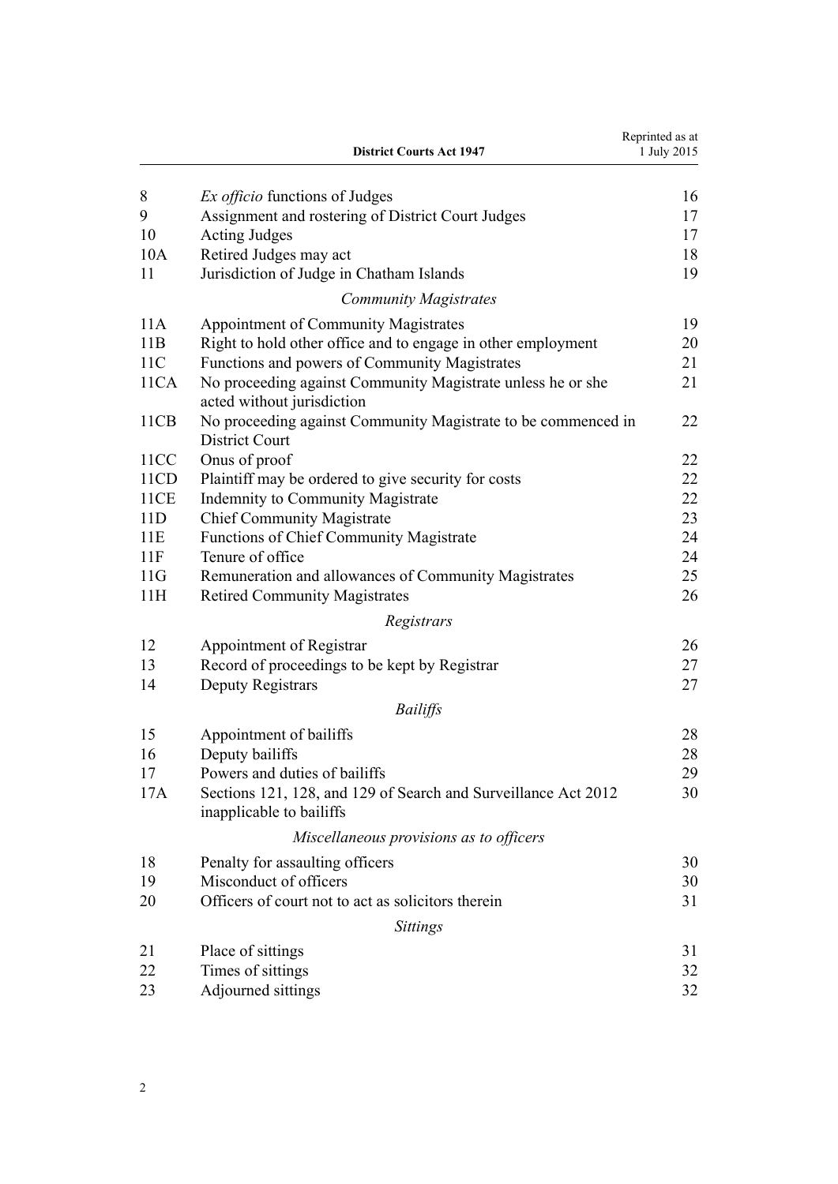| | | |
|---|---|---|
| 8 | *Ex officio* functions of Judges | 16 |
| 9 | Assignment and rostering of District Court Judges | 17 |
| 10 | Acting Judges | 17 |
| 10A | Retired Judges may act | 18 |
| 11 | Jurisdiction of Judge in Chatham Islands | 19 |
| | *Community Magistrates* | |
| 11A | Appointment of Community Magistrates | 19 |
| 11B | Right to hold other office and to engage in other employment | 20 |
| 11C | Functions and powers of Community Magistrates | 21 |
| 11CA | No proceeding against Community Magistrate unless he or she acted without jurisdiction | 21 |
| 11CB | No proceeding against Community Magistrate to be commenced in District Court | 22 |
| 11CC | Onus of proof | 22 |
| 11CD | Plaintiff may be ordered to give security for costs | 22 |
| 11CE | Indemnity to Community Magistrate | 22 |
| 11D | Chief Community Magistrate | 23 |
| 11E | Functions of Chief Community Magistrate | 24 |
| 11F | Tenure of office | 24 |
| 11G | Remuneration and allowances of Community Magistrates | 25 |
| 11H | Retired Community Magistrates | 26 |
| | *Registrars* | |
| 12 | Appointment of Registrar | 26 |
| 13 | Record of proceedings to be kept by Registrar | 27 |
| 14 | Deputy Registrars | 27 |
| | *Bailiffs* | |
| 15 | Appointment of bailiffs | 28 |
| 16 | Deputy bailiffs | 28 |
| 17 | Powers and duties of bailiffs | 29 |
| 17A | Sections 121, 128, and 129 of Search and Surveillance Act 2012 inapplicable to bailiffs | 30 |
| | *Miscellaneous provisions as to officers* | |
| 18 | Penalty for assaulting officers | 30 |
| 19 | Misconduct of officers | 30 |
| 20 | Officers of court not to act as solicitors therein | 31 |
| | *Sittings* | |
| 21 | Place of sittings | 31 |
| 22 | Times of sittings | 32 |
| 23 | Adjourned sittings | 32 |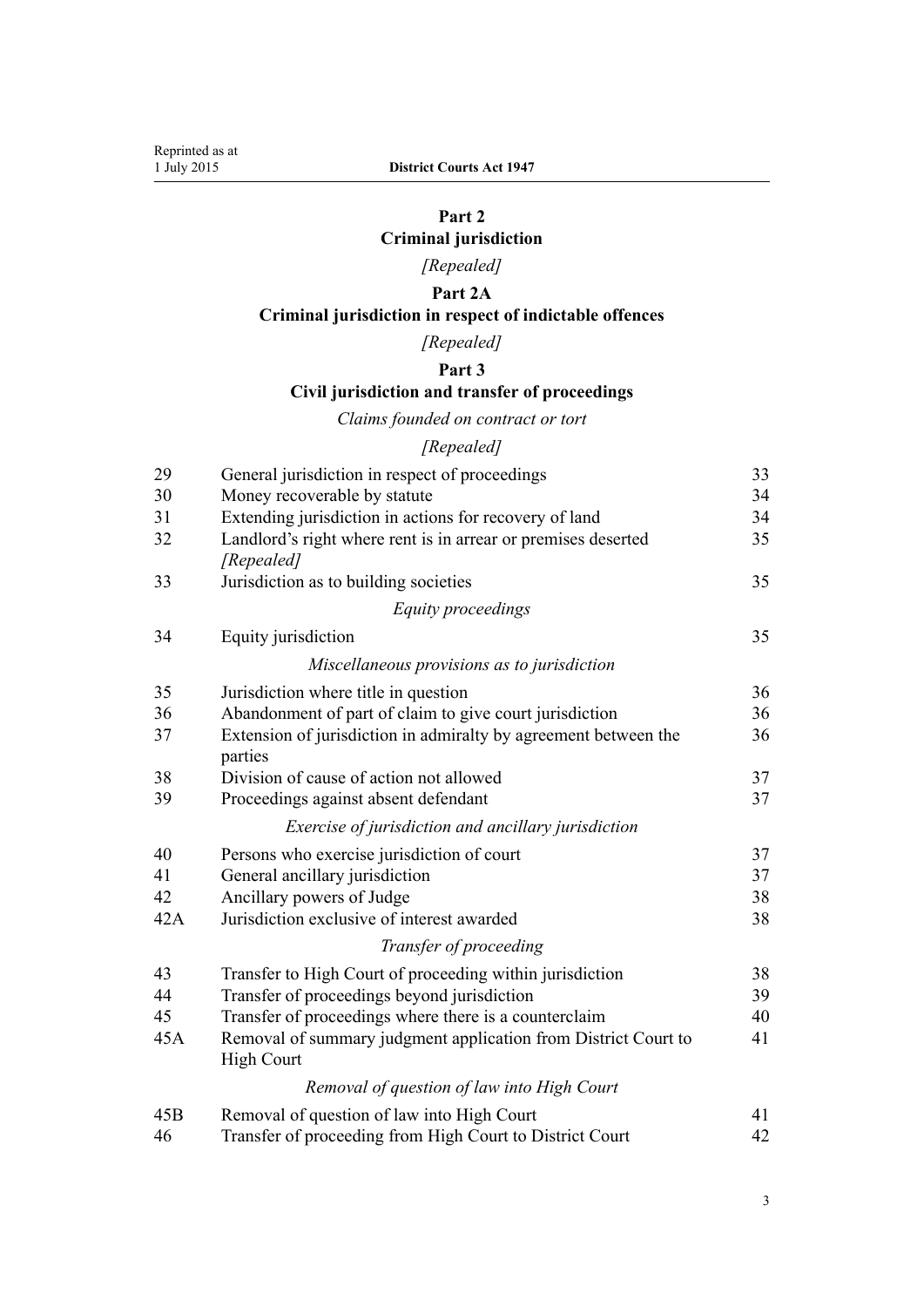## Part 2
## Criminal jurisdiction

*[Repealed]*

## Part 2A
## Criminal jurisdiction in respect of indictable offences

*[Repealed]*

## Part 3
## Civil jurisdiction and transfer of proceedings

*Claims founded on contract or tort*

*[Repealed]*

| | | |
|---|---|---|
| 29 | General jurisdiction in respect of proceedings | 33 |
| 30 | Money recoverable by statute | 34 |
| 31 | Extending jurisdiction in actions for recovery of land | 34 |
| 32 | Landlord's right where rent is in arrear or premises deserted *[Repealed]* | 35 |
| 33 | Jurisdiction as to building societies | 35 |

*Equity proceedings*

| | | |
|---|---|---|
| 34 | Equity jurisdiction | 35 |

*Miscellaneous provisions as to jurisdiction*

| | | |
|---|---|---|
| 35 | Jurisdiction where title in question | 36 |
| 36 | Abandonment of part of claim to give court jurisdiction | 36 |
| 37 | Extension of jurisdiction in admiralty by agreement between the parties | 36 |
| 38 | Division of cause of action not allowed | 37 |
| 39 | Proceedings against absent defendant | 37 |

*Exercise of jurisdiction and ancillary jurisdiction*

| | | |
|---|---|---|
| 40 | Persons who exercise jurisdiction of court | 37 |
| 41 | General ancillary jurisdiction | 37 |
| 42 | Ancillary powers of Judge | 38 |
| 42A | Jurisdiction exclusive of interest awarded | 38 |

*Transfer of proceeding*

| | | |
|---|---|---|
| 43 | Transfer to High Court of proceeding within jurisdiction | 38 |
| 44 | Transfer of proceedings beyond jurisdiction | 39 |
| 45 | Transfer of proceedings where there is a counterclaim | 40 |
| 45A | Removal of summary judgment application from District Court to High Court | 41 |

*Removal of question of law into High Court*

| | | |
|---|---|---|
| 45B | Removal of question of law into High Court | 41 |
| 46 | Transfer of proceeding from High Court to District Court | 42 |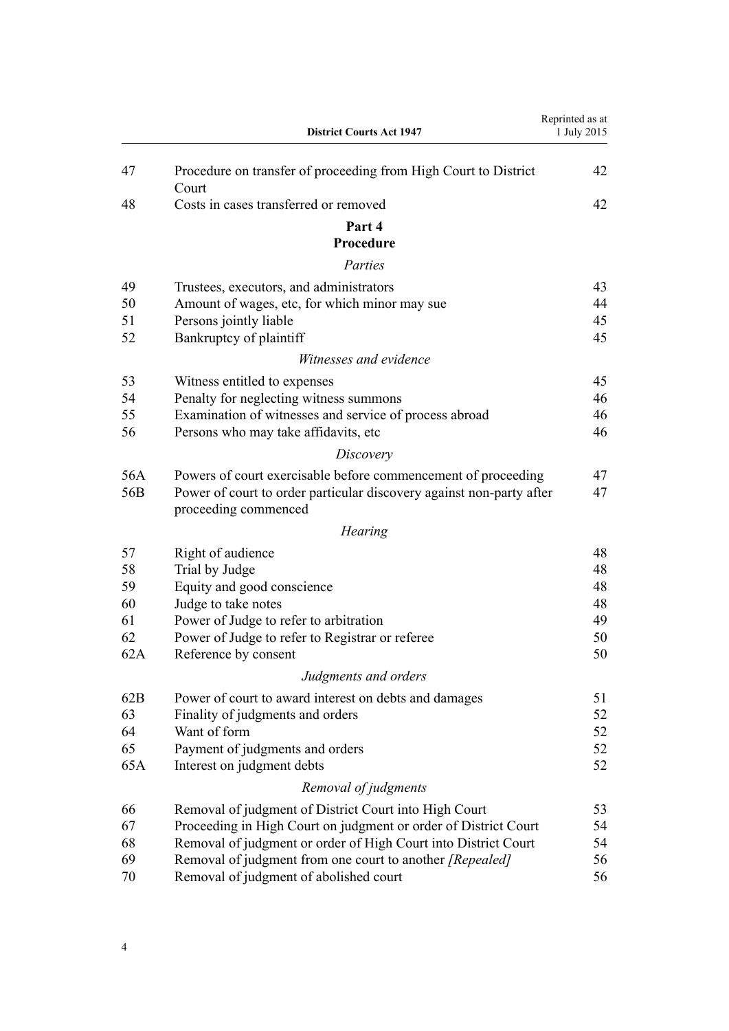| | | |
|---|---|---|
| 47 | Procedure on transfer of proceeding from High Court to District Court | 42 |
| 48 | Costs in cases transferred or removed | 42 |

## Part 4
## Procedure

*Parties*

| | | |
|---|---|---|
| 49 | Trustees, executors, and administrators | 43 |
| 50 | Amount of wages, etc, for which minor may sue | 44 |
| 51 | Persons jointly liable | 45 |
| 52 | Bankruptcy of plaintiff | 45 |

*Witnesses and evidence*

| | | |
|---|---|---|
| 53 | Witness entitled to expenses | 45 |
| 54 | Penalty for neglecting witness summons | 46 |
| 55 | Examination of witnesses and service of process abroad | 46 |
| 56 | Persons who may take affidavits, etc | 46 |

*Discovery*

| | | |
|---|---|---|
| 56A | Powers of court exercisable before commencement of proceeding | 47 |
| 56B | Power of court to order particular discovery against non-party after proceeding commenced | 47 |

*Hearing*

| | | |
|---|---|---|
| 57 | Right of audience | 48 |
| 58 | Trial by Judge | 48 |
| 59 | Equity and good conscience | 48 |
| 60 | Judge to take notes | 48 |
| 61 | Power of Judge to refer to arbitration | 49 |
| 62 | Power of Judge to refer to Registrar or referee | 50 |
| 62A | Reference by consent | 50 |

*Judgments and orders*

| | | |
|---|---|---|
| 62B | Power of court to award interest on debts and damages | 51 |
| 63 | Finality of judgments and orders | 52 |
| 64 | Want of form | 52 |
| 65 | Payment of judgments and orders | 52 |
| 65A | Interest on judgment debts | 52 |

*Removal of judgments*

| | | |
|---|---|---|
| 66 | Removal of judgment of District Court into High Court | 53 |
| 67 | Proceeding in High Court on judgment or order of District Court | 54 |
| 68 | Removal of judgment or order of High Court into District Court | 54 |
| 69 | Removal of judgment from one court to another *[Repealed]* | 56 |
| 70 | Removal of judgment of abolished court | 56 |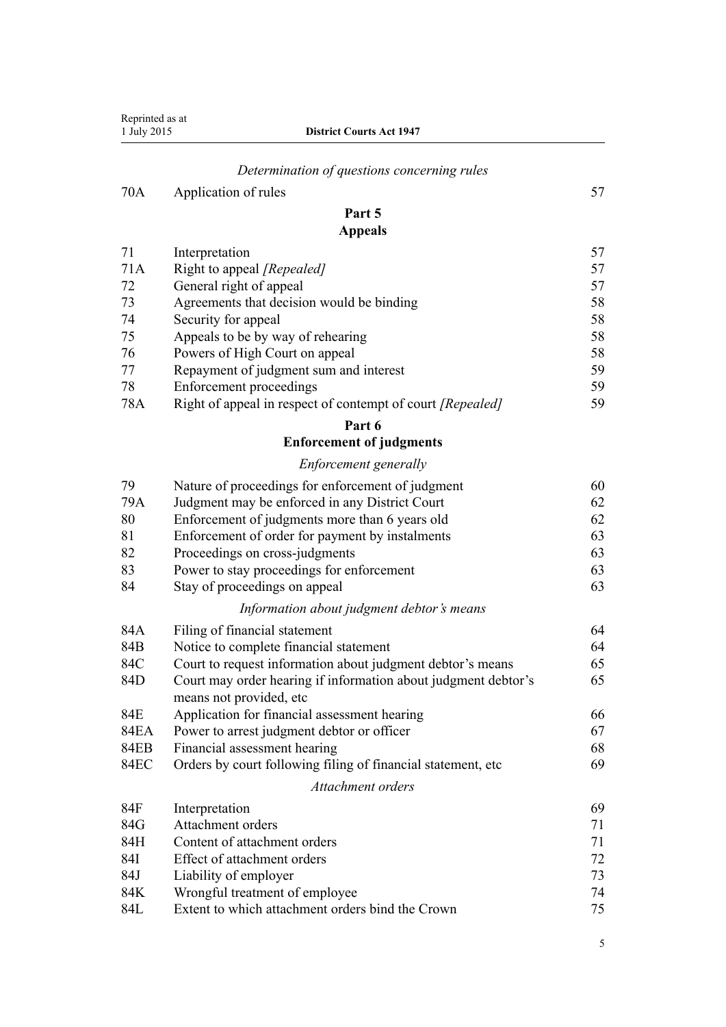*Determination of questions concerning rules*

| | | |
|---|---|---|
| 70A | Application of rules | 57 |

## Part 5
## Appeals

| | | |
|---|---|---|
| 71 | Interpretation | 57 |
| 71A | Right to appeal *[Repealed]* | 57 |
| 72 | General right of appeal | 57 |
| 73 | Agreements that decision would be binding | 58 |
| 74 | Security for appeal | 58 |
| 75 | Appeals to be by way of rehearing | 58 |
| 76 | Powers of High Court on appeal | 58 |
| 77 | Repayment of judgment sum and interest | 59 |
| 78 | Enforcement proceedings | 59 |
| 78A | Right of appeal in respect of contempt of court *[Repealed]* | 59 |

## Part 6
## Enforcement of judgments

*Enforcement generally*

| | | |
|---|---|---|
| 79 | Nature of proceedings for enforcement of judgment | 60 |
| 79A | Judgment may be enforced in any District Court | 62 |
| 80 | Enforcement of judgments more than 6 years old | 62 |
| 81 | Enforcement of order for payment by instalments | 63 |
| 82 | Proceedings on cross-judgments | 63 |
| 83 | Power to stay proceedings for enforcement | 63 |
| 84 | Stay of proceedings on appeal | 63 |

*Information about judgment debtor's means*

| | | |
|---|---|---|
| 84A | Filing of financial statement | 64 |
| 84B | Notice to complete financial statement | 64 |
| 84C | Court to request information about judgment debtor's means | 65 |
| 84D | Court may order hearing if information about judgment debtor's means not provided, etc | 65 |
| 84E | Application for financial assessment hearing | 66 |
| 84EA | Power to arrest judgment debtor or officer | 67 |
| 84EB | Financial assessment hearing | 68 |
| 84EC | Orders by court following filing of financial statement, etc | 69 |

*Attachment orders*

| | | |
|---|---|---|
| 84F | Interpretation | 69 |
| 84G | Attachment orders | 71 |
| 84H | Content of attachment orders | 71 |
| 84I | Effect of attachment orders | 72 |
| 84J | Liability of employer | 73 |
| 84K | Wrongful treatment of employee | 74 |
| 84L | Extent to which attachment orders bind the Crown | 75 |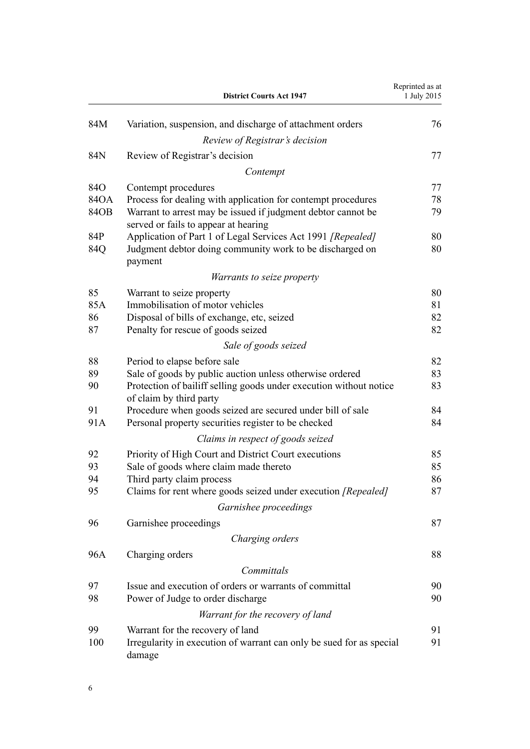| | | |
|---|---|---|
| 84M | Variation, suspension, and discharge of attachment orders | 76 |
| | *Review of Registrar's decision* | |
| 84N | Review of Registrar's decision | 77 |
| | *Contempt* | |
| 84O | Contempt procedures | 77 |
| 84OA | Process for dealing with application for contempt procedures | 78 |
| 84OB | Warrant to arrest may be issued if judgment debtor cannot be served or fails to appear at hearing | 79 |
| 84P | Application of Part 1 of Legal Services Act 1991 *[Repealed]* | 80 |
| 84Q | Judgment debtor doing community work to be discharged on payment | 80 |
| | *Warrants to seize property* | |
| 85 | Warrant to seize property | 80 |
| 85A | Immobilisation of motor vehicles | 81 |
| 86 | Disposal of bills of exchange, etc, seized | 82 |
| 87 | Penalty for rescue of goods seized | 82 |
| | *Sale of goods seized* | |
| 88 | Period to elapse before sale | 82 |
| 89 | Sale of goods by public auction unless otherwise ordered | 83 |
| 90 | Protection of bailiff selling goods under execution without notice of claim by third party | 83 |
| 91 | Procedure when goods seized are secured under bill of sale | 84 |
| 91A | Personal property securities register to be checked | 84 |
| | *Claims in respect of goods seized* | |
| 92 | Priority of High Court and District Court executions | 85 |
| 93 | Sale of goods where claim made thereto | 85 |
| 94 | Third party claim process | 86 |
| 95 | Claims for rent where goods seized under execution *[Repealed]* | 87 |
| | *Garnishee proceedings* | |
| 96 | Garnishee proceedings | 87 |
| | *Charging orders* | |
| 96A | Charging orders | 88 |
| | *Committals* | |
| 97 | Issue and execution of orders or warrants of committal | 90 |
| 98 | Power of Judge to order discharge | 90 |
| | *Warrant for the recovery of land* | |
| 99 | Warrant for the recovery of land | 91 |
| 100 | Irregularity in execution of warrant can only be sued for as special damage | 91 |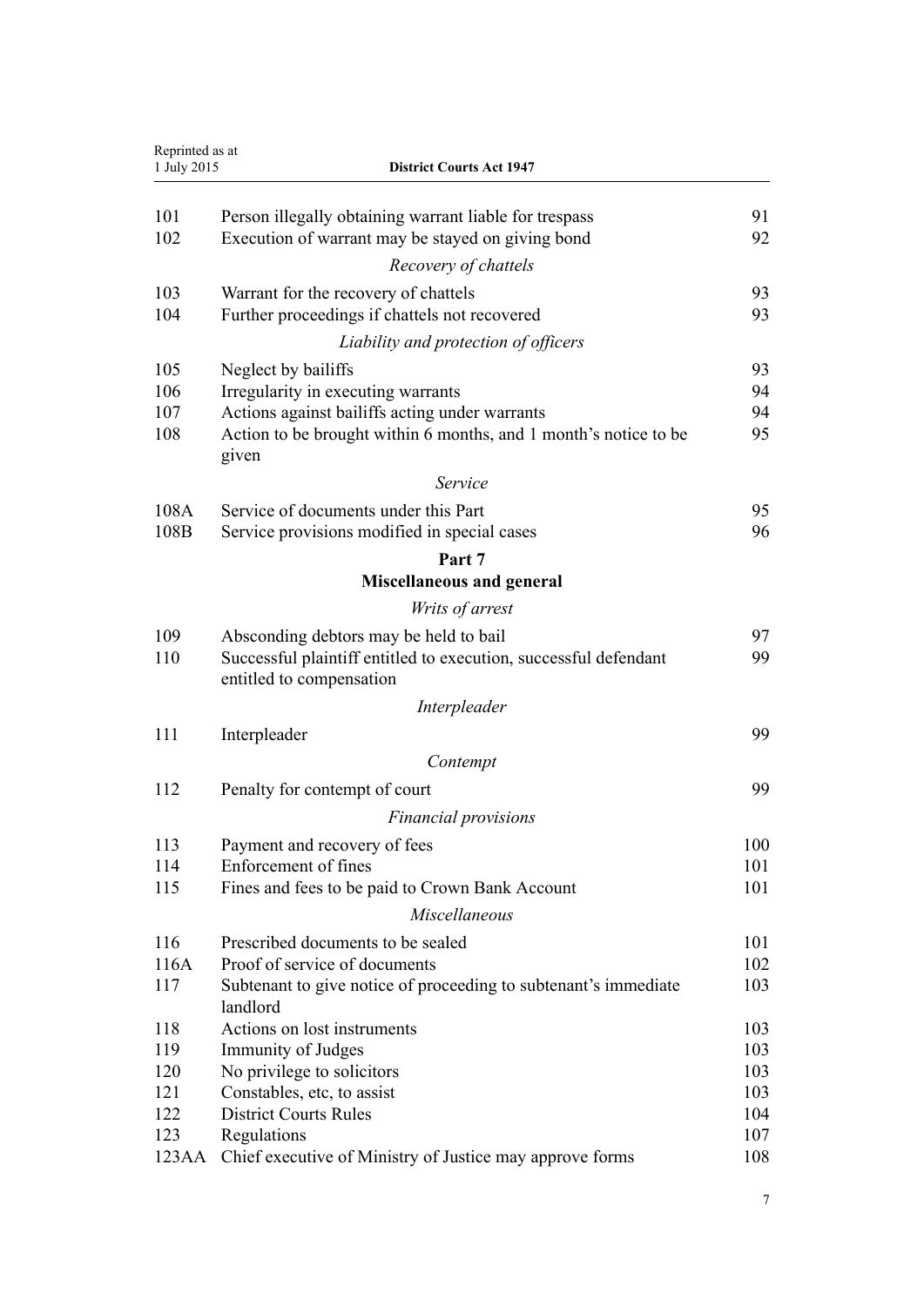| | | |
|---|---|---|
| 101 | Person illegally obtaining warrant liable for trespass | 91 |
| 102 | Execution of warrant may be stayed on giving bond | 92 |
| | *Recovery of chattels* | |
| 103 | Warrant for the recovery of chattels | 93 |
| 104 | Further proceedings if chattels not recovered | 93 |
| | *Liability and protection of officers* | |
| 105 | Neglect by bailiffs | 93 |
| 106 | Irregularity in executing warrants | 94 |
| 107 | Actions against bailiffs acting under warrants | 94 |
| 108 | Action to be brought within 6 months, and 1 month's notice to be given | 95 |
| | *Service* | |
| 108A | Service of documents under this Part | 95 |
| 108B | Service provisions modified in special cases | 96 |

## Part 7
## Miscellaneous and general

| | | |
|---|---|---|
| | *Writs of arrest* | |
| 109 | Absconding debtors may be held to bail | 97 |
| 110 | Successful plaintiff entitled to execution, successful defendant entitled to compensation | 99 |
| | *Interpleader* | |
| 111 | Interpleader | 99 |
| | *Contempt* | |
| 112 | Penalty for contempt of court | 99 |
| | *Financial provisions* | |
| 113 | Payment and recovery of fees | 100 |
| 114 | Enforcement of fines | 101 |
| 115 | Fines and fees to be paid to Crown Bank Account | 101 |
| | *Miscellaneous* | |
| 116 | Prescribed documents to be sealed | 101 |
| 116A | Proof of service of documents | 102 |
| 117 | Subtenant to give notice of proceeding to subtenant's immediate landlord | 103 |
| 118 | Actions on lost instruments | 103 |
| 119 | Immunity of Judges | 103 |
| 120 | No privilege to solicitors | 103 |
| 121 | Constables, etc, to assist | 103 |
| 122 | District Courts Rules | 104 |
| 123 | Regulations | 107 |
| 123AA | Chief executive of Ministry of Justice may approve forms | 108 |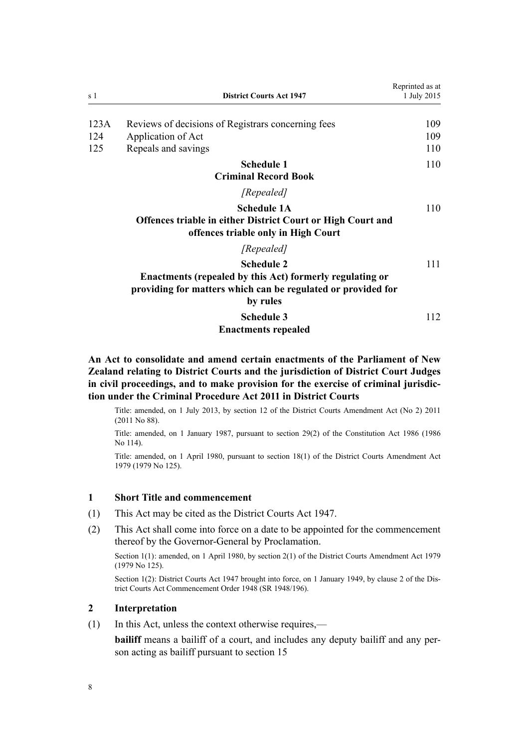| | | |
|---|---|---|
| 123A | Reviews of decisions of Registrars concerning fees | 109 |
| 124 | Application of Act | 109 |
| 125 | Repeals and savings | 110 |

**Schedule 1** 110
**Criminal Record Book**

*[Repealed]*

**Schedule 1A** 110
**Offences triable in either District Court or High Court and offences triable only in High Court**

*[Repealed]*

**Schedule 2** 111
**Enactments (repealed by this Act) formerly regulating or providing for matters which can be regulated or provided for by rules**

**Schedule 3** 112
**Enactments repealed**

**An Act to consolidate and amend certain enactments of the Parliament of New Zealand relating to District Courts and the jurisdiction of District Court Judges in civil proceedings, and to make provision for the exercise of criminal jurisdiction under the Criminal Procedure Act 2011 in District Courts**

Title: amended, on 1 July 2013, by section 12 of the District Courts Amendment Act (No 2) 2011 (2011 No 88).

Title: amended, on 1 January 1987, pursuant to section 29(2) of the Constitution Act 1986 (1986 No 114).

Title: amended, on 1 April 1980, pursuant to section 18(1) of the District Courts Amendment Act 1979 (1979 No 125).

### 1 Short Title and commencement

(1) This Act may be cited as the District Courts Act 1947.

(2) This Act shall come into force on a date to be appointed for the commencement thereof by the Governor-General by Proclamation.

Section 1(1): amended, on 1 April 1980, by section 2(1) of the District Courts Amendment Act 1979 (1979 No 125).

Section 1(2): District Courts Act 1947 brought into force, on 1 January 1949, by clause 2 of the District Courts Act Commencement Order 1948 (SR 1948/196).

### 2 Interpretation

(1) In this Act, unless the context otherwise requires,—

**bailiff** means a bailiff of a court, and includes any deputy bailiff and any person acting as bailiff pursuant to section 15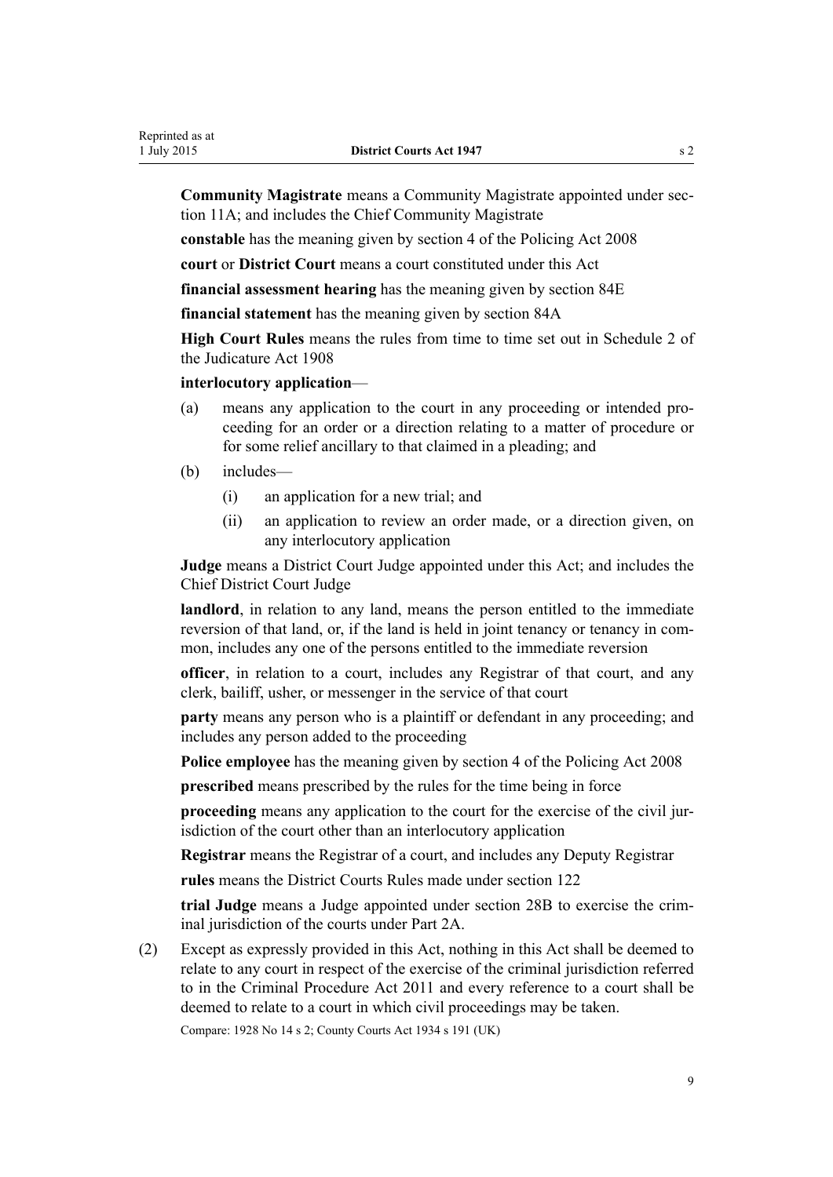**Community Magistrate** means a Community Magistrate appointed under section 11A; and includes the Chief Community Magistrate

**constable** has the meaning given by section 4 of the Policing Act 2008

**court** or **District Court** means a court constituted under this Act

**financial assessment hearing** has the meaning given by section 84E

**financial statement** has the meaning given by section 84A

**High Court Rules** means the rules from time to time set out in Schedule 2 of the Judicature Act 1908

**interlocutory application**—

(a) means any application to the court in any proceeding or intended proceeding for an order or a direction relating to a matter of procedure or for some relief ancillary to that claimed in a pleading; and

(b) includes—

  (i) an application for a new trial; and

  (ii) an application to review an order made, or a direction given, on any interlocutory application

**Judge** means a District Court Judge appointed under this Act; and includes the Chief District Court Judge

**landlord**, in relation to any land, means the person entitled to the immediate reversion of that land, or, if the land is held in joint tenancy or tenancy in common, includes any one of the persons entitled to the immediate reversion

**officer**, in relation to a court, includes any Registrar of that court, and any clerk, bailiff, usher, or messenger in the service of that court

**party** means any person who is a plaintiff or defendant in any proceeding; and includes any person added to the proceeding

**Police employee** has the meaning given by section 4 of the Policing Act 2008

**prescribed** means prescribed by the rules for the time being in force

**proceeding** means any application to the court for the exercise of the civil jurisdiction of the court other than an interlocutory application

**Registrar** means the Registrar of a court, and includes any Deputy Registrar

**rules** means the District Courts Rules made under section 122

**trial Judge** means a Judge appointed under section 28B to exercise the criminal jurisdiction of the courts under Part 2A.

(2) Except as expressly provided in this Act, nothing in this Act shall be deemed to relate to any court in respect of the exercise of the criminal jurisdiction referred to in the Criminal Procedure Act 2011 and every reference to a court shall be deemed to relate to a court in which civil proceedings may be taken.

Compare: 1928 No 14 s 2; County Courts Act 1934 s 191 (UK)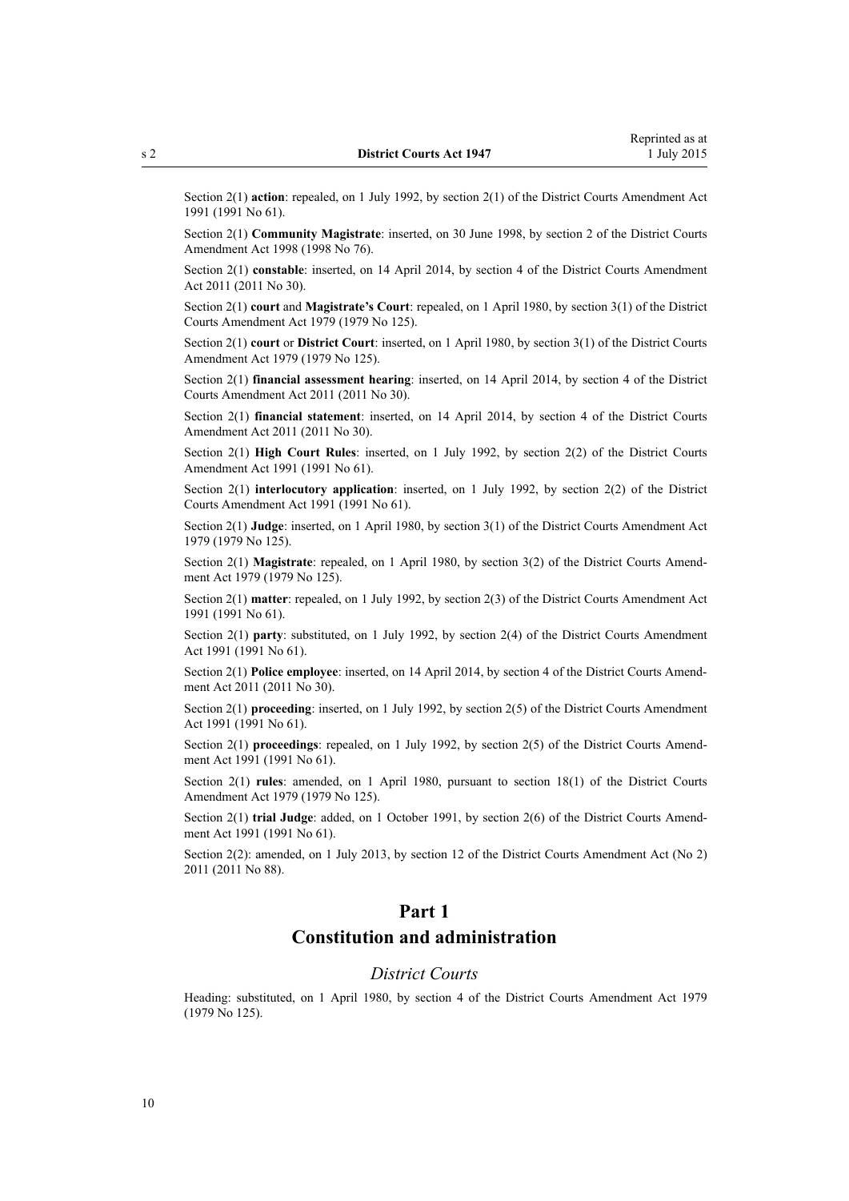Section 2(1) **action**: repealed, on 1 July 1992, by section 2(1) of the District Courts Amendment Act 1991 (1991 No 61).

Section 2(1) **Community Magistrate**: inserted, on 30 June 1998, by section 2 of the District Courts Amendment Act 1998 (1998 No 76).

Section 2(1) **constable**: inserted, on 14 April 2014, by section 4 of the District Courts Amendment Act 2011 (2011 No 30).

Section 2(1) **court** and **Magistrate's Court**: repealed, on 1 April 1980, by section 3(1) of the District Courts Amendment Act 1979 (1979 No 125).

Section 2(1) **court** or **District Court**: inserted, on 1 April 1980, by section 3(1) of the District Courts Amendment Act 1979 (1979 No 125).

Section 2(1) **financial assessment hearing**: inserted, on 14 April 2014, by section 4 of the District Courts Amendment Act 2011 (2011 No 30).

Section 2(1) **financial statement**: inserted, on 14 April 2014, by section 4 of the District Courts Amendment Act 2011 (2011 No 30).

Section 2(1) **High Court Rules**: inserted, on 1 July 1992, by section 2(2) of the District Courts Amendment Act 1991 (1991 No 61).

Section 2(1) **interlocutory application**: inserted, on 1 July 1992, by section 2(2) of the District Courts Amendment Act 1991 (1991 No 61).

Section 2(1) **Judge**: inserted, on 1 April 1980, by section 3(1) of the District Courts Amendment Act 1979 (1979 No 125).

Section 2(1) **Magistrate**: repealed, on 1 April 1980, by section 3(2) of the District Courts Amendment Act 1979 (1979 No 125).

Section 2(1) **matter**: repealed, on 1 July 1992, by section 2(3) of the District Courts Amendment Act 1991 (1991 No 61).

Section 2(1) **party**: substituted, on 1 July 1992, by section 2(4) of the District Courts Amendment Act 1991 (1991 No 61).

Section 2(1) **Police employee**: inserted, on 14 April 2014, by section 4 of the District Courts Amendment Act 2011 (2011 No 30).

Section 2(1) **proceeding**: inserted, on 1 July 1992, by section 2(5) of the District Courts Amendment Act 1991 (1991 No 61).

Section 2(1) **proceedings**: repealed, on 1 July 1992, by section 2(5) of the District Courts Amendment Act 1991 (1991 No 61).

Section 2(1) **rules**: amended, on 1 April 1980, pursuant to section 18(1) of the District Courts Amendment Act 1979 (1979 No 125).

Section 2(1) **trial Judge**: added, on 1 October 1991, by section 2(6) of the District Courts Amendment Act 1991 (1991 No 61).

Section 2(2): amended, on 1 July 2013, by section 12 of the District Courts Amendment Act (No 2) 2011 (2011 No 88).

# Part 1
# Constitution and administration

### *District Courts*

Heading: substituted, on 1 April 1980, by section 4 of the District Courts Amendment Act 1979 (1979 No 125).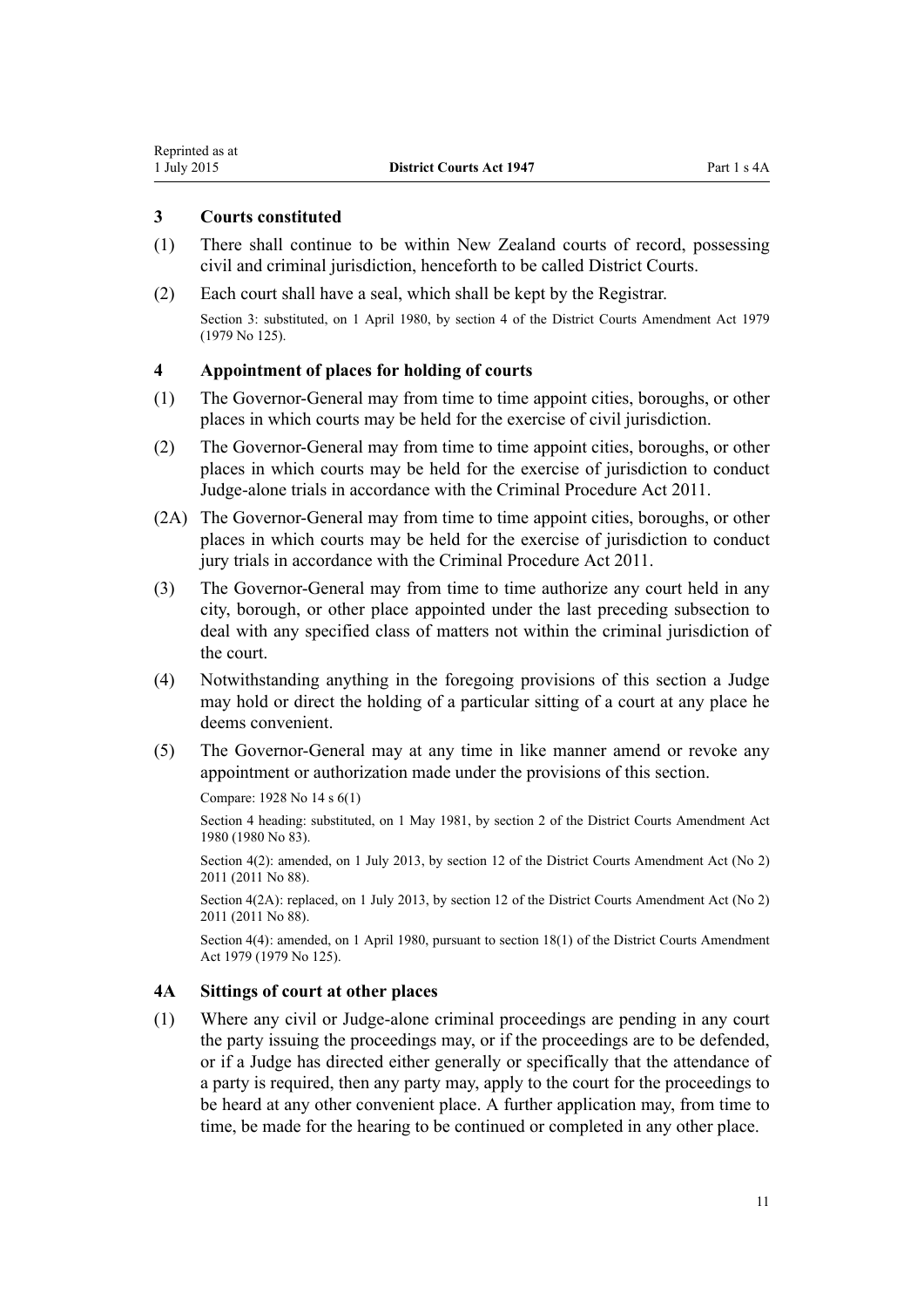### 3 Courts constituted

(1) There shall continue to be within New Zealand courts of record, possessing civil and criminal jurisdiction, henceforth to be called District Courts.

(2) Each court shall have a seal, which shall be kept by the Registrar.

Section 3: substituted, on 1 April 1980, by section 4 of the District Courts Amendment Act 1979 (1979 No 125).

### 4 Appointment of places for holding of courts

(1) The Governor-General may from time to time appoint cities, boroughs, or other places in which courts may be held for the exercise of civil jurisdiction.

(2) The Governor-General may from time to time appoint cities, boroughs, or other places in which courts may be held for the exercise of jurisdiction to conduct Judge-alone trials in accordance with the Criminal Procedure Act 2011.

(2A) The Governor-General may from time to time appoint cities, boroughs, or other places in which courts may be held for the exercise of jurisdiction to conduct jury trials in accordance with the Criminal Procedure Act 2011.

(3) The Governor-General may from time to time authorize any court held in any city, borough, or other place appointed under the last preceding subsection to deal with any specified class of matters not within the criminal jurisdiction of the court.

(4) Notwithstanding anything in the foregoing provisions of this section a Judge may hold or direct the holding of a particular sitting of a court at any place he deems convenient.

(5) The Governor-General may at any time in like manner amend or revoke any appointment or authorization made under the provisions of this section.

Compare: 1928 No 14 s 6(1)

Section 4 heading: substituted, on 1 May 1981, by section 2 of the District Courts Amendment Act 1980 (1980 No 83).

Section 4(2): amended, on 1 July 2013, by section 12 of the District Courts Amendment Act (No 2) 2011 (2011 No 88).

Section 4(2A): replaced, on 1 July 2013, by section 12 of the District Courts Amendment Act (No 2) 2011 (2011 No 88).

Section 4(4): amended, on 1 April 1980, pursuant to section 18(1) of the District Courts Amendment Act 1979 (1979 No 125).

### 4A Sittings of court at other places

(1) Where any civil or Judge-alone criminal proceedings are pending in any court the party issuing the proceedings may, or if the proceedings are to be defended, or if a Judge has directed either generally or specifically that the attendance of a party is required, then any party may, apply to the court for the proceedings to be heard at any other convenient place. A further application may, from time to time, be made for the hearing to be continued or completed in any other place.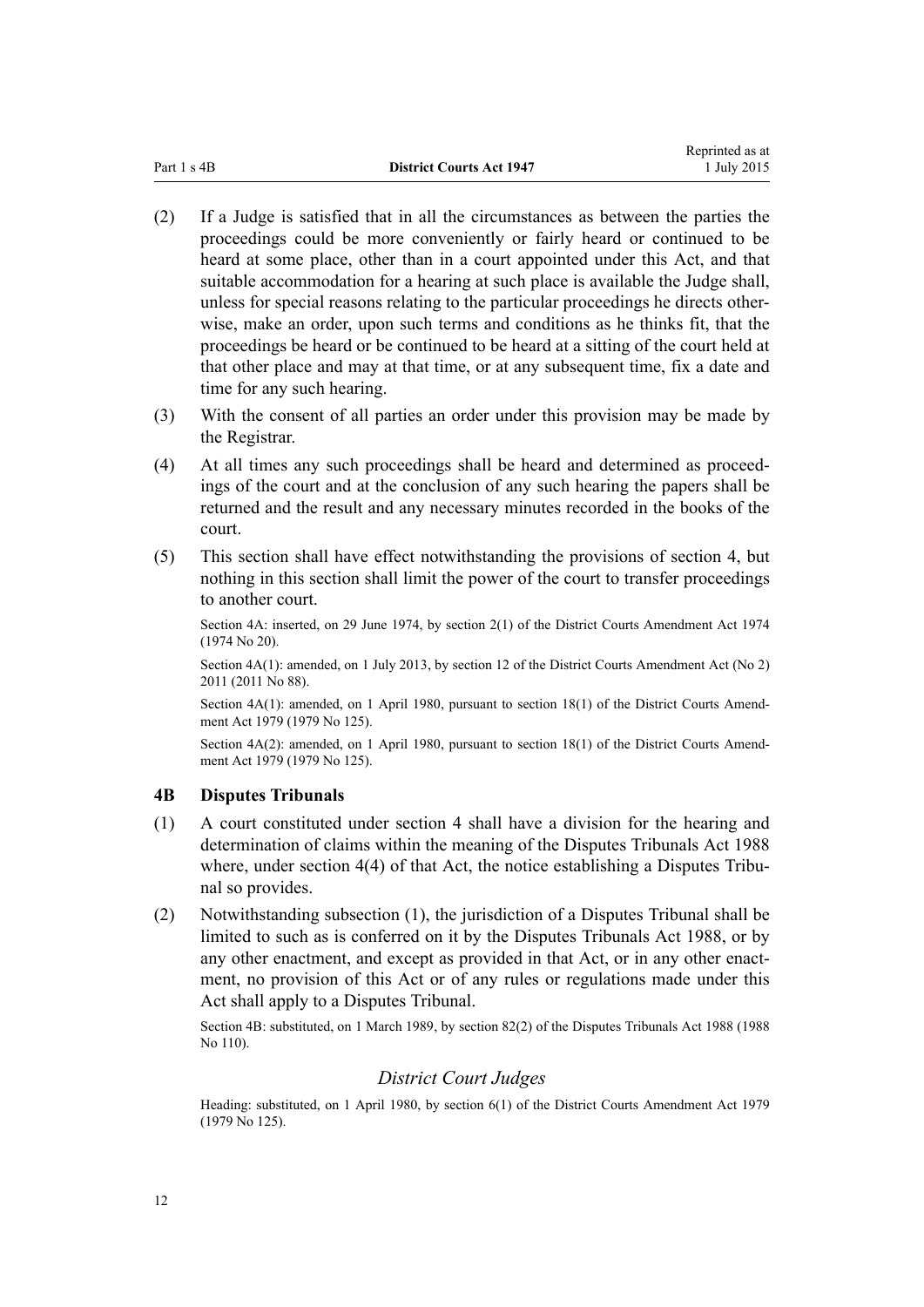(2) If a Judge is satisfied that in all the circumstances as between the parties the proceedings could be more conveniently or fairly heard or continued to be heard at some place, other than in a court appointed under this Act, and that suitable accommodation for a hearing at such place is available the Judge shall, unless for special reasons relating to the particular proceedings he directs otherwise, make an order, upon such terms and conditions as he thinks fit, that the proceedings be heard or be continued to be heard at a sitting of the court held at that other place and may at that time, or at any subsequent time, fix a date and time for any such hearing.

(3) With the consent of all parties an order under this provision may be made by the Registrar.

(4) At all times any such proceedings shall be heard and determined as proceedings of the court and at the conclusion of any such hearing the papers shall be returned and the result and any necessary minutes recorded in the books of the court.

(5) This section shall have effect notwithstanding the provisions of section 4, but nothing in this section shall limit the power of the court to transfer proceedings to another court.

Section 4A: inserted, on 29 June 1974, by section 2(1) of the District Courts Amendment Act 1974 (1974 No 20).

Section 4A(1): amended, on 1 July 2013, by section 12 of the District Courts Amendment Act (No 2) 2011 (2011 No 88).

Section 4A(1): amended, on 1 April 1980, pursuant to section 18(1) of the District Courts Amendment Act 1979 (1979 No 125).

Section 4A(2): amended, on 1 April 1980, pursuant to section 18(1) of the District Courts Amendment Act 1979 (1979 No 125).

### 4B Disputes Tribunals

(1) A court constituted under section 4 shall have a division for the hearing and determination of claims within the meaning of the Disputes Tribunals Act 1988 where, under section 4(4) of that Act, the notice establishing a Disputes Tribunal so provides.

(2) Notwithstanding subsection (1), the jurisdiction of a Disputes Tribunal shall be limited to such as is conferred on it by the Disputes Tribunals Act 1988, or by any other enactment, and except as provided in that Act, or in any other enactment, no provision of this Act or of any rules or regulations made under this Act shall apply to a Disputes Tribunal.

Section 4B: substituted, on 1 March 1989, by section 82(2) of the Disputes Tribunals Act 1988 (1988 No 110).

## *District Court Judges*

Heading: substituted, on 1 April 1980, by section 6(1) of the District Courts Amendment Act 1979 (1979 No 125).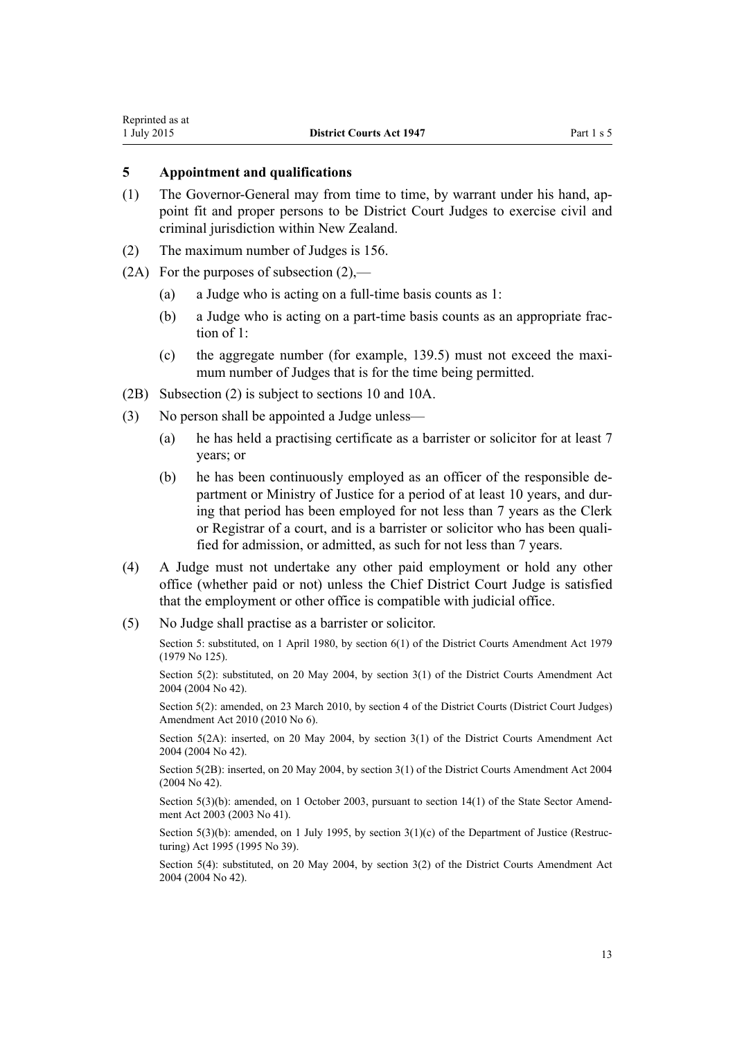## 5 Appointment and qualifications

(1) The Governor-General may from time to time, by warrant under his hand, appoint fit and proper persons to be District Court Judges to exercise civil and criminal jurisdiction within New Zealand.

(2) The maximum number of Judges is 156.

(2A) For the purposes of subsection (2),—

- (a) a Judge who is acting on a full-time basis counts as 1:
- (b) a Judge who is acting on a part-time basis counts as an appropriate fraction of 1:
- (c) the aggregate number (for example, 139.5) must not exceed the maximum number of Judges that is for the time being permitted.

(2B) Subsection (2) is subject to sections 10 and 10A.

(3) No person shall be appointed a Judge unless—

- (a) he has held a practising certificate as a barrister or solicitor for at least 7 years; or
- (b) he has been continuously employed as an officer of the responsible department or Ministry of Justice for a period of at least 10 years, and during that period has been employed for not less than 7 years as the Clerk or Registrar of a court, and is a barrister or solicitor who has been qualified for admission, or admitted, as such for not less than 7 years.

(4) A Judge must not undertake any other paid employment or hold any other office (whether paid or not) unless the Chief District Court Judge is satisfied that the employment or other office is compatible with judicial office.

(5) No Judge shall practise as a barrister or solicitor.

Section 5: substituted, on 1 April 1980, by section 6(1) of the District Courts Amendment Act 1979 (1979 No 125).

Section 5(2): substituted, on 20 May 2004, by section 3(1) of the District Courts Amendment Act 2004 (2004 No 42).

Section 5(2): amended, on 23 March 2010, by section 4 of the District Courts (District Court Judges) Amendment Act 2010 (2010 No 6).

Section 5(2A): inserted, on 20 May 2004, by section 3(1) of the District Courts Amendment Act 2004 (2004 No 42).

Section 5(2B): inserted, on 20 May 2004, by section 3(1) of the District Courts Amendment Act 2004 (2004 No 42).

Section 5(3)(b): amended, on 1 October 2003, pursuant to section 14(1) of the State Sector Amendment Act 2003 (2003 No 41).

Section 5(3)(b): amended, on 1 July 1995, by section 3(1)(c) of the Department of Justice (Restructuring) Act 1995 (1995 No 39).

Section 5(4): substituted, on 20 May 2004, by section 3(2) of the District Courts Amendment Act 2004 (2004 No 42).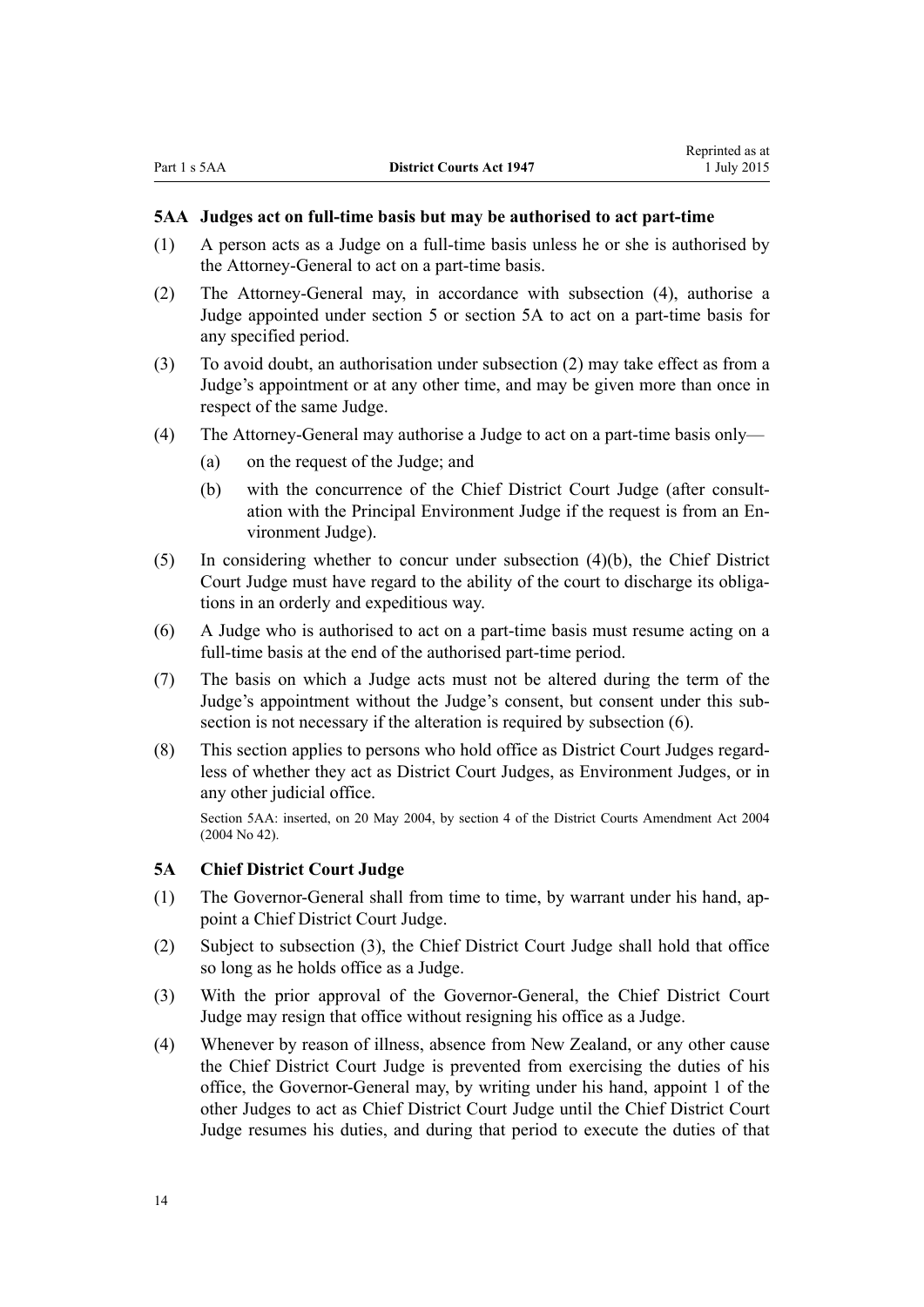### 5AA Judges act on full-time basis but may be authorised to act part-time

(1) A person acts as a Judge on a full-time basis unless he or she is authorised by the Attorney-General to act on a part-time basis.

(2) The Attorney-General may, in accordance with subsection (4), authorise a Judge appointed under section 5 or section 5A to act on a part-time basis for any specified period.

(3) To avoid doubt, an authorisation under subsection (2) may take effect as from a Judge's appointment or at any other time, and may be given more than once in respect of the same Judge.

(4) The Attorney-General may authorise a Judge to act on a part-time basis only—

- (a) on the request of the Judge; and
- (b) with the concurrence of the Chief District Court Judge (after consultation with the Principal Environment Judge if the request is from an Environment Judge).

(5) In considering whether to concur under subsection (4)(b), the Chief District Court Judge must have regard to the ability of the court to discharge its obligations in an orderly and expeditious way.

(6) A Judge who is authorised to act on a part-time basis must resume acting on a full-time basis at the end of the authorised part-time period.

(7) The basis on which a Judge acts must not be altered during the term of the Judge's appointment without the Judge's consent, but consent under this subsection is not necessary if the alteration is required by subsection (6).

(8) This section applies to persons who hold office as District Court Judges regardless of whether they act as District Court Judges, as Environment Judges, or in any other judicial office.

Section 5AA: inserted, on 20 May 2004, by section 4 of the District Courts Amendment Act 2004 (2004 No 42).

### 5A Chief District Court Judge

(1) The Governor-General shall from time to time, by warrant under his hand, appoint a Chief District Court Judge.

(2) Subject to subsection (3), the Chief District Court Judge shall hold that office so long as he holds office as a Judge.

(3) With the prior approval of the Governor-General, the Chief District Court Judge may resign that office without resigning his office as a Judge.

(4) Whenever by reason of illness, absence from New Zealand, or any other cause the Chief District Court Judge is prevented from exercising the duties of his office, the Governor-General may, by writing under his hand, appoint 1 of the other Judges to act as Chief District Court Judge until the Chief District Court Judge resumes his duties, and during that period to execute the duties of that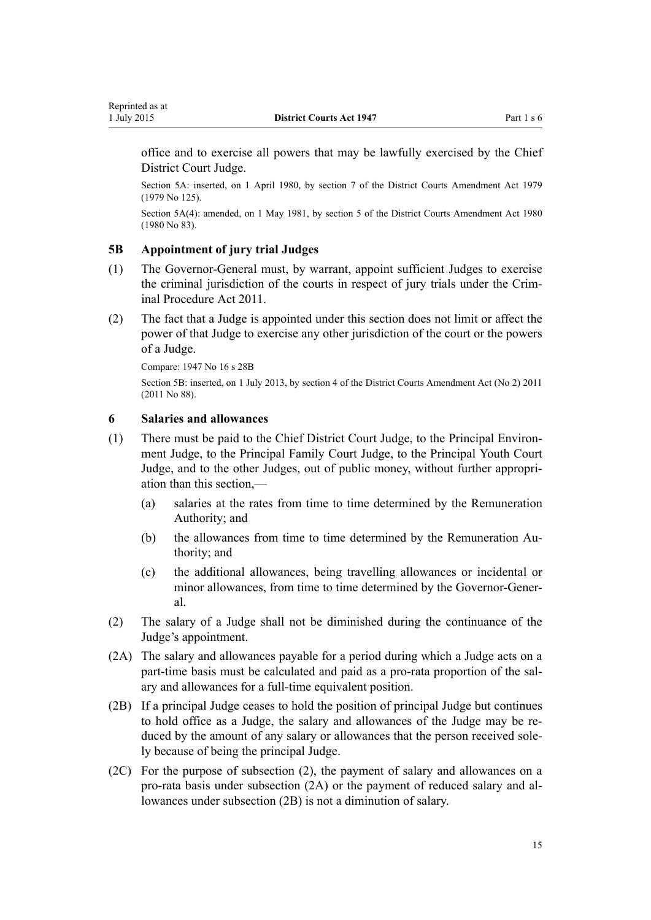office and to exercise all powers that may be lawfully exercised by the Chief District Court Judge.

Section 5A: inserted, on 1 April 1980, by section 7 of the District Courts Amendment Act 1979 (1979 No 125).

Section 5A(4): amended, on 1 May 1981, by section 5 of the District Courts Amendment Act 1980 (1980 No 83).

### 5B Appointment of jury trial Judges

(1) The Governor-General must, by warrant, appoint sufficient Judges to exercise the criminal jurisdiction of the courts in respect of jury trials under the Criminal Procedure Act 2011.

(2) The fact that a Judge is appointed under this section does not limit or affect the power of that Judge to exercise any other jurisdiction of the court or the powers of a Judge.

Compare: 1947 No 16 s 28B

Section 5B: inserted, on 1 July 2013, by section 4 of the District Courts Amendment Act (No 2) 2011 (2011 No 88).

### 6 Salaries and allowances

(1) There must be paid to the Chief District Court Judge, to the Principal Environment Judge, to the Principal Family Court Judge, to the Principal Youth Court Judge, and to the other Judges, out of public money, without further appropriation than this section,—

  (a) salaries at the rates from time to time determined by the Remuneration Authority; and

  (b) the allowances from time to time determined by the Remuneration Authority; and

  (c) the additional allowances, being travelling allowances or incidental or minor allowances, from time to time determined by the Governor-General.

(2) The salary of a Judge shall not be diminished during the continuance of the Judge's appointment.

(2A) The salary and allowances payable for a period during which a Judge acts on a part-time basis must be calculated and paid as a pro-rata proportion of the salary and allowances for a full-time equivalent position.

(2B) If a principal Judge ceases to hold the position of principal Judge but continues to hold office as a Judge, the salary and allowances of the Judge may be reduced by the amount of any salary or allowances that the person received solely because of being the principal Judge.

(2C) For the purpose of subsection (2), the payment of salary and allowances on a pro-rata basis under subsection (2A) or the payment of reduced salary and allowances under subsection (2B) is not a diminution of salary.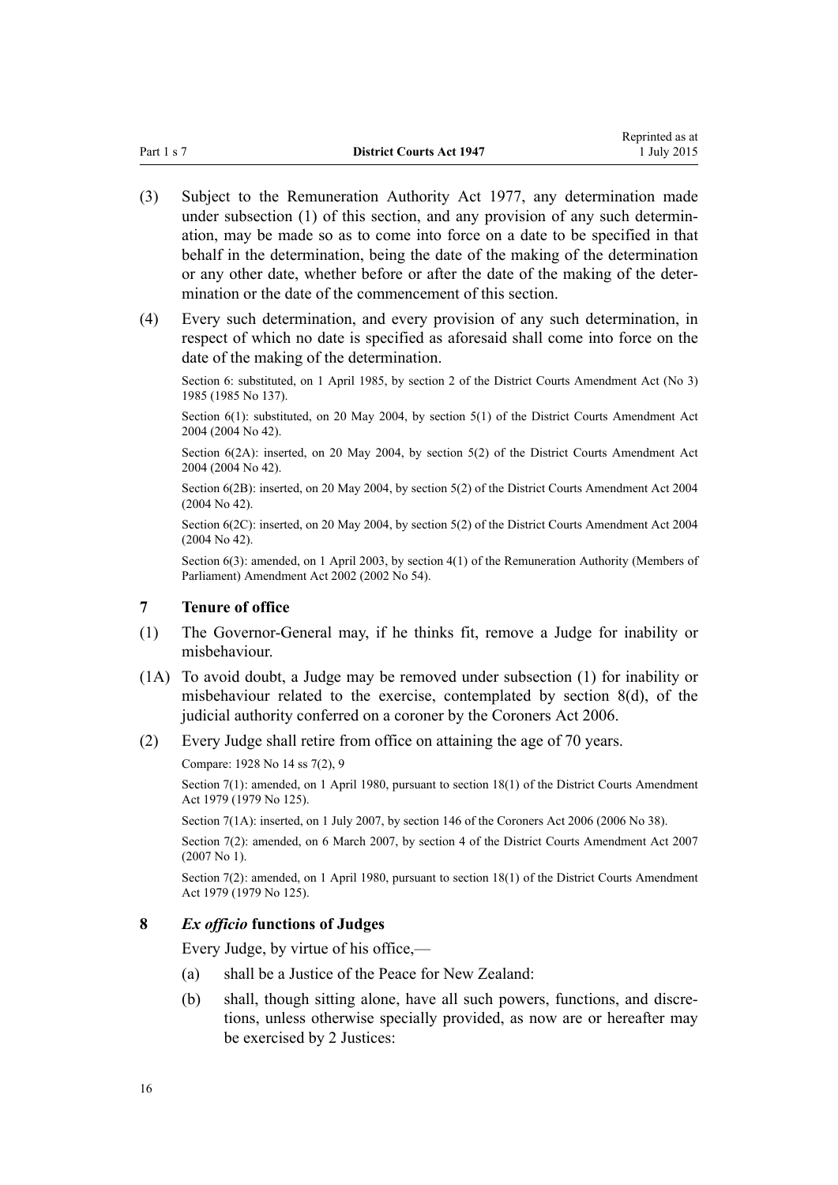(3) Subject to the Remuneration Authority Act 1977, any determination made under subsection (1) of this section, and any provision of any such determination, may be made so as to come into force on a date to be specified in that behalf in the determination, being the date of the making of the determination or any other date, whether before or after the date of the making of the determination or the date of the commencement of this section.

(4) Every such determination, and every provision of any such determination, in respect of which no date is specified as aforesaid shall come into force on the date of the making of the determination.

Section 6: substituted, on 1 April 1985, by section 2 of the District Courts Amendment Act (No 3) 1985 (1985 No 137).

Section 6(1): substituted, on 20 May 2004, by section 5(1) of the District Courts Amendment Act 2004 (2004 No 42).

Section 6(2A): inserted, on 20 May 2004, by section 5(2) of the District Courts Amendment Act 2004 (2004 No 42).

Section 6(2B): inserted, on 20 May 2004, by section 5(2) of the District Courts Amendment Act 2004 (2004 No 42).

Section 6(2C): inserted, on 20 May 2004, by section 5(2) of the District Courts Amendment Act 2004 (2004 No 42).

Section 6(3): amended, on 1 April 2003, by section 4(1) of the Remuneration Authority (Members of Parliament) Amendment Act 2002 (2002 No 54).

### 7 Tenure of office

(1) The Governor-General may, if he thinks fit, remove a Judge for inability or misbehaviour.

(1A) To avoid doubt, a Judge may be removed under subsection (1) for inability or misbehaviour related to the exercise, contemplated by section 8(d), of the judicial authority conferred on a coroner by the Coroners Act 2006.

(2) Every Judge shall retire from office on attaining the age of 70 years.

Compare: 1928 No 14 ss 7(2), 9

Section 7(1): amended, on 1 April 1980, pursuant to section 18(1) of the District Courts Amendment Act 1979 (1979 No 125).

Section 7(1A): inserted, on 1 July 2007, by section 146 of the Coroners Act 2006 (2006 No 38).

Section 7(2): amended, on 6 March 2007, by section 4 of the District Courts Amendment Act 2007 (2007 No 1).

Section 7(2): amended, on 1 April 1980, pursuant to section 18(1) of the District Courts Amendment Act 1979 (1979 No 125).

### 8 *Ex officio* functions of Judges

Every Judge, by virtue of his office,—

(a) shall be a Justice of the Peace for New Zealand:

(b) shall, though sitting alone, have all such powers, functions, and discretions, unless otherwise specially provided, as now are or hereafter may be exercised by 2 Justices: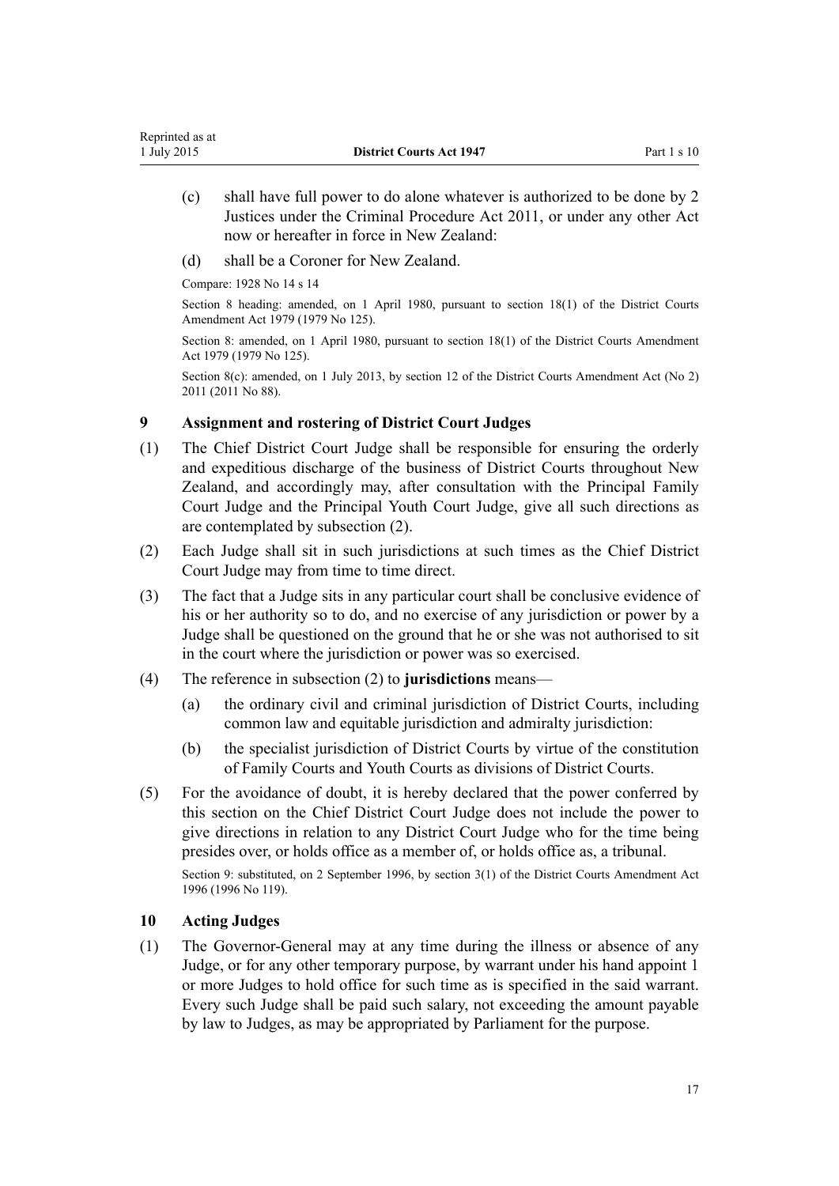(c) shall have full power to do alone whatever is authorized to be done by 2 Justices under the Criminal Procedure Act 2011, or under any other Act now or hereafter in force in New Zealand:

(d) shall be a Coroner for New Zealand.

Compare: 1928 No 14 s 14

Section 8 heading: amended, on 1 April 1980, pursuant to section 18(1) of the District Courts Amendment Act 1979 (1979 No 125).

Section 8: amended, on 1 April 1980, pursuant to section 18(1) of the District Courts Amendment Act 1979 (1979 No 125).

Section 8(c): amended, on 1 July 2013, by section 12 of the District Courts Amendment Act (No 2) 2011 (2011 No 88).

### 9 Assignment and rostering of District Court Judges

(1) The Chief District Court Judge shall be responsible for ensuring the orderly and expeditious discharge of the business of District Courts throughout New Zealand, and accordingly may, after consultation with the Principal Family Court Judge and the Principal Youth Court Judge, give all such directions as are contemplated by subsection (2).

(2) Each Judge shall sit in such jurisdictions at such times as the Chief District Court Judge may from time to time direct.

(3) The fact that a Judge sits in any particular court shall be conclusive evidence of his or her authority so to do, and no exercise of any jurisdiction or power by a Judge shall be questioned on the ground that he or she was not authorised to sit in the court where the jurisdiction or power was so exercised.

(4) The reference in subsection (2) to **jurisdictions** means—

(a) the ordinary civil and criminal jurisdiction of District Courts, including common law and equitable jurisdiction and admiralty jurisdiction:

(b) the specialist jurisdiction of District Courts by virtue of the constitution of Family Courts and Youth Courts as divisions of District Courts.

(5) For the avoidance of doubt, it is hereby declared that the power conferred by this section on the Chief District Court Judge does not include the power to give directions in relation to any District Court Judge who for the time being presides over, or holds office as a member of, or holds office as, a tribunal.

Section 9: substituted, on 2 September 1996, by section 3(1) of the District Courts Amendment Act 1996 (1996 No 119).

### 10 Acting Judges

(1) The Governor-General may at any time during the illness or absence of any Judge, or for any other temporary purpose, by warrant under his hand appoint 1 or more Judges to hold office for such time as is specified in the said warrant. Every such Judge shall be paid such salary, not exceeding the amount payable by law to Judges, as may be appropriated by Parliament for the purpose.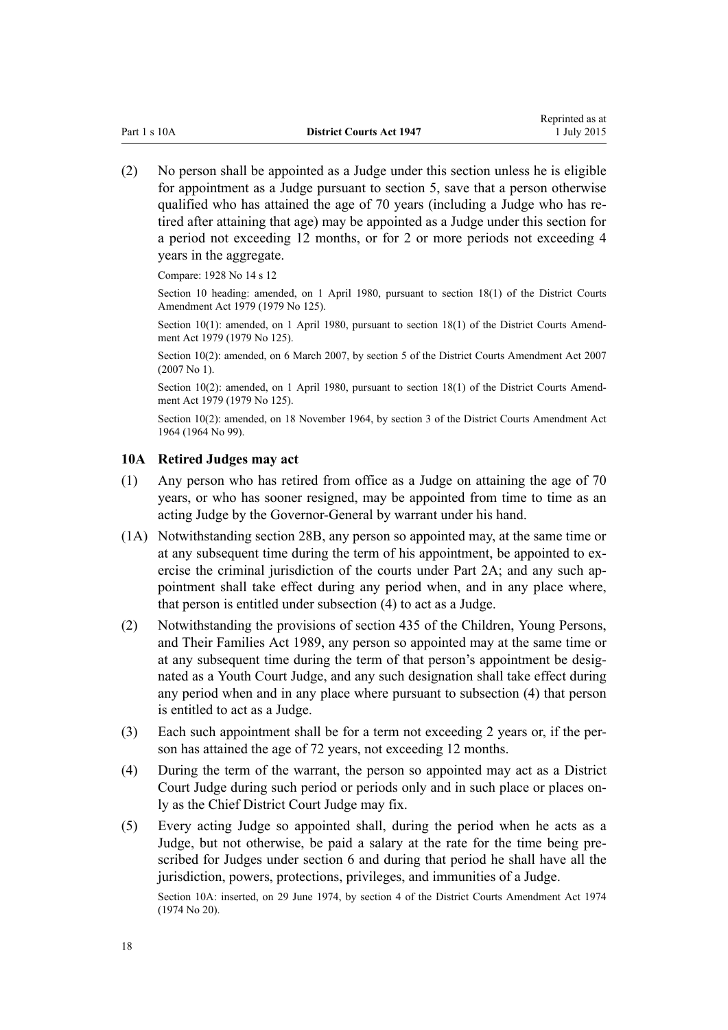(2) No person shall be appointed as a Judge under this section unless he is eligible for appointment as a Judge pursuant to section 5, save that a person otherwise qualified who has attained the age of 70 years (including a Judge who has retired after attaining that age) may be appointed as a Judge under this section for a period not exceeding 12 months, or for 2 or more periods not exceeding 4 years in the aggregate.

Compare: 1928 No 14 s 12

Section 10 heading: amended, on 1 April 1980, pursuant to section 18(1) of the District Courts Amendment Act 1979 (1979 No 125).

Section 10(1): amended, on 1 April 1980, pursuant to section 18(1) of the District Courts Amendment Act 1979 (1979 No 125).

Section 10(2): amended, on 6 March 2007, by section 5 of the District Courts Amendment Act 2007 (2007 No 1).

Section 10(2): amended, on 1 April 1980, pursuant to section 18(1) of the District Courts Amendment Act 1979 (1979 No 125).

Section 10(2): amended, on 18 November 1964, by section 3 of the District Courts Amendment Act 1964 (1964 No 99).

### 10A Retired Judges may act

(1) Any person who has retired from office as a Judge on attaining the age of 70 years, or who has sooner resigned, may be appointed from time to time as an acting Judge by the Governor-General by warrant under his hand.

(1A) Notwithstanding section 28B, any person so appointed may, at the same time or at any subsequent time during the term of his appointment, be appointed to exercise the criminal jurisdiction of the courts under Part 2A; and any such appointment shall take effect during any period when, and in any place where, that person is entitled under subsection (4) to act as a Judge.

(2) Notwithstanding the provisions of section 435 of the Children, Young Persons, and Their Families Act 1989, any person so appointed may at the same time or at any subsequent time during the term of that person's appointment be designated as a Youth Court Judge, and any such designation shall take effect during any period when and in any place where pursuant to subsection (4) that person is entitled to act as a Judge.

(3) Each such appointment shall be for a term not exceeding 2 years or, if the person has attained the age of 72 years, not exceeding 12 months.

(4) During the term of the warrant, the person so appointed may act as a District Court Judge during such period or periods only and in such place or places only as the Chief District Court Judge may fix.

(5) Every acting Judge so appointed shall, during the period when he acts as a Judge, but not otherwise, be paid a salary at the rate for the time being prescribed for Judges under section 6 and during that period he shall have all the jurisdiction, powers, protections, privileges, and immunities of a Judge.

Section 10A: inserted, on 29 June 1974, by section 4 of the District Courts Amendment Act 1974 (1974 No 20).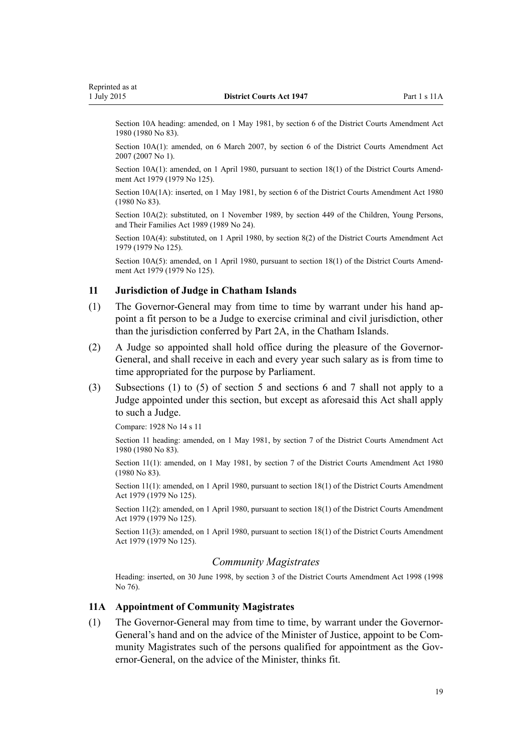Section 10A heading: amended, on 1 May 1981, by section 6 of the District Courts Amendment Act 1980 (1980 No 83).

Section 10A(1): amended, on 6 March 2007, by section 6 of the District Courts Amendment Act 2007 (2007 No 1).

Section 10A(1): amended, on 1 April 1980, pursuant to section 18(1) of the District Courts Amendment Act 1979 (1979 No 125).

Section 10A(1A): inserted, on 1 May 1981, by section 6 of the District Courts Amendment Act 1980 (1980 No 83).

Section 10A(2): substituted, on 1 November 1989, by section 449 of the Children, Young Persons, and Their Families Act 1989 (1989 No 24).

Section 10A(4): substituted, on 1 April 1980, by section 8(2) of the District Courts Amendment Act 1979 (1979 No 125).

Section 10A(5): amended, on 1 April 1980, pursuant to section 18(1) of the District Courts Amendment Act 1979 (1979 No 125).

### 11 Jurisdiction of Judge in Chatham Islands

(1) The Governor-General may from time to time by warrant under his hand appoint a fit person to be a Judge to exercise criminal and civil jurisdiction, other than the jurisdiction conferred by Part 2A, in the Chatham Islands.

(2) A Judge so appointed shall hold office during the pleasure of the Governor-General, and shall receive in each and every year such salary as is from time to time appropriated for the purpose by Parliament.

(3) Subsections (1) to (5) of section 5 and sections 6 and 7 shall not apply to a Judge appointed under this section, but except as aforesaid this Act shall apply to such a Judge.

Compare: 1928 No 14 s 11

Section 11 heading: amended, on 1 May 1981, by section 7 of the District Courts Amendment Act 1980 (1980 No 83).

Section 11(1): amended, on 1 May 1981, by section 7 of the District Courts Amendment Act 1980 (1980 No 83).

Section 11(1): amended, on 1 April 1980, pursuant to section 18(1) of the District Courts Amendment Act 1979 (1979 No 125).

Section 11(2): amended, on 1 April 1980, pursuant to section 18(1) of the District Courts Amendment Act 1979 (1979 No 125).

Section 11(3): amended, on 1 April 1980, pursuant to section 18(1) of the District Courts Amendment Act 1979 (1979 No 125).

## *Community Magistrates*

Heading: inserted, on 30 June 1998, by section 3 of the District Courts Amendment Act 1998 (1998 No 76).

### 11A Appointment of Community Magistrates

(1) The Governor-General may from time to time, by warrant under the Governor-General's hand and on the advice of the Minister of Justice, appoint to be Community Magistrates such of the persons qualified for appointment as the Governor-General, on the advice of the Minister, thinks fit.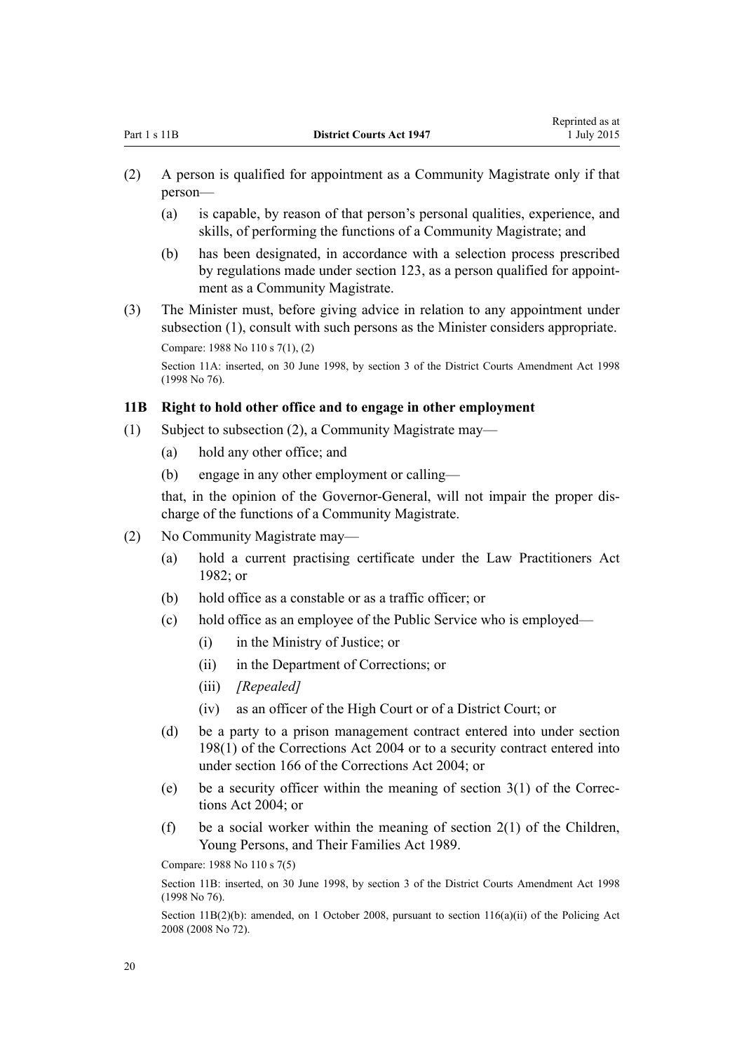(2) A person is qualified for appointment as a Community Magistrate only if that person—

(a) is capable, by reason of that person's personal qualities, experience, and skills, of performing the functions of a Community Magistrate; and

(b) has been designated, in accordance with a selection process prescribed by regulations made under section 123, as a person qualified for appointment as a Community Magistrate.

(3) The Minister must, before giving advice in relation to any appointment under subsection (1), consult with such persons as the Minister considers appropriate.

Compare: 1988 No 110 s 7(1), (2)

Section 11A: inserted, on 30 June 1998, by section 3 of the District Courts Amendment Act 1998 (1998 No 76).

### 11B Right to hold other office and to engage in other employment

(1) Subject to subsection (2), a Community Magistrate may—

(a) hold any other office; and

(b) engage in any other employment or calling—

that, in the opinion of the Governor-General, will not impair the proper discharge of the functions of a Community Magistrate.

(2) No Community Magistrate may—

(a) hold a current practising certificate under the Law Practitioners Act 1982; or

(b) hold office as a constable or as a traffic officer; or

(c) hold office as an employee of the Public Service who is employed—

(i) in the Ministry of Justice; or

(ii) in the Department of Corrections; or

(iii) *[Repealed]*

(iv) as an officer of the High Court or of a District Court; or

(d) be a party to a prison management contract entered into under section 198(1) of the Corrections Act 2004 or to a security contract entered into under section 166 of the Corrections Act 2004; or

(e) be a security officer within the meaning of section 3(1) of the Corrections Act 2004; or

(f) be a social worker within the meaning of section 2(1) of the Children, Young Persons, and Their Families Act 1989.

Compare: 1988 No 110 s 7(5)

Section 11B: inserted, on 30 June 1998, by section 3 of the District Courts Amendment Act 1998 (1998 No 76).

Section 11B(2)(b): amended, on 1 October 2008, pursuant to section 116(a)(ii) of the Policing Act 2008 (2008 No 72).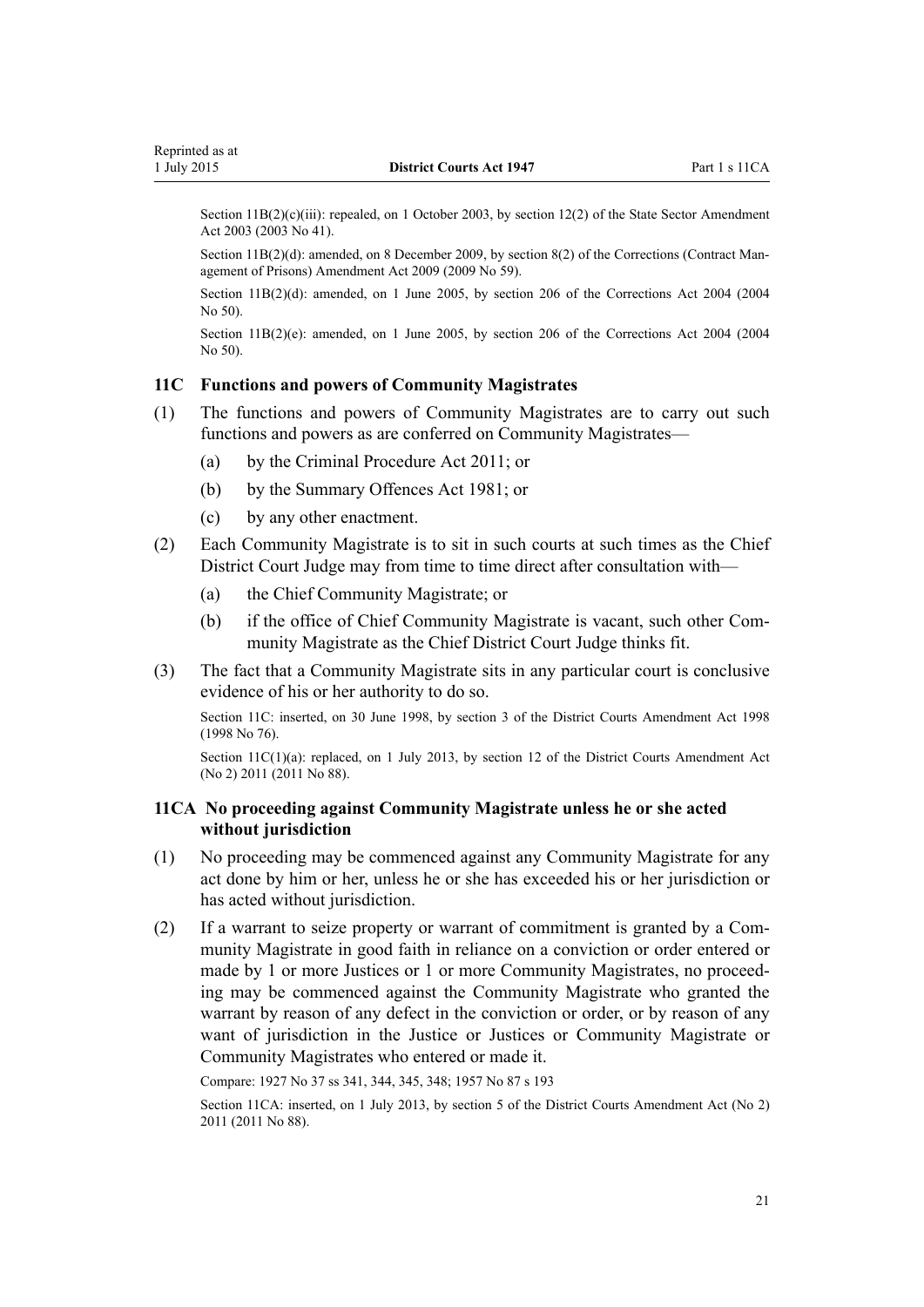Section 11B(2)(c)(iii): repealed, on 1 October 2003, by section 12(2) of the State Sector Amendment Act 2003 (2003 No 41).

Section 11B(2)(d): amended, on 8 December 2009, by section 8(2) of the Corrections (Contract Management of Prisons) Amendment Act 2009 (2009 No 59).

Section 11B(2)(d): amended, on 1 June 2005, by section 206 of the Corrections Act 2004 (2004 No 50).

Section 11B(2)(e): amended, on 1 June 2005, by section 206 of the Corrections Act 2004 (2004 No 50).

### 11C Functions and powers of Community Magistrates

(1) The functions and powers of Community Magistrates are to carry out such functions and powers as are conferred on Community Magistrates—

- (a) by the Criminal Procedure Act 2011; or
- (b) by the Summary Offences Act 1981; or
- (c) by any other enactment.

(2) Each Community Magistrate is to sit in such courts at such times as the Chief District Court Judge may from time to time direct after consultation with—

- (a) the Chief Community Magistrate; or
- (b) if the office of Chief Community Magistrate is vacant, such other Community Magistrate as the Chief District Court Judge thinks fit.

(3) The fact that a Community Magistrate sits in any particular court is conclusive evidence of his or her authority to do so.

Section 11C: inserted, on 30 June 1998, by section 3 of the District Courts Amendment Act 1998 (1998 No 76).

Section 11C(1)(a): replaced, on 1 July 2013, by section 12 of the District Courts Amendment Act (No 2) 2011 (2011 No 88).

### 11CA No proceeding against Community Magistrate unless he or she acted without jurisdiction

(1) No proceeding may be commenced against any Community Magistrate for any act done by him or her, unless he or she has exceeded his or her jurisdiction or has acted without jurisdiction.

(2) If a warrant to seize property or warrant of commitment is granted by a Community Magistrate in good faith in reliance on a conviction or order entered or made by 1 or more Justices or 1 or more Community Magistrates, no proceeding may be commenced against the Community Magistrate who granted the warrant by reason of any defect in the conviction or order, or by reason of any want of jurisdiction in the Justice or Justices or Community Magistrate or Community Magistrates who entered or made it.

Compare: 1927 No 37 ss 341, 344, 345, 348; 1957 No 87 s 193

Section 11CA: inserted, on 1 July 2013, by section 5 of the District Courts Amendment Act (No 2) 2011 (2011 No 88).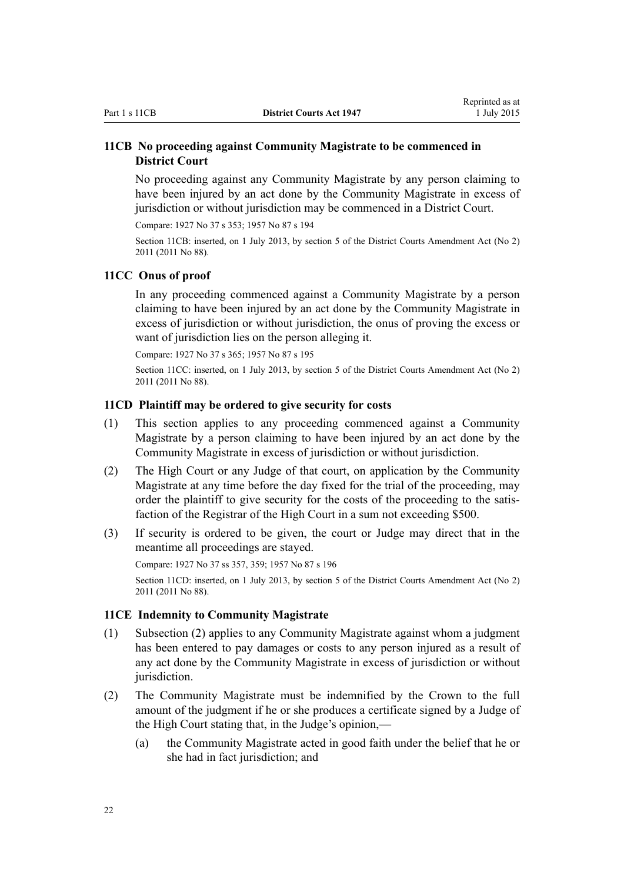### 11CB No proceeding against Community Magistrate to be commenced in District Court

No proceeding against any Community Magistrate by any person claiming to have been injured by an act done by the Community Magistrate in excess of jurisdiction or without jurisdiction may be commenced in a District Court.

Compare: 1927 No 37 s 353; 1957 No 87 s 194

Section 11CB: inserted, on 1 July 2013, by section 5 of the District Courts Amendment Act (No 2) 2011 (2011 No 88).

### 11CC Onus of proof

In any proceeding commenced against a Community Magistrate by a person claiming to have been injured by an act done by the Community Magistrate in excess of jurisdiction or without jurisdiction, the onus of proving the excess or want of jurisdiction lies on the person alleging it.

Compare: 1927 No 37 s 365; 1957 No 87 s 195

Section 11CC: inserted, on 1 July 2013, by section 5 of the District Courts Amendment Act (No 2) 2011 (2011 No 88).

### 11CD Plaintiff may be ordered to give security for costs

(1) This section applies to any proceeding commenced against a Community Magistrate by a person claiming to have been injured by an act done by the Community Magistrate in excess of jurisdiction or without jurisdiction.

(2) The High Court or any Judge of that court, on application by the Community Magistrate at any time before the day fixed for the trial of the proceeding, may order the plaintiff to give security for the costs of the proceeding to the satisfaction of the Registrar of the High Court in a sum not exceeding $500.

(3) If security is ordered to be given, the court or Judge may direct that in the meantime all proceedings are stayed.

Compare: 1927 No 37 ss 357, 359; 1957 No 87 s 196

Section 11CD: inserted, on 1 July 2013, by section 5 of the District Courts Amendment Act (No 2) 2011 (2011 No 88).

### 11CE Indemnity to Community Magistrate

(1) Subsection (2) applies to any Community Magistrate against whom a judgment has been entered to pay damages or costs to any person injured as a result of any act done by the Community Magistrate in excess of jurisdiction or without jurisdiction.

(2) The Community Magistrate must be indemnified by the Crown to the full amount of the judgment if he or she produces a certificate signed by a Judge of the High Court stating that, in the Judge's opinion,—

   (a) the Community Magistrate acted in good faith under the belief that he or she had in fact jurisdiction; and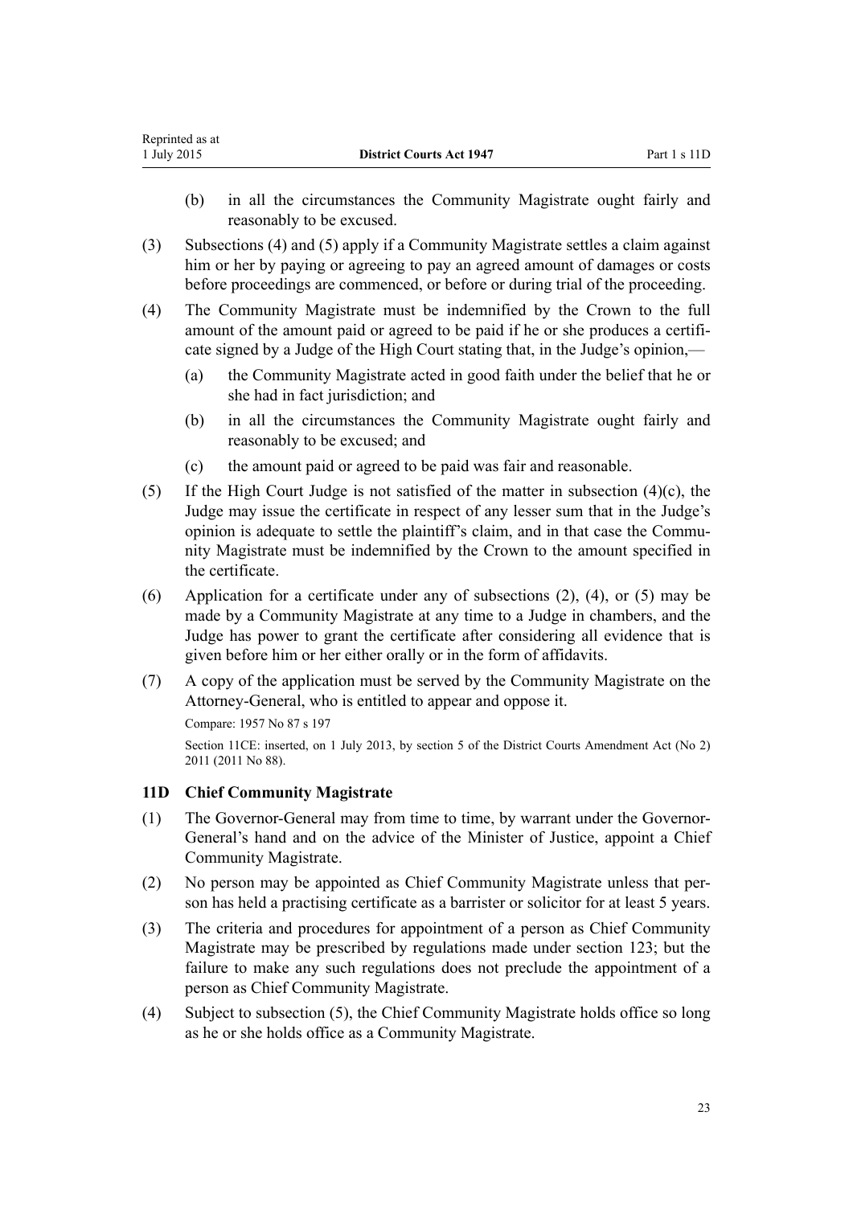(b) in all the circumstances the Community Magistrate ought fairly and reasonably to be excused.

(3) Subsections (4) and (5) apply if a Community Magistrate settles a claim against him or her by paying or agreeing to pay an agreed amount of damages or costs before proceedings are commenced, or before or during trial of the proceeding.

(4) The Community Magistrate must be indemnified by the Crown to the full amount of the amount paid or agreed to be paid if he or she produces a certificate signed by a Judge of the High Court stating that, in the Judge's opinion,—

(a) the Community Magistrate acted in good faith under the belief that he or she had in fact jurisdiction; and

(b) in all the circumstances the Community Magistrate ought fairly and reasonably to be excused; and

(c) the amount paid or agreed to be paid was fair and reasonable.

(5) If the High Court Judge is not satisfied of the matter in subsection (4)(c), the Judge may issue the certificate in respect of any lesser sum that in the Judge's opinion is adequate to settle the plaintiff's claim, and in that case the Community Magistrate must be indemnified by the Crown to the amount specified in the certificate.

(6) Application for a certificate under any of subsections (2), (4), or (5) may be made by a Community Magistrate at any time to a Judge in chambers, and the Judge has power to grant the certificate after considering all evidence that is given before him or her either orally or in the form of affidavits.

(7) A copy of the application must be served by the Community Magistrate on the Attorney-General, who is entitled to appear and oppose it.

Compare: 1957 No 87 s 197

Section 11CE: inserted, on 1 July 2013, by section 5 of the District Courts Amendment Act (No 2) 2011 (2011 No 88).

### 11D Chief Community Magistrate

(1) The Governor-General may from time to time, by warrant under the Governor-General's hand and on the advice of the Minister of Justice, appoint a Chief Community Magistrate.

(2) No person may be appointed as Chief Community Magistrate unless that person has held a practising certificate as a barrister or solicitor for at least 5 years.

(3) The criteria and procedures for appointment of a person as Chief Community Magistrate may be prescribed by regulations made under section 123; but the failure to make any such regulations does not preclude the appointment of a person as Chief Community Magistrate.

(4) Subject to subsection (5), the Chief Community Magistrate holds office so long as he or she holds office as a Community Magistrate.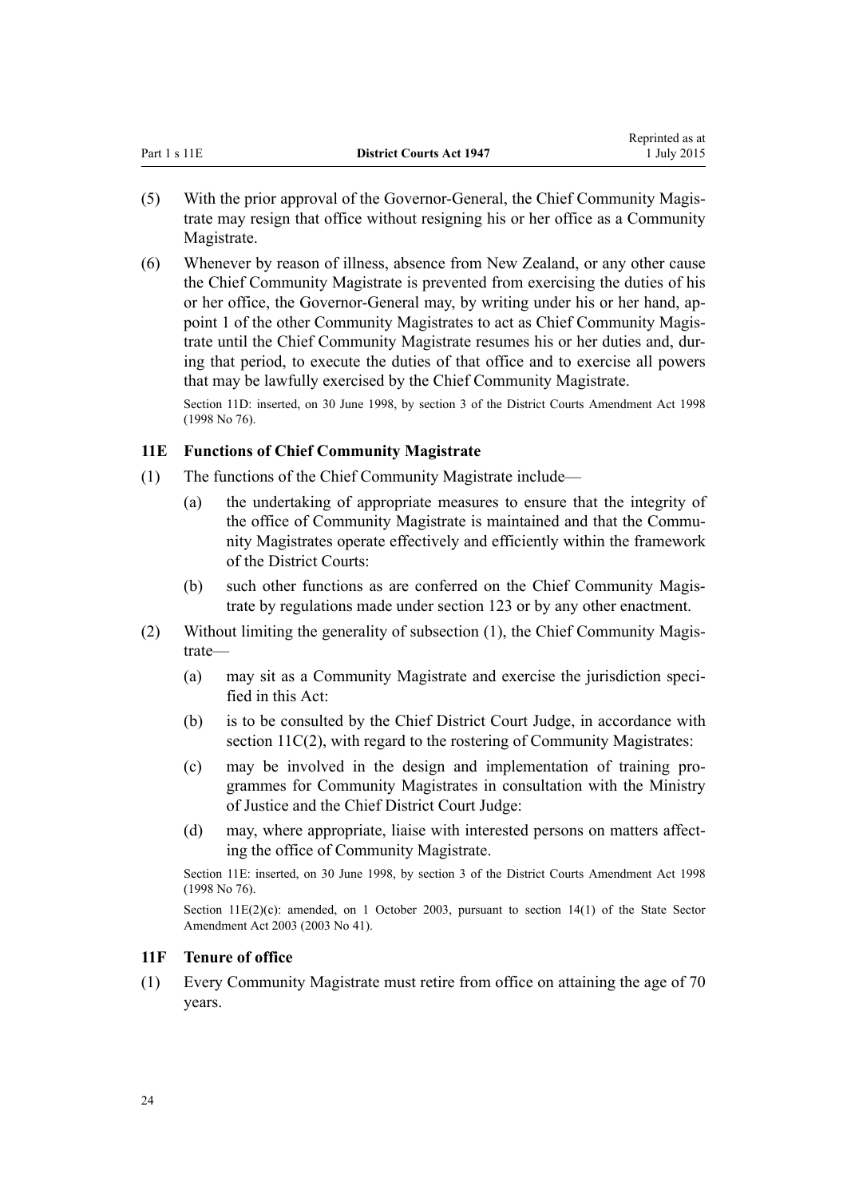(5) With the prior approval of the Governor-General, the Chief Community Magistrate may resign that office without resigning his or her office as a Community Magistrate.

(6) Whenever by reason of illness, absence from New Zealand, or any other cause the Chief Community Magistrate is prevented from exercising the duties of his or her office, the Governor-General may, by writing under his or her hand, appoint 1 of the other Community Magistrates to act as Chief Community Magistrate until the Chief Community Magistrate resumes his or her duties and, during that period, to execute the duties of that office and to exercise all powers that may be lawfully exercised by the Chief Community Magistrate.

Section 11D: inserted, on 30 June 1998, by section 3 of the District Courts Amendment Act 1998 (1998 No 76).

### 11E Functions of Chief Community Magistrate

(1) The functions of the Chief Community Magistrate include—

- (a) the undertaking of appropriate measures to ensure that the integrity of the office of Community Magistrate is maintained and that the Community Magistrates operate effectively and efficiently within the framework of the District Courts:
- (b) such other functions as are conferred on the Chief Community Magistrate by regulations made under section 123 or by any other enactment.

(2) Without limiting the generality of subsection (1), the Chief Community Magistrate—

- (a) may sit as a Community Magistrate and exercise the jurisdiction specified in this Act:
- (b) is to be consulted by the Chief District Court Judge, in accordance with section 11C(2), with regard to the rostering of Community Magistrates:
- (c) may be involved in the design and implementation of training programmes for Community Magistrates in consultation with the Ministry of Justice and the Chief District Court Judge:
- (d) may, where appropriate, liaise with interested persons on matters affecting the office of Community Magistrate.

Section 11E: inserted, on 30 June 1998, by section 3 of the District Courts Amendment Act 1998 (1998 No 76).

Section 11E(2)(c): amended, on 1 October 2003, pursuant to section 14(1) of the State Sector Amendment Act 2003 (2003 No 41).

### 11F Tenure of office

(1) Every Community Magistrate must retire from office on attaining the age of 70 years.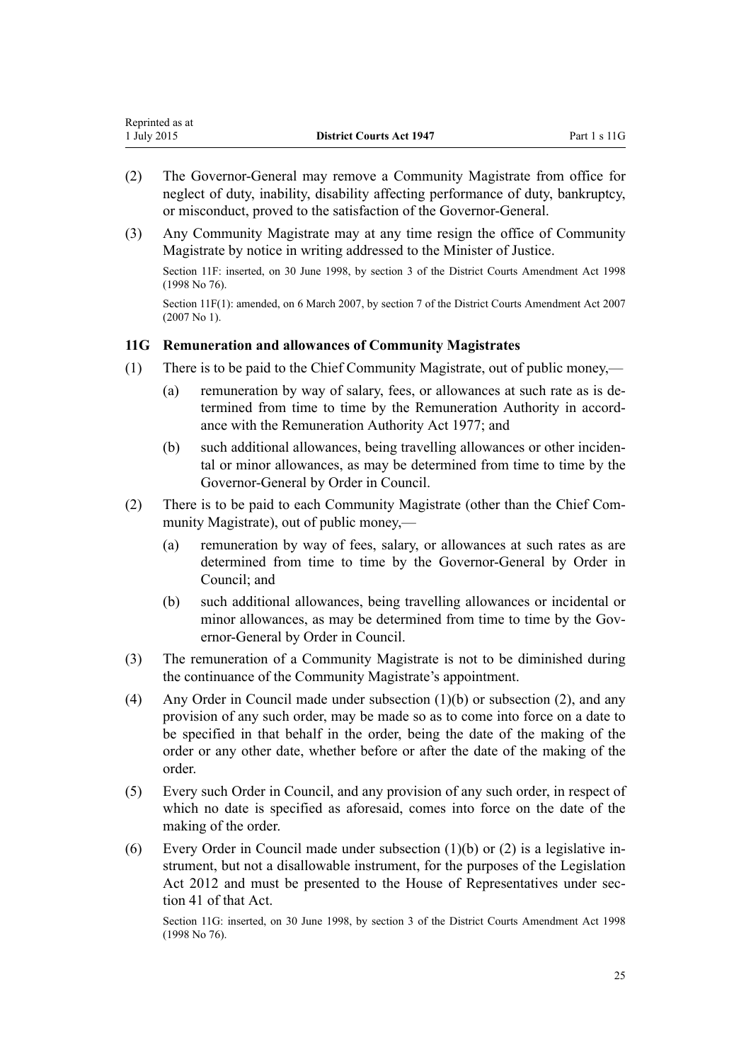(2) The Governor-General may remove a Community Magistrate from office for neglect of duty, inability, disability affecting performance of duty, bankruptcy, or misconduct, proved to the satisfaction of the Governor-General.

(3) Any Community Magistrate may at any time resign the office of Community Magistrate by notice in writing addressed to the Minister of Justice.

Section 11F: inserted, on 30 June 1998, by section 3 of the District Courts Amendment Act 1998 (1998 No 76).

Section 11F(1): amended, on 6 March 2007, by section 7 of the District Courts Amendment Act 2007 (2007 No 1).

### 11G Remuneration and allowances of Community Magistrates

(1) There is to be paid to the Chief Community Magistrate, out of public money,—

(a) remuneration by way of salary, fees, or allowances at such rate as is determined from time to time by the Remuneration Authority in accordance with the Remuneration Authority Act 1977; and

(b) such additional allowances, being travelling allowances or other incidental or minor allowances, as may be determined from time to time by the Governor-General by Order in Council.

(2) There is to be paid to each Community Magistrate (other than the Chief Community Magistrate), out of public money,—

(a) remuneration by way of fees, salary, or allowances at such rates as are determined from time to time by the Governor-General by Order in Council; and

(b) such additional allowances, being travelling allowances or incidental or minor allowances, as may be determined from time to time by the Governor-General by Order in Council.

(3) The remuneration of a Community Magistrate is not to be diminished during the continuance of the Community Magistrate's appointment.

(4) Any Order in Council made under subsection (1)(b) or subsection (2), and any provision of any such order, may be made so as to come into force on a date to be specified in that behalf in the order, being the date of the making of the order or any other date, whether before or after the date of the making of the order.

(5) Every such Order in Council, and any provision of any such order, in respect of which no date is specified as aforesaid, comes into force on the date of the making of the order.

(6) Every Order in Council made under subsection (1)(b) or (2) is a legislative instrument, but not a disallowable instrument, for the purposes of the Legislation Act 2012 and must be presented to the House of Representatives under section 41 of that Act.

Section 11G: inserted, on 30 June 1998, by section 3 of the District Courts Amendment Act 1998 (1998 No 76).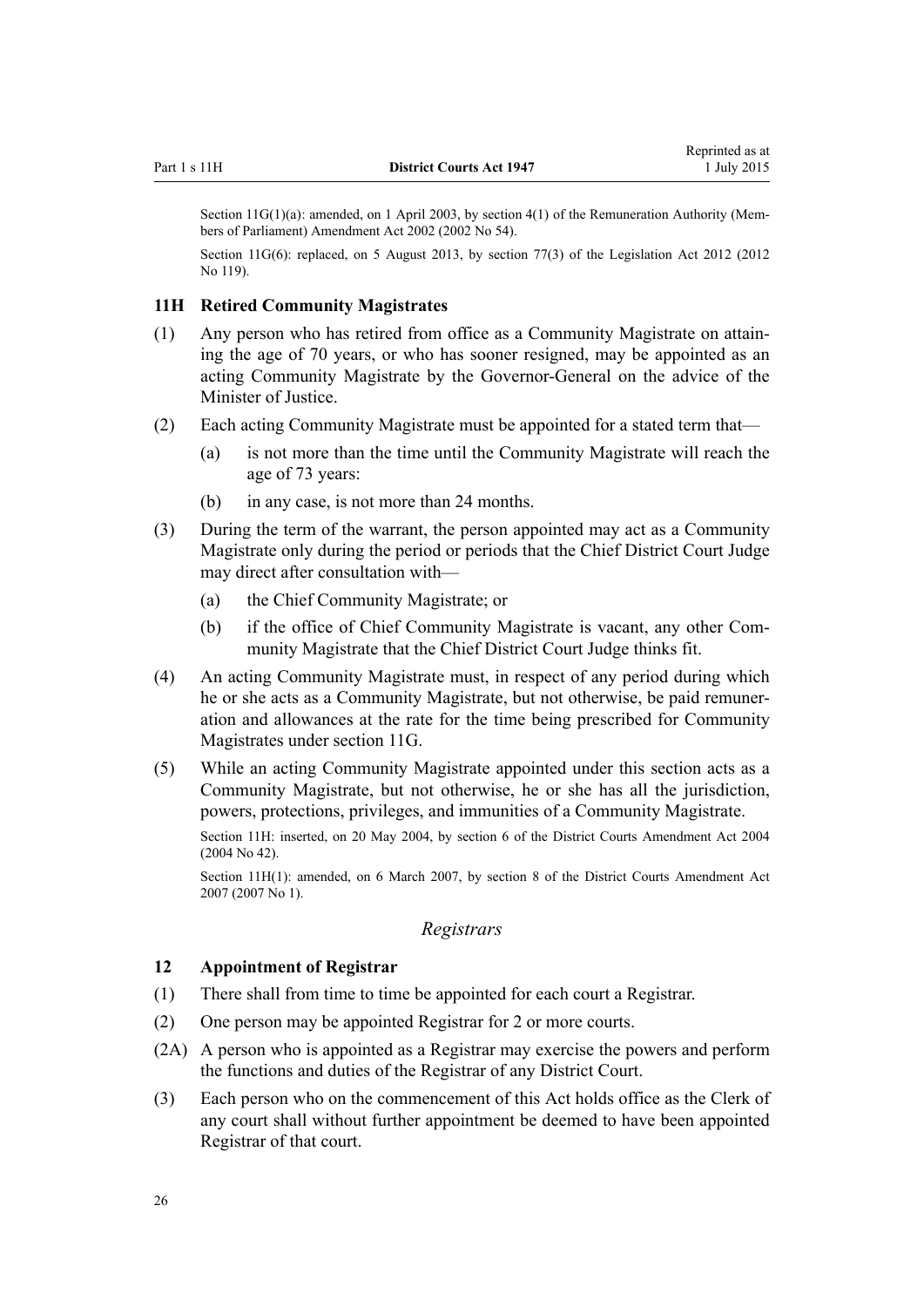Section 11G(1)(a): amended, on 1 April 2003, by section 4(1) of the Remuneration Authority (Members of Parliament) Amendment Act 2002 (2002 No 54).

Section 11G(6): replaced, on 5 August 2013, by section 77(3) of the Legislation Act 2012 (2012 No 119).

### 11H Retired Community Magistrates

(1) Any person who has retired from office as a Community Magistrate on attaining the age of 70 years, or who has sooner resigned, may be appointed as an acting Community Magistrate by the Governor-General on the advice of the Minister of Justice.

(2) Each acting Community Magistrate must be appointed for a stated term that—

  (a) is not more than the time until the Community Magistrate will reach the age of 73 years:

  (b) in any case, is not more than 24 months.

(3) During the term of the warrant, the person appointed may act as a Community Magistrate only during the period or periods that the Chief District Court Judge may direct after consultation with—

  (a) the Chief Community Magistrate; or

  (b) if the office of Chief Community Magistrate is vacant, any other Community Magistrate that the Chief District Court Judge thinks fit.

(4) An acting Community Magistrate must, in respect of any period during which he or she acts as a Community Magistrate, but not otherwise, be paid remuneration and allowances at the rate for the time being prescribed for Community Magistrates under section 11G.

(5) While an acting Community Magistrate appointed under this section acts as a Community Magistrate, but not otherwise, he or she has all the jurisdiction, powers, protections, privileges, and immunities of a Community Magistrate.

Section 11H: inserted, on 20 May 2004, by section 6 of the District Courts Amendment Act 2004 (2004 No 42).

Section 11H(1): amended, on 6 March 2007, by section 8 of the District Courts Amendment Act 2007 (2007 No 1).

## *Registrars*

### 12 Appointment of Registrar

(1) There shall from time to time be appointed for each court a Registrar.

(2) One person may be appointed Registrar for 2 or more courts.

(2A) A person who is appointed as a Registrar may exercise the powers and perform the functions and duties of the Registrar of any District Court.

(3) Each person who on the commencement of this Act holds office as the Clerk of any court shall without further appointment be deemed to have been appointed Registrar of that court.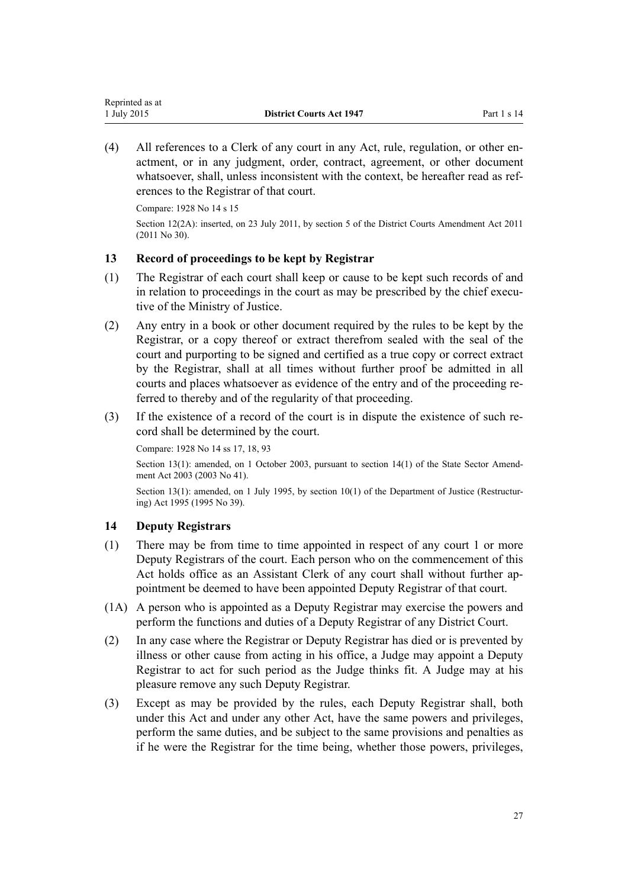(4) All references to a Clerk of any court in any Act, rule, regulation, or other enactment, or in any judgment, order, contract, agreement, or other document whatsoever, shall, unless inconsistent with the context, be hereafter read as references to the Registrar of that court.

Compare: 1928 No 14 s 15

Section 12(2A): inserted, on 23 July 2011, by section 5 of the District Courts Amendment Act 2011 (2011 No 30).

### 13 Record of proceedings to be kept by Registrar

(1) The Registrar of each court shall keep or cause to be kept such records of and in relation to proceedings in the court as may be prescribed by the chief executive of the Ministry of Justice.

(2) Any entry in a book or other document required by the rules to be kept by the Registrar, or a copy thereof or extract therefrom sealed with the seal of the court and purporting to be signed and certified as a true copy or correct extract by the Registrar, shall at all times without further proof be admitted in all courts and places whatsoever as evidence of the entry and of the proceeding referred to thereby and of the regularity of that proceeding.

(3) If the existence of a record of the court is in dispute the existence of such record shall be determined by the court.

Compare: 1928 No 14 ss 17, 18, 93

Section 13(1): amended, on 1 October 2003, pursuant to section 14(1) of the State Sector Amendment Act 2003 (2003 No 41).

Section 13(1): amended, on 1 July 1995, by section 10(1) of the Department of Justice (Restructuring) Act 1995 (1995 No 39).

### 14 Deputy Registrars

(1) There may be from time to time appointed in respect of any court 1 or more Deputy Registrars of the court. Each person who on the commencement of this Act holds office as an Assistant Clerk of any court shall without further appointment be deemed to have been appointed Deputy Registrar of that court.

(1A) A person who is appointed as a Deputy Registrar may exercise the powers and perform the functions and duties of a Deputy Registrar of any District Court.

(2) In any case where the Registrar or Deputy Registrar has died or is prevented by illness or other cause from acting in his office, a Judge may appoint a Deputy Registrar to act for such period as the Judge thinks fit. A Judge may at his pleasure remove any such Deputy Registrar.

(3) Except as may be provided by the rules, each Deputy Registrar shall, both under this Act and under any other Act, have the same powers and privileges, perform the same duties, and be subject to the same provisions and penalties as if he were the Registrar for the time being, whether those powers, privileges,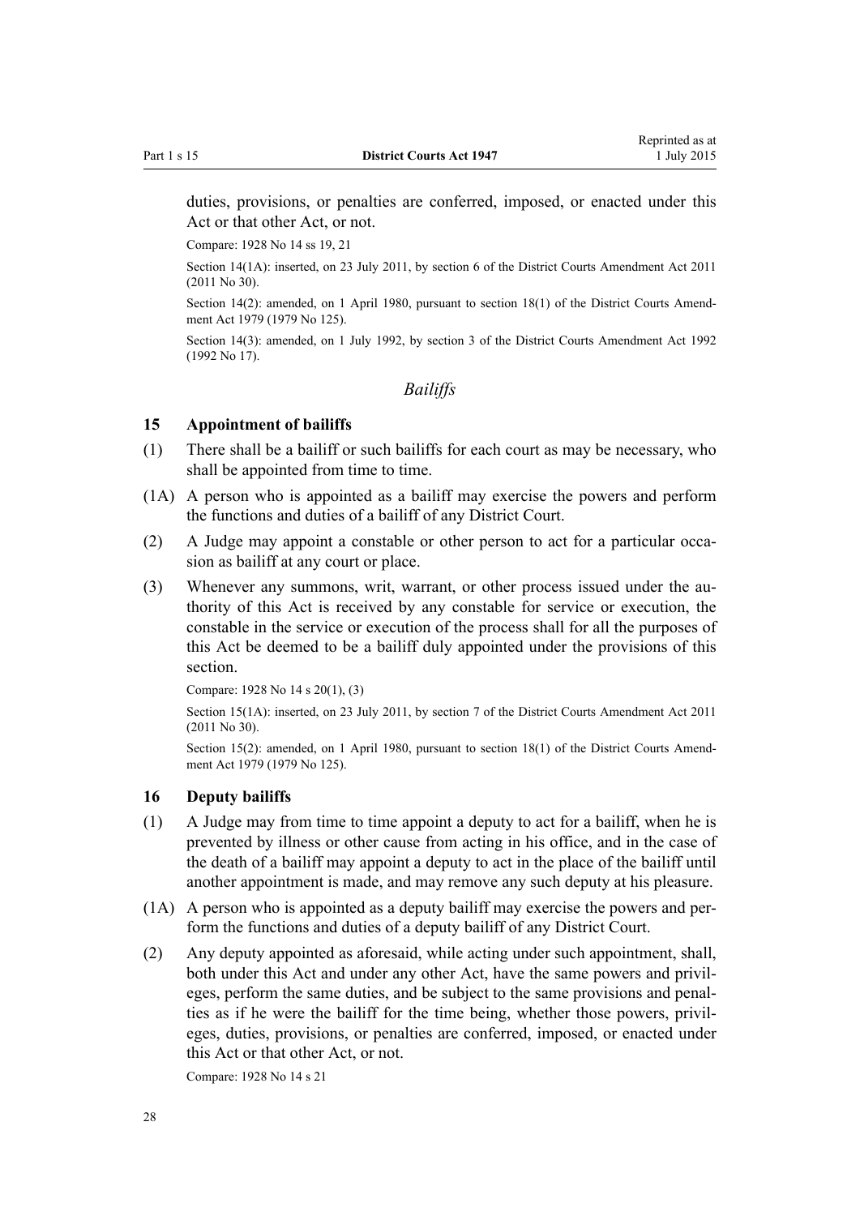duties, provisions, or penalties are conferred, imposed, or enacted under this Act or that other Act, or not.

Compare: 1928 No 14 ss 19, 21

Section 14(1A): inserted, on 23 July 2011, by section 6 of the District Courts Amendment Act 2011 (2011 No 30).

Section 14(2): amended, on 1 April 1980, pursuant to section 18(1) of the District Courts Amendment Act 1979 (1979 No 125).

Section 14(3): amended, on 1 July 1992, by section 3 of the District Courts Amendment Act 1992 (1992 No 17).

### *Bailiffs*

#### 15 Appointment of bailiffs

(1) There shall be a bailiff or such bailiffs for each court as may be necessary, who shall be appointed from time to time.

(1A) A person who is appointed as a bailiff may exercise the powers and perform the functions and duties of a bailiff of any District Court.

(2) A Judge may appoint a constable or other person to act for a particular occasion as bailiff at any court or place.

(3) Whenever any summons, writ, warrant, or other process issued under the authority of this Act is received by any constable for service or execution, the constable in the service or execution of the process shall for all the purposes of this Act be deemed to be a bailiff duly appointed under the provisions of this section.

Compare: 1928 No 14 s 20(1), (3)

Section 15(1A): inserted, on 23 July 2011, by section 7 of the District Courts Amendment Act 2011 (2011 No 30).

Section 15(2): amended, on 1 April 1980, pursuant to section 18(1) of the District Courts Amendment Act 1979 (1979 No 125).

#### 16 Deputy bailiffs

(1) A Judge may from time to time appoint a deputy to act for a bailiff, when he is prevented by illness or other cause from acting in his office, and in the case of the death of a bailiff may appoint a deputy to act in the place of the bailiff until another appointment is made, and may remove any such deputy at his pleasure.

(1A) A person who is appointed as a deputy bailiff may exercise the powers and perform the functions and duties of a deputy bailiff of any District Court.

(2) Any deputy appointed as aforesaid, while acting under such appointment, shall, both under this Act and under any other Act, have the same powers and privileges, perform the same duties, and be subject to the same provisions and penalties as if he were the bailiff for the time being, whether those powers, privileges, duties, provisions, or penalties are conferred, imposed, or enacted under this Act or that other Act, or not.

Compare: 1928 No 14 s 21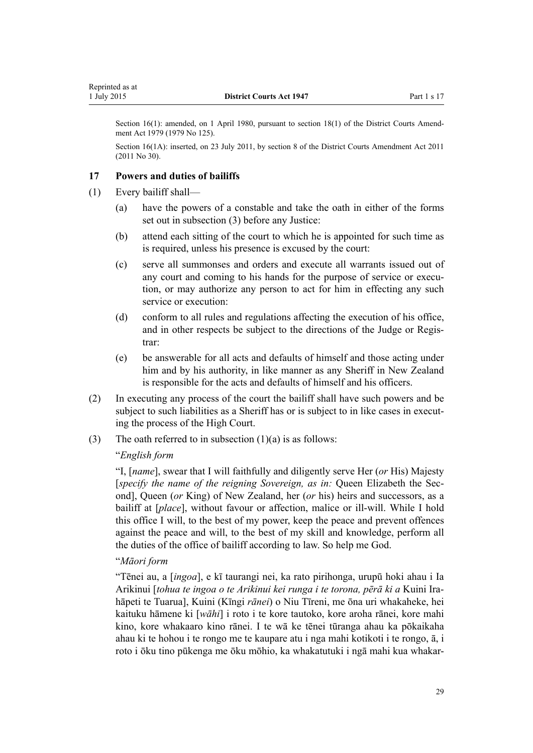Section 16(1): amended, on 1 April 1980, pursuant to section 18(1) of the District Courts Amendment Act 1979 (1979 No 125).

Section 16(1A): inserted, on 23 July 2011, by section 8 of the District Courts Amendment Act 2011 (2011 No 30).

### 17 Powers and duties of bailiffs

(1) Every bailiff shall—

(a) have the powers of a constable and take the oath in either of the forms set out in subsection (3) before any Justice:

(b) attend each sitting of the court to which he is appointed for such time as is required, unless his presence is excused by the court:

(c) serve all summonses and orders and execute all warrants issued out of any court and coming to his hands for the purpose of service or execution, or may authorize any person to act for him in effecting any such service or execution:

(d) conform to all rules and regulations affecting the execution of his office, and in other respects be subject to the directions of the Judge or Registrar:

(e) be answerable for all acts and defaults of himself and those acting under him and by his authority, in like manner as any Sheriff in New Zealand is responsible for the acts and defaults of himself and his officers.

(2) In executing any process of the court the bailiff shall have such powers and be subject to such liabilities as a Sheriff has or is subject to in like cases in executing the process of the High Court.

(3) The oath referred to in subsection (1)(a) is as follows:

"*English form*

"I, [*name*], swear that I will faithfully and diligently serve Her (*or* His) Majesty [*specify the name of the reigning Sovereign, as in:* Queen Elizabeth the Second], Queen (*or* King) of New Zealand, her (*or* his) heirs and successors, as a bailiff at [*place*], without favour or affection, malice or ill-will. While I hold this office I will, to the best of my power, keep the peace and prevent offences against the peace and will, to the best of my skill and knowledge, perform all the duties of the office of bailiff according to law. So help me God.

"*Māori form*

"Tēnei au, a [*ingoa*], e kī taurangi nei, ka rato pirihonga, urupū hoki ahau i Ia Arikinui [*tohua te ingoa o te Arikinui kei runga i te torona, pērā ki a* Kuini Irahāpeti te Tuarua], Kuini (Kīngi *rānei*) o Niu Tīreni, me ōna uri whakaheke, hei kaituku hāmene ki [*wāhi*] i roto i te kore tautoko, kore aroha rānei, kore mahi kino, kore whakaaro kino rānei. I te wā ke tēnei tūranga ahau ka pōkaikaha ahau ki te hohou i te rongo me te kaupare atu i nga mahi kotikoti i te rongo, ā, i roto i ōku tino pūkenga me ōku mōhio, ka whakatutuki i ngā mahi kua whakar-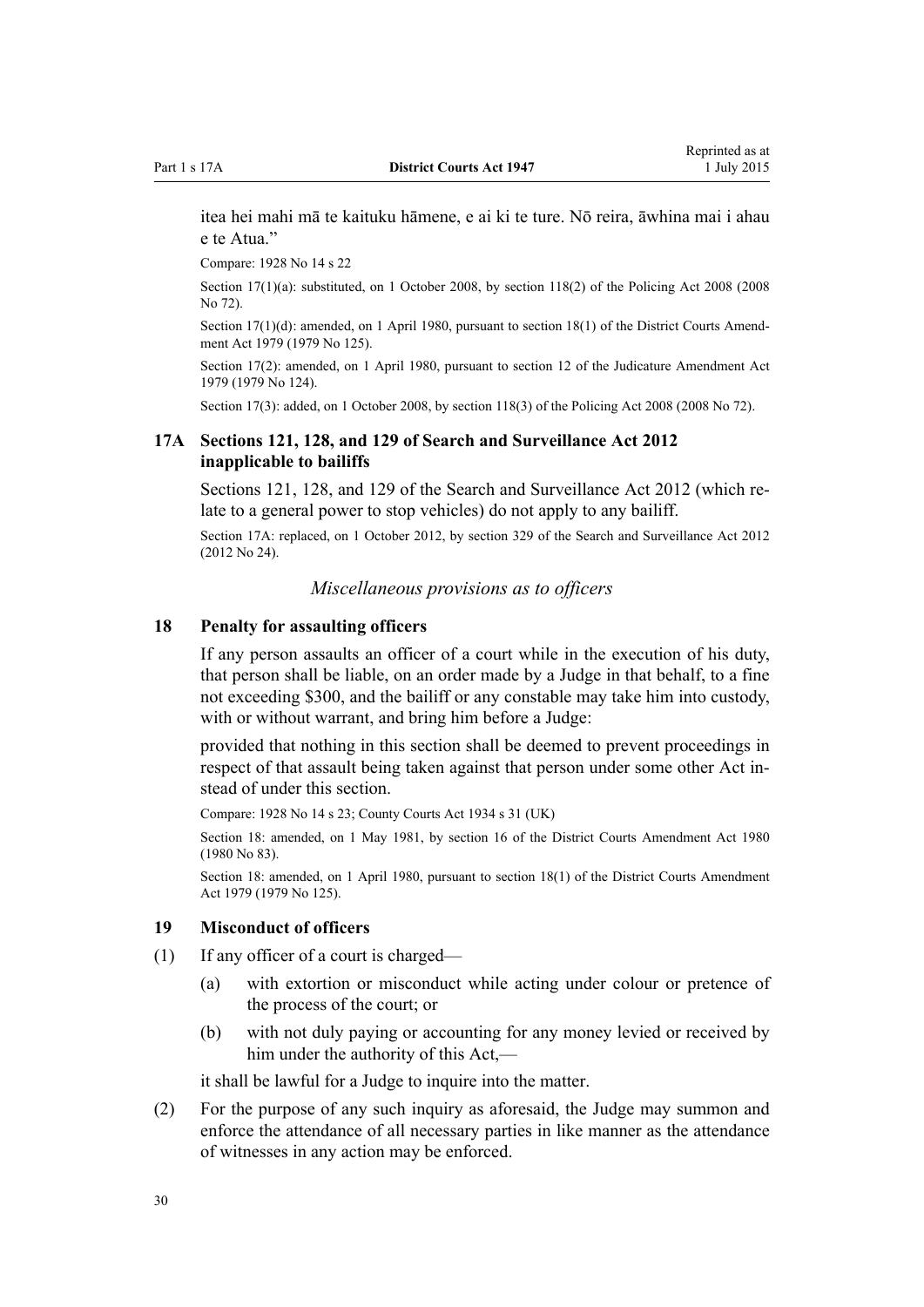itea hei mahi mā te kaituku hāmene, e ai ki te ture. Nō reira, āwhina mai i ahau e te Atua."

Compare: 1928 No 14 s 22

Section 17(1)(a): substituted, on 1 October 2008, by section 118(2) of the Policing Act 2008 (2008 No 72).

Section 17(1)(d): amended, on 1 April 1980, pursuant to section 18(1) of the District Courts Amendment Act 1979 (1979 No 125).

Section 17(2): amended, on 1 April 1980, pursuant to section 12 of the Judicature Amendment Act 1979 (1979 No 124).

Section 17(3): added, on 1 October 2008, by section 118(3) of the Policing Act 2008 (2008 No 72).

### 17A Sections 121, 128, and 129 of Search and Surveillance Act 2012 inapplicable to bailiffs

Sections 121, 128, and 129 of the Search and Surveillance Act 2012 (which relate to a general power to stop vehicles) do not apply to any bailiff.

Section 17A: replaced, on 1 October 2012, by section 329 of the Search and Surveillance Act 2012 (2012 No 24).

*Miscellaneous provisions as to officers*

### 18 Penalty for assaulting officers

If any person assaults an officer of a court while in the execution of his duty, that person shall be liable, on an order made by a Judge in that behalf, to a fine not exceeding $300, and the bailiff or any constable may take him into custody, with or without warrant, and bring him before a Judge:

provided that nothing in this section shall be deemed to prevent proceedings in respect of that assault being taken against that person under some other Act instead of under this section.

Compare: 1928 No 14 s 23; County Courts Act 1934 s 31 (UK)

Section 18: amended, on 1 May 1981, by section 16 of the District Courts Amendment Act 1980 (1980 No 83).

Section 18: amended, on 1 April 1980, pursuant to section 18(1) of the District Courts Amendment Act 1979 (1979 No 125).

### 19 Misconduct of officers

(1) If any officer of a court is charged—

  (a) with extortion or misconduct while acting under colour or pretence of the process of the court; or

  (b) with not duly paying or accounting for any money levied or received by him under the authority of this Act,—

  it shall be lawful for a Judge to inquire into the matter.

(2) For the purpose of any such inquiry as aforesaid, the Judge may summon and enforce the attendance of all necessary parties in like manner as the attendance of witnesses in any action may be enforced.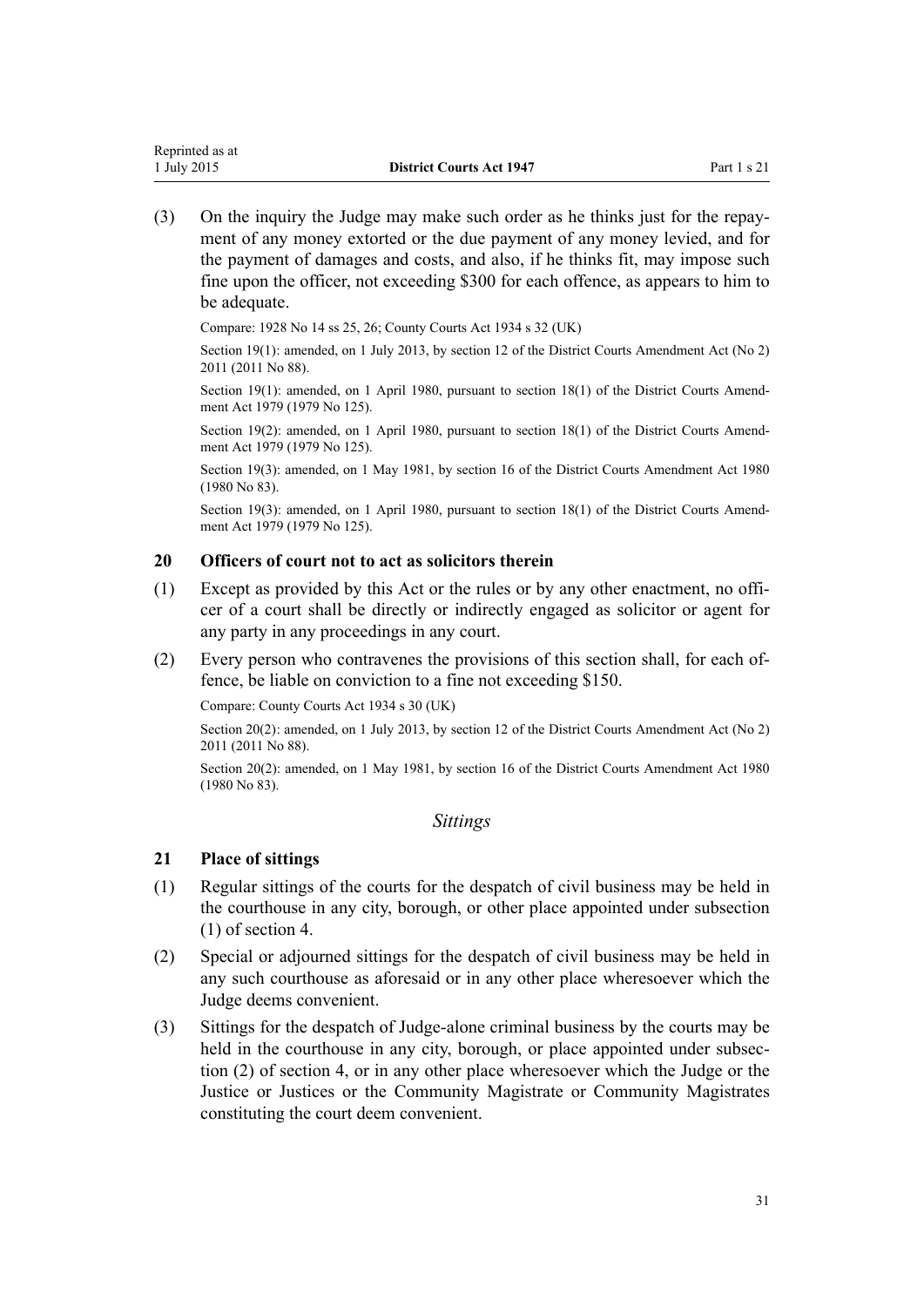(3) On the inquiry the Judge may make such order as he thinks just for the repayment of any money extorted or the due payment of any money levied, and for the payment of damages and costs, and also, if he thinks fit, may impose such fine upon the officer, not exceeding $300 for each offence, as appears to him to be adequate.

Compare: 1928 No 14 ss 25, 26; County Courts Act 1934 s 32 (UK)

Section 19(1): amended, on 1 July 2013, by section 12 of the District Courts Amendment Act (No 2) 2011 (2011 No 88).

Section 19(1): amended, on 1 April 1980, pursuant to section 18(1) of the District Courts Amendment Act 1979 (1979 No 125).

Section 19(2): amended, on 1 April 1980, pursuant to section 18(1) of the District Courts Amendment Act 1979 (1979 No 125).

Section 19(3): amended, on 1 May 1981, by section 16 of the District Courts Amendment Act 1980 (1980 No 83).

Section 19(3): amended, on 1 April 1980, pursuant to section 18(1) of the District Courts Amendment Act 1979 (1979 No 125).

### 20 Officers of court not to act as solicitors therein

(1) Except as provided by this Act or the rules or by any other enactment, no officer of a court shall be directly or indirectly engaged as solicitor or agent for any party in any proceedings in any court.

(2) Every person who contravenes the provisions of this section shall, for each offence, be liable on conviction to a fine not exceeding $150.

Compare: County Courts Act 1934 s 30 (UK)

Section 20(2): amended, on 1 July 2013, by section 12 of the District Courts Amendment Act (No 2) 2011 (2011 No 88).

Section 20(2): amended, on 1 May 1981, by section 16 of the District Courts Amendment Act 1980 (1980 No 83).

## *Sittings*

### 21 Place of sittings

(1) Regular sittings of the courts for the despatch of civil business may be held in the courthouse in any city, borough, or other place appointed under subsection (1) of section 4.

(2) Special or adjourned sittings for the despatch of civil business may be held in any such courthouse as aforesaid or in any other place wheresoever which the Judge deems convenient.

(3) Sittings for the despatch of Judge-alone criminal business by the courts may be held in the courthouse in any city, borough, or place appointed under subsection (2) of section 4, or in any other place wheresoever which the Judge or the Justice or Justices or the Community Magistrate or Community Magistrates constituting the court deem convenient.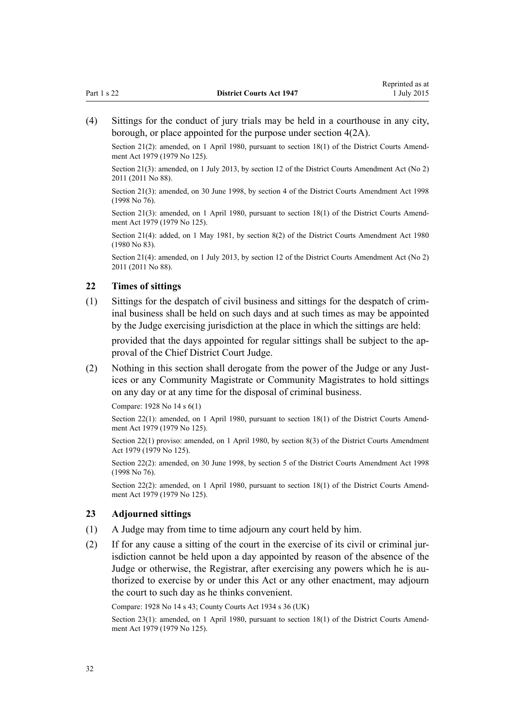(4) Sittings for the conduct of jury trials may be held in a courthouse in any city, borough, or place appointed for the purpose under section 4(2A).

Section 21(2): amended, on 1 April 1980, pursuant to section 18(1) of the District Courts Amendment Act 1979 (1979 No 125).

Section 21(3): amended, on 1 July 2013, by section 12 of the District Courts Amendment Act (No 2) 2011 (2011 No 88).

Section 21(3): amended, on 30 June 1998, by section 4 of the District Courts Amendment Act 1998 (1998 No 76).

Section 21(3): amended, on 1 April 1980, pursuant to section 18(1) of the District Courts Amendment Act 1979 (1979 No 125).

Section 21(4): added, on 1 May 1981, by section 8(2) of the District Courts Amendment Act 1980 (1980 No 83).

Section 21(4): amended, on 1 July 2013, by section 12 of the District Courts Amendment Act (No 2) 2011 (2011 No 88).

### 22 Times of sittings

(1) Sittings for the despatch of civil business and sittings for the despatch of criminal business shall be held on such days and at such times as may be appointed by the Judge exercising jurisdiction at the place in which the sittings are held:

provided that the days appointed for regular sittings shall be subject to the approval of the Chief District Court Judge.

(2) Nothing in this section shall derogate from the power of the Judge or any Justices or any Community Magistrate or Community Magistrates to hold sittings on any day or at any time for the disposal of criminal business.

Compare: 1928 No 14 s 6(1)

Section 22(1): amended, on 1 April 1980, pursuant to section 18(1) of the District Courts Amendment Act 1979 (1979 No 125).

Section 22(1) proviso: amended, on 1 April 1980, by section 8(3) of the District Courts Amendment Act 1979 (1979 No 125).

Section 22(2): amended, on 30 June 1998, by section 5 of the District Courts Amendment Act 1998 (1998 No 76).

Section 22(2): amended, on 1 April 1980, pursuant to section 18(1) of the District Courts Amendment Act 1979 (1979 No 125).

### 23 Adjourned sittings

(1) A Judge may from time to time adjourn any court held by him.

(2) If for any cause a sitting of the court in the exercise of its civil or criminal jurisdiction cannot be held upon a day appointed by reason of the absence of the Judge or otherwise, the Registrar, after exercising any powers which he is authorized to exercise by or under this Act or any other enactment, may adjourn the court to such day as he thinks convenient.

Compare: 1928 No 14 s 43; County Courts Act 1934 s 36 (UK)

Section 23(1): amended, on 1 April 1980, pursuant to section 18(1) of the District Courts Amendment Act 1979 (1979 No 125).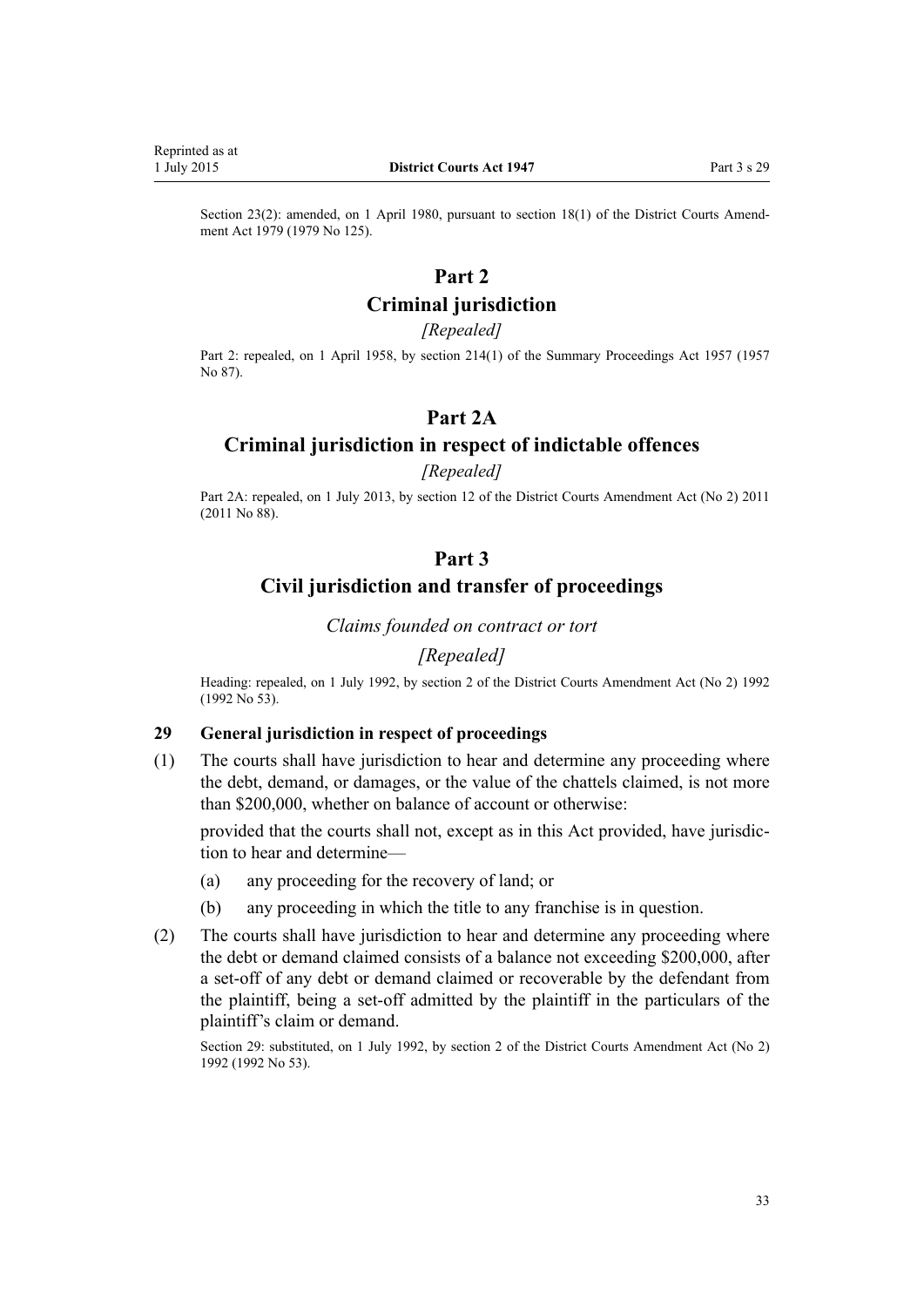Section 23(2): amended, on 1 April 1980, pursuant to section 18(1) of the District Courts Amendment Act 1979 (1979 No 125).

# Part 2
# Criminal jurisdiction

*[Repealed]*

Part 2: repealed, on 1 April 1958, by section 214(1) of the Summary Proceedings Act 1957 (1957 No 87).

# Part 2A
# Criminal jurisdiction in respect of indictable offences

*[Repealed]*

Part 2A: repealed, on 1 July 2013, by section 12 of the District Courts Amendment Act (No 2) 2011 (2011 No 88).

# Part 3
# Civil jurisdiction and transfer of proceedings

*Claims founded on contract or tort*

*[Repealed]*

Heading: repealed, on 1 July 1992, by section 2 of the District Courts Amendment Act (No 2) 1992 (1992 No 53).

### 29 General jurisdiction in respect of proceedings

(1) The courts shall have jurisdiction to hear and determine any proceeding where the debt, demand, or damages, or the value of the chattels claimed, is not more than $200,000, whether on balance of account or otherwise:

provided that the courts shall not, except as in this Act provided, have jurisdiction to hear and determine—

(a) any proceeding for the recovery of land; or

(b) any proceeding in which the title to any franchise is in question.

(2) The courts shall have jurisdiction to hear and determine any proceeding where the debt or demand claimed consists of a balance not exceeding $200,000, after a set-off of any debt or demand claimed or recoverable by the defendant from the plaintiff, being a set-off admitted by the plaintiff in the particulars of the plaintiff's claim or demand.

Section 29: substituted, on 1 July 1992, by section 2 of the District Courts Amendment Act (No 2) 1992 (1992 No 53).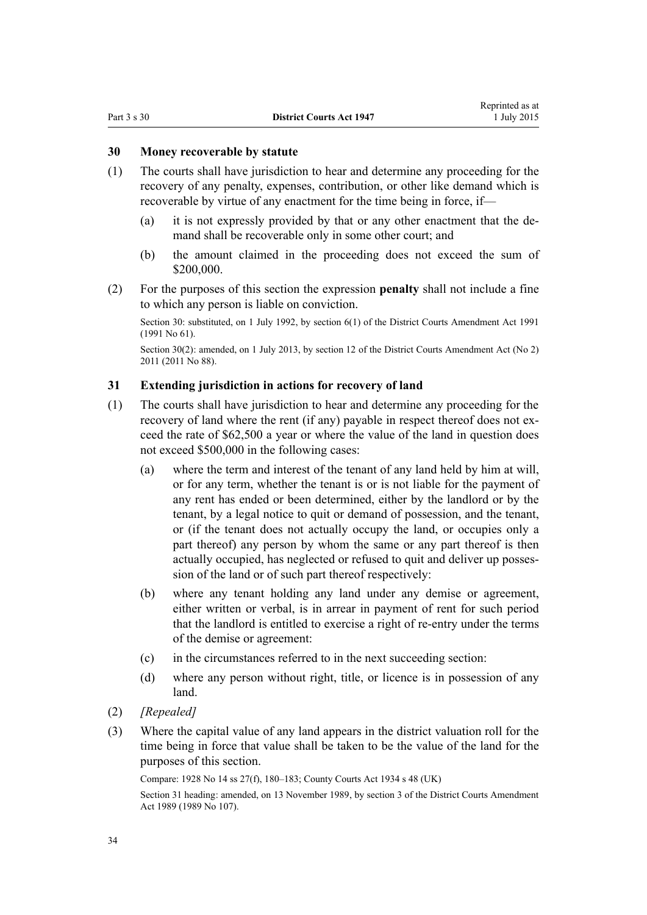### 30 Money recoverable by statute

(1) The courts shall have jurisdiction to hear and determine any proceeding for the recovery of any penalty, expenses, contribution, or other like demand which is recoverable by virtue of any enactment for the time being in force, if—

(a) it is not expressly provided by that or any other enactment that the demand shall be recoverable only in some other court; and

(b) the amount claimed in the proceeding does not exceed the sum of $200,000.

(2) For the purposes of this section the expression **penalty** shall not include a fine to which any person is liable on conviction.

Section 30: substituted, on 1 July 1992, by section 6(1) of the District Courts Amendment Act 1991 (1991 No 61).

Section 30(2): amended, on 1 July 2013, by section 12 of the District Courts Amendment Act (No 2) 2011 (2011 No 88).

### 31 Extending jurisdiction in actions for recovery of land

(1) The courts shall have jurisdiction to hear and determine any proceeding for the recovery of land where the rent (if any) payable in respect thereof does not exceed the rate of $62,500 a year or where the value of the land in question does not exceed $500,000 in the following cases:

(a) where the term and interest of the tenant of any land held by him at will, or for any term, whether the tenant is or is not liable for the payment of any rent has ended or been determined, either by the landlord or by the tenant, by a legal notice to quit or demand of possession, and the tenant, or (if the tenant does not actually occupy the land, or occupies only a part thereof) any person by whom the same or any part thereof is then actually occupied, has neglected or refused to quit and deliver up possession of the land or of such part thereof respectively:

(b) where any tenant holding any land under any demise or agreement, either written or verbal, is in arrear in payment of rent for such period that the landlord is entitled to exercise a right of re-entry under the terms of the demise or agreement:

(c) in the circumstances referred to in the next succeeding section:

(d) where any person without right, title, or licence is in possession of any land.

(2) *[Repealed]*

(3) Where the capital value of any land appears in the district valuation roll for the time being in force that value shall be taken to be the value of the land for the purposes of this section.

Compare: 1928 No 14 ss 27(f), 180–183; County Courts Act 1934 s 48 (UK)

Section 31 heading: amended, on 13 November 1989, by section 3 of the District Courts Amendment Act 1989 (1989 No 107).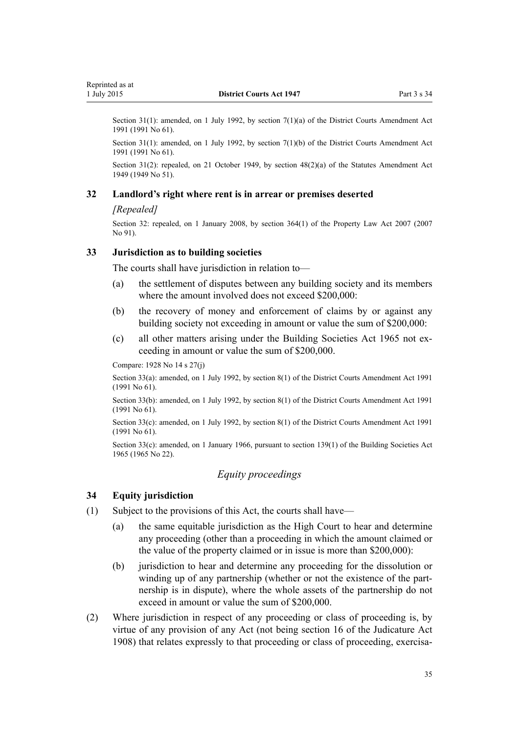Section 31(1): amended, on 1 July 1992, by section 7(1)(a) of the District Courts Amendment Act 1991 (1991 No 61).

Section 31(1): amended, on 1 July 1992, by section 7(1)(b) of the District Courts Amendment Act 1991 (1991 No 61).

Section 31(2): repealed, on 21 October 1949, by section 48(2)(a) of the Statutes Amendment Act 1949 (1949 No 51).

### 32 Landlord's right where rent is in arrear or premises deserted

*[Repealed]*

Section 32: repealed, on 1 January 2008, by section 364(1) of the Property Law Act 2007 (2007 No 91).

### 33 Jurisdiction as to building societies

The courts shall have jurisdiction in relation to—

(a) the settlement of disputes between any building society and its members where the amount involved does not exceed $200,000:

(b) the recovery of money and enforcement of claims by or against any building society not exceeding in amount or value the sum of $200,000:

(c) all other matters arising under the Building Societies Act 1965 not exceeding in amount or value the sum of $200,000.

Compare: 1928 No 14 s 27(j)

Section 33(a): amended, on 1 July 1992, by section 8(1) of the District Courts Amendment Act 1991 (1991 No 61).

Section 33(b): amended, on 1 July 1992, by section 8(1) of the District Courts Amendment Act 1991 (1991 No 61).

Section 33(c): amended, on 1 July 1992, by section 8(1) of the District Courts Amendment Act 1991 (1991 No 61).

Section 33(c): amended, on 1 January 1966, pursuant to section 139(1) of the Building Societies Act 1965 (1965 No 22).

## *Equity proceedings*

### 34 Equity jurisdiction

(1) Subject to the provisions of this Act, the courts shall have—

(a) the same equitable jurisdiction as the High Court to hear and determine any proceeding (other than a proceeding in which the amount claimed or the value of the property claimed or in issue is more than $200,000):

(b) jurisdiction to hear and determine any proceeding for the dissolution or winding up of any partnership (whether or not the existence of the partnership is in dispute), where the whole assets of the partnership do not exceed in amount or value the sum of $200,000.

(2) Where jurisdiction in respect of any proceeding or class of proceeding is, by virtue of any provision of any Act (not being section 16 of the Judicature Act 1908) that relates expressly to that proceeding or class of proceeding, exercisa-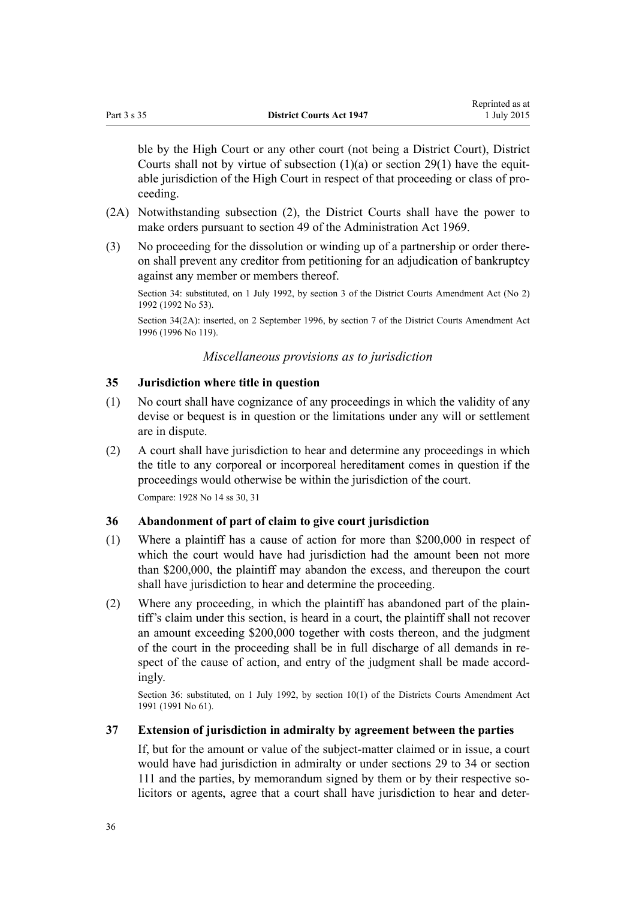ble by the High Court or any other court (not being a District Court), District Courts shall not by virtue of subsection (1)(a) or section 29(1) have the equitable jurisdiction of the High Court in respect of that proceeding or class of proceeding.

(2A) Notwithstanding subsection (2), the District Courts shall have the power to make orders pursuant to section 49 of the Administration Act 1969.

(3) No proceeding for the dissolution or winding up of a partnership or order thereon shall prevent any creditor from petitioning for an adjudication of bankruptcy against any member or members thereof.

Section 34: substituted, on 1 July 1992, by section 3 of the District Courts Amendment Act (No 2) 1992 (1992 No 53).

Section 34(2A): inserted, on 2 September 1996, by section 7 of the District Courts Amendment Act 1996 (1996 No 119).

*Miscellaneous provisions as to jurisdiction*

### 35 Jurisdiction where title in question

(1) No court shall have cognizance of any proceedings in which the validity of any devise or bequest is in question or the limitations under any will or settlement are in dispute.

(2) A court shall have jurisdiction to hear and determine any proceedings in which the title to any corporeal or incorporeal hereditament comes in question if the proceedings would otherwise be within the jurisdiction of the court.

Compare: 1928 No 14 ss 30, 31

### 36 Abandonment of part of claim to give court jurisdiction

(1) Where a plaintiff has a cause of action for more than $200,000 in respect of which the court would have had jurisdiction had the amount been not more than $200,000, the plaintiff may abandon the excess, and thereupon the court shall have jurisdiction to hear and determine the proceeding.

(2) Where any proceeding, in which the plaintiff has abandoned part of the plaintiff's claim under this section, is heard in a court, the plaintiff shall not recover an amount exceeding $200,000 together with costs thereon, and the judgment of the court in the proceeding shall be in full discharge of all demands in respect of the cause of action, and entry of the judgment shall be made accordingly.

Section 36: substituted, on 1 July 1992, by section 10(1) of the Districts Courts Amendment Act 1991 (1991 No 61).

### 37 Extension of jurisdiction in admiralty by agreement between the parties

If, but for the amount or value of the subject-matter claimed or in issue, a court would have had jurisdiction in admiralty or under sections 29 to 34 or section 111 and the parties, by memorandum signed by them or by their respective solicitors or agents, agree that a court shall have jurisdiction to hear and deter-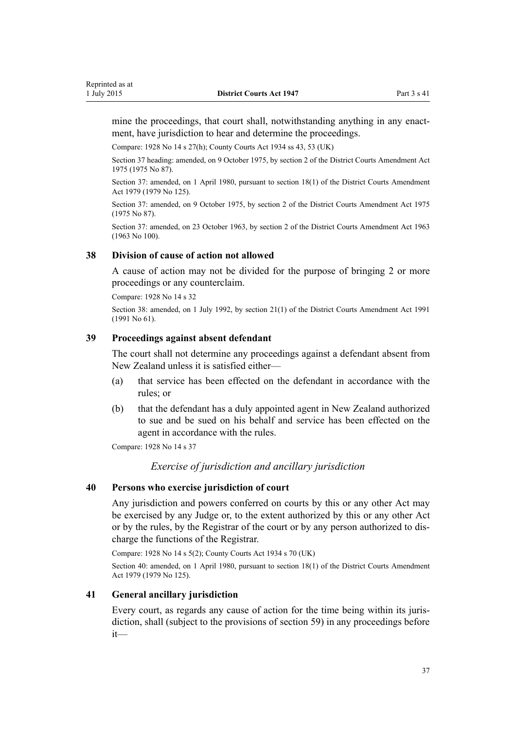mine the proceedings, that court shall, notwithstanding anything in any enactment, have jurisdiction to hear and determine the proceedings.

Compare: 1928 No 14 s 27(h); County Courts Act 1934 ss 43, 53 (UK)

Section 37 heading: amended, on 9 October 1975, by section 2 of the District Courts Amendment Act 1975 (1975 No 87).

Section 37: amended, on 1 April 1980, pursuant to section 18(1) of the District Courts Amendment Act 1979 (1979 No 125).

Section 37: amended, on 9 October 1975, by section 2 of the District Courts Amendment Act 1975 (1975 No 87).

Section 37: amended, on 23 October 1963, by section 2 of the District Courts Amendment Act 1963 (1963 No 100).

### 38 Division of cause of action not allowed

A cause of action may not be divided for the purpose of bringing 2 or more proceedings or any counterclaim.

Compare: 1928 No 14 s 32

Section 38: amended, on 1 July 1992, by section 21(1) of the District Courts Amendment Act 1991 (1991 No 61).

### 39 Proceedings against absent defendant

The court shall not determine any proceedings against a defendant absent from New Zealand unless it is satisfied either—

(a) that service has been effected on the defendant in accordance with the rules; or

(b) that the defendant has a duly appointed agent in New Zealand authorized to sue and be sued on his behalf and service has been effected on the agent in accordance with the rules.

Compare: 1928 No 14 s 37

*Exercise of jurisdiction and ancillary jurisdiction*

### 40 Persons who exercise jurisdiction of court

Any jurisdiction and powers conferred on courts by this or any other Act may be exercised by any Judge or, to the extent authorized by this or any other Act or by the rules, by the Registrar of the court or by any person authorized to discharge the functions of the Registrar.

Compare: 1928 No 14 s 5(2); County Courts Act 1934 s 70 (UK)

Section 40: amended, on 1 April 1980, pursuant to section 18(1) of the District Courts Amendment Act 1979 (1979 No 125).

### 41 General ancillary jurisdiction

Every court, as regards any cause of action for the time being within its jurisdiction, shall (subject to the provisions of section 59) in any proceedings before it—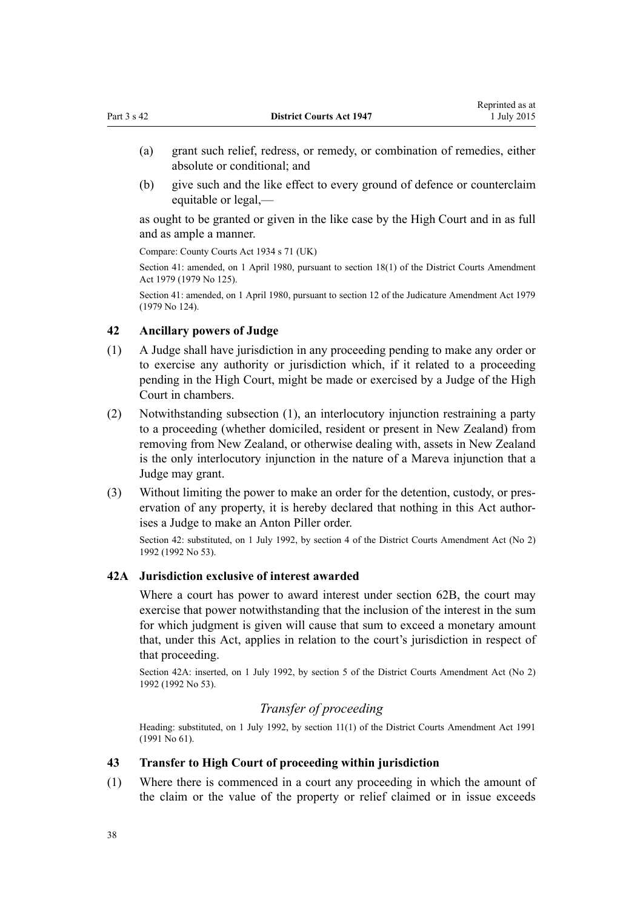(a) grant such relief, redress, or remedy, or combination of remedies, either absolute or conditional; and

(b) give such and the like effect to every ground of defence or counterclaim equitable or legal,—

as ought to be granted or given in the like case by the High Court and in as full and as ample a manner.

Compare: County Courts Act 1934 s 71 (UK)

Section 41: amended, on 1 April 1980, pursuant to section 18(1) of the District Courts Amendment Act 1979 (1979 No 125).

Section 41: amended, on 1 April 1980, pursuant to section 12 of the Judicature Amendment Act 1979 (1979 No 124).

### 42 Ancillary powers of Judge

(1) A Judge shall have jurisdiction in any proceeding pending to make any order or to exercise any authority or jurisdiction which, if it related to a proceeding pending in the High Court, might be made or exercised by a Judge of the High Court in chambers.

(2) Notwithstanding subsection (1), an interlocutory injunction restraining a party to a proceeding (whether domiciled, resident or present in New Zealand) from removing from New Zealand, or otherwise dealing with, assets in New Zealand is the only interlocutory injunction in the nature of a Mareva injunction that a Judge may grant.

(3) Without limiting the power to make an order for the detention, custody, or preservation of any property, it is hereby declared that nothing in this Act authorises a Judge to make an Anton Piller order.

Section 42: substituted, on 1 July 1992, by section 4 of the District Courts Amendment Act (No 2) 1992 (1992 No 53).

### 42A Jurisdiction exclusive of interest awarded

Where a court has power to award interest under section 62B, the court may exercise that power notwithstanding that the inclusion of the interest in the sum for which judgment is given will cause that sum to exceed a monetary amount that, under this Act, applies in relation to the court's jurisdiction in respect of that proceeding.

Section 42A: inserted, on 1 July 1992, by section 5 of the District Courts Amendment Act (No 2) 1992 (1992 No 53).

## *Transfer of proceeding*

Heading: substituted, on 1 July 1992, by section 11(1) of the District Courts Amendment Act 1991 (1991 No 61).

### 43 Transfer to High Court of proceeding within jurisdiction

(1) Where there is commenced in a court any proceeding in which the amount of the claim or the value of the property or relief claimed or in issue exceeds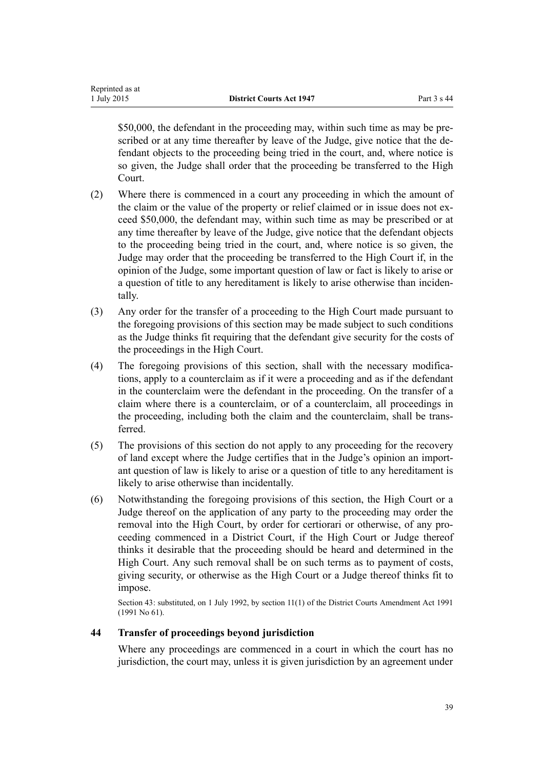$50,000, the defendant in the proceeding may, within such time as may be prescribed or at any time thereafter by leave of the Judge, give notice that the defendant objects to the proceeding being tried in the court, and, where notice is so given, the Judge shall order that the proceeding be transferred to the High Court.

(2) Where there is commenced in a court any proceeding in which the amount of the claim or the value of the property or relief claimed or in issue does not exceed $50,000, the defendant may, within such time as may be prescribed or at any time thereafter by leave of the Judge, give notice that the defendant objects to the proceeding being tried in the court, and, where notice is so given, the Judge may order that the proceeding be transferred to the High Court if, in the opinion of the Judge, some important question of law or fact is likely to arise or a question of title to any hereditament is likely to arise otherwise than incidentally.

(3) Any order for the transfer of a proceeding to the High Court made pursuant to the foregoing provisions of this section may be made subject to such conditions as the Judge thinks fit requiring that the defendant give security for the costs of the proceedings in the High Court.

(4) The foregoing provisions of this section, shall with the necessary modifications, apply to a counterclaim as if it were a proceeding and as if the defendant in the counterclaim were the defendant in the proceeding. On the transfer of a claim where there is a counterclaim, or of a counterclaim, all proceedings in the proceeding, including both the claim and the counterclaim, shall be transferred.

(5) The provisions of this section do not apply to any proceeding for the recovery of land except where the Judge certifies that in the Judge's opinion an important question of law is likely to arise or a question of title to any hereditament is likely to arise otherwise than incidentally.

(6) Notwithstanding the foregoing provisions of this section, the High Court or a Judge thereof on the application of any party to the proceeding may order the removal into the High Court, by order for certiorari or otherwise, of any proceeding commenced in a District Court, if the High Court or Judge thereof thinks it desirable that the proceeding should be heard and determined in the High Court. Any such removal shall be on such terms as to payment of costs, giving security, or otherwise as the High Court or a Judge thereof thinks fit to impose.

Section 43: substituted, on 1 July 1992, by section 11(1) of the District Courts Amendment Act 1991 (1991 No 61).

### 44 Transfer of proceedings beyond jurisdiction

Where any proceedings are commenced in a court in which the court has no jurisdiction, the court may, unless it is given jurisdiction by an agreement under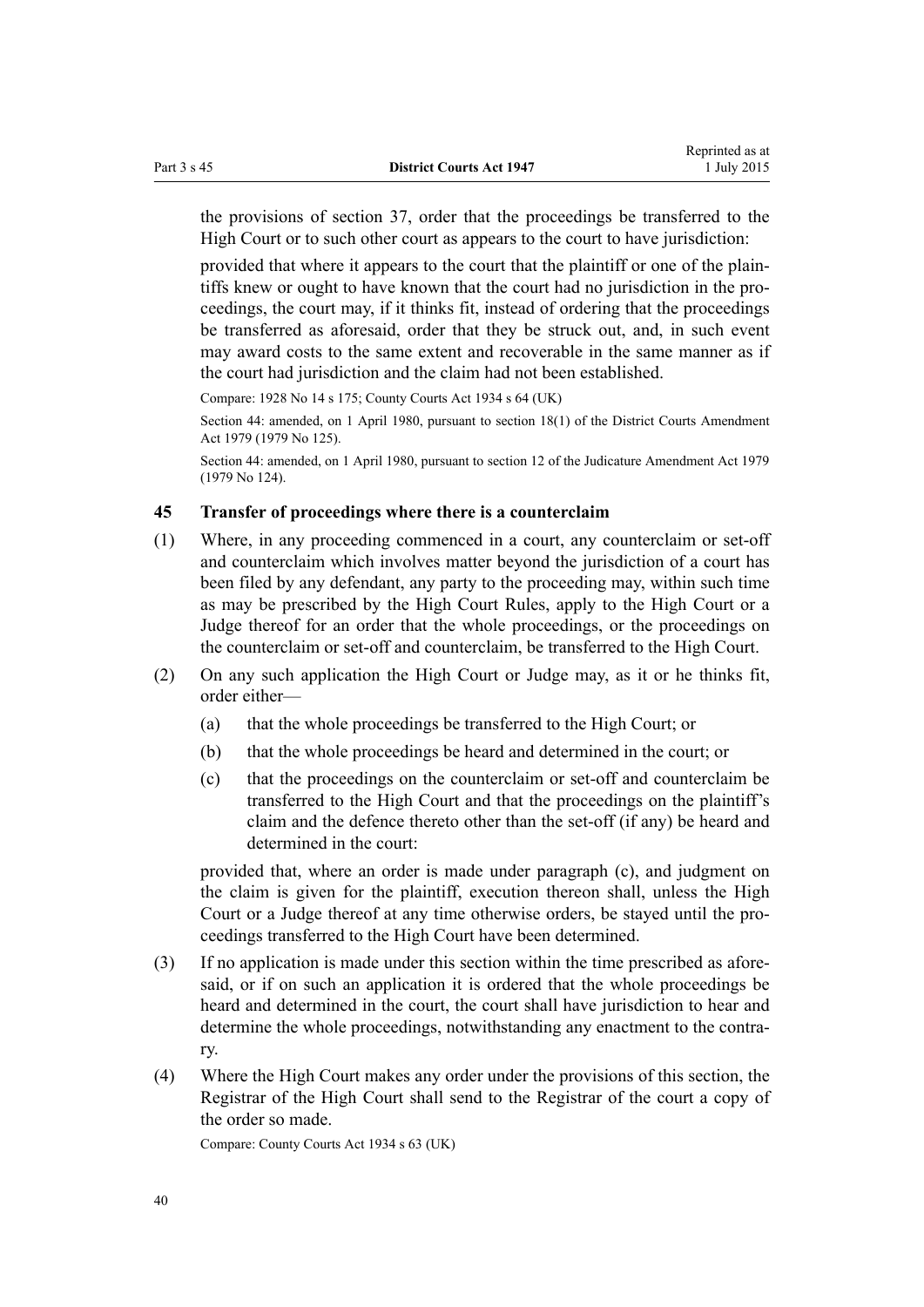the provisions of section 37, order that the proceedings be transferred to the High Court or to such other court as appears to the court to have jurisdiction:

provided that where it appears to the court that the plaintiff or one of the plaintiffs knew or ought to have known that the court had no jurisdiction in the proceedings, the court may, if it thinks fit, instead of ordering that the proceedings be transferred as aforesaid, order that they be struck out, and, in such event may award costs to the same extent and recoverable in the same manner as if the court had jurisdiction and the claim had not been established.

Compare: 1928 No 14 s 175; County Courts Act 1934 s 64 (UK)

Section 44: amended, on 1 April 1980, pursuant to section 18(1) of the District Courts Amendment Act 1979 (1979 No 125).

Section 44: amended, on 1 April 1980, pursuant to section 12 of the Judicature Amendment Act 1979 (1979 No 124).

### 45 Transfer of proceedings where there is a counterclaim

(1) Where, in any proceeding commenced in a court, any counterclaim or set-off and counterclaim which involves matter beyond the jurisdiction of a court has been filed by any defendant, any party to the proceeding may, within such time as may be prescribed by the High Court Rules, apply to the High Court or a Judge thereof for an order that the whole proceedings, or the proceedings on the counterclaim or set-off and counterclaim, be transferred to the High Court.

(2) On any such application the High Court or Judge may, as it or he thinks fit, order either—

(a) that the whole proceedings be transferred to the High Court; or

(b) that the whole proceedings be heard and determined in the court; or

(c) that the proceedings on the counterclaim or set-off and counterclaim be transferred to the High Court and that the proceedings on the plaintiff's claim and the defence thereto other than the set-off (if any) be heard and determined in the court:

provided that, where an order is made under paragraph (c), and judgment on the claim is given for the plaintiff, execution thereon shall, unless the High Court or a Judge thereof at any time otherwise orders, be stayed until the proceedings transferred to the High Court have been determined.

(3) If no application is made under this section within the time prescribed as aforesaid, or if on such an application it is ordered that the whole proceedings be heard and determined in the court, the court shall have jurisdiction to hear and determine the whole proceedings, notwithstanding any enactment to the contrary.

(4) Where the High Court makes any order under the provisions of this section, the Registrar of the High Court shall send to the Registrar of the court a copy of the order so made.

Compare: County Courts Act 1934 s 63 (UK)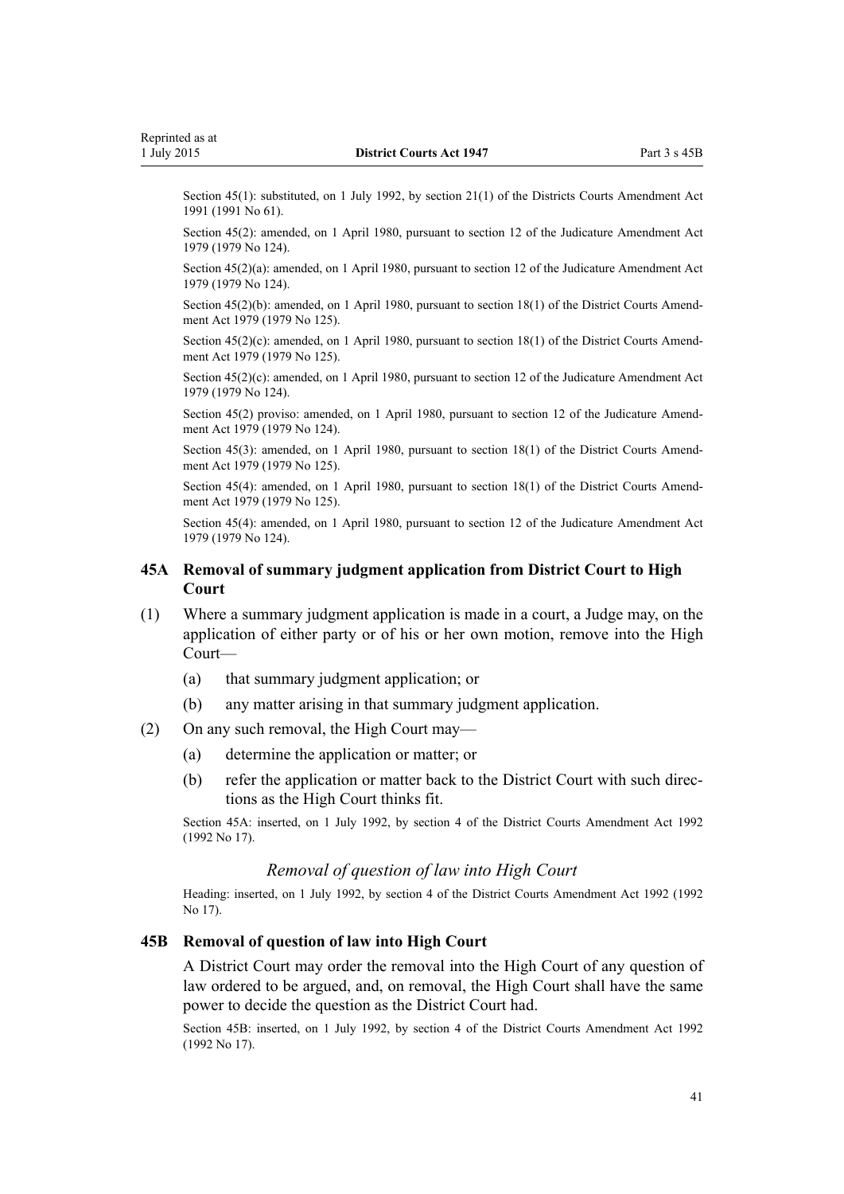Section 45(1): substituted, on 1 July 1992, by section 21(1) of the Districts Courts Amendment Act 1991 (1991 No 61).

Section 45(2): amended, on 1 April 1980, pursuant to section 12 of the Judicature Amendment Act 1979 (1979 No 124).

Section 45(2)(a): amended, on 1 April 1980, pursuant to section 12 of the Judicature Amendment Act 1979 (1979 No 124).

Section 45(2)(b): amended, on 1 April 1980, pursuant to section 18(1) of the District Courts Amendment Act 1979 (1979 No 125).

Section 45(2)(c): amended, on 1 April 1980, pursuant to section 18(1) of the District Courts Amendment Act 1979 (1979 No 125).

Section 45(2)(c): amended, on 1 April 1980, pursuant to section 12 of the Judicature Amendment Act 1979 (1979 No 124).

Section 45(2) proviso: amended, on 1 April 1980, pursuant to section 12 of the Judicature Amendment Act 1979 (1979 No 124).

Section 45(3): amended, on 1 April 1980, pursuant to section 18(1) of the District Courts Amendment Act 1979 (1979 No 125).

Section 45(4): amended, on 1 April 1980, pursuant to section 18(1) of the District Courts Amendment Act 1979 (1979 No 125).

Section 45(4): amended, on 1 April 1980, pursuant to section 12 of the Judicature Amendment Act 1979 (1979 No 124).

### 45A Removal of summary judgment application from District Court to High Court

(1) Where a summary judgment application is made in a court, a Judge may, on the application of either party or of his or her own motion, remove into the High Court—

- (a) that summary judgment application; or
- (b) any matter arising in that summary judgment application.

(2) On any such removal, the High Court may—

- (a) determine the application or matter; or
- (b) refer the application or matter back to the District Court with such directions as the High Court thinks fit.

Section 45A: inserted, on 1 July 1992, by section 4 of the District Courts Amendment Act 1992 (1992 No 17).

*Removal of question of law into High Court*

Heading: inserted, on 1 July 1992, by section 4 of the District Courts Amendment Act 1992 (1992 No 17).

### 45B Removal of question of law into High Court

A District Court may order the removal into the High Court of any question of law ordered to be argued, and, on removal, the High Court shall have the same power to decide the question as the District Court had.

Section 45B: inserted, on 1 July 1992, by section 4 of the District Courts Amendment Act 1992 (1992 No 17).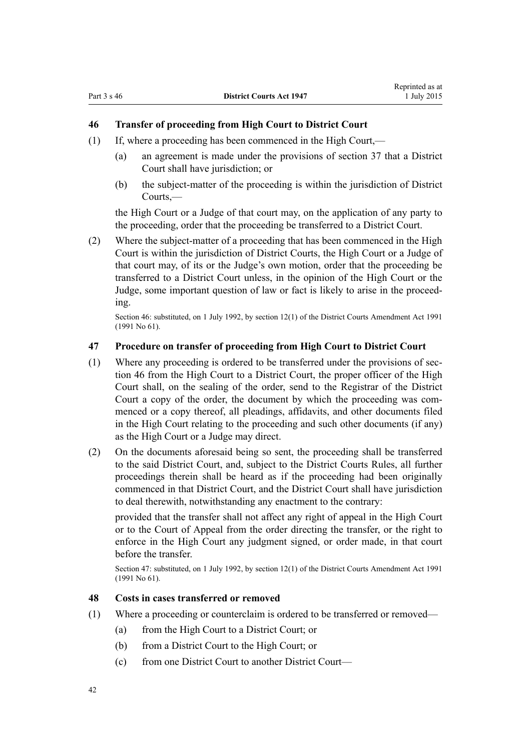### 46 Transfer of proceeding from High Court to District Court

(1) If, where a proceeding has been commenced in the High Court,—

(a) an agreement is made under the provisions of section 37 that a District Court shall have jurisdiction; or

(b) the subject-matter of the proceeding is within the jurisdiction of District Courts,—

the High Court or a Judge of that court may, on the application of any party to the proceeding, order that the proceeding be transferred to a District Court.

(2) Where the subject-matter of a proceeding that has been commenced in the High Court is within the jurisdiction of District Courts, the High Court or a Judge of that court may, of its or the Judge's own motion, order that the proceeding be transferred to a District Court unless, in the opinion of the High Court or the Judge, some important question of law or fact is likely to arise in the proceeding.

Section 46: substituted, on 1 July 1992, by section 12(1) of the District Courts Amendment Act 1991 (1991 No 61).

### 47 Procedure on transfer of proceeding from High Court to District Court

(1) Where any proceeding is ordered to be transferred under the provisions of section 46 from the High Court to a District Court, the proper officer of the High Court shall, on the sealing of the order, send to the Registrar of the District Court a copy of the order, the document by which the proceeding was commenced or a copy thereof, all pleadings, affidavits, and other documents filed in the High Court relating to the proceeding and such other documents (if any) as the High Court or a Judge may direct.

(2) On the documents aforesaid being so sent, the proceeding shall be transferred to the said District Court, and, subject to the District Courts Rules, all further proceedings therein shall be heard as if the proceeding had been originally commenced in that District Court, and the District Court shall have jurisdiction to deal therewith, notwithstanding any enactment to the contrary:

provided that the transfer shall not affect any right of appeal in the High Court or to the Court of Appeal from the order directing the transfer, or the right to enforce in the High Court any judgment signed, or order made, in that court before the transfer.

Section 47: substituted, on 1 July 1992, by section 12(1) of the District Courts Amendment Act 1991 (1991 No 61).

### 48 Costs in cases transferred or removed

(1) Where a proceeding or counterclaim is ordered to be transferred or removed—

(a) from the High Court to a District Court; or

(b) from a District Court to the High Court; or

(c) from one District Court to another District Court—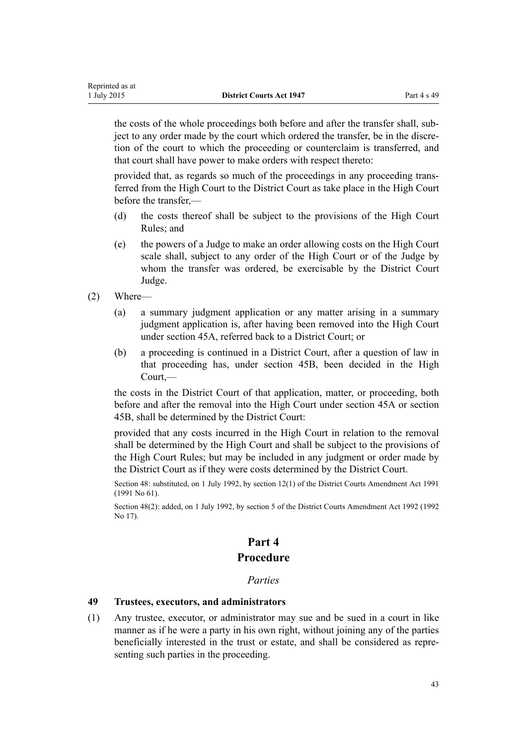the costs of the whole proceedings both before and after the transfer shall, subject to any order made by the court which ordered the transfer, be in the discretion of the court to which the proceeding or counterclaim is transferred, and that court shall have power to make orders with respect thereto:

provided that, as regards so much of the proceedings in any proceeding transferred from the High Court to the District Court as take place in the High Court before the transfer,—

- (d) the costs thereof shall be subject to the provisions of the High Court Rules; and
- (e) the powers of a Judge to make an order allowing costs on the High Court scale shall, subject to any order of the High Court or of the Judge by whom the transfer was ordered, be exercisable by the District Court Judge.

(2) Where—

- (a) a summary judgment application or any matter arising in a summary judgment application is, after having been removed into the High Court under section 45A, referred back to a District Court; or
- (b) a proceeding is continued in a District Court, after a question of law in that proceeding has, under section 45B, been decided in the High Court,—

the costs in the District Court of that application, matter, or proceeding, both before and after the removal into the High Court under section 45A or section 45B, shall be determined by the District Court:

provided that any costs incurred in the High Court in relation to the removal shall be determined by the High Court and shall be subject to the provisions of the High Court Rules; but may be included in any judgment or order made by the District Court as if they were costs determined by the District Court.

Section 48: substituted, on 1 July 1992, by section 12(1) of the District Courts Amendment Act 1991 (1991 No 61).

Section 48(2): added, on 1 July 1992, by section 5 of the District Courts Amendment Act 1992 (1992 No 17).

# Part 4
# Procedure

*Parties*

### 49 Trustees, executors, and administrators

(1) Any trustee, executor, or administrator may sue and be sued in a court in like manner as if he were a party in his own right, without joining any of the parties beneficially interested in the trust or estate, and shall be considered as representing such parties in the proceeding.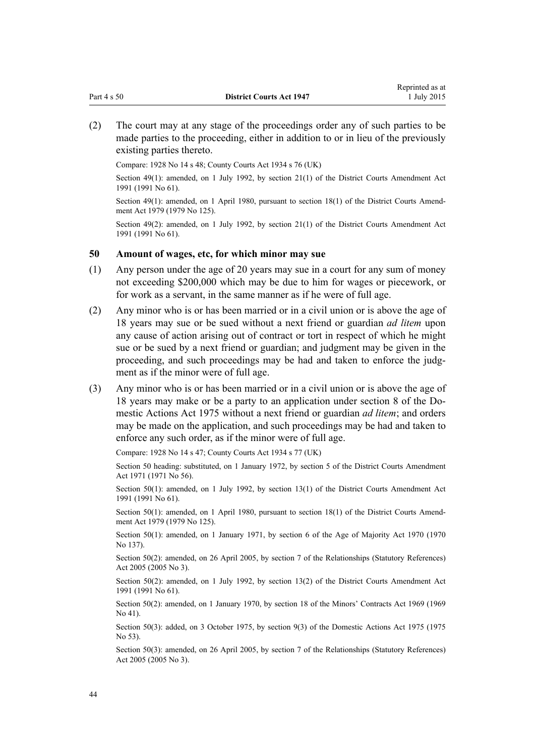(2) The court may at any stage of the proceedings order any of such parties to be made parties to the proceeding, either in addition to or in lieu of the previously existing parties thereto.

Compare: 1928 No 14 s 48; County Courts Act 1934 s 76 (UK)

Section 49(1): amended, on 1 July 1992, by section 21(1) of the District Courts Amendment Act 1991 (1991 No 61).

Section 49(1): amended, on 1 April 1980, pursuant to section 18(1) of the District Courts Amendment Act 1979 (1979 No 125).

Section 49(2): amended, on 1 July 1992, by section 21(1) of the District Courts Amendment Act 1991 (1991 No 61).

### 50 Amount of wages, etc, for which minor may sue

(1) Any person under the age of 20 years may sue in a court for any sum of money not exceeding $200,000 which may be due to him for wages or piecework, or for work as a servant, in the same manner as if he were of full age.

(2) Any minor who is or has been married or in a civil union or is above the age of 18 years may sue or be sued without a next friend or guardian *ad litem* upon any cause of action arising out of contract or tort in respect of which he might sue or be sued by a next friend or guardian; and judgment may be given in the proceeding, and such proceedings may be had and taken to enforce the judgment as if the minor were of full age.

(3) Any minor who is or has been married or in a civil union or is above the age of 18 years may make or be a party to an application under section 8 of the Domestic Actions Act 1975 without a next friend or guardian *ad litem*; and orders may be made on the application, and such proceedings may be had and taken to enforce any such order, as if the minor were of full age.

Compare: 1928 No 14 s 47; County Courts Act 1934 s 77 (UK)

Section 50 heading: substituted, on 1 January 1972, by section 5 of the District Courts Amendment Act 1971 (1971 No 56).

Section 50(1): amended, on 1 July 1992, by section 13(1) of the District Courts Amendment Act 1991 (1991 No 61).

Section 50(1): amended, on 1 April 1980, pursuant to section 18(1) of the District Courts Amendment Act 1979 (1979 No 125).

Section 50(1): amended, on 1 January 1971, by section 6 of the Age of Majority Act 1970 (1970 No 137).

Section 50(2): amended, on 26 April 2005, by section 7 of the Relationships (Statutory References) Act 2005 (2005 No 3).

Section 50(2): amended, on 1 July 1992, by section 13(2) of the District Courts Amendment Act 1991 (1991 No 61).

Section 50(2): amended, on 1 January 1970, by section 18 of the Minors' Contracts Act 1969 (1969 No 41).

Section 50(3): added, on 3 October 1975, by section 9(3) of the Domestic Actions Act 1975 (1975 No 53).

Section 50(3): amended, on 26 April 2005, by section 7 of the Relationships (Statutory References) Act 2005 (2005 No 3).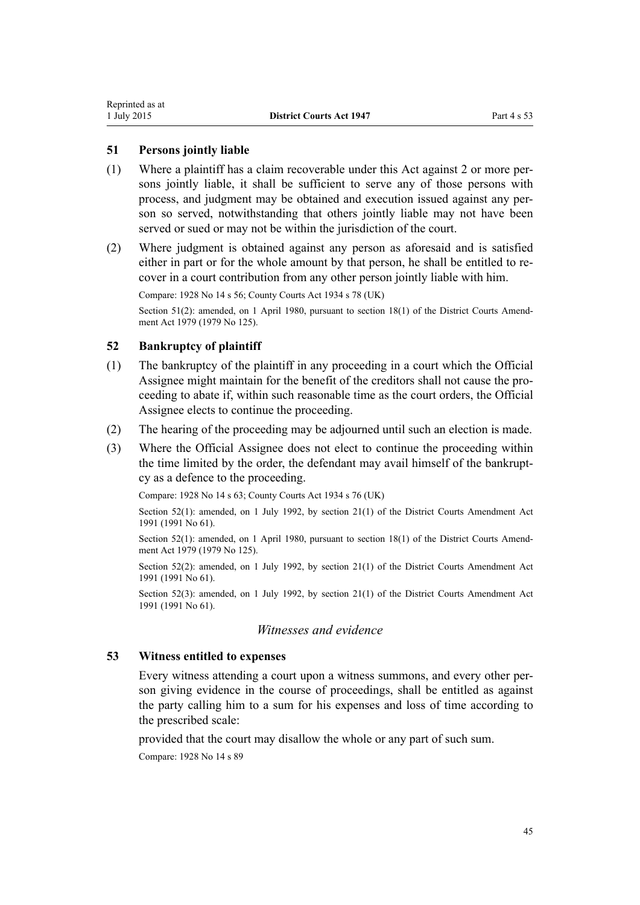## 51 Persons jointly liable

(1) Where a plaintiff has a claim recoverable under this Act against 2 or more persons jointly liable, it shall be sufficient to serve any of those persons with process, and judgment may be obtained and execution issued against any person so served, notwithstanding that others jointly liable may not have been served or sued or may not be within the jurisdiction of the court.

(2) Where judgment is obtained against any person as aforesaid and is satisfied either in part or for the whole amount by that person, he shall be entitled to recover in a court contribution from any other person jointly liable with him.

Compare: 1928 No 14 s 56; County Courts Act 1934 s 78 (UK)

Section 51(2): amended, on 1 April 1980, pursuant to section 18(1) of the District Courts Amendment Act 1979 (1979 No 125).

## 52 Bankruptcy of plaintiff

(1) The bankruptcy of the plaintiff in any proceeding in a court which the Official Assignee might maintain for the benefit of the creditors shall not cause the proceeding to abate if, within such reasonable time as the court orders, the Official Assignee elects to continue the proceeding.

(2) The hearing of the proceeding may be adjourned until such an election is made.

(3) Where the Official Assignee does not elect to continue the proceeding within the time limited by the order, the defendant may avail himself of the bankruptcy as a defence to the proceeding.

Compare: 1928 No 14 s 63; County Courts Act 1934 s 76 (UK)

Section 52(1): amended, on 1 July 1992, by section 21(1) of the District Courts Amendment Act 1991 (1991 No 61).

Section 52(1): amended, on 1 April 1980, pursuant to section 18(1) of the District Courts Amendment Act 1979 (1979 No 125).

Section 52(2): amended, on 1 July 1992, by section 21(1) of the District Courts Amendment Act 1991 (1991 No 61).

Section 52(3): amended, on 1 July 1992, by section 21(1) of the District Courts Amendment Act 1991 (1991 No 61).

### *Witnesses and evidence*

## 53 Witness entitled to expenses

Every witness attending a court upon a witness summons, and every other person giving evidence in the course of proceedings, shall be entitled as against the party calling him to a sum for his expenses and loss of time according to the prescribed scale:

provided that the court may disallow the whole or any part of such sum.

Compare: 1928 No 14 s 89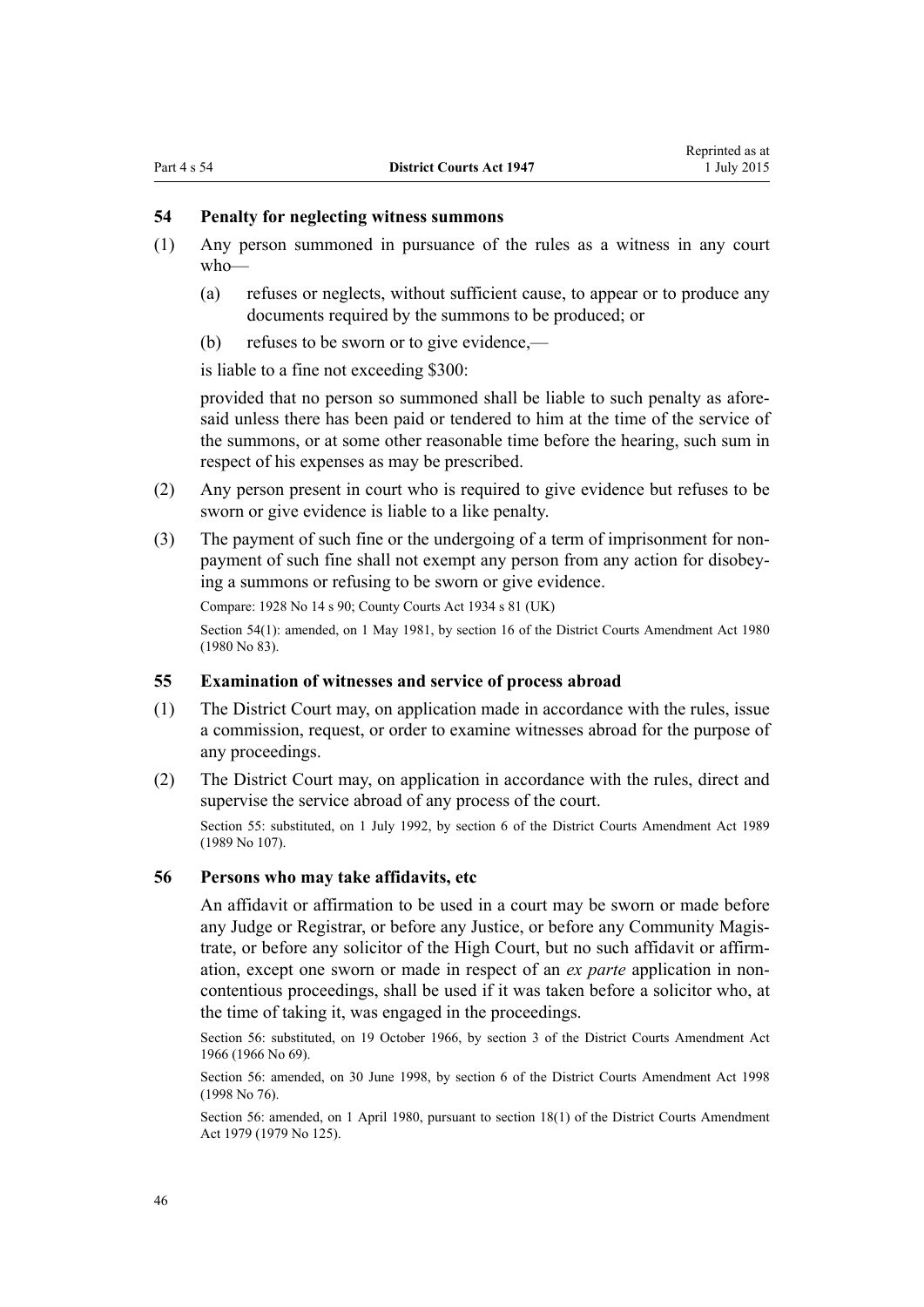### 54 Penalty for neglecting witness summons

(1) Any person summoned in pursuance of the rules as a witness in any court who—

(a) refuses or neglects, without sufficient cause, to appear or to produce any documents required by the summons to be produced; or

(b) refuses to be sworn or to give evidence,—

is liable to a fine not exceeding $300:

provided that no person so summoned shall be liable to such penalty as aforesaid unless there has been paid or tendered to him at the time of the service of the summons, or at some other reasonable time before the hearing, such sum in respect of his expenses as may be prescribed.

(2) Any person present in court who is required to give evidence but refuses to be sworn or give evidence is liable to a like penalty.

(3) The payment of such fine or the undergoing of a term of imprisonment for non-payment of such fine shall not exempt any person from any action for disobeying a summons or refusing to be sworn or give evidence.

Compare: 1928 No 14 s 90; County Courts Act 1934 s 81 (UK)

Section 54(1): amended, on 1 May 1981, by section 16 of the District Courts Amendment Act 1980 (1980 No 83).

### 55 Examination of witnesses and service of process abroad

(1) The District Court may, on application made in accordance with the rules, issue a commission, request, or order to examine witnesses abroad for the purpose of any proceedings.

(2) The District Court may, on application in accordance with the rules, direct and supervise the service abroad of any process of the court.

Section 55: substituted, on 1 July 1992, by section 6 of the District Courts Amendment Act 1989 (1989 No 107).

### 56 Persons who may take affidavits, etc

An affidavit or affirmation to be used in a court may be sworn or made before any Judge or Registrar, or before any Justice, or before any Community Magistrate, or before any solicitor of the High Court, but no such affidavit or affirmation, except one sworn or made in respect of an *ex parte* application in non-contentious proceedings, shall be used if it was taken before a solicitor who, at the time of taking it, was engaged in the proceedings.

Section 56: substituted, on 19 October 1966, by section 3 of the District Courts Amendment Act 1966 (1966 No 69).

Section 56: amended, on 30 June 1998, by section 6 of the District Courts Amendment Act 1998 (1998 No 76).

Section 56: amended, on 1 April 1980, pursuant to section 18(1) of the District Courts Amendment Act 1979 (1979 No 125).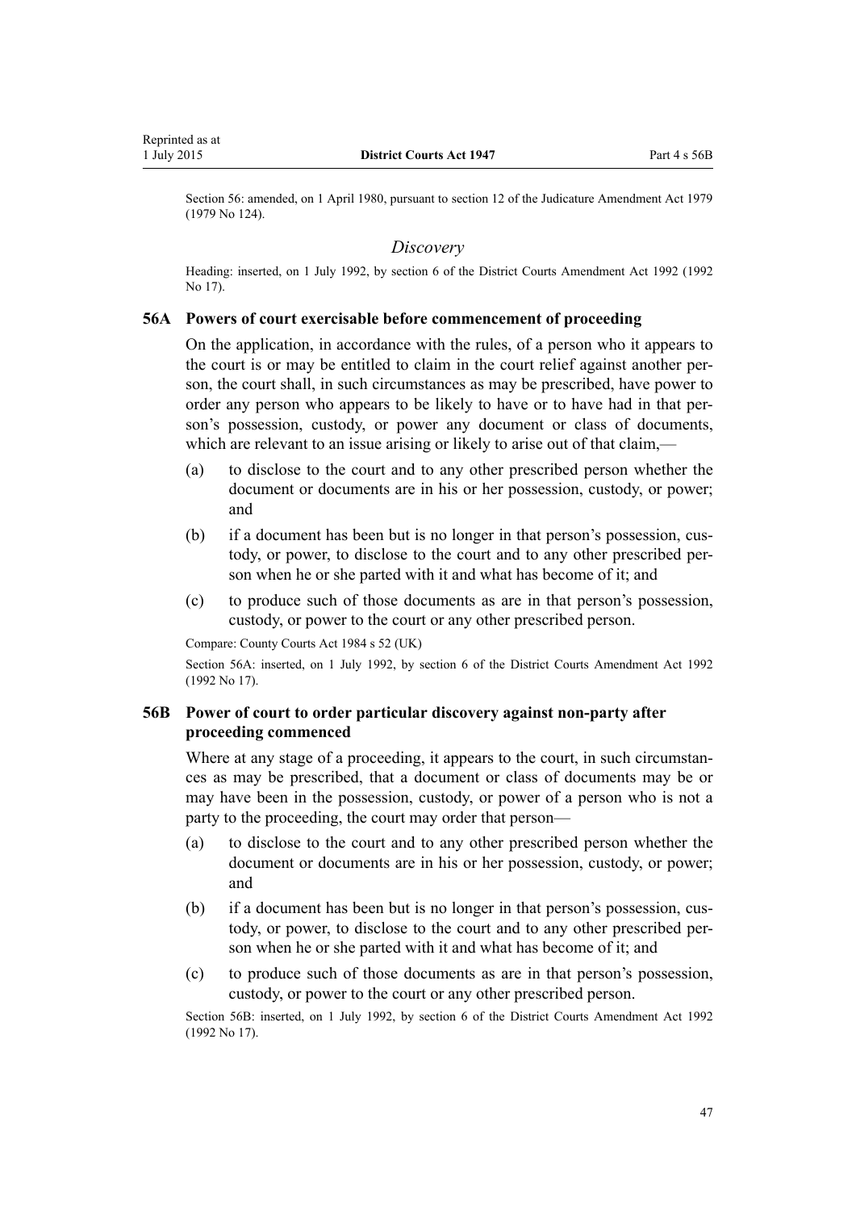Section 56: amended, on 1 April 1980, pursuant to section 12 of the Judicature Amendment Act 1979 (1979 No 124).

### *Discovery*

Heading: inserted, on 1 July 1992, by section 6 of the District Courts Amendment Act 1992 (1992 No 17).

#### 56A Powers of court exercisable before commencement of proceeding

On the application, in accordance with the rules, of a person who it appears to the court is or may be entitled to claim in the court relief against another person, the court shall, in such circumstances as may be prescribed, have power to order any person who appears to be likely to have or to have had in that person's possession, custody, or power any document or class of documents, which are relevant to an issue arising or likely to arise out of that claim,—

- (a) to disclose to the court and to any other prescribed person whether the document or documents are in his or her possession, custody, or power; and
- (b) if a document has been but is no longer in that person's possession, custody, or power, to disclose to the court and to any other prescribed person when he or she parted with it and what has become of it; and
- (c) to produce such of those documents as are in that person's possession, custody, or power to the court or any other prescribed person.

Compare: County Courts Act 1984 s 52 (UK)

Section 56A: inserted, on 1 July 1992, by section 6 of the District Courts Amendment Act 1992 (1992 No 17).

#### 56B Power of court to order particular discovery against non-party after proceeding commenced

Where at any stage of a proceeding, it appears to the court, in such circumstances as may be prescribed, that a document or class of documents may be or may have been in the possession, custody, or power of a person who is not a party to the proceeding, the court may order that person—

- (a) to disclose to the court and to any other prescribed person whether the document or documents are in his or her possession, custody, or power; and
- (b) if a document has been but is no longer in that person's possession, custody, or power, to disclose to the court and to any other prescribed person when he or she parted with it and what has become of it; and
- (c) to produce such of those documents as are in that person's possession, custody, or power to the court or any other prescribed person.

Section 56B: inserted, on 1 July 1992, by section 6 of the District Courts Amendment Act 1992 (1992 No 17).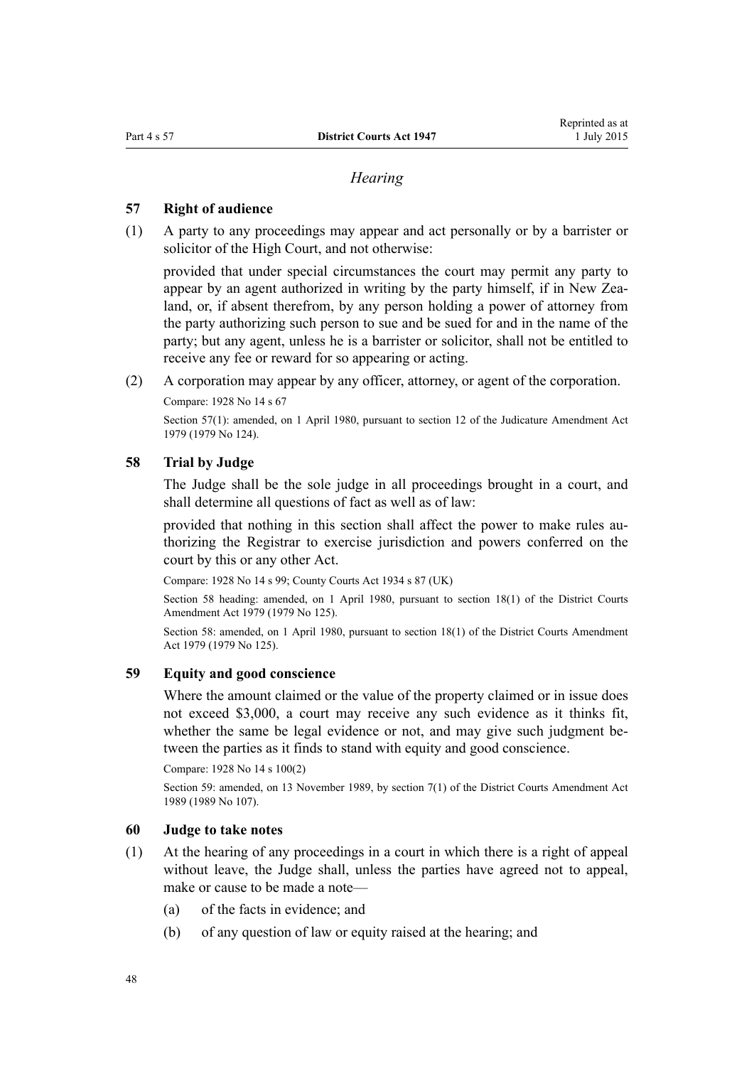## *Hearing*

### 57 Right of audience

(1) A party to any proceedings may appear and act personally or by a barrister or solicitor of the High Court, and not otherwise:

provided that under special circumstances the court may permit any party to appear by an agent authorized in writing by the party himself, if in New Zealand, or, if absent therefrom, by any person holding a power of attorney from the party authorizing such person to sue and be sued for and in the name of the party; but any agent, unless he is a barrister or solicitor, shall not be entitled to receive any fee or reward for so appearing or acting.

(2) A corporation may appear by any officer, attorney, or agent of the corporation.

Compare: 1928 No 14 s 67

Section 57(1): amended, on 1 April 1980, pursuant to section 12 of the Judicature Amendment Act 1979 (1979 No 124).

### 58 Trial by Judge

The Judge shall be the sole judge in all proceedings brought in a court, and shall determine all questions of fact as well as of law:

provided that nothing in this section shall affect the power to make rules authorizing the Registrar to exercise jurisdiction and powers conferred on the court by this or any other Act.

Compare: 1928 No 14 s 99; County Courts Act 1934 s 87 (UK)

Section 58 heading: amended, on 1 April 1980, pursuant to section 18(1) of the District Courts Amendment Act 1979 (1979 No 125).

Section 58: amended, on 1 April 1980, pursuant to section 18(1) of the District Courts Amendment Act 1979 (1979 No 125).

### 59 Equity and good conscience

Where the amount claimed or the value of the property claimed or in issue does not exceed $3,000, a court may receive any such evidence as it thinks fit, whether the same be legal evidence or not, and may give such judgment between the parties as it finds to stand with equity and good conscience.

Compare: 1928 No 14 s 100(2)

Section 59: amended, on 13 November 1989, by section 7(1) of the District Courts Amendment Act 1989 (1989 No 107).

### 60 Judge to take notes

(1) At the hearing of any proceedings in a court in which there is a right of appeal without leave, the Judge shall, unless the parties have agreed not to appeal, make or cause to be made a note—

- (a) of the facts in evidence; and
- (b) of any question of law or equity raised at the hearing; and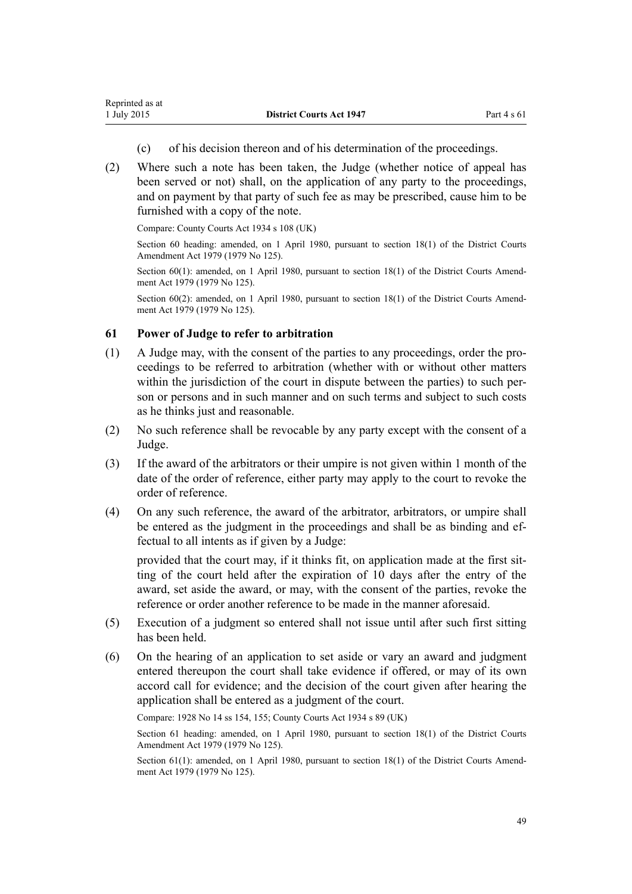(c) of his decision thereon and of his determination of the proceedings.

(2) Where such a note has been taken, the Judge (whether notice of appeal has been served or not) shall, on the application of any party to the proceedings, and on payment by that party of such fee as may be prescribed, cause him to be furnished with a copy of the note.

Compare: County Courts Act 1934 s 108 (UK)

Section 60 heading: amended, on 1 April 1980, pursuant to section 18(1) of the District Courts Amendment Act 1979 (1979 No 125).

Section 60(1): amended, on 1 April 1980, pursuant to section 18(1) of the District Courts Amendment Act 1979 (1979 No 125).

Section 60(2): amended, on 1 April 1980, pursuant to section 18(1) of the District Courts Amendment Act 1979 (1979 No 125).

### 61 Power of Judge to refer to arbitration

(1) A Judge may, with the consent of the parties to any proceedings, order the proceedings to be referred to arbitration (whether with or without other matters within the jurisdiction of the court in dispute between the parties) to such person or persons and in such manner and on such terms and subject to such costs as he thinks just and reasonable.

(2) No such reference shall be revocable by any party except with the consent of a Judge.

(3) If the award of the arbitrators or their umpire is not given within 1 month of the date of the order of reference, either party may apply to the court to revoke the order of reference.

(4) On any such reference, the award of the arbitrator, arbitrators, or umpire shall be entered as the judgment in the proceedings and shall be as binding and effectual to all intents as if given by a Judge:

provided that the court may, if it thinks fit, on application made at the first sitting of the court held after the expiration of 10 days after the entry of the award, set aside the award, or may, with the consent of the parties, revoke the reference or order another reference to be made in the manner aforesaid.

(5) Execution of a judgment so entered shall not issue until after such first sitting has been held.

(6) On the hearing of an application to set aside or vary an award and judgment entered thereupon the court shall take evidence if offered, or may of its own accord call for evidence; and the decision of the court given after hearing the application shall be entered as a judgment of the court.

Compare: 1928 No 14 ss 154, 155; County Courts Act 1934 s 89 (UK)

Section 61 heading: amended, on 1 April 1980, pursuant to section 18(1) of the District Courts Amendment Act 1979 (1979 No 125).

Section 61(1): amended, on 1 April 1980, pursuant to section 18(1) of the District Courts Amendment Act 1979 (1979 No 125).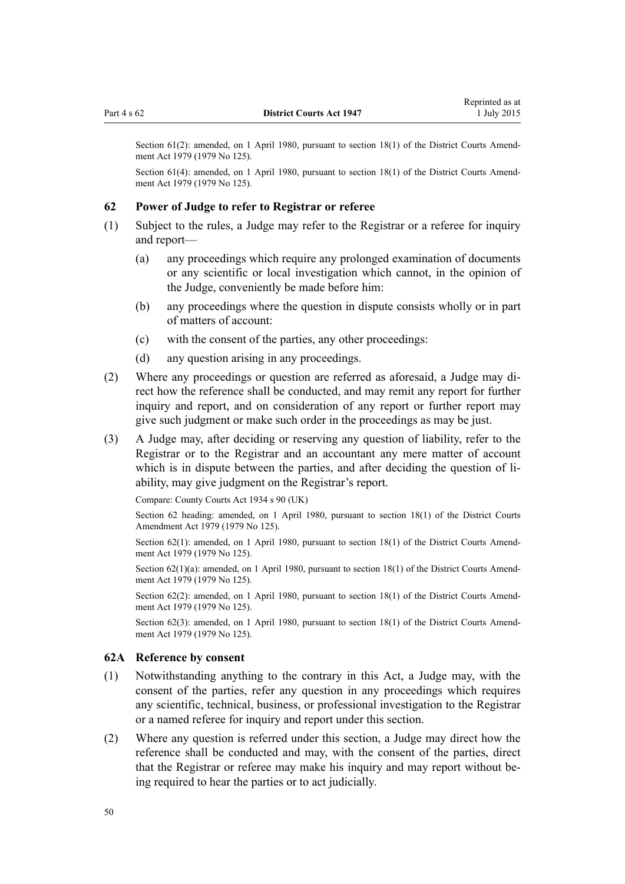Section 61(2): amended, on 1 April 1980, pursuant to section 18(1) of the District Courts Amendment Act 1979 (1979 No 125).

Section 61(4): amended, on 1 April 1980, pursuant to section 18(1) of the District Courts Amendment Act 1979 (1979 No 125).

### 62 Power of Judge to refer to Registrar or referee

(1) Subject to the rules, a Judge may refer to the Registrar or a referee for inquiry and report—

(a) any proceedings which require any prolonged examination of documents or any scientific or local investigation which cannot, in the opinion of the Judge, conveniently be made before him:

(b) any proceedings where the question in dispute consists wholly or in part of matters of account:

(c) with the consent of the parties, any other proceedings:

(d) any question arising in any proceedings.

(2) Where any proceedings or question are referred as aforesaid, a Judge may direct how the reference shall be conducted, and may remit any report for further inquiry and report, and on consideration of any report or further report may give such judgment or make such order in the proceedings as may be just.

(3) A Judge may, after deciding or reserving any question of liability, refer to the Registrar or to the Registrar and an accountant any mere matter of account which is in dispute between the parties, and after deciding the question of liability, may give judgment on the Registrar's report.

Compare: County Courts Act 1934 s 90 (UK)

Section 62 heading: amended, on 1 April 1980, pursuant to section 18(1) of the District Courts Amendment Act 1979 (1979 No 125).

Section 62(1): amended, on 1 April 1980, pursuant to section 18(1) of the District Courts Amendment Act 1979 (1979 No 125).

Section 62(1)(a): amended, on 1 April 1980, pursuant to section 18(1) of the District Courts Amendment Act 1979 (1979 No 125).

Section 62(2): amended, on 1 April 1980, pursuant to section 18(1) of the District Courts Amendment Act 1979 (1979 No 125).

Section 62(3): amended, on 1 April 1980, pursuant to section 18(1) of the District Courts Amendment Act 1979 (1979 No 125).

### 62A Reference by consent

(1) Notwithstanding anything to the contrary in this Act, a Judge may, with the consent of the parties, refer any question in any proceedings which requires any scientific, technical, business, or professional investigation to the Registrar or a named referee for inquiry and report under this section.

(2) Where any question is referred under this section, a Judge may direct how the reference shall be conducted and may, with the consent of the parties, direct that the Registrar or referee may make his inquiry and may report without being required to hear the parties or to act judicially.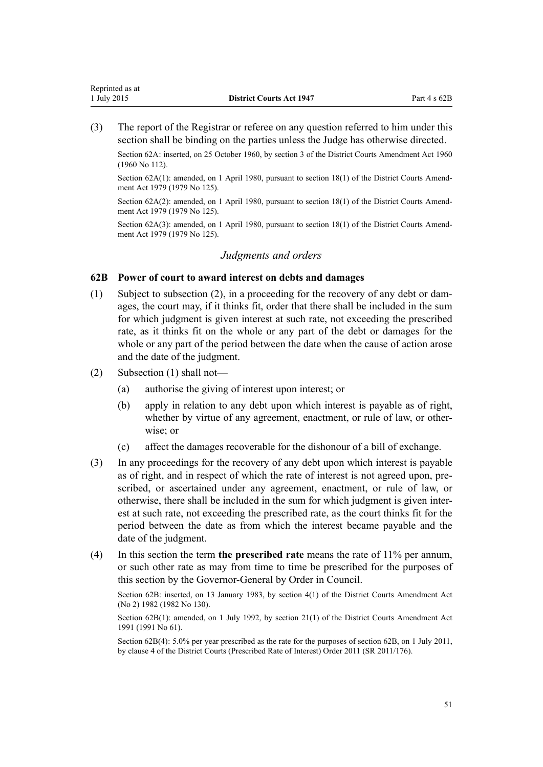(3) The report of the Registrar or referee on any question referred to him under this section shall be binding on the parties unless the Judge has otherwise directed.

Section 62A: inserted, on 25 October 1960, by section 3 of the District Courts Amendment Act 1960 (1960 No 112).

Section 62A(1): amended, on 1 April 1980, pursuant to section 18(1) of the District Courts Amendment Act 1979 (1979 No 125).

Section 62A(2): amended, on 1 April 1980, pursuant to section 18(1) of the District Courts Amendment Act 1979 (1979 No 125).

Section 62A(3): amended, on 1 April 1980, pursuant to section 18(1) of the District Courts Amendment Act 1979 (1979 No 125).

## *Judgments and orders*

### 62B Power of court to award interest on debts and damages

(1) Subject to subsection (2), in a proceeding for the recovery of any debt or damages, the court may, if it thinks fit, order that there shall be included in the sum for which judgment is given interest at such rate, not exceeding the prescribed rate, as it thinks fit on the whole or any part of the debt or damages for the whole or any part of the period between the date when the cause of action arose and the date of the judgment.

(2) Subsection (1) shall not—

(a) authorise the giving of interest upon interest; or

(b) apply in relation to any debt upon which interest is payable as of right, whether by virtue of any agreement, enactment, or rule of law, or otherwise; or

(c) affect the damages recoverable for the dishonour of a bill of exchange.

(3) In any proceedings for the recovery of any debt upon which interest is payable as of right, and in respect of which the rate of interest is not agreed upon, prescribed, or ascertained under any agreement, enactment, or rule of law, or otherwise, there shall be included in the sum for which judgment is given interest at such rate, not exceeding the prescribed rate, as the court thinks fit for the period between the date as from which the interest became payable and the date of the judgment.

(4) In this section the term **the prescribed rate** means the rate of 11% per annum, or such other rate as may from time to time be prescribed for the purposes of this section by the Governor-General by Order in Council.

Section 62B: inserted, on 13 January 1983, by section 4(1) of the District Courts Amendment Act (No 2) 1982 (1982 No 130).

Section 62B(1): amended, on 1 July 1992, by section 21(1) of the District Courts Amendment Act 1991 (1991 No 61).

Section 62B(4): 5.0% per year prescribed as the rate for the purposes of section 62B, on 1 July 2011, by clause 4 of the District Courts (Prescribed Rate of Interest) Order 2011 (SR 2011/176).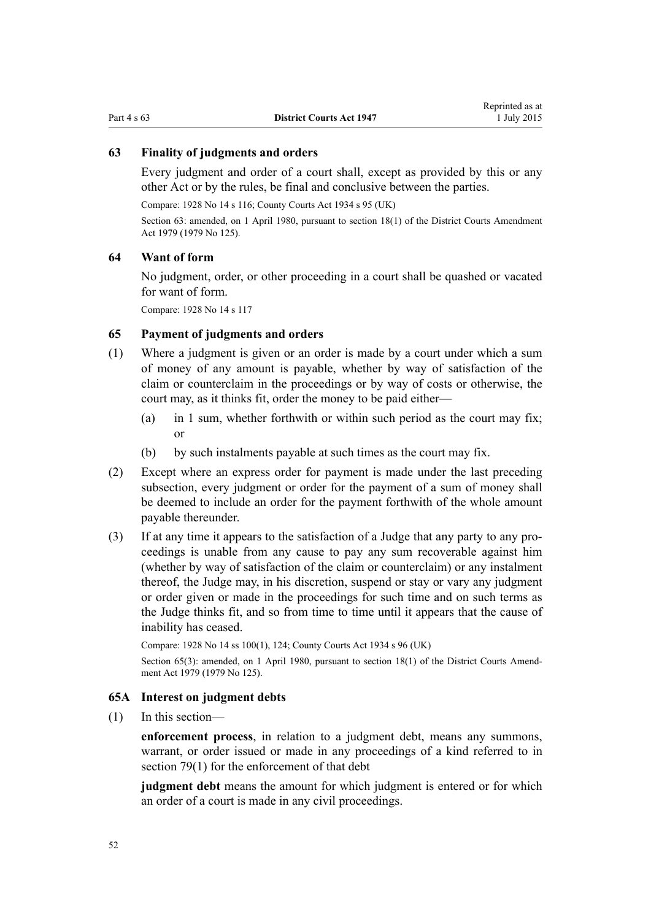### 63 Finality of judgments and orders

Every judgment and order of a court shall, except as provided by this or any other Act or by the rules, be final and conclusive between the parties.

Compare: 1928 No 14 s 116; County Courts Act 1934 s 95 (UK)

Section 63: amended, on 1 April 1980, pursuant to section 18(1) of the District Courts Amendment Act 1979 (1979 No 125).

### 64 Want of form

No judgment, order, or other proceeding in a court shall be quashed or vacated for want of form.

Compare: 1928 No 14 s 117

### 65 Payment of judgments and orders

(1) Where a judgment is given or an order is made by a court under which a sum of money of any amount is payable, whether by way of satisfaction of the claim or counterclaim in the proceedings or by way of costs or otherwise, the court may, as it thinks fit, order the money to be paid either—

  (a) in 1 sum, whether forthwith or within such period as the court may fix; or

  (b) by such instalments payable at such times as the court may fix.

(2) Except where an express order for payment is made under the last preceding subsection, every judgment or order for the payment of a sum of money shall be deemed to include an order for the payment forthwith of the whole amount payable thereunder.

(3) If at any time it appears to the satisfaction of a Judge that any party to any proceedings is unable from any cause to pay any sum recoverable against him (whether by way of satisfaction of the claim or counterclaim) or any instalment thereof, the Judge may, in his discretion, suspend or stay or vary any judgment or order given or made in the proceedings for such time and on such terms as the Judge thinks fit, and so from time to time until it appears that the cause of inability has ceased.

Compare: 1928 No 14 ss 100(1), 124; County Courts Act 1934 s 96 (UK)

Section 65(3): amended, on 1 April 1980, pursuant to section 18(1) of the District Courts Amendment Act 1979 (1979 No 125).

### 65A Interest on judgment debts

(1) In this section—

**enforcement process**, in relation to a judgment debt, means any summons, warrant, or order issued or made in any proceedings of a kind referred to in section 79(1) for the enforcement of that debt

**judgment debt** means the amount for which judgment is entered or for which an order of a court is made in any civil proceedings.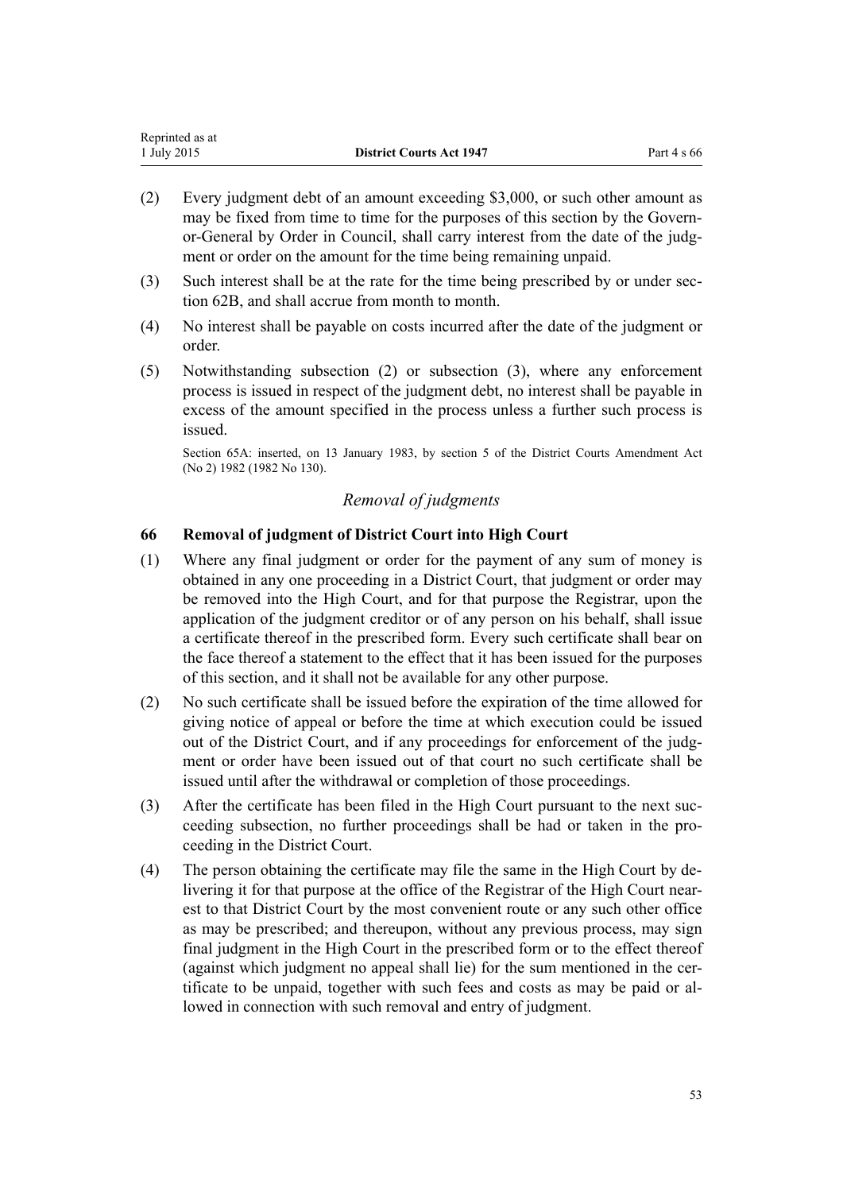(2) Every judgment debt of an amount exceeding $3,000, or such other amount as may be fixed from time to time for the purposes of this section by the Governor-General by Order in Council, shall carry interest from the date of the judgment or order on the amount for the time being remaining unpaid.

(3) Such interest shall be at the rate for the time being prescribed by or under section 62B, and shall accrue from month to month.

(4) No interest shall be payable on costs incurred after the date of the judgment or order.

(5) Notwithstanding subsection (2) or subsection (3), where any enforcement process is issued in respect of the judgment debt, no interest shall be payable in excess of the amount specified in the process unless a further such process is issued.

Section 65A: inserted, on 13 January 1983, by section 5 of the District Courts Amendment Act (No 2) 1982 (1982 No 130).

*Removal of judgments*

### 66 Removal of judgment of District Court into High Court

(1) Where any final judgment or order for the payment of any sum of money is obtained in any one proceeding in a District Court, that judgment or order may be removed into the High Court, and for that purpose the Registrar, upon the application of the judgment creditor or of any person on his behalf, shall issue a certificate thereof in the prescribed form. Every such certificate shall bear on the face thereof a statement to the effect that it has been issued for the purposes of this section, and it shall not be available for any other purpose.

(2) No such certificate shall be issued before the expiration of the time allowed for giving notice of appeal or before the time at which execution could be issued out of the District Court, and if any proceedings for enforcement of the judgment or order have been issued out of that court no such certificate shall be issued until after the withdrawal or completion of those proceedings.

(3) After the certificate has been filed in the High Court pursuant to the next succeeding subsection, no further proceedings shall be had or taken in the proceeding in the District Court.

(4) The person obtaining the certificate may file the same in the High Court by delivering it for that purpose at the office of the Registrar of the High Court nearest to that District Court by the most convenient route or any such other office as may be prescribed; and thereupon, without any previous process, may sign final judgment in the High Court in the prescribed form or to the effect thereof (against which judgment no appeal shall lie) for the sum mentioned in the certificate to be unpaid, together with such fees and costs as may be paid or allowed in connection with such removal and entry of judgment.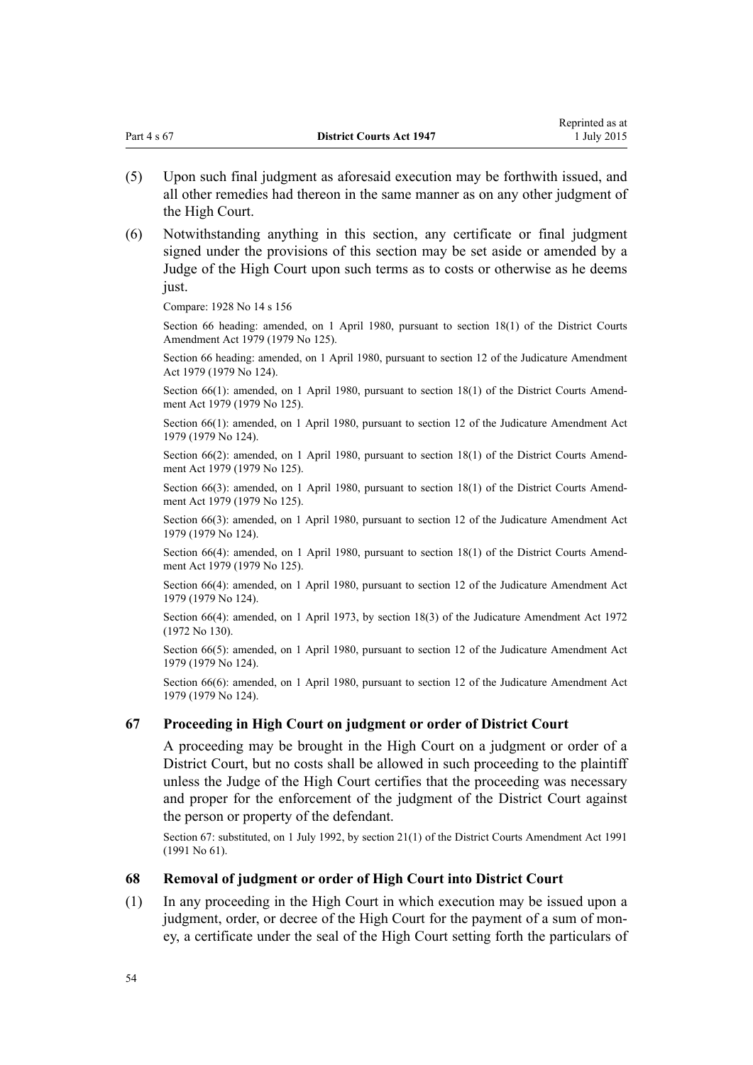(5) Upon such final judgment as aforesaid execution may be forthwith issued, and all other remedies had thereon in the same manner as on any other judgment of the High Court.

(6) Notwithstanding anything in this section, any certificate or final judgment signed under the provisions of this section may be set aside or amended by a Judge of the High Court upon such terms as to costs or otherwise as he deems just.

Compare: 1928 No 14 s 156

Section 66 heading: amended, on 1 April 1980, pursuant to section 18(1) of the District Courts Amendment Act 1979 (1979 No 125).

Section 66 heading: amended, on 1 April 1980, pursuant to section 12 of the Judicature Amendment Act 1979 (1979 No 124).

Section 66(1): amended, on 1 April 1980, pursuant to section 18(1) of the District Courts Amendment Act 1979 (1979 No 125).

Section 66(1): amended, on 1 April 1980, pursuant to section 12 of the Judicature Amendment Act 1979 (1979 No 124).

Section 66(2): amended, on 1 April 1980, pursuant to section 18(1) of the District Courts Amendment Act 1979 (1979 No 125).

Section 66(3): amended, on 1 April 1980, pursuant to section 18(1) of the District Courts Amendment Act 1979 (1979 No 125).

Section 66(3): amended, on 1 April 1980, pursuant to section 12 of the Judicature Amendment Act 1979 (1979 No 124).

Section 66(4): amended, on 1 April 1980, pursuant to section 18(1) of the District Courts Amendment Act 1979 (1979 No 125).

Section 66(4): amended, on 1 April 1980, pursuant to section 12 of the Judicature Amendment Act 1979 (1979 No 124).

Section 66(4): amended, on 1 April 1973, by section 18(3) of the Judicature Amendment Act 1972 (1972 No 130).

Section 66(5): amended, on 1 April 1980, pursuant to section 12 of the Judicature Amendment Act 1979 (1979 No 124).

Section 66(6): amended, on 1 April 1980, pursuant to section 12 of the Judicature Amendment Act 1979 (1979 No 124).

### 67 Proceeding in High Court on judgment or order of District Court

A proceeding may be brought in the High Court on a judgment or order of a District Court, but no costs shall be allowed in such proceeding to the plaintiff unless the Judge of the High Court certifies that the proceeding was necessary and proper for the enforcement of the judgment of the District Court against the person or property of the defendant.

Section 67: substituted, on 1 July 1992, by section 21(1) of the District Courts Amendment Act 1991 (1991 No 61).

### 68 Removal of judgment or order of High Court into District Court

(1) In any proceeding in the High Court in which execution may be issued upon a judgment, order, or decree of the High Court for the payment of a sum of money, a certificate under the seal of the High Court setting forth the particulars of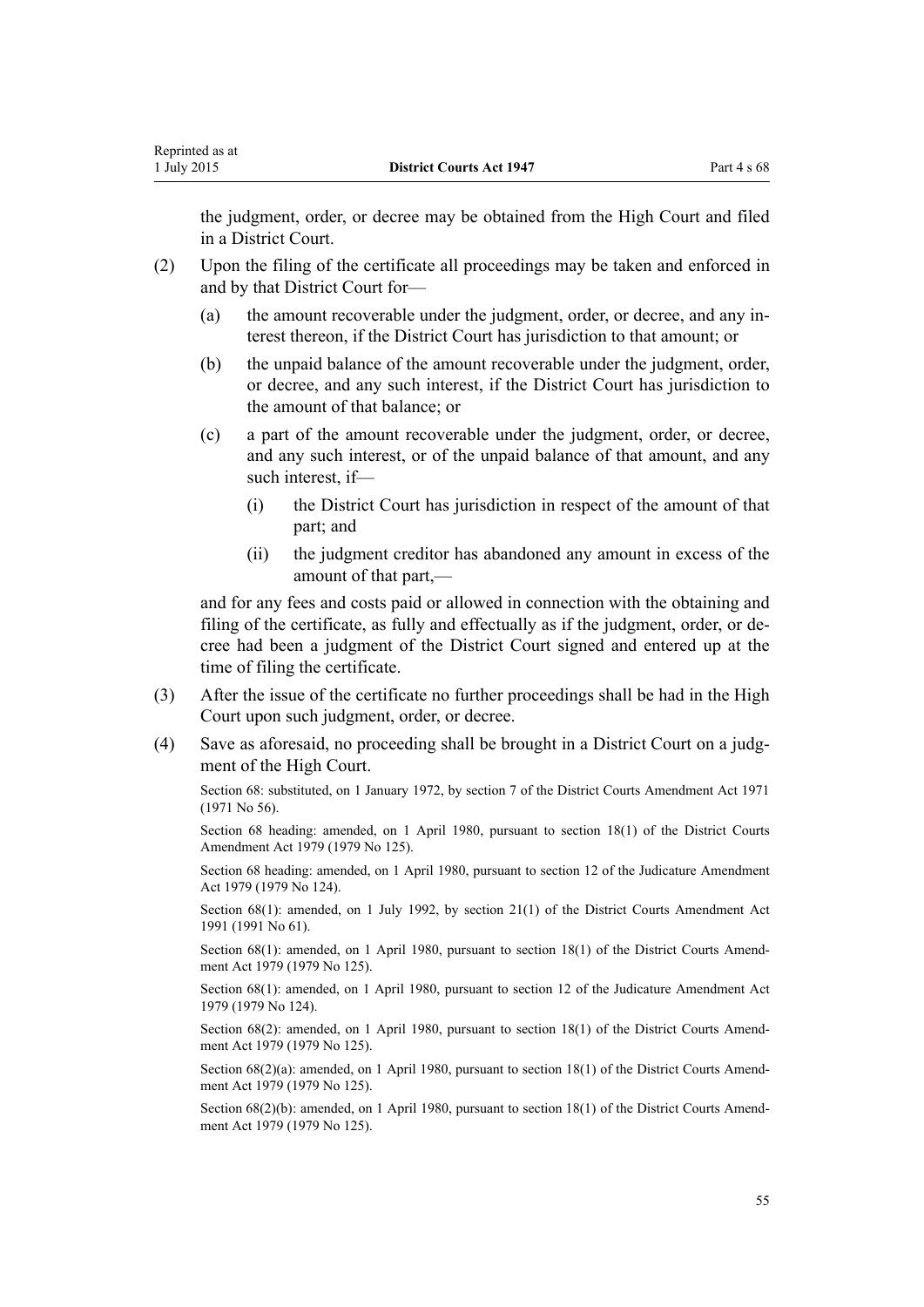the judgment, order, or decree may be obtained from the High Court and filed in a District Court.

(2) Upon the filing of the certificate all proceedings may be taken and enforced in and by that District Court for—

  (a) the amount recoverable under the judgment, order, or decree, and any interest thereon, if the District Court has jurisdiction to that amount; or

  (b) the unpaid balance of the amount recoverable under the judgment, order, or decree, and any such interest, if the District Court has jurisdiction to the amount of that balance; or

  (c) a part of the amount recoverable under the judgment, order, or decree, and any such interest, or of the unpaid balance of that amount, and any such interest, if—

    (i) the District Court has jurisdiction in respect of the amount of that part; and

    (ii) the judgment creditor has abandoned any amount in excess of the amount of that part,—

  and for any fees and costs paid or allowed in connection with the obtaining and filing of the certificate, as fully and effectually as if the judgment, order, or decree had been a judgment of the District Court signed and entered up at the time of filing the certificate.

(3) After the issue of the certificate no further proceedings shall be had in the High Court upon such judgment, order, or decree.

(4) Save as aforesaid, no proceeding shall be brought in a District Court on a judgment of the High Court.

Section 68: substituted, on 1 January 1972, by section 7 of the District Courts Amendment Act 1971 (1971 No 56).

Section 68 heading: amended, on 1 April 1980, pursuant to section 18(1) of the District Courts Amendment Act 1979 (1979 No 125).

Section 68 heading: amended, on 1 April 1980, pursuant to section 12 of the Judicature Amendment Act 1979 (1979 No 124).

Section 68(1): amended, on 1 July 1992, by section 21(1) of the District Courts Amendment Act 1991 (1991 No 61).

Section 68(1): amended, on 1 April 1980, pursuant to section 18(1) of the District Courts Amendment Act 1979 (1979 No 125).

Section 68(1): amended, on 1 April 1980, pursuant to section 12 of the Judicature Amendment Act 1979 (1979 No 124).

Section 68(2): amended, on 1 April 1980, pursuant to section 18(1) of the District Courts Amendment Act 1979 (1979 No 125).

Section 68(2)(a): amended, on 1 April 1980, pursuant to section 18(1) of the District Courts Amendment Act 1979 (1979 No 125).

Section 68(2)(b): amended, on 1 April 1980, pursuant to section 18(1) of the District Courts Amendment Act 1979 (1979 No 125).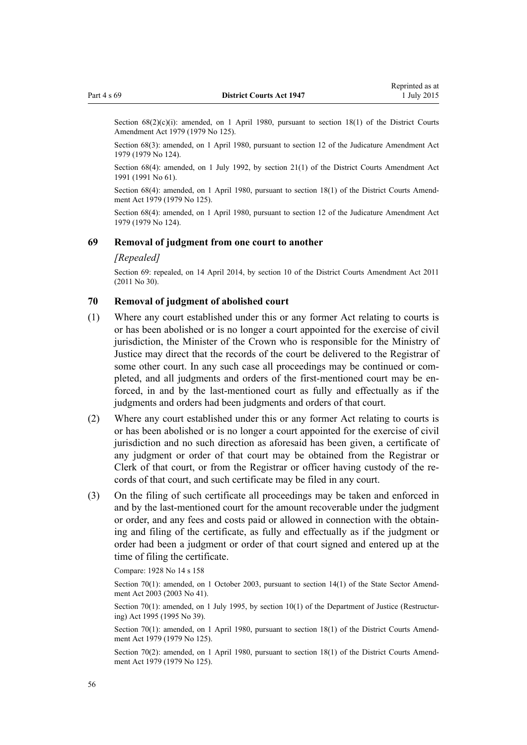Section 68(2)(c)(i): amended, on 1 April 1980, pursuant to section 18(1) of the District Courts Amendment Act 1979 (1979 No 125).

Section 68(3): amended, on 1 April 1980, pursuant to section 12 of the Judicature Amendment Act 1979 (1979 No 124).

Section 68(4): amended, on 1 July 1992, by section 21(1) of the District Courts Amendment Act 1991 (1991 No 61).

Section 68(4): amended, on 1 April 1980, pursuant to section 18(1) of the District Courts Amendment Act 1979 (1979 No 125).

Section 68(4): amended, on 1 April 1980, pursuant to section 12 of the Judicature Amendment Act 1979 (1979 No 124).

### 69 Removal of judgment from one court to another

*[Repealed]*

Section 69: repealed, on 14 April 2014, by section 10 of the District Courts Amendment Act 2011 (2011 No 30).

### 70 Removal of judgment of abolished court

(1) Where any court established under this or any former Act relating to courts is or has been abolished or is no longer a court appointed for the exercise of civil jurisdiction, the Minister of the Crown who is responsible for the Ministry of Justice may direct that the records of the court be delivered to the Registrar of some other court. In any such case all proceedings may be continued or completed, and all judgments and orders of the first-mentioned court may be enforced, in and by the last-mentioned court as fully and effectually as if the judgments and orders had been judgments and orders of that court.

(2) Where any court established under this or any former Act relating to courts is or has been abolished or is no longer a court appointed for the exercise of civil jurisdiction and no such direction as aforesaid has been given, a certificate of any judgment or order of that court may be obtained from the Registrar or Clerk of that court, or from the Registrar or officer having custody of the records of that court, and such certificate may be filed in any court.

(3) On the filing of such certificate all proceedings may be taken and enforced in and by the last-mentioned court for the amount recoverable under the judgment or order, and any fees and costs paid or allowed in connection with the obtaining and filing of the certificate, as fully and effectually as if the judgment or order had been a judgment or order of that court signed and entered up at the time of filing the certificate.

Compare: 1928 No 14 s 158

Section 70(1): amended, on 1 October 2003, pursuant to section 14(1) of the State Sector Amendment Act 2003 (2003 No 41).

Section 70(1): amended, on 1 July 1995, by section 10(1) of the Department of Justice (Restructuring) Act 1995 (1995 No 39).

Section 70(1): amended, on 1 April 1980, pursuant to section 18(1) of the District Courts Amendment Act 1979 (1979 No 125).

Section 70(2): amended, on 1 April 1980, pursuant to section 18(1) of the District Courts Amendment Act 1979 (1979 No 125).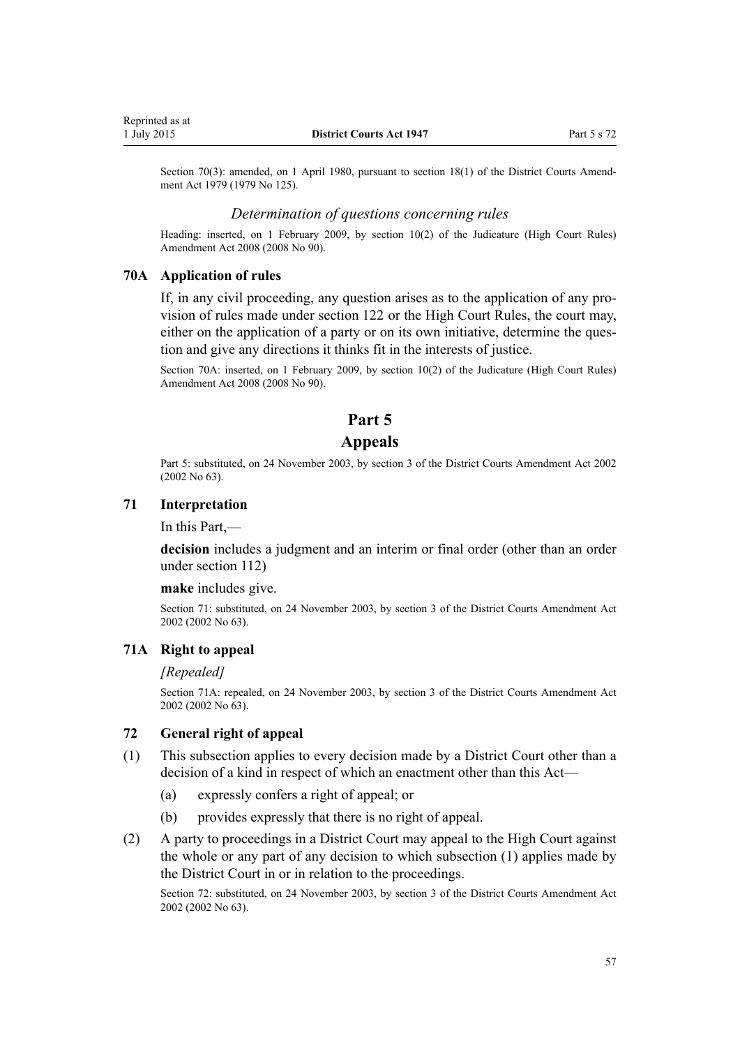Section 70(3): amended, on 1 April 1980, pursuant to section 18(1) of the District Courts Amendment Act 1979 (1979 No 125).

### *Determination of questions concerning rules*

Heading: inserted, on 1 February 2009, by section 10(2) of the Judicature (High Court Rules) Amendment Act 2008 (2008 No 90).

### 70A Application of rules

If, in any civil proceeding, any question arises as to the application of any provision of rules made under section 122 or the High Court Rules, the court may, either on the application of a party or on its own initiative, determine the question and give any directions it thinks fit in the interests of justice.

Section 70A: inserted, on 1 February 2009, by section 10(2) of the Judicature (High Court Rules) Amendment Act 2008 (2008 No 90).

# Part 5
# Appeals

Part 5: substituted, on 24 November 2003, by section 3 of the District Courts Amendment Act 2002 (2002 No 63).

### 71 Interpretation

In this Part,—

**decision** includes a judgment and an interim or final order (other than an order under section 112)

**make** includes give.

Section 71: substituted, on 24 November 2003, by section 3 of the District Courts Amendment Act 2002 (2002 No 63).

### 71A Right to appeal

*[Repealed]*

Section 71A: repealed, on 24 November 2003, by section 3 of the District Courts Amendment Act 2002 (2002 No 63).

### 72 General right of appeal

(1) This subsection applies to every decision made by a District Court other than a decision of a kind in respect of which an enactment other than this Act—

   (a) expressly confers a right of appeal; or

   (b) provides expressly that there is no right of appeal.

(2) A party to proceedings in a District Court may appeal to the High Court against the whole or any part of any decision to which subsection (1) applies made by the District Court in or in relation to the proceedings.

Section 72: substituted, on 24 November 2003, by section 3 of the District Courts Amendment Act 2002 (2002 No 63).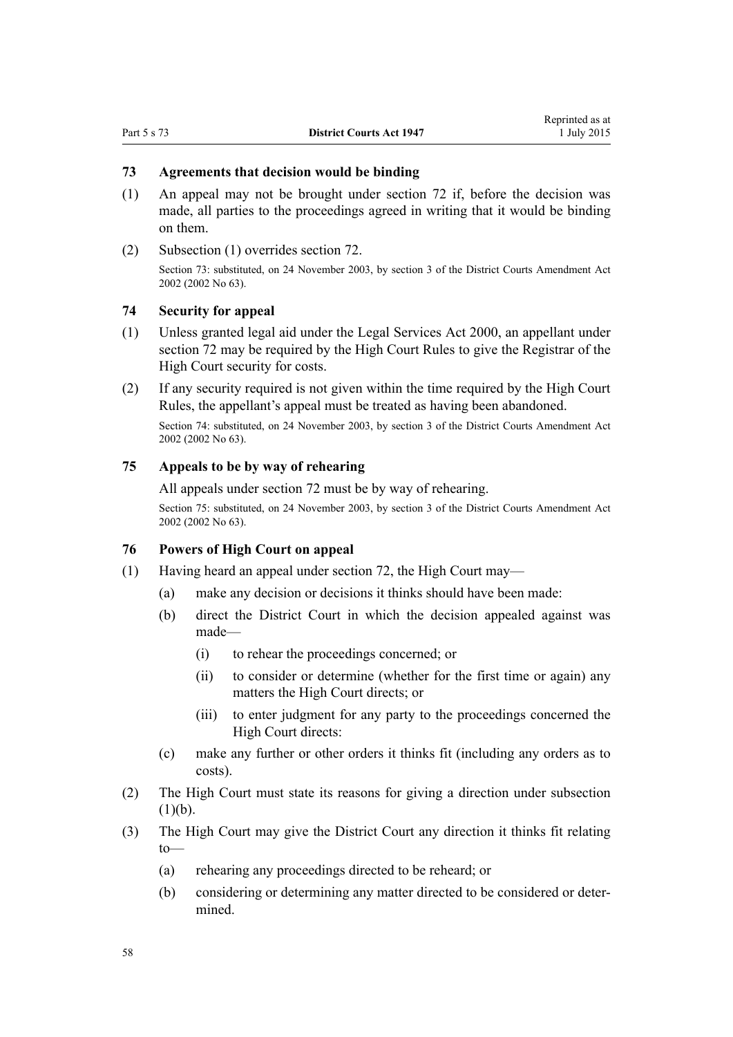### 73 Agreements that decision would be binding

(1) An appeal may not be brought under section 72 if, before the decision was made, all parties to the proceedings agreed in writing that it would be binding on them.

(2) Subsection (1) overrides section 72.

Section 73: substituted, on 24 November 2003, by section 3 of the District Courts Amendment Act 2002 (2002 No 63).

### 74 Security for appeal

(1) Unless granted legal aid under the Legal Services Act 2000, an appellant under section 72 may be required by the High Court Rules to give the Registrar of the High Court security for costs.

(2) If any security required is not given within the time required by the High Court Rules, the appellant's appeal must be treated as having been abandoned.

Section 74: substituted, on 24 November 2003, by section 3 of the District Courts Amendment Act 2002 (2002 No 63).

### 75 Appeals to be by way of rehearing

All appeals under section 72 must be by way of rehearing.

Section 75: substituted, on 24 November 2003, by section 3 of the District Courts Amendment Act 2002 (2002 No 63).

### 76 Powers of High Court on appeal

(1) Having heard an appeal under section 72, the High Court may—

- (a) make any decision or decisions it thinks should have been made:
- (b) direct the District Court in which the decision appealed against was made—
  - (i) to rehear the proceedings concerned; or
  - (ii) to consider or determine (whether for the first time or again) any matters the High Court directs; or
  - (iii) to enter judgment for any party to the proceedings concerned the High Court directs:
- (c) make any further or other orders it thinks fit (including any orders as to costs).

(2) The High Court must state its reasons for giving a direction under subsection (1)(b).

(3) The High Court may give the District Court any direction it thinks fit relating to—

- (a) rehearing any proceedings directed to be reheard; or
- (b) considering or determining any matter directed to be considered or determined.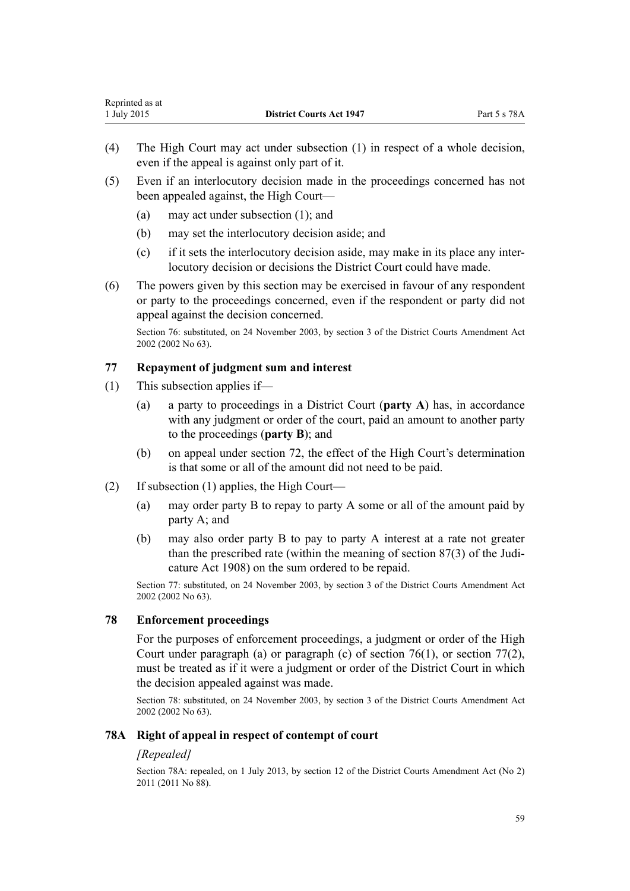(4) The High Court may act under subsection (1) in respect of a whole decision, even if the appeal is against only part of it.

(5) Even if an interlocutory decision made in the proceedings concerned has not been appealed against, the High Court—

  (a) may act under subsection (1); and

  (b) may set the interlocutory decision aside; and

  (c) if it sets the interlocutory decision aside, may make in its place any interlocutory decision or decisions the District Court could have made.

(6) The powers given by this section may be exercised in favour of any respondent or party to the proceedings concerned, even if the respondent or party did not appeal against the decision concerned.

Section 76: substituted, on 24 November 2003, by section 3 of the District Courts Amendment Act 2002 (2002 No 63).

### 77 Repayment of judgment sum and interest

(1) This subsection applies if—

  (a) a party to proceedings in a District Court (**party A**) has, in accordance with any judgment or order of the court, paid an amount to another party to the proceedings (**party B**); and

  (b) on appeal under section 72, the effect of the High Court's determination is that some or all of the amount did not need to be paid.

(2) If subsection (1) applies, the High Court—

  (a) may order party B to repay to party A some or all of the amount paid by party A; and

  (b) may also order party B to pay to party A interest at a rate not greater than the prescribed rate (within the meaning of section 87(3) of the Judicature Act 1908) on the sum ordered to be repaid.

Section 77: substituted, on 24 November 2003, by section 3 of the District Courts Amendment Act 2002 (2002 No 63).

### 78 Enforcement proceedings

For the purposes of enforcement proceedings, a judgment or order of the High Court under paragraph (a) or paragraph (c) of section 76(1), or section 77(2), must be treated as if it were a judgment or order of the District Court in which the decision appealed against was made.

Section 78: substituted, on 24 November 2003, by section 3 of the District Courts Amendment Act 2002 (2002 No 63).

### 78A Right of appeal in respect of contempt of court

*[Repealed]*

Section 78A: repealed, on 1 July 2013, by section 12 of the District Courts Amendment Act (No 2) 2011 (2011 No 88).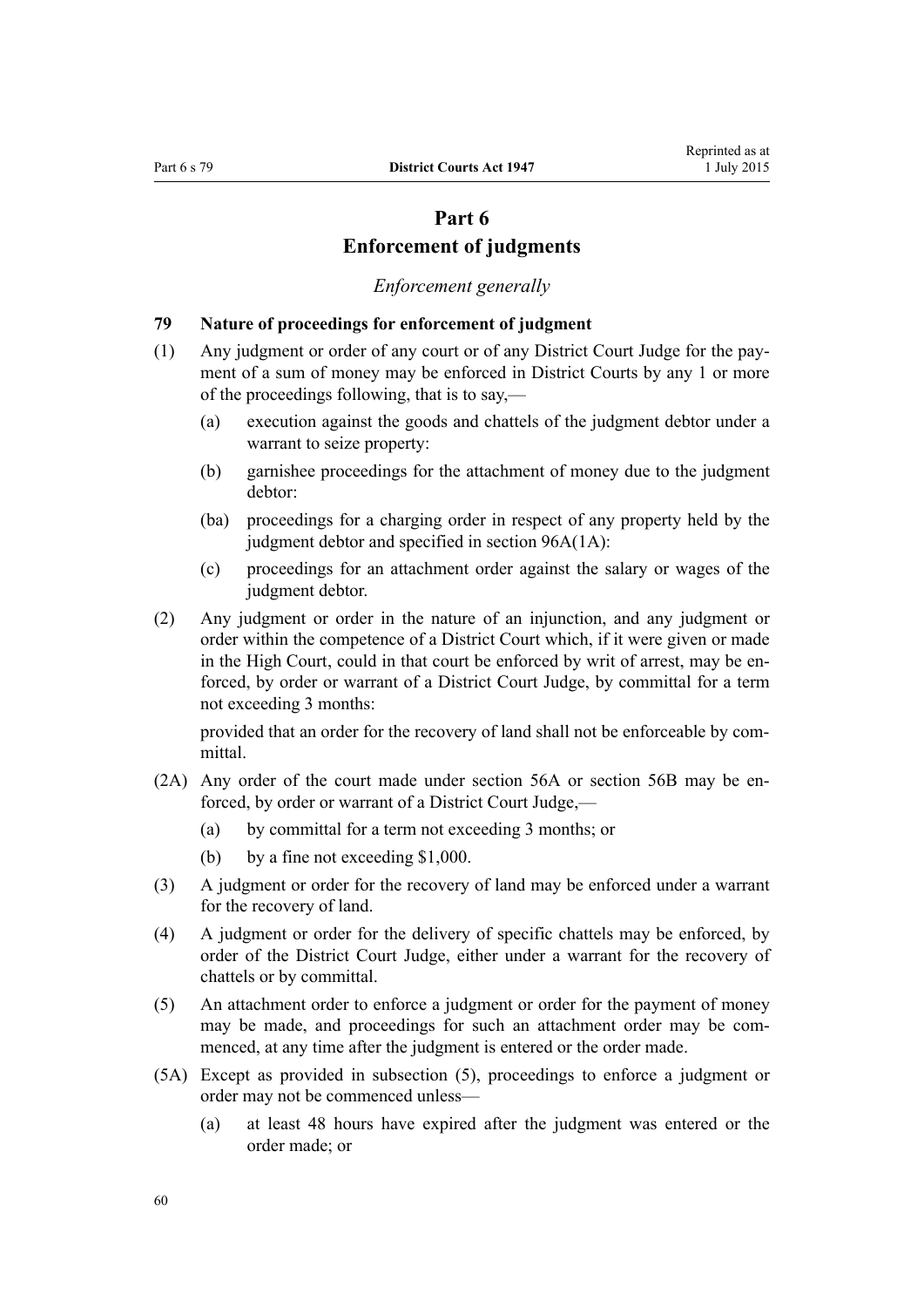# Part 6
# Enforcement of judgments

*Enforcement generally*

### 79 Nature of proceedings for enforcement of judgment

(1) Any judgment or order of any court or of any District Court Judge for the payment of a sum of money may be enforced in District Courts by any 1 or more of the proceedings following, that is to say,—

- (a) execution against the goods and chattels of the judgment debtor under a warrant to seize property:
- (b) garnishee proceedings for the attachment of money due to the judgment debtor:
- (ba) proceedings for a charging order in respect of any property held by the judgment debtor and specified in section 96A(1A):
- (c) proceedings for an attachment order against the salary or wages of the judgment debtor.

(2) Any judgment or order in the nature of an injunction, and any judgment or order within the competence of a District Court which, if it were given or made in the High Court, could in that court be enforced by writ of arrest, may be enforced, by order or warrant of a District Court Judge, by committal for a term not exceeding 3 months:

provided that an order for the recovery of land shall not be enforceable by committal.

(2A) Any order of the court made under section 56A or section 56B may be enforced, by order or warrant of a District Court Judge,—

- (a) by committal for a term not exceeding 3 months; or
- (b) by a fine not exceeding $1,000.

(3) A judgment or order for the recovery of land may be enforced under a warrant for the recovery of land.

(4) A judgment or order for the delivery of specific chattels may be enforced, by order of the District Court Judge, either under a warrant for the recovery of chattels or by committal.

(5) An attachment order to enforce a judgment or order for the payment of money may be made, and proceedings for such an attachment order may be commenced, at any time after the judgment is entered or the order made.

(5A) Except as provided in subsection (5), proceedings to enforce a judgment or order may not be commenced unless—

- (a) at least 48 hours have expired after the judgment was entered or the order made; or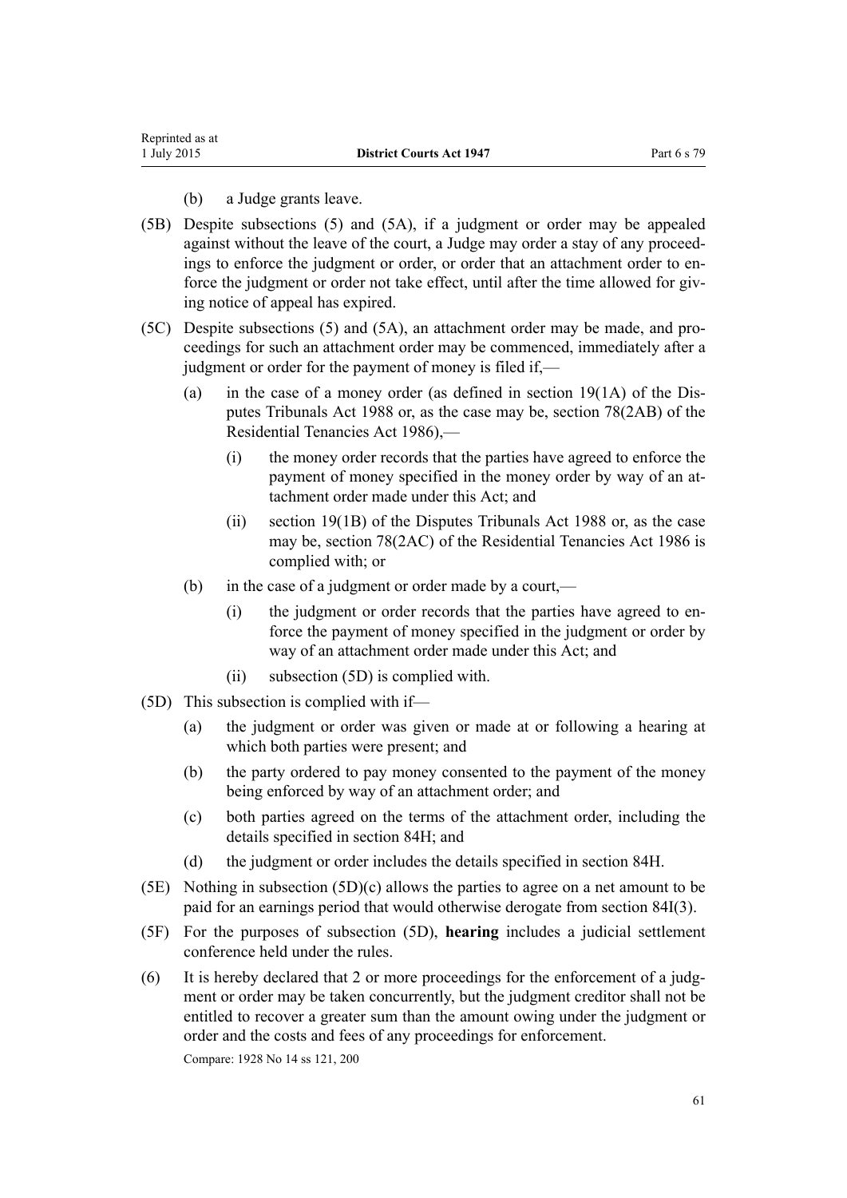(b) a Judge grants leave.

(5B) Despite subsections (5) and (5A), if a judgment or order may be appealed against without the leave of the court, a Judge may order a stay of any proceedings to enforce the judgment or order, or order that an attachment order to enforce the judgment or order not take effect, until after the time allowed for giving notice of appeal has expired.

(5C) Despite subsections (5) and (5A), an attachment order may be made, and proceedings for such an attachment order may be commenced, immediately after a judgment or order for the payment of money is filed if,—

- (a) in the case of a money order (as defined in section 19(1A) of the Disputes Tribunals Act 1988 or, as the case may be, section 78(2AB) of the Residential Tenancies Act 1986),—
  - (i) the money order records that the parties have agreed to enforce the payment of money specified in the money order by way of an attachment order made under this Act; and
  - (ii) section 19(1B) of the Disputes Tribunals Act 1988 or, as the case may be, section 78(2AC) of the Residential Tenancies Act 1986 is complied with; or
- (b) in the case of a judgment or order made by a court,—
  - (i) the judgment or order records that the parties have agreed to enforce the payment of money specified in the judgment or order by way of an attachment order made under this Act; and
  - (ii) subsection (5D) is complied with.

(5D) This subsection is complied with if—

- (a) the judgment or order was given or made at or following a hearing at which both parties were present; and
- (b) the party ordered to pay money consented to the payment of the money being enforced by way of an attachment order; and
- (c) both parties agreed on the terms of the attachment order, including the details specified in section 84H; and
- (d) the judgment or order includes the details specified in section 84H.

(5E) Nothing in subsection (5D)(c) allows the parties to agree on a net amount to be paid for an earnings period that would otherwise derogate from section 84I(3).

(5F) For the purposes of subsection (5D), **hearing** includes a judicial settlement conference held under the rules.

(6) It is hereby declared that 2 or more proceedings for the enforcement of a judgment or order may be taken concurrently, but the judgment creditor shall not be entitled to recover a greater sum than the amount owing under the judgment or order and the costs and fees of any proceedings for enforcement.

Compare: 1928 No 14 ss 121, 200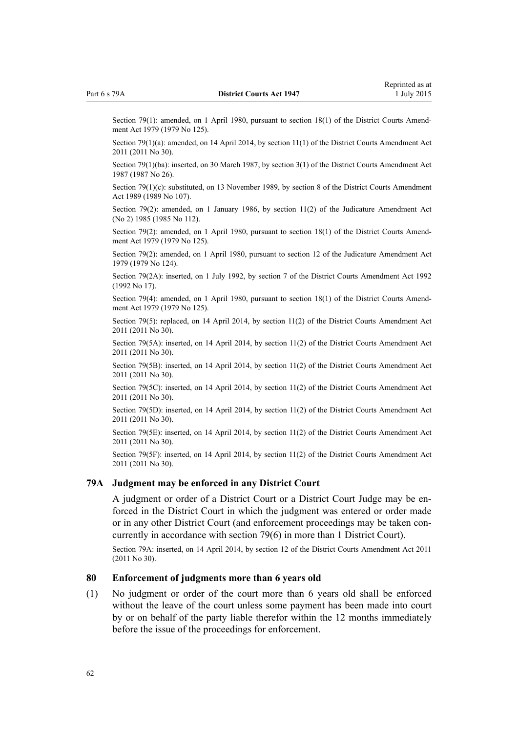Section 79(1): amended, on 1 April 1980, pursuant to section 18(1) of the District Courts Amendment Act 1979 (1979 No 125).

Section 79(1)(a): amended, on 14 April 2014, by section 11(1) of the District Courts Amendment Act 2011 (2011 No 30).

Section 79(1)(ba): inserted, on 30 March 1987, by section 3(1) of the District Courts Amendment Act 1987 (1987 No 26).

Section 79(1)(c): substituted, on 13 November 1989, by section 8 of the District Courts Amendment Act 1989 (1989 No 107).

Section 79(2): amended, on 1 January 1986, by section 11(2) of the Judicature Amendment Act (No 2) 1985 (1985 No 112).

Section 79(2): amended, on 1 April 1980, pursuant to section 18(1) of the District Courts Amendment Act 1979 (1979 No 125).

Section 79(2): amended, on 1 April 1980, pursuant to section 12 of the Judicature Amendment Act 1979 (1979 No 124).

Section 79(2A): inserted, on 1 July 1992, by section 7 of the District Courts Amendment Act 1992 (1992 No 17).

Section 79(4): amended, on 1 April 1980, pursuant to section 18(1) of the District Courts Amendment Act 1979 (1979 No 125).

Section 79(5): replaced, on 14 April 2014, by section 11(2) of the District Courts Amendment Act 2011 (2011 No 30).

Section 79(5A): inserted, on 14 April 2014, by section 11(2) of the District Courts Amendment Act 2011 (2011 No 30).

Section 79(5B): inserted, on 14 April 2014, by section 11(2) of the District Courts Amendment Act 2011 (2011 No 30).

Section 79(5C): inserted, on 14 April 2014, by section 11(2) of the District Courts Amendment Act 2011 (2011 No 30).

Section 79(5D): inserted, on 14 April 2014, by section 11(2) of the District Courts Amendment Act 2011 (2011 No 30).

Section 79(5E): inserted, on 14 April 2014, by section 11(2) of the District Courts Amendment Act 2011 (2011 No 30).

Section 79(5F): inserted, on 14 April 2014, by section 11(2) of the District Courts Amendment Act 2011 (2011 No 30).

### 79A Judgment may be enforced in any District Court

A judgment or order of a District Court or a District Court Judge may be enforced in the District Court in which the judgment was entered or order made or in any other District Court (and enforcement proceedings may be taken concurrently in accordance with section 79(6) in more than 1 District Court).

Section 79A: inserted, on 14 April 2014, by section 12 of the District Courts Amendment Act 2011 (2011 No 30).

### 80 Enforcement of judgments more than 6 years old

(1) No judgment or order of the court more than 6 years old shall be enforced without the leave of the court unless some payment has been made into court by or on behalf of the party liable therefor within the 12 months immediately before the issue of the proceedings for enforcement.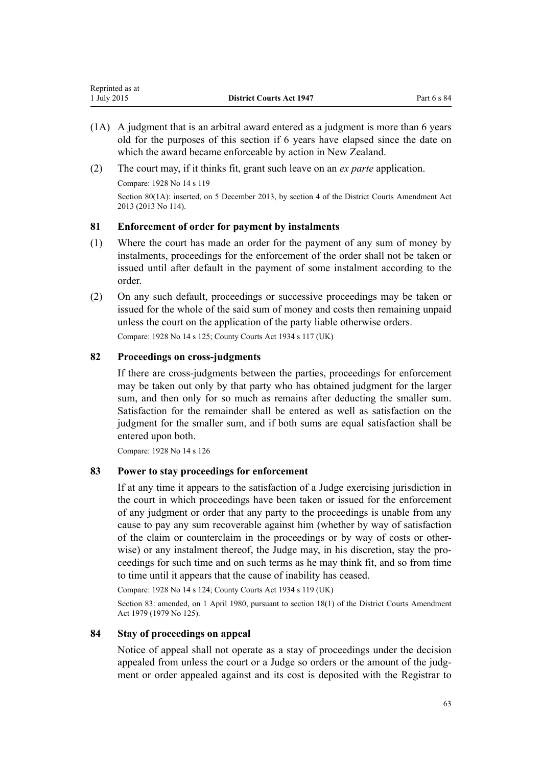(1A) A judgment that is an arbitral award entered as a judgment is more than 6 years old for the purposes of this section if 6 years have elapsed since the date on which the award became enforceable by action in New Zealand.

(2) The court may, if it thinks fit, grant such leave on an *ex parte* application.

Compare: 1928 No 14 s 119

Section 80(1A): inserted, on 5 December 2013, by section 4 of the District Courts Amendment Act 2013 (2013 No 114).

### 81 Enforcement of order for payment by instalments

(1) Where the court has made an order for the payment of any sum of money by instalments, proceedings for the enforcement of the order shall not be taken or issued until after default in the payment of some instalment according to the order.

(2) On any such default, proceedings or successive proceedings may be taken or issued for the whole of the said sum of money and costs then remaining unpaid unless the court on the application of the party liable otherwise orders.

Compare: 1928 No 14 s 125; County Courts Act 1934 s 117 (UK)

### 82 Proceedings on cross-judgments

If there are cross-judgments between the parties, proceedings for enforcement may be taken out only by that party who has obtained judgment for the larger sum, and then only for so much as remains after deducting the smaller sum. Satisfaction for the remainder shall be entered as well as satisfaction on the judgment for the smaller sum, and if both sums are equal satisfaction shall be entered upon both.

Compare: 1928 No 14 s 126

### 83 Power to stay proceedings for enforcement

If at any time it appears to the satisfaction of a Judge exercising jurisdiction in the court in which proceedings have been taken or issued for the enforcement of any judgment or order that any party to the proceedings is unable from any cause to pay any sum recoverable against him (whether by way of satisfaction of the claim or counterclaim in the proceedings or by way of costs or otherwise) or any instalment thereof, the Judge may, in his discretion, stay the proceedings for such time and on such terms as he may think fit, and so from time to time until it appears that the cause of inability has ceased.

Compare: 1928 No 14 s 124; County Courts Act 1934 s 119 (UK)

Section 83: amended, on 1 April 1980, pursuant to section 18(1) of the District Courts Amendment Act 1979 (1979 No 125).

### 84 Stay of proceedings on appeal

Notice of appeal shall not operate as a stay of proceedings under the decision appealed from unless the court or a Judge so orders or the amount of the judgment or order appealed against and its cost is deposited with the Registrar to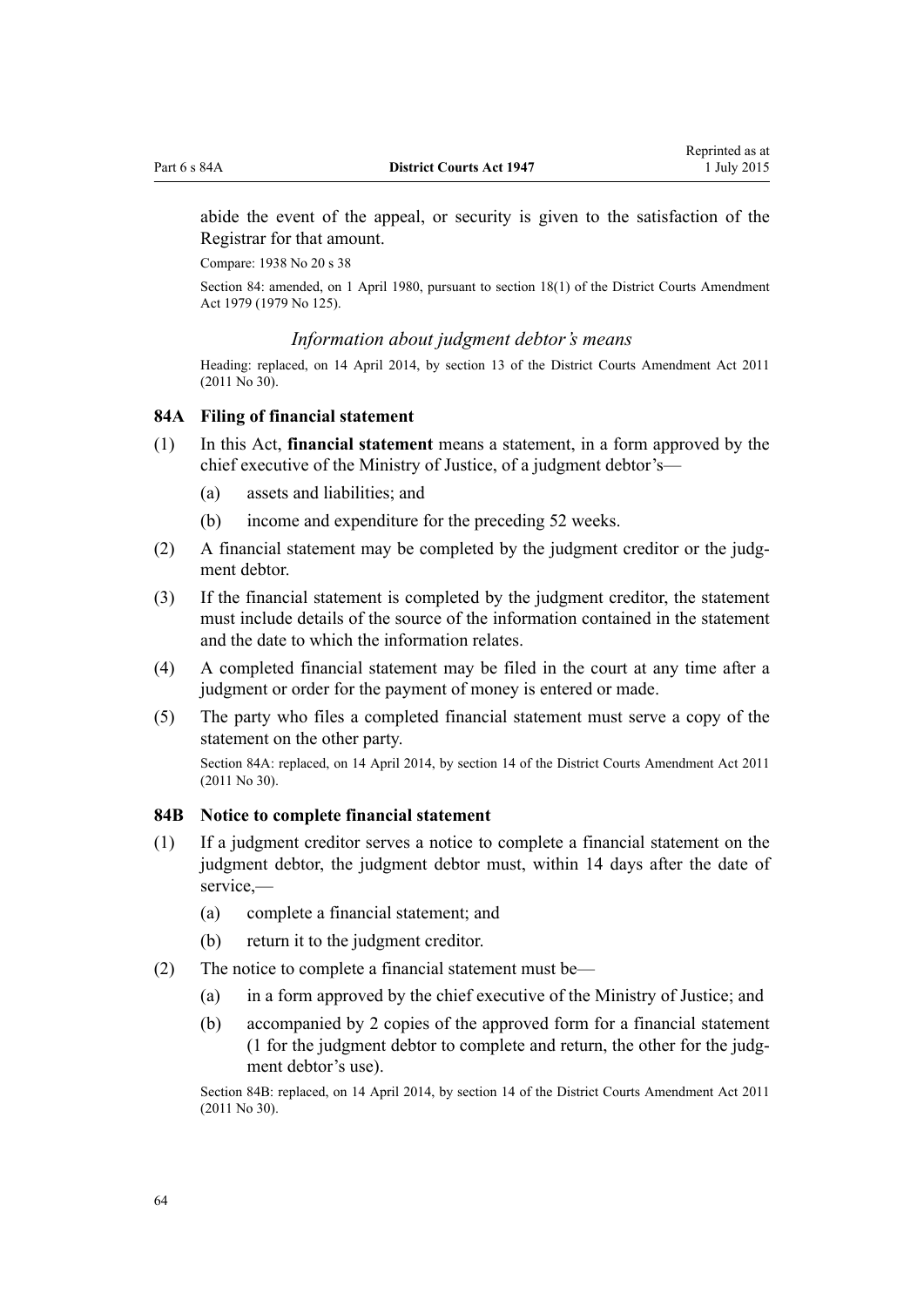abide the event of the appeal, or security is given to the satisfaction of the Registrar for that amount.

Compare: 1938 No 20 s 38

Section 84: amended, on 1 April 1980, pursuant to section 18(1) of the District Courts Amendment Act 1979 (1979 No 125).

### *Information about judgment debtor's means*

Heading: replaced, on 14 April 2014, by section 13 of the District Courts Amendment Act 2011 (2011 No 30).

### 84A Filing of financial statement

(1) In this Act, **financial statement** means a statement, in a form approved by the chief executive of the Ministry of Justice, of a judgment debtor's—

- (a) assets and liabilities; and
- (b) income and expenditure for the preceding 52 weeks.

(2) A financial statement may be completed by the judgment creditor or the judgment debtor.

(3) If the financial statement is completed by the judgment creditor, the statement must include details of the source of the information contained in the statement and the date to which the information relates.

(4) A completed financial statement may be filed in the court at any time after a judgment or order for the payment of money is entered or made.

(5) The party who files a completed financial statement must serve a copy of the statement on the other party.

Section 84A: replaced, on 14 April 2014, by section 14 of the District Courts Amendment Act 2011 (2011 No 30).

### 84B Notice to complete financial statement

(1) If a judgment creditor serves a notice to complete a financial statement on the judgment debtor, the judgment debtor must, within 14 days after the date of service,—

- (a) complete a financial statement; and
- (b) return it to the judgment creditor.

(2) The notice to complete a financial statement must be—

- (a) in a form approved by the chief executive of the Ministry of Justice; and
- (b) accompanied by 2 copies of the approved form for a financial statement (1 for the judgment debtor to complete and return, the other for the judgment debtor's use).

Section 84B: replaced, on 14 April 2014, by section 14 of the District Courts Amendment Act 2011 (2011 No 30).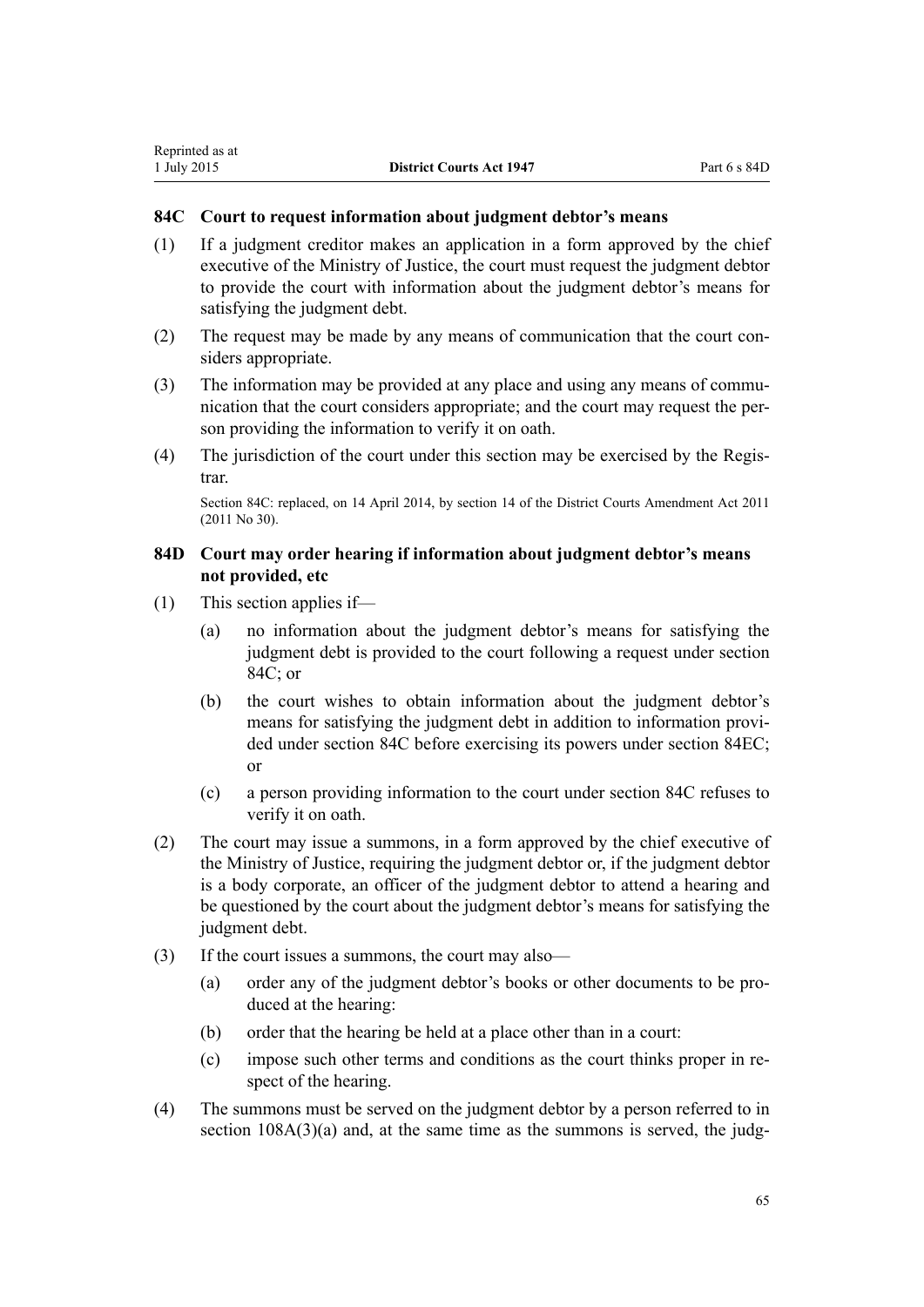### 84C Court to request information about judgment debtor's means

(1) If a judgment creditor makes an application in a form approved by the chief executive of the Ministry of Justice, the court must request the judgment debtor to provide the court with information about the judgment debtor's means for satisfying the judgment debt.

(2) The request may be made by any means of communication that the court considers appropriate.

(3) The information may be provided at any place and using any means of communication that the court considers appropriate; and the court may request the person providing the information to verify it on oath.

(4) The jurisdiction of the court under this section may be exercised by the Registrar.

Section 84C: replaced, on 14 April 2014, by section 14 of the District Courts Amendment Act 2011 (2011 No 30).

### 84D Court may order hearing if information about judgment debtor's means not provided, etc

(1) This section applies if—

  (a) no information about the judgment debtor's means for satisfying the judgment debt is provided to the court following a request under section 84C; or

  (b) the court wishes to obtain information about the judgment debtor's means for satisfying the judgment debt in addition to information provided under section 84C before exercising its powers under section 84EC; or

  (c) a person providing information to the court under section 84C refuses to verify it on oath.

(2) The court may issue a summons, in a form approved by the chief executive of the Ministry of Justice, requiring the judgment debtor or, if the judgment debtor is a body corporate, an officer of the judgment debtor to attend a hearing and be questioned by the court about the judgment debtor's means for satisfying the judgment debt.

(3) If the court issues a summons, the court may also—

  (a) order any of the judgment debtor's books or other documents to be produced at the hearing:

  (b) order that the hearing be held at a place other than in a court:

  (c) impose such other terms and conditions as the court thinks proper in respect of the hearing.

(4) The summons must be served on the judgment debtor by a person referred to in section 108A(3)(a) and, at the same time as the summons is served, the judg-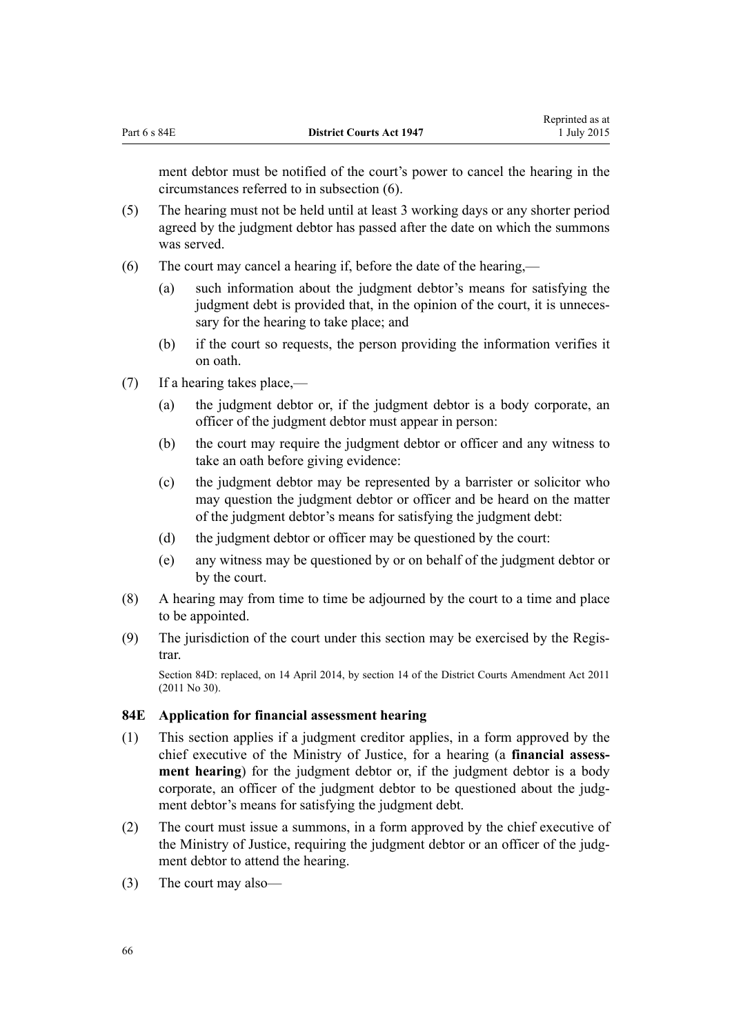ment debtor must be notified of the court's power to cancel the hearing in the circumstances referred to in subsection (6).

(5) The hearing must not be held until at least 3 working days or any shorter period agreed by the judgment debtor has passed after the date on which the summons was served.

(6) The court may cancel a hearing if, before the date of the hearing,—

- (a) such information about the judgment debtor's means for satisfying the judgment debt is provided that, in the opinion of the court, it is unnecessary for the hearing to take place; and
- (b) if the court so requests, the person providing the information verifies it on oath.

(7) If a hearing takes place,—

- (a) the judgment debtor or, if the judgment debtor is a body corporate, an officer of the judgment debtor must appear in person:
- (b) the court may require the judgment debtor or officer and any witness to take an oath before giving evidence:
- (c) the judgment debtor may be represented by a barrister or solicitor who may question the judgment debtor or officer and be heard on the matter of the judgment debtor's means for satisfying the judgment debt:
- (d) the judgment debtor or officer may be questioned by the court:
- (e) any witness may be questioned by or on behalf of the judgment debtor or by the court.

(8) A hearing may from time to time be adjourned by the court to a time and place to be appointed.

(9) The jurisdiction of the court under this section may be exercised by the Registrar.

Section 84D: replaced, on 14 April 2014, by section 14 of the District Courts Amendment Act 2011 (2011 No 30).

### 84E Application for financial assessment hearing

(1) This section applies if a judgment creditor applies, in a form approved by the chief executive of the Ministry of Justice, for a hearing (a **financial assessment hearing**) for the judgment debtor or, if the judgment debtor is a body corporate, an officer of the judgment debtor to be questioned about the judgment debtor's means for satisfying the judgment debt.

(2) The court must issue a summons, in a form approved by the chief executive of the Ministry of Justice, requiring the judgment debtor or an officer of the judgment debtor to attend the hearing.

(3) The court may also—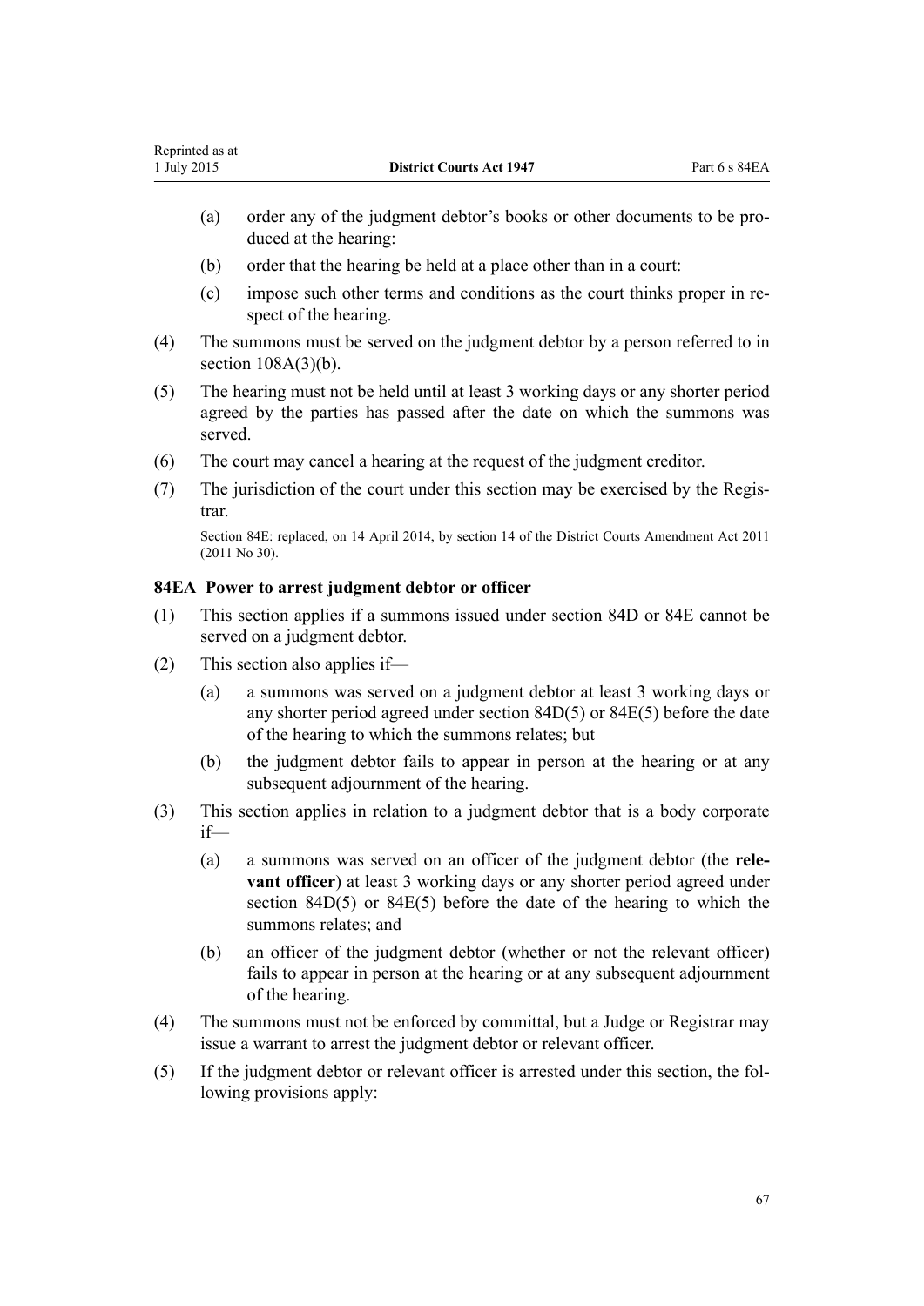(a) order any of the judgment debtor's books or other documents to be produced at the hearing:

(b) order that the hearing be held at a place other than in a court:

(c) impose such other terms and conditions as the court thinks proper in respect of the hearing.

(4) The summons must be served on the judgment debtor by a person referred to in section 108A(3)(b).

(5) The hearing must not be held until at least 3 working days or any shorter period agreed by the parties has passed after the date on which the summons was served.

(6) The court may cancel a hearing at the request of the judgment creditor.

(7) The jurisdiction of the court under this section may be exercised by the Registrar.

Section 84E: replaced, on 14 April 2014, by section 14 of the District Courts Amendment Act 2011 (2011 No 30).

### 84EA Power to arrest judgment debtor or officer

(1) This section applies if a summons issued under section 84D or 84E cannot be served on a judgment debtor.

(2) This section also applies if—

(a) a summons was served on a judgment debtor at least 3 working days or any shorter period agreed under section 84D(5) or 84E(5) before the date of the hearing to which the summons relates; but

(b) the judgment debtor fails to appear in person at the hearing or at any subsequent adjournment of the hearing.

(3) This section applies in relation to a judgment debtor that is a body corporate if—

(a) a summons was served on an officer of the judgment debtor (the **relevant officer**) at least 3 working days or any shorter period agreed under section 84D(5) or 84E(5) before the date of the hearing to which the summons relates; and

(b) an officer of the judgment debtor (whether or not the relevant officer) fails to appear in person at the hearing or at any subsequent adjournment of the hearing.

(4) The summons must not be enforced by committal, but a Judge or Registrar may issue a warrant to arrest the judgment debtor or relevant officer.

(5) If the judgment debtor or relevant officer is arrested under this section, the following provisions apply: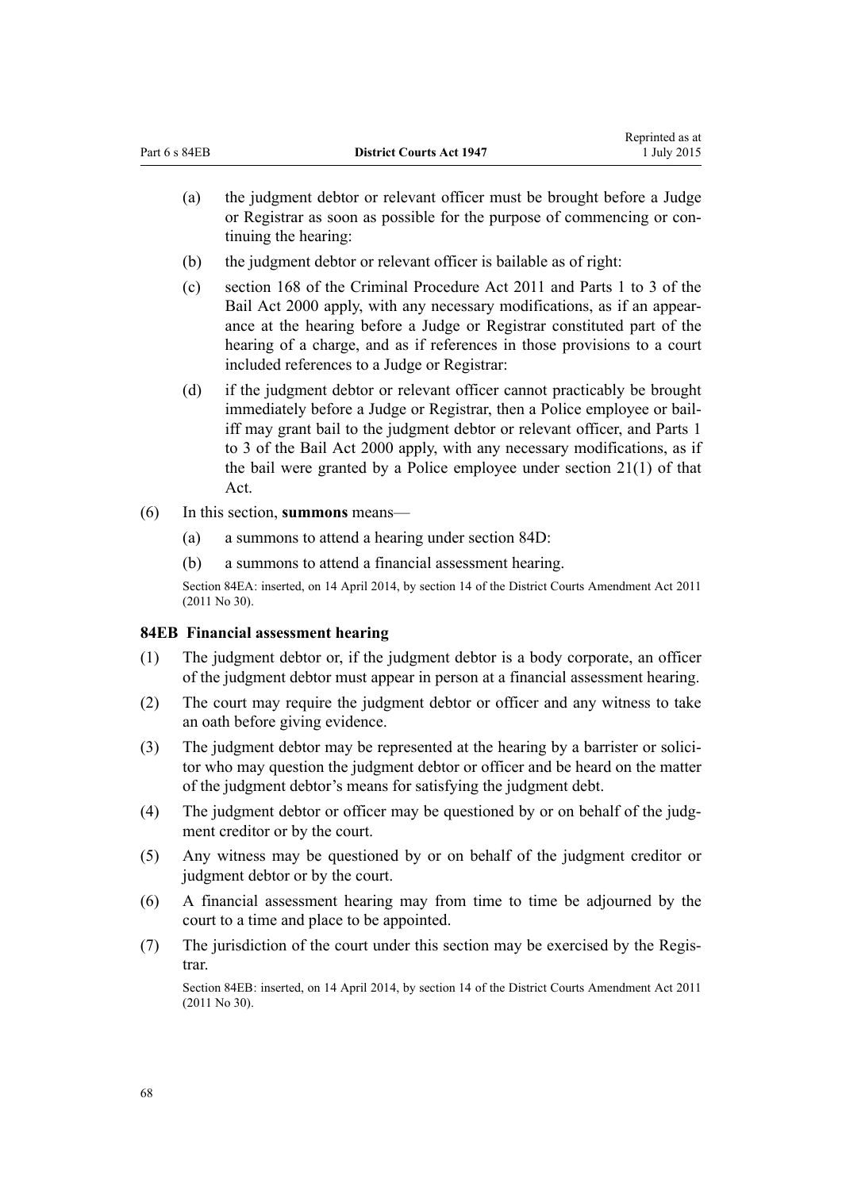(a) the judgment debtor or relevant officer must be brought before a Judge or Registrar as soon as possible for the purpose of commencing or continuing the hearing:

(b) the judgment debtor or relevant officer is bailable as of right:

(c) section 168 of the Criminal Procedure Act 2011 and Parts 1 to 3 of the Bail Act 2000 apply, with any necessary modifications, as if an appearance at the hearing before a Judge or Registrar constituted part of the hearing of a charge, and as if references in those provisions to a court included references to a Judge or Registrar:

(d) if the judgment debtor or relevant officer cannot practicably be brought immediately before a Judge or Registrar, then a Police employee or bailiff may grant bail to the judgment debtor or relevant officer, and Parts 1 to 3 of the Bail Act 2000 apply, with any necessary modifications, as if the bail were granted by a Police employee under section 21(1) of that Act.

(6) In this section, **summons** means—

(a) a summons to attend a hearing under section 84D:

(b) a summons to attend a financial assessment hearing.

Section 84EA: inserted, on 14 April 2014, by section 14 of the District Courts Amendment Act 2011 (2011 No 30).

### 84EB Financial assessment hearing

(1) The judgment debtor or, if the judgment debtor is a body corporate, an officer of the judgment debtor must appear in person at a financial assessment hearing.

(2) The court may require the judgment debtor or officer and any witness to take an oath before giving evidence.

(3) The judgment debtor may be represented at the hearing by a barrister or solicitor who may question the judgment debtor or officer and be heard on the matter of the judgment debtor's means for satisfying the judgment debt.

(4) The judgment debtor or officer may be questioned by or on behalf of the judgment creditor or by the court.

(5) Any witness may be questioned by or on behalf of the judgment creditor or judgment debtor or by the court.

(6) A financial assessment hearing may from time to time be adjourned by the court to a time and place to be appointed.

(7) The jurisdiction of the court under this section may be exercised by the Registrar.

Section 84EB: inserted, on 14 April 2014, by section 14 of the District Courts Amendment Act 2011 (2011 No 30).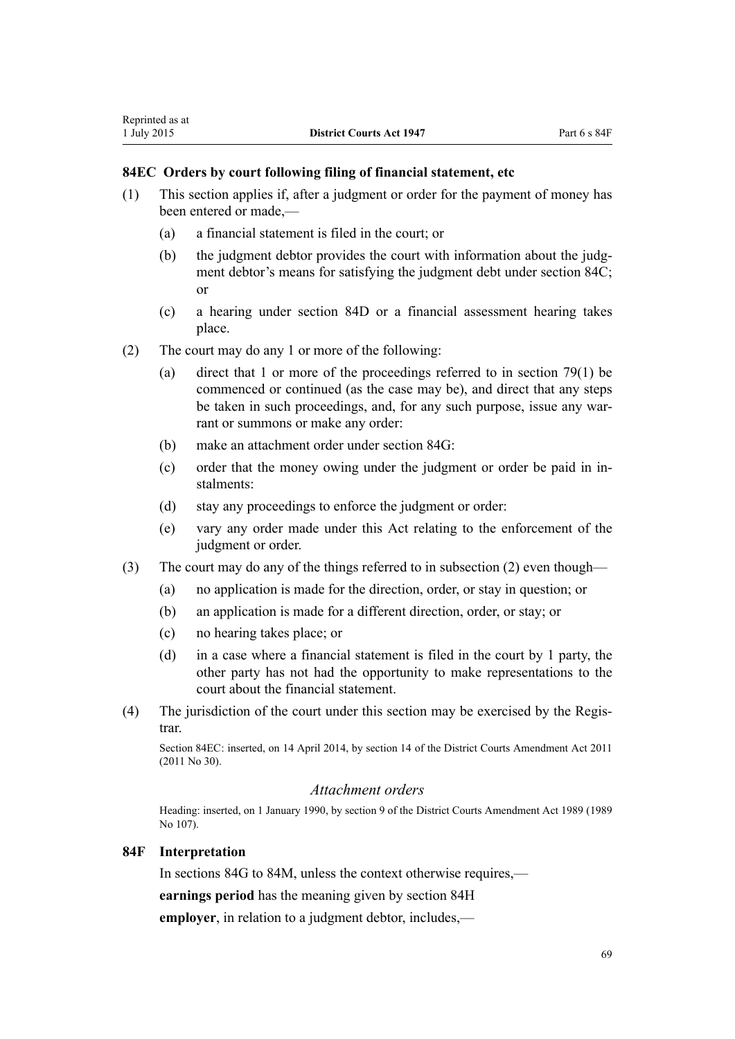### 84EC Orders by court following filing of financial statement, etc

(1) This section applies if, after a judgment or order for the payment of money has been entered or made,—

(a) a financial statement is filed in the court; or

(b) the judgment debtor provides the court with information about the judgment debtor's means for satisfying the judgment debt under section 84C; or

(c) a hearing under section 84D or a financial assessment hearing takes place.

(2) The court may do any 1 or more of the following:

(a) direct that 1 or more of the proceedings referred to in section 79(1) be commenced or continued (as the case may be), and direct that any steps be taken in such proceedings, and, for any such purpose, issue any warrant or summons or make any order:

(b) make an attachment order under section 84G:

(c) order that the money owing under the judgment or order be paid in instalments:

(d) stay any proceedings to enforce the judgment or order:

(e) vary any order made under this Act relating to the enforcement of the judgment or order.

(3) The court may do any of the things referred to in subsection (2) even though—

(a) no application is made for the direction, order, or stay in question; or

(b) an application is made for a different direction, order, or stay; or

(c) no hearing takes place; or

(d) in a case where a financial statement is filed in the court by 1 party, the other party has not had the opportunity to make representations to the court about the financial statement.

(4) The jurisdiction of the court under this section may be exercised by the Registrar.

Section 84EC: inserted, on 14 April 2014, by section 14 of the District Courts Amendment Act 2011 (2011 No 30).

*Attachment orders*

Heading: inserted, on 1 January 1990, by section 9 of the District Courts Amendment Act 1989 (1989 No 107).

### 84F Interpretation

In sections 84G to 84M, unless the context otherwise requires,—

**earnings period** has the meaning given by section 84H

**employer**, in relation to a judgment debtor, includes,—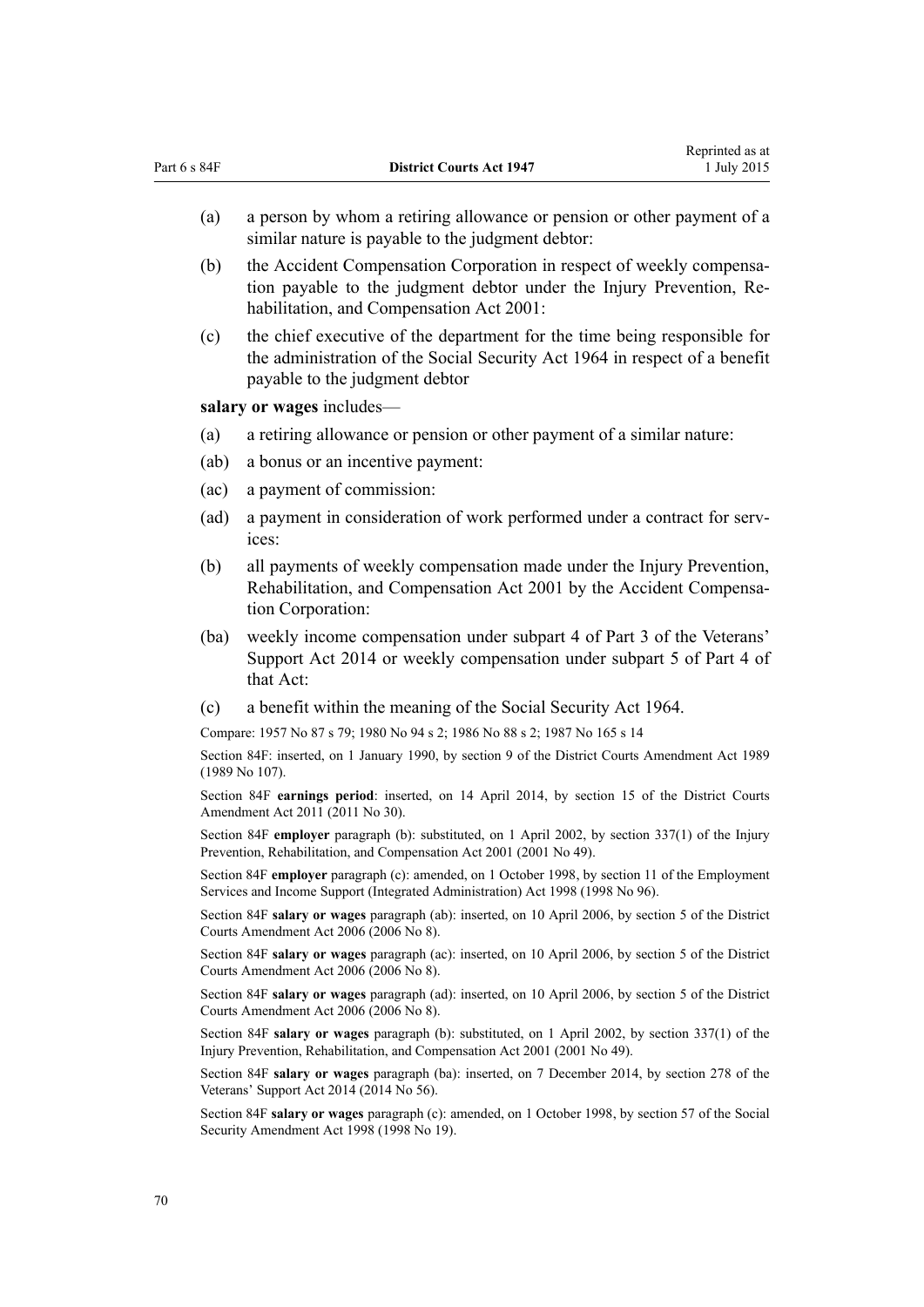(a) a person by whom a retiring allowance or pension or other payment of a similar nature is payable to the judgment debtor:

(b) the Accident Compensation Corporation in respect of weekly compensation payable to the judgment debtor under the Injury Prevention, Rehabilitation, and Compensation Act 2001:

(c) the chief executive of the department for the time being responsible for the administration of the Social Security Act 1964 in respect of a benefit payable to the judgment debtor

**salary or wages** includes—

(a) a retiring allowance or pension or other payment of a similar nature:

(ab) a bonus or an incentive payment:

(ac) a payment of commission:

(ad) a payment in consideration of work performed under a contract for services:

(b) all payments of weekly compensation made under the Injury Prevention, Rehabilitation, and Compensation Act 2001 by the Accident Compensation Corporation:

(ba) weekly income compensation under subpart 4 of Part 3 of the Veterans' Support Act 2014 or weekly compensation under subpart 5 of Part 4 of that Act:

(c) a benefit within the meaning of the Social Security Act 1964.

Compare: 1957 No 87 s 79; 1980 No 94 s 2; 1986 No 88 s 2; 1987 No 165 s 14

Section 84F: inserted, on 1 January 1990, by section 9 of the District Courts Amendment Act 1989 (1989 No 107).

Section 84F **earnings period**: inserted, on 14 April 2014, by section 15 of the District Courts Amendment Act 2011 (2011 No 30).

Section 84F **employer** paragraph (b): substituted, on 1 April 2002, by section 337(1) of the Injury Prevention, Rehabilitation, and Compensation Act 2001 (2001 No 49).

Section 84F **employer** paragraph (c): amended, on 1 October 1998, by section 11 of the Employment Services and Income Support (Integrated Administration) Act 1998 (1998 No 96).

Section 84F **salary or wages** paragraph (ab): inserted, on 10 April 2006, by section 5 of the District Courts Amendment Act 2006 (2006 No 8).

Section 84F **salary or wages** paragraph (ac): inserted, on 10 April 2006, by section 5 of the District Courts Amendment Act 2006 (2006 No 8).

Section 84F **salary or wages** paragraph (ad): inserted, on 10 April 2006, by section 5 of the District Courts Amendment Act 2006 (2006 No 8).

Section 84F **salary or wages** paragraph (b): substituted, on 1 April 2002, by section 337(1) of the Injury Prevention, Rehabilitation, and Compensation Act 2001 (2001 No 49).

Section 84F **salary or wages** paragraph (ba): inserted, on 7 December 2014, by section 278 of the Veterans' Support Act 2014 (2014 No 56).

Section 84F **salary or wages** paragraph (c): amended, on 1 October 1998, by section 57 of the Social Security Amendment Act 1998 (1998 No 19).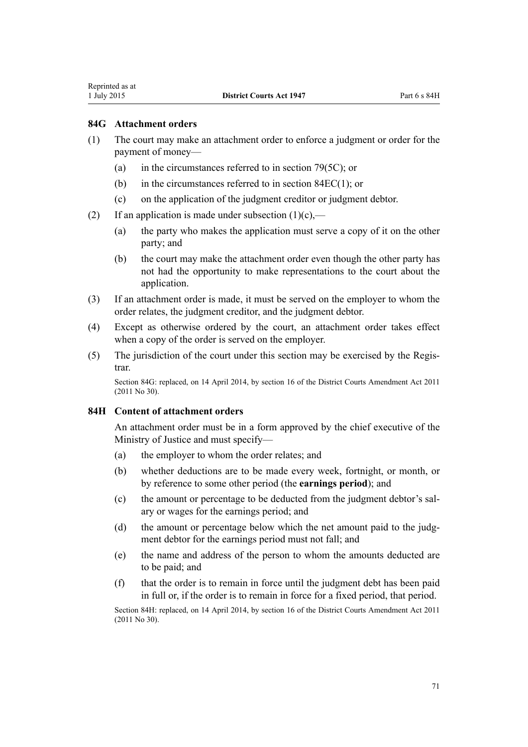### 84G Attachment orders

(1) The court may make an attachment order to enforce a judgment or order for the payment of money—

(a) in the circumstances referred to in section 79(5C); or

(b) in the circumstances referred to in section 84EC(1); or

(c) on the application of the judgment creditor or judgment debtor.

(2) If an application is made under subsection (1)(c),—

(a) the party who makes the application must serve a copy of it on the other party; and

(b) the court may make the attachment order even though the other party has not had the opportunity to make representations to the court about the application.

(3) If an attachment order is made, it must be served on the employer to whom the order relates, the judgment creditor, and the judgment debtor.

(4) Except as otherwise ordered by the court, an attachment order takes effect when a copy of the order is served on the employer.

(5) The jurisdiction of the court under this section may be exercised by the Registrar.

Section 84G: replaced, on 14 April 2014, by section 16 of the District Courts Amendment Act 2011 (2011 No 30).

### 84H Content of attachment orders

An attachment order must be in a form approved by the chief executive of the Ministry of Justice and must specify—

(a) the employer to whom the order relates; and

(b) whether deductions are to be made every week, fortnight, or month, or by reference to some other period (the **earnings period**); and

(c) the amount or percentage to be deducted from the judgment debtor's salary or wages for the earnings period; and

(d) the amount or percentage below which the net amount paid to the judgment debtor for the earnings period must not fall; and

(e) the name and address of the person to whom the amounts deducted are to be paid; and

(f) that the order is to remain in force until the judgment debt has been paid in full or, if the order is to remain in force for a fixed period, that period.

Section 84H: replaced, on 14 April 2014, by section 16 of the District Courts Amendment Act 2011 (2011 No 30).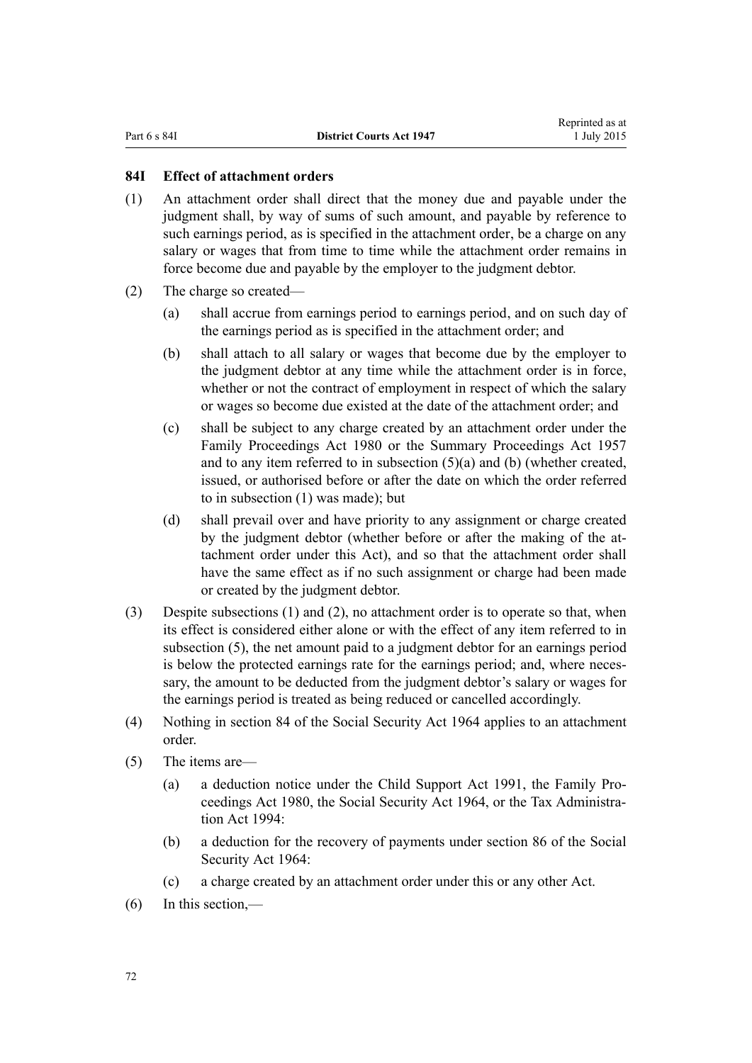### 84I Effect of attachment orders

(1) An attachment order shall direct that the money due and payable under the judgment shall, by way of sums of such amount, and payable by reference to such earnings period, as is specified in the attachment order, be a charge on any salary or wages that from time to time while the attachment order remains in force become due and payable by the employer to the judgment debtor.

(2) The charge so created—

(a) shall accrue from earnings period to earnings period, and on such day of the earnings period as is specified in the attachment order; and

(b) shall attach to all salary or wages that become due by the employer to the judgment debtor at any time while the attachment order is in force, whether or not the contract of employment in respect of which the salary or wages so become due existed at the date of the attachment order; and

(c) shall be subject to any charge created by an attachment order under the Family Proceedings Act 1980 or the Summary Proceedings Act 1957 and to any item referred to in subsection (5)(a) and (b) (whether created, issued, or authorised before or after the date on which the order referred to in subsection (1) was made); but

(d) shall prevail over and have priority to any assignment or charge created by the judgment debtor (whether before or after the making of the attachment order under this Act), and so that the attachment order shall have the same effect as if no such assignment or charge had been made or created by the judgment debtor.

(3) Despite subsections (1) and (2), no attachment order is to operate so that, when its effect is considered either alone or with the effect of any item referred to in subsection (5), the net amount paid to a judgment debtor for an earnings period is below the protected earnings rate for the earnings period; and, where necessary, the amount to be deducted from the judgment debtor's salary or wages for the earnings period is treated as being reduced or cancelled accordingly.

(4) Nothing in section 84 of the Social Security Act 1964 applies to an attachment order.

(5) The items are—

(a) a deduction notice under the Child Support Act 1991, the Family Proceedings Act 1980, the Social Security Act 1964, or the Tax Administration Act 1994:

(b) a deduction for the recovery of payments under section 86 of the Social Security Act 1964:

(c) a charge created by an attachment order under this or any other Act.

(6) In this section,—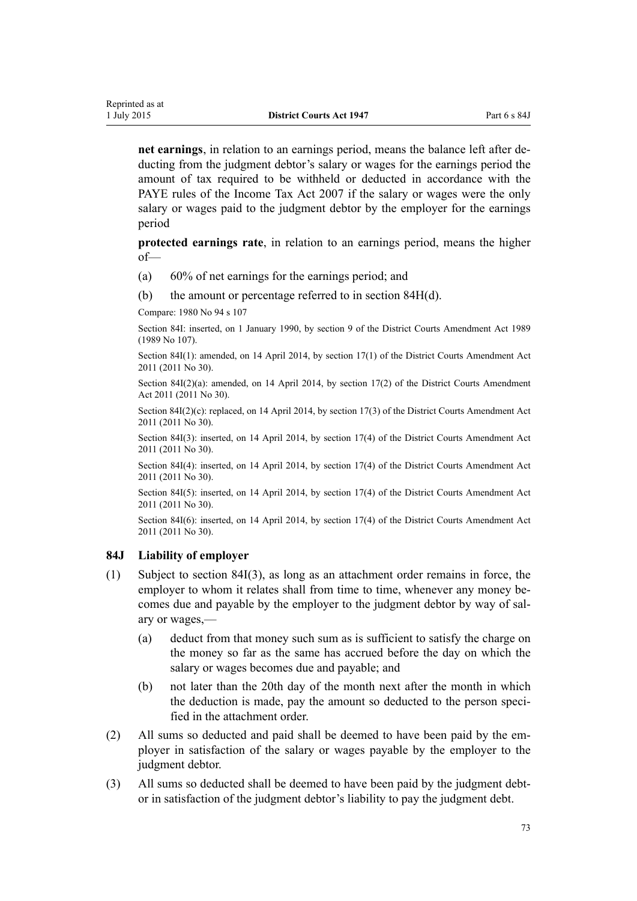**net earnings**, in relation to an earnings period, means the balance left after deducting from the judgment debtor's salary or wages for the earnings period the amount of tax required to be withheld or deducted in accordance with the PAYE rules of the Income Tax Act 2007 if the salary or wages were the only salary or wages paid to the judgment debtor by the employer for the earnings period

**protected earnings rate**, in relation to an earnings period, means the higher of—

(a) 60% of net earnings for the earnings period; and

(b) the amount or percentage referred to in section 84H(d).

Compare: 1980 No 94 s 107

Section 84I: inserted, on 1 January 1990, by section 9 of the District Courts Amendment Act 1989 (1989 No 107).

Section 84I(1): amended, on 14 April 2014, by section 17(1) of the District Courts Amendment Act 2011 (2011 No 30).

Section 84I(2)(a): amended, on 14 April 2014, by section 17(2) of the District Courts Amendment Act 2011 (2011 No 30).

Section 84I(2)(c): replaced, on 14 April 2014, by section 17(3) of the District Courts Amendment Act 2011 (2011 No 30).

Section 84I(3): inserted, on 14 April 2014, by section 17(4) of the District Courts Amendment Act 2011 (2011 No 30).

Section 84I(4): inserted, on 14 April 2014, by section 17(4) of the District Courts Amendment Act 2011 (2011 No 30).

Section 84I(5): inserted, on 14 April 2014, by section 17(4) of the District Courts Amendment Act 2011 (2011 No 30).

Section 84I(6): inserted, on 14 April 2014, by section 17(4) of the District Courts Amendment Act 2011 (2011 No 30).

### 84J Liability of employer

(1) Subject to section 84I(3), as long as an attachment order remains in force, the employer to whom it relates shall from time to time, whenever any money becomes due and payable by the employer to the judgment debtor by way of salary or wages,—

   (a) deduct from that money such sum as is sufficient to satisfy the charge on the money so far as the same has accrued before the day on which the salary or wages becomes due and payable; and

   (b) not later than the 20th day of the month next after the month in which the deduction is made, pay the amount so deducted to the person specified in the attachment order.

(2) All sums so deducted and paid shall be deemed to have been paid by the employer in satisfaction of the salary or wages payable by the employer to the judgment debtor.

(3) All sums so deducted shall be deemed to have been paid by the judgment debtor in satisfaction of the judgment debtor's liability to pay the judgment debt.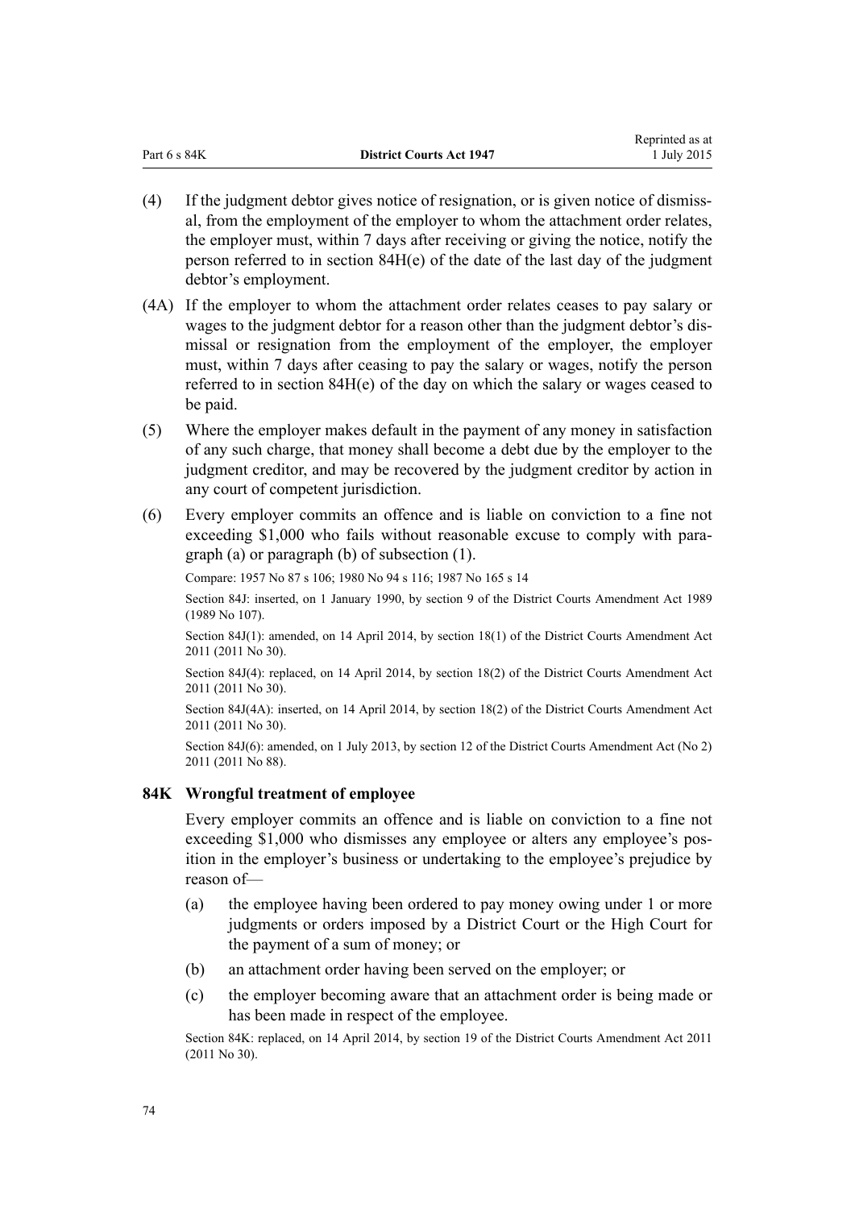(4) If the judgment debtor gives notice of resignation, or is given notice of dismissal, from the employment of the employer to whom the attachment order relates, the employer must, within 7 days after receiving or giving the notice, notify the person referred to in section 84H(e) of the date of the last day of the judgment debtor's employment.

(4A) If the employer to whom the attachment order relates ceases to pay salary or wages to the judgment debtor for a reason other than the judgment debtor's dismissal or resignation from the employment of the employer, the employer must, within 7 days after ceasing to pay the salary or wages, notify the person referred to in section 84H(e) of the day on which the salary or wages ceased to be paid.

(5) Where the employer makes default in the payment of any money in satisfaction of any such charge, that money shall become a debt due by the employer to the judgment creditor, and may be recovered by the judgment creditor by action in any court of competent jurisdiction.

(6) Every employer commits an offence and is liable on conviction to a fine not exceeding $1,000 who fails without reasonable excuse to comply with paragraph (a) or paragraph (b) of subsection (1).

Compare: 1957 No 87 s 106; 1980 No 94 s 116; 1987 No 165 s 14

Section 84J: inserted, on 1 January 1990, by section 9 of the District Courts Amendment Act 1989 (1989 No 107).

Section 84J(1): amended, on 14 April 2014, by section 18(1) of the District Courts Amendment Act 2011 (2011 No 30).

Section 84J(4): replaced, on 14 April 2014, by section 18(2) of the District Courts Amendment Act 2011 (2011 No 30).

Section 84J(4A): inserted, on 14 April 2014, by section 18(2) of the District Courts Amendment Act 2011 (2011 No 30).

Section 84J(6): amended, on 1 July 2013, by section 12 of the District Courts Amendment Act (No 2) 2011 (2011 No 88).

### 84K Wrongful treatment of employee

Every employer commits an offence and is liable on conviction to a fine not exceeding $1,000 who dismisses any employee or alters any employee's position in the employer's business or undertaking to the employee's prejudice by reason of—

(a) the employee having been ordered to pay money owing under 1 or more judgments or orders imposed by a District Court or the High Court for the payment of a sum of money; or

(b) an attachment order having been served on the employer; or

(c) the employer becoming aware that an attachment order is being made or has been made in respect of the employee.

Section 84K: replaced, on 14 April 2014, by section 19 of the District Courts Amendment Act 2011 (2011 No 30).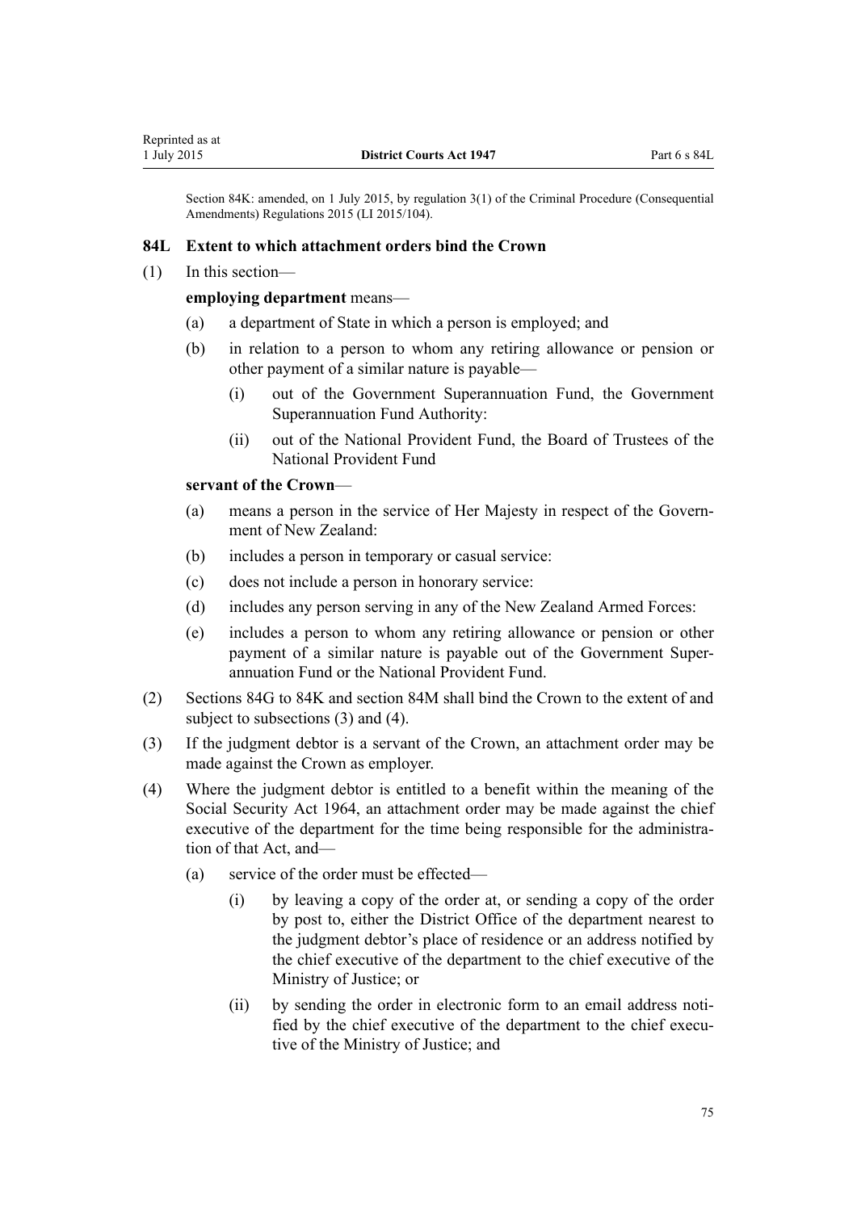Section 84K: amended, on 1 July 2015, by regulation 3(1) of the Criminal Procedure (Consequential Amendments) Regulations 2015 (LI 2015/104).

### 84L Extent to which attachment orders bind the Crown

(1) In this section—

**employing department** means—

(a) a department of State in which a person is employed; and

(b) in relation to a person to whom any retiring allowance or pension or other payment of a similar nature is payable—

(i) out of the Government Superannuation Fund, the Government Superannuation Fund Authority:

(ii) out of the National Provident Fund, the Board of Trustees of the National Provident Fund

**servant of the Crown**—

(a) means a person in the service of Her Majesty in respect of the Government of New Zealand:

(b) includes a person in temporary or casual service:

(c) does not include a person in honorary service:

(d) includes any person serving in any of the New Zealand Armed Forces:

(e) includes a person to whom any retiring allowance or pension or other payment of a similar nature is payable out of the Government Superannuation Fund or the National Provident Fund.

(2) Sections 84G to 84K and section 84M shall bind the Crown to the extent of and subject to subsections (3) and (4).

(3) If the judgment debtor is a servant of the Crown, an attachment order may be made against the Crown as employer.

(4) Where the judgment debtor is entitled to a benefit within the meaning of the Social Security Act 1964, an attachment order may be made against the chief executive of the department for the time being responsible for the administration of that Act, and—

(a) service of the order must be effected—

(i) by leaving a copy of the order at, or sending a copy of the order by post to, either the District Office of the department nearest to the judgment debtor's place of residence or an address notified by the chief executive of the department to the chief executive of the Ministry of Justice; or

(ii) by sending the order in electronic form to an email address notified by the chief executive of the department to the chief executive of the Ministry of Justice; and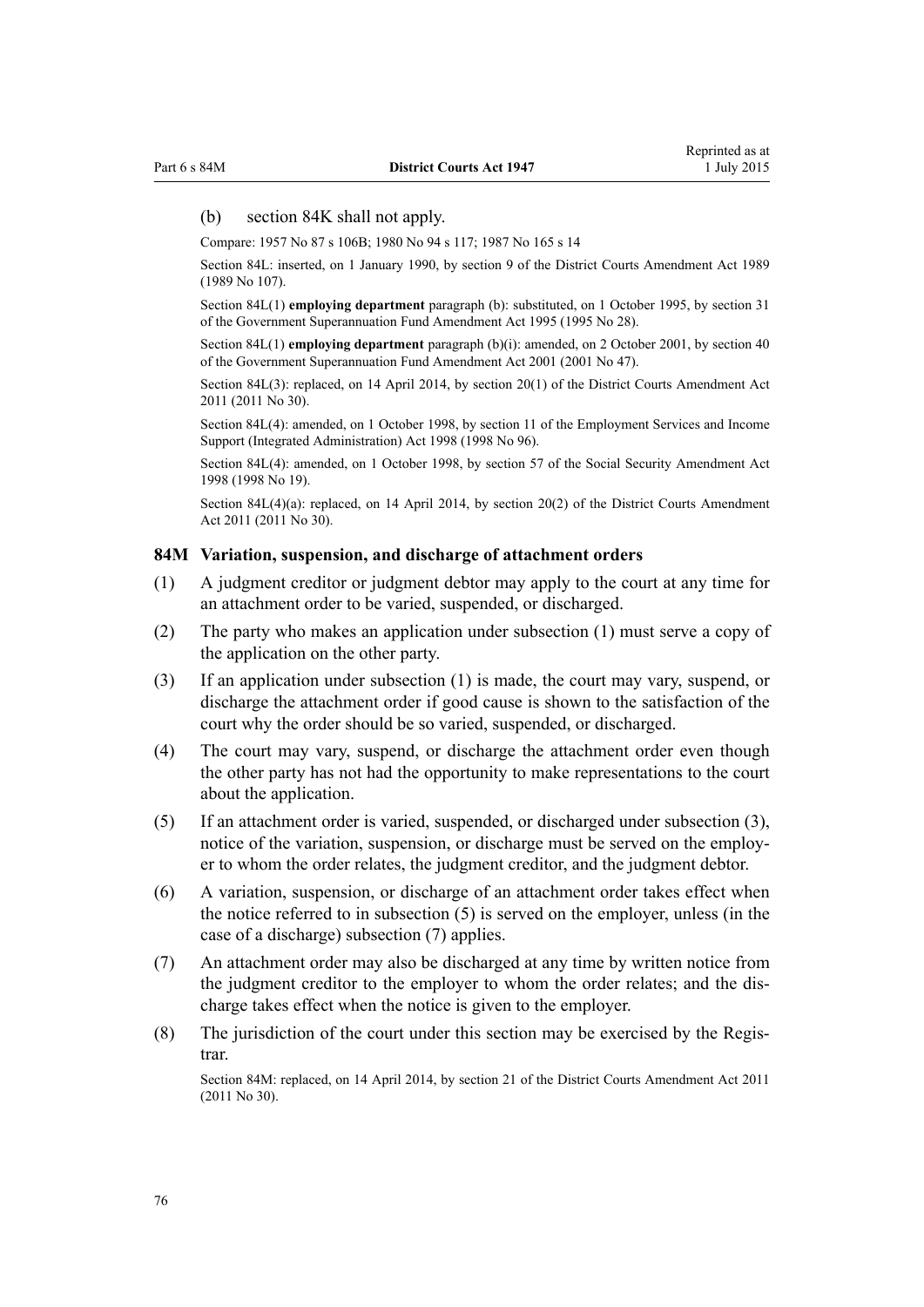(b) section 84K shall not apply.

Compare: 1957 No 87 s 106B; 1980 No 94 s 117; 1987 No 165 s 14

Section 84L: inserted, on 1 January 1990, by section 9 of the District Courts Amendment Act 1989 (1989 No 107).

Section 84L(1) **employing department** paragraph (b): substituted, on 1 October 1995, by section 31 of the Government Superannuation Fund Amendment Act 1995 (1995 No 28).

Section 84L(1) **employing department** paragraph (b)(i): amended, on 2 October 2001, by section 40 of the Government Superannuation Fund Amendment Act 2001 (2001 No 47).

Section 84L(3): replaced, on 14 April 2014, by section 20(1) of the District Courts Amendment Act 2011 (2011 No 30).

Section 84L(4): amended, on 1 October 1998, by section 11 of the Employment Services and Income Support (Integrated Administration) Act 1998 (1998 No 96).

Section 84L(4): amended, on 1 October 1998, by section 57 of the Social Security Amendment Act 1998 (1998 No 19).

Section 84L(4)(a): replaced, on 14 April 2014, by section 20(2) of the District Courts Amendment Act 2011 (2011 No 30).

### 84M Variation, suspension, and discharge of attachment orders

(1) A judgment creditor or judgment debtor may apply to the court at any time for an attachment order to be varied, suspended, or discharged.

(2) The party who makes an application under subsection (1) must serve a copy of the application on the other party.

(3) If an application under subsection (1) is made, the court may vary, suspend, or discharge the attachment order if good cause is shown to the satisfaction of the court why the order should be so varied, suspended, or discharged.

(4) The court may vary, suspend, or discharge the attachment order even though the other party has not had the opportunity to make representations to the court about the application.

(5) If an attachment order is varied, suspended, or discharged under subsection (3), notice of the variation, suspension, or discharge must be served on the employer to whom the order relates, the judgment creditor, and the judgment debtor.

(6) A variation, suspension, or discharge of an attachment order takes effect when the notice referred to in subsection (5) is served on the employer, unless (in the case of a discharge) subsection (7) applies.

(7) An attachment order may also be discharged at any time by written notice from the judgment creditor to the employer to whom the order relates; and the discharge takes effect when the notice is given to the employer.

(8) The jurisdiction of the court under this section may be exercised by the Registrar.

Section 84M: replaced, on 14 April 2014, by section 21 of the District Courts Amendment Act 2011 (2011 No 30).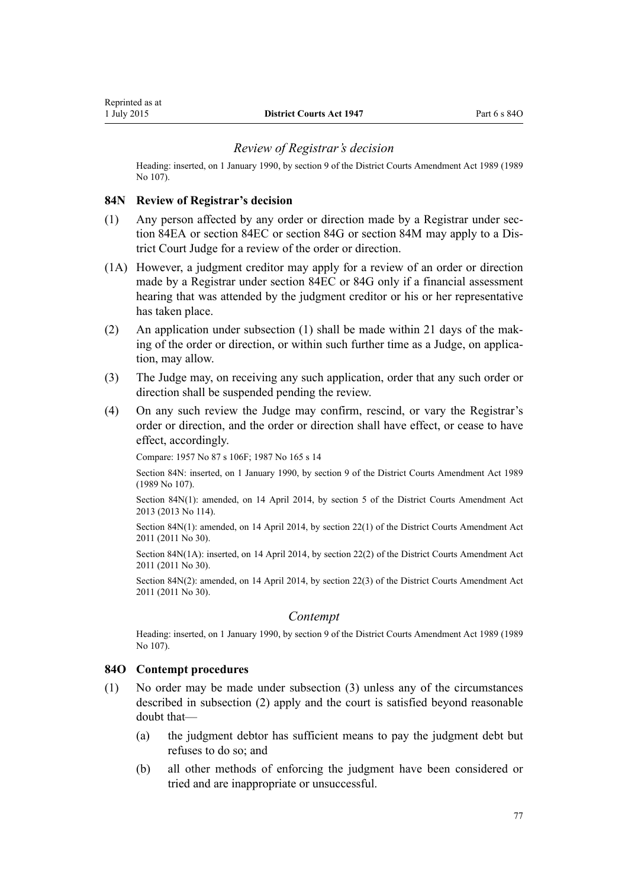### *Review of Registrar's decision*

Heading: inserted, on 1 January 1990, by section 9 of the District Courts Amendment Act 1989 (1989 No 107).

## 84N Review of Registrar's decision

(1) Any person affected by any order or direction made by a Registrar under section 84EA or section 84EC or section 84G or section 84M may apply to a District Court Judge for a review of the order or direction.

(1A) However, a judgment creditor may apply for a review of an order or direction made by a Registrar under section 84EC or 84G only if a financial assessment hearing that was attended by the judgment creditor or his or her representative has taken place.

(2) An application under subsection (1) shall be made within 21 days of the making of the order or direction, or within such further time as a Judge, on application, may allow.

(3) The Judge may, on receiving any such application, order that any such order or direction shall be suspended pending the review.

(4) On any such review the Judge may confirm, rescind, or vary the Registrar's order or direction, and the order or direction shall have effect, or cease to have effect, accordingly.

Compare: 1957 No 87 s 106F; 1987 No 165 s 14

Section 84N: inserted, on 1 January 1990, by section 9 of the District Courts Amendment Act 1989 (1989 No 107).

Section 84N(1): amended, on 14 April 2014, by section 5 of the District Courts Amendment Act 2013 (2013 No 114).

Section 84N(1): amended, on 14 April 2014, by section 22(1) of the District Courts Amendment Act 2011 (2011 No 30).

Section 84N(1A): inserted, on 14 April 2014, by section 22(2) of the District Courts Amendment Act 2011 (2011 No 30).

Section 84N(2): amended, on 14 April 2014, by section 22(3) of the District Courts Amendment Act 2011 (2011 No 30).

### *Contempt*

Heading: inserted, on 1 January 1990, by section 9 of the District Courts Amendment Act 1989 (1989 No 107).

## 84O Contempt procedures

(1) No order may be made under subsection (3) unless any of the circumstances described in subsection (2) apply and the court is satisfied beyond reasonable doubt that—

   (a) the judgment debtor has sufficient means to pay the judgment debt but refuses to do so; and

   (b) all other methods of enforcing the judgment have been considered or tried and are inappropriate or unsuccessful.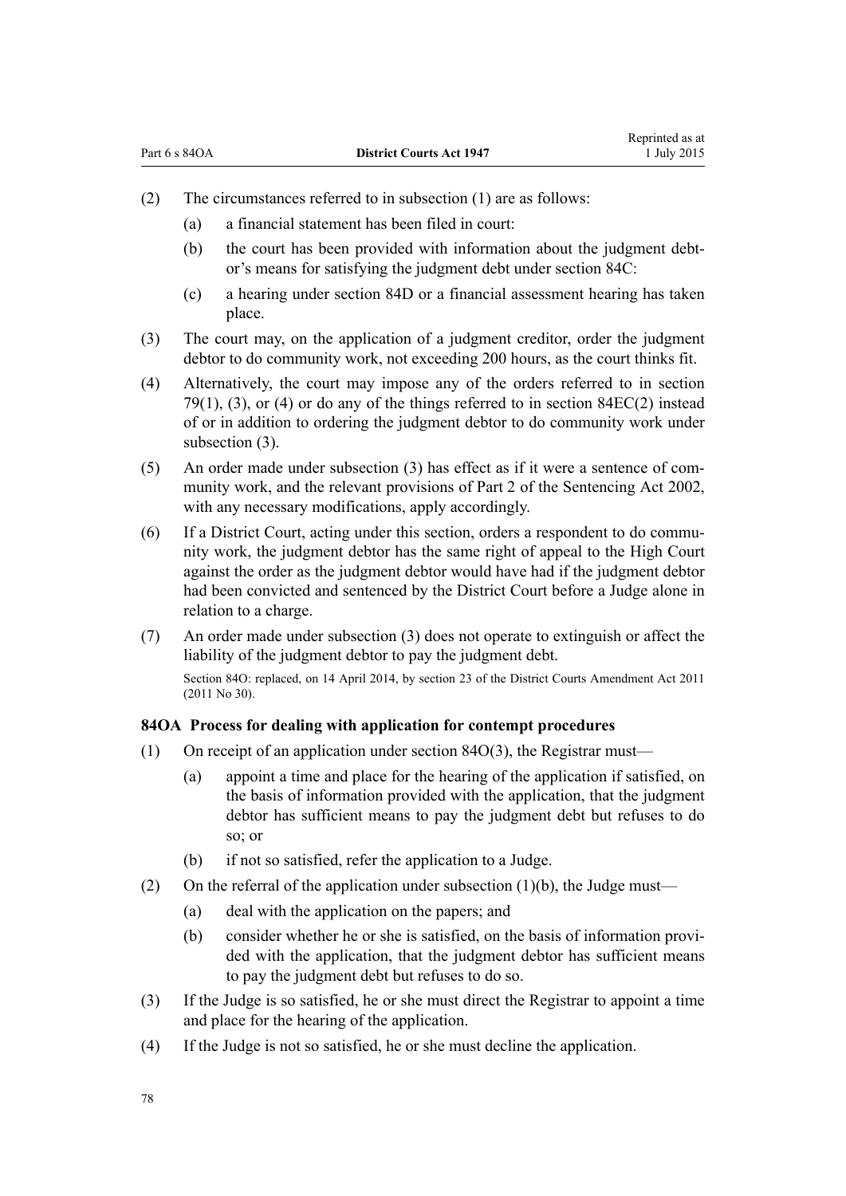(2) The circumstances referred to in subsection (1) are as follows:

  (a) a financial statement has been filed in court:

  (b) the court has been provided with information about the judgment debtor's means for satisfying the judgment debt under section 84C:

  (c) a hearing under section 84D or a financial assessment hearing has taken place.

(3) The court may, on the application of a judgment creditor, order the judgment debtor to do community work, not exceeding 200 hours, as the court thinks fit.

(4) Alternatively, the court may impose any of the orders referred to in section 79(1), (3), or (4) or do any of the things referred to in section 84EC(2) instead of or in addition to ordering the judgment debtor to do community work under subsection (3).

(5) An order made under subsection (3) has effect as if it were a sentence of community work, and the relevant provisions of Part 2 of the Sentencing Act 2002, with any necessary modifications, apply accordingly.

(6) If a District Court, acting under this section, orders a respondent to do community work, the judgment debtor has the same right of appeal to the High Court against the order as the judgment debtor would have had if the judgment debtor had been convicted and sentenced by the District Court before a Judge alone in relation to a charge.

(7) An order made under subsection (3) does not operate to extinguish or affect the liability of the judgment debtor to pay the judgment debt.

Section 84O: replaced, on 14 April 2014, by section 23 of the District Courts Amendment Act 2011 (2011 No 30).

### 84OA Process for dealing with application for contempt procedures

(1) On receipt of an application under section 84O(3), the Registrar must—

  (a) appoint a time and place for the hearing of the application if satisfied, on the basis of information provided with the application, that the judgment debtor has sufficient means to pay the judgment debt but refuses to do so; or

  (b) if not so satisfied, refer the application to a Judge.

(2) On the referral of the application under subsection (1)(b), the Judge must—

  (a) deal with the application on the papers; and

  (b) consider whether he or she is satisfied, on the basis of information provided with the application, that the judgment debtor has sufficient means to pay the judgment debt but refuses to do so.

(3) If the Judge is so satisfied, he or she must direct the Registrar to appoint a time and place for the hearing of the application.

(4) If the Judge is not so satisfied, he or she must decline the application.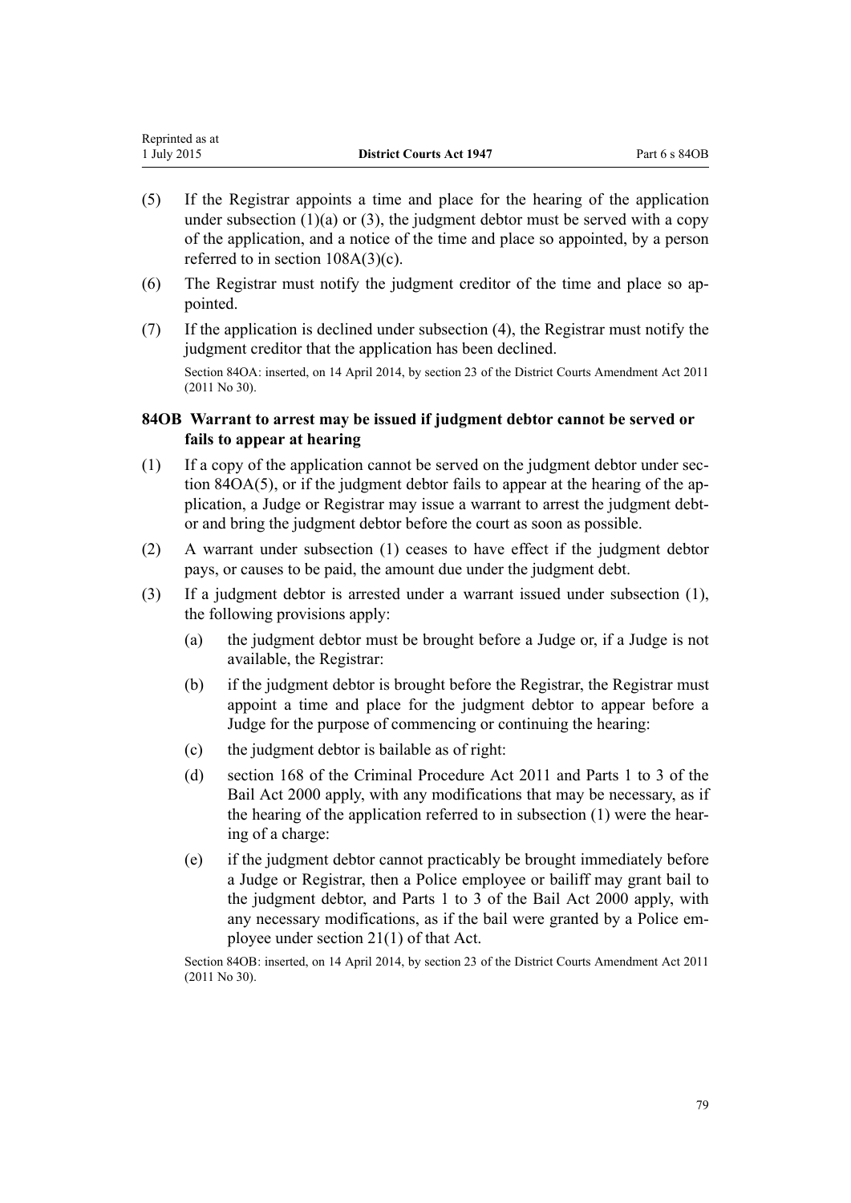(5) If the Registrar appoints a time and place for the hearing of the application under subsection (1)(a) or (3), the judgment debtor must be served with a copy of the application, and a notice of the time and place so appointed, by a person referred to in section 108A(3)(c).

(6) The Registrar must notify the judgment creditor of the time and place so appointed.

(7) If the application is declined under subsection (4), the Registrar must notify the judgment creditor that the application has been declined.

Section 84OA: inserted, on 14 April 2014, by section 23 of the District Courts Amendment Act 2011 (2011 No 30).

### 84OB Warrant to arrest may be issued if judgment debtor cannot be served or fails to appear at hearing

(1) If a copy of the application cannot be served on the judgment debtor under section 84OA(5), or if the judgment debtor fails to appear at the hearing of the application, a Judge or Registrar may issue a warrant to arrest the judgment debtor and bring the judgment debtor before the court as soon as possible.

(2) A warrant under subsection (1) ceases to have effect if the judgment debtor pays, or causes to be paid, the amount due under the judgment debt.

(3) If a judgment debtor is arrested under a warrant issued under subsection (1), the following provisions apply:

  (a) the judgment debtor must be brought before a Judge or, if a Judge is not available, the Registrar:

  (b) if the judgment debtor is brought before the Registrar, the Registrar must appoint a time and place for the judgment debtor to appear before a Judge for the purpose of commencing or continuing the hearing:

  (c) the judgment debtor is bailable as of right:

  (d) section 168 of the Criminal Procedure Act 2011 and Parts 1 to 3 of the Bail Act 2000 apply, with any modifications that may be necessary, as if the hearing of the application referred to in subsection (1) were the hearing of a charge:

  (e) if the judgment debtor cannot practicably be brought immediately before a Judge or Registrar, then a Police employee or bailiff may grant bail to the judgment debtor, and Parts 1 to 3 of the Bail Act 2000 apply, with any necessary modifications, as if the bail were granted by a Police employee under section 21(1) of that Act.

Section 84OB: inserted, on 14 April 2014, by section 23 of the District Courts Amendment Act 2011 (2011 No 30).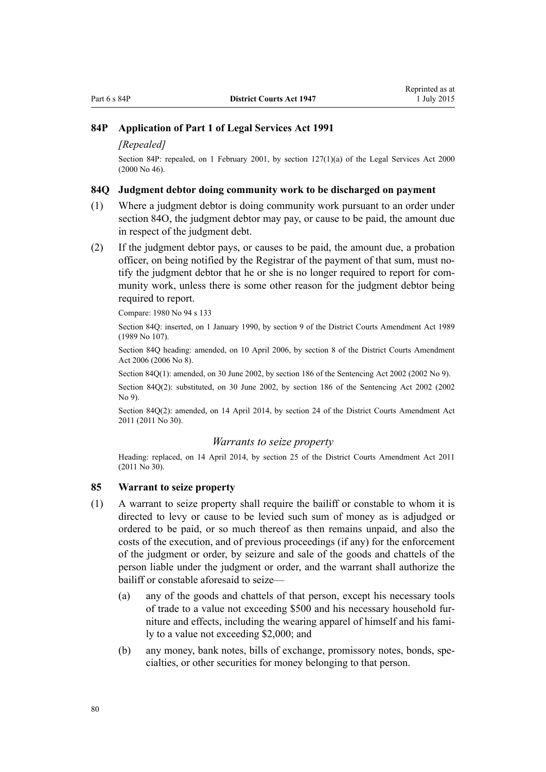### 84P Application of Part 1 of Legal Services Act 1991

*[Repealed]*

Section 84P: repealed, on 1 February 2001, by section 127(1)(a) of the Legal Services Act 2000 (2000 No 46).

### 84Q Judgment debtor doing community work to be discharged on payment

(1) Where a judgment debtor is doing community work pursuant to an order under section 84O, the judgment debtor may pay, or cause to be paid, the amount due in respect of the judgment debt.

(2) If the judgment debtor pays, or causes to be paid, the amount due, a probation officer, on being notified by the Registrar of the payment of that sum, must notify the judgment debtor that he or she is no longer required to report for community work, unless there is some other reason for the judgment debtor being required to report.

Compare: 1980 No 94 s 133

Section 84Q: inserted, on 1 January 1990, by section 9 of the District Courts Amendment Act 1989 (1989 No 107).

Section 84Q heading: amended, on 10 April 2006, by section 8 of the District Courts Amendment Act 2006 (2006 No 8).

Section 84Q(1): amended, on 30 June 2002, by section 186 of the Sentencing Act 2002 (2002 No 9).

Section 84Q(2): substituted, on 30 June 2002, by section 186 of the Sentencing Act 2002 (2002 No 9).

Section 84Q(2): amended, on 14 April 2014, by section 24 of the District Courts Amendment Act 2011 (2011 No 30).

## *Warrants to seize property*

Heading: replaced, on 14 April 2014, by section 25 of the District Courts Amendment Act 2011 (2011 No 30).

### 85 Warrant to seize property

(1) A warrant to seize property shall require the bailiff or constable to whom it is directed to levy or cause to be levied such sum of money as is adjudged or ordered to be paid, or so much thereof as then remains unpaid, and also the costs of the execution, and of previous proceedings (if any) for the enforcement of the judgment or order, by seizure and sale of the goods and chattels of the person liable under the judgment or order, and the warrant shall authorize the bailiff or constable aforesaid to seize—

    (a) any of the goods and chattels of that person, except his necessary tools of trade to a value not exceeding $500 and his necessary household furniture and effects, including the wearing apparel of himself and his family to a value not exceeding $2,000; and

    (b) any money, bank notes, bills of exchange, promissory notes, bonds, specialties, or other securities for money belonging to that person.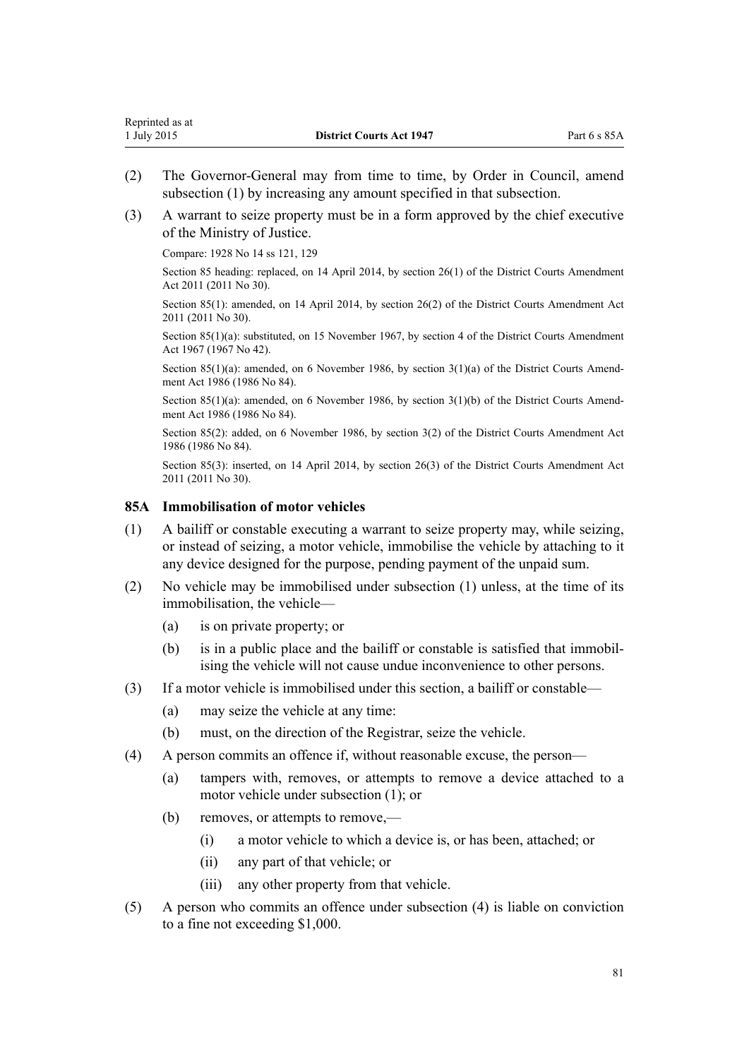(2) The Governor-General may from time to time, by Order in Council, amend subsection (1) by increasing any amount specified in that subsection.

(3) A warrant to seize property must be in a form approved by the chief executive of the Ministry of Justice.

Compare: 1928 No 14 ss 121, 129

Section 85 heading: replaced, on 14 April 2014, by section 26(1) of the District Courts Amendment Act 2011 (2011 No 30).

Section 85(1): amended, on 14 April 2014, by section 26(2) of the District Courts Amendment Act 2011 (2011 No 30).

Section 85(1)(a): substituted, on 15 November 1967, by section 4 of the District Courts Amendment Act 1967 (1967 No 42).

Section 85(1)(a): amended, on 6 November 1986, by section 3(1)(a) of the District Courts Amendment Act 1986 (1986 No 84).

Section 85(1)(a): amended, on 6 November 1986, by section 3(1)(b) of the District Courts Amendment Act 1986 (1986 No 84).

Section 85(2): added, on 6 November 1986, by section 3(2) of the District Courts Amendment Act 1986 (1986 No 84).

Section 85(3): inserted, on 14 April 2014, by section 26(3) of the District Courts Amendment Act 2011 (2011 No 30).

### 85A Immobilisation of motor vehicles

(1) A bailiff or constable executing a warrant to seize property may, while seizing, or instead of seizing, a motor vehicle, immobilise the vehicle by attaching to it any device designed for the purpose, pending payment of the unpaid sum.

(2) No vehicle may be immobilised under subsection (1) unless, at the time of its immobilisation, the vehicle—

- (a) is on private property; or
- (b) is in a public place and the bailiff or constable is satisfied that immobilising the vehicle will not cause undue inconvenience to other persons.

(3) If a motor vehicle is immobilised under this section, a bailiff or constable—

- (a) may seize the vehicle at any time:
- (b) must, on the direction of the Registrar, seize the vehicle.

(4) A person commits an offence if, without reasonable excuse, the person—

- (a) tampers with, removes, or attempts to remove a device attached to a motor vehicle under subsection (1); or
- (b) removes, or attempts to remove,—
  - (i) a motor vehicle to which a device is, or has been, attached; or
  - (ii) any part of that vehicle; or
  - (iii) any other property from that vehicle.

(5) A person who commits an offence under subsection (4) is liable on conviction to a fine not exceeding $1,000.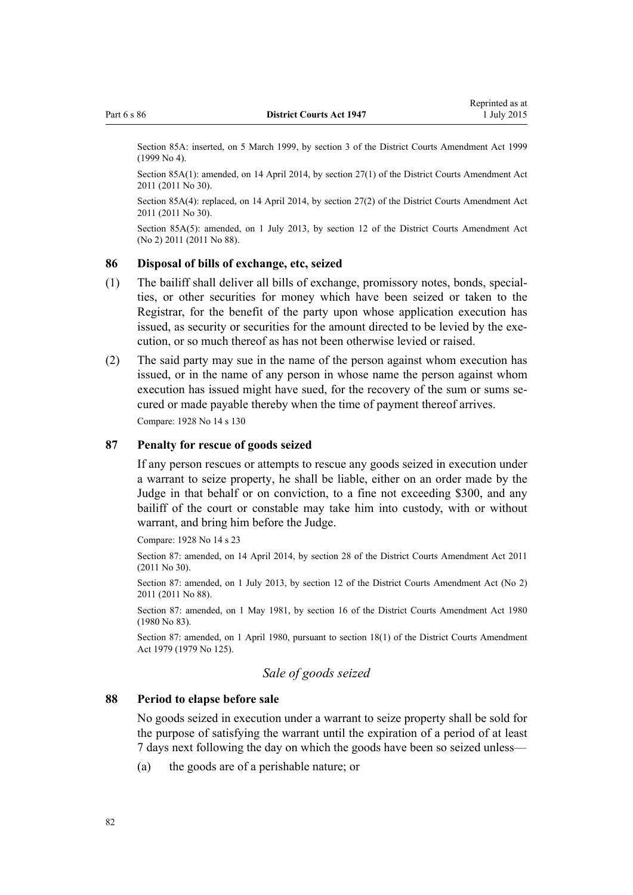Section 85A: inserted, on 5 March 1999, by section 3 of the District Courts Amendment Act 1999 (1999 No 4).

Section 85A(1): amended, on 14 April 2014, by section 27(1) of the District Courts Amendment Act 2011 (2011 No 30).

Section 85A(4): replaced, on 14 April 2014, by section 27(2) of the District Courts Amendment Act 2011 (2011 No 30).

Section 85A(5): amended, on 1 July 2013, by section 12 of the District Courts Amendment Act (No 2) 2011 (2011 No 88).

### 86 Disposal of bills of exchange, etc, seized

(1) The bailiff shall deliver all bills of exchange, promissory notes, bonds, specialties, or other securities for money which have been seized or taken to the Registrar, for the benefit of the party upon whose application execution has issued, as security or securities for the amount directed to be levied by the execution, or so much thereof as has not been otherwise levied or raised.

(2) The said party may sue in the name of the person against whom execution has issued, or in the name of any person in whose name the person against whom execution has issued might have sued, for the recovery of the sum or sums secured or made payable thereby when the time of payment thereof arrives.

Compare: 1928 No 14 s 130

### 87 Penalty for rescue of goods seized

If any person rescues or attempts to rescue any goods seized in execution under a warrant to seize property, he shall be liable, either on an order made by the Judge in that behalf or on conviction, to a fine not exceeding $300, and any bailiff of the court or constable may take him into custody, with or without warrant, and bring him before the Judge.

Compare: 1928 No 14 s 23

Section 87: amended, on 14 April 2014, by section 28 of the District Courts Amendment Act 2011 (2011 No 30).

Section 87: amended, on 1 July 2013, by section 12 of the District Courts Amendment Act (No 2) 2011 (2011 No 88).

Section 87: amended, on 1 May 1981, by section 16 of the District Courts Amendment Act 1980 (1980 No 83).

Section 87: amended, on 1 April 1980, pursuant to section 18(1) of the District Courts Amendment Act 1979 (1979 No 125).

## *Sale of goods seized*

### 88 Period to elapse before sale

No goods seized in execution under a warrant to seize property shall be sold for the purpose of satisfying the warrant until the expiration of a period of at least 7 days next following the day on which the goods have been so seized unless—

(a) the goods are of a perishable nature; or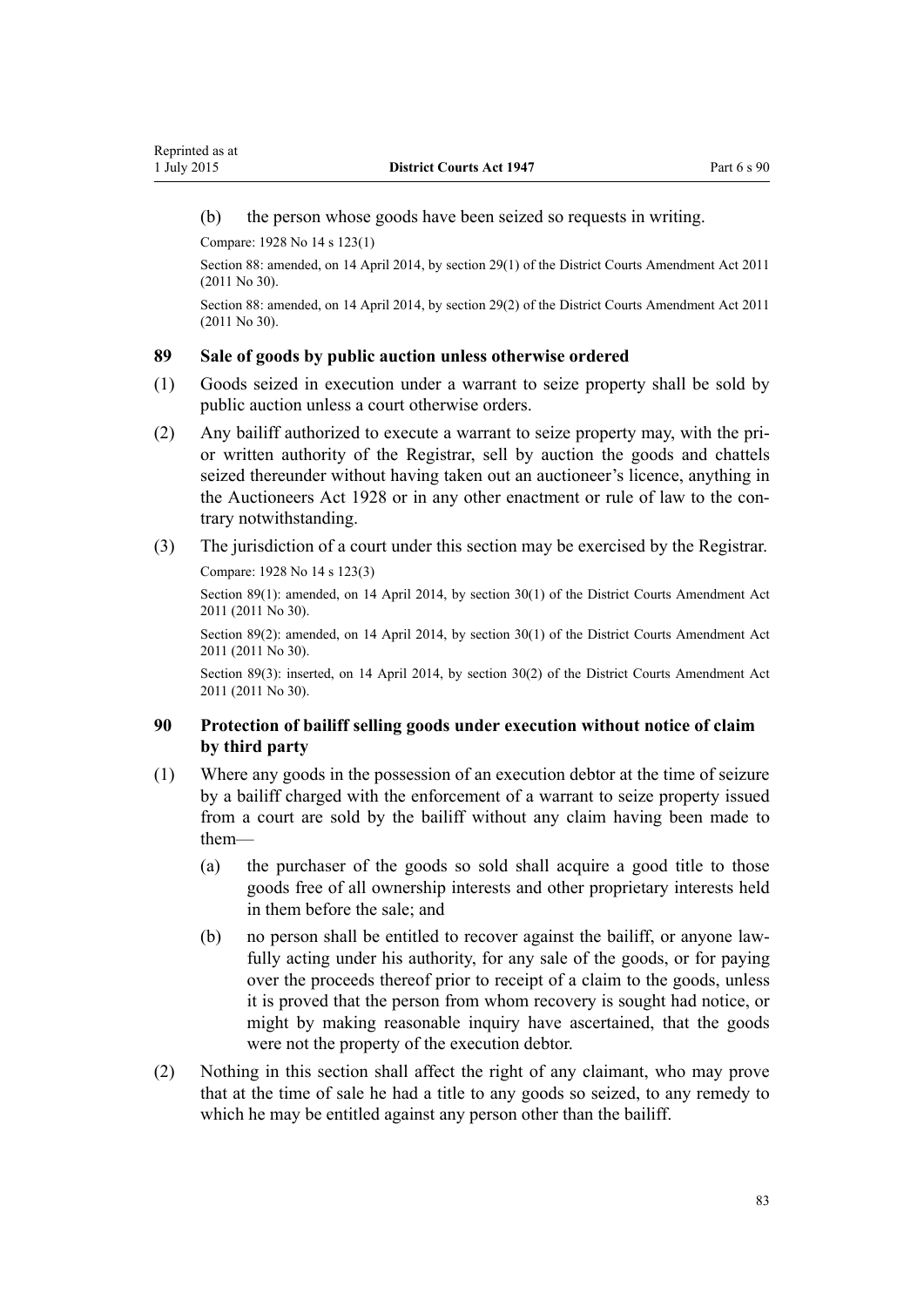(b) the person whose goods have been seized so requests in writing.

Compare: 1928 No 14 s 123(1)

Section 88: amended, on 14 April 2014, by section 29(1) of the District Courts Amendment Act 2011 (2011 No 30).

Section 88: amended, on 14 April 2014, by section 29(2) of the District Courts Amendment Act 2011 (2011 No 30).

### 89 Sale of goods by public auction unless otherwise ordered

(1) Goods seized in execution under a warrant to seize property shall be sold by public auction unless a court otherwise orders.

(2) Any bailiff authorized to execute a warrant to seize property may, with the prior written authority of the Registrar, sell by auction the goods and chattels seized thereunder without having taken out an auctioneer's licence, anything in the Auctioneers Act 1928 or in any other enactment or rule of law to the contrary notwithstanding.

(3) The jurisdiction of a court under this section may be exercised by the Registrar.

Compare: 1928 No 14 s 123(3)

Section 89(1): amended, on 14 April 2014, by section 30(1) of the District Courts Amendment Act 2011 (2011 No 30).

Section 89(2): amended, on 14 April 2014, by section 30(1) of the District Courts Amendment Act 2011 (2011 No 30).

Section 89(3): inserted, on 14 April 2014, by section 30(2) of the District Courts Amendment Act 2011 (2011 No 30).

### 90 Protection of bailiff selling goods under execution without notice of claim by third party

(1) Where any goods in the possession of an execution debtor at the time of seizure by a bailiff charged with the enforcement of a warrant to seize property issued from a court are sold by the bailiff without any claim having been made to them—

(a) the purchaser of the goods so sold shall acquire a good title to those goods free of all ownership interests and other proprietary interests held in them before the sale; and

(b) no person shall be entitled to recover against the bailiff, or anyone lawfully acting under his authority, for any sale of the goods, or for paying over the proceeds thereof prior to receipt of a claim to the goods, unless it is proved that the person from whom recovery is sought had notice, or might by making reasonable inquiry have ascertained, that the goods were not the property of the execution debtor.

(2) Nothing in this section shall affect the right of any claimant, who may prove that at the time of sale he had a title to any goods so seized, to any remedy to which he may be entitled against any person other than the bailiff.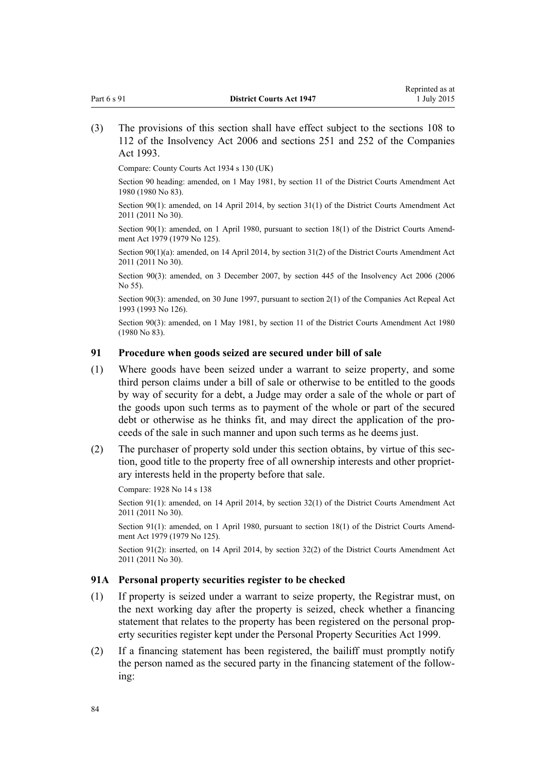(3) The provisions of this section shall have effect subject to the sections 108 to 112 of the Insolvency Act 2006 and sections 251 and 252 of the Companies Act 1993.

Compare: County Courts Act 1934 s 130 (UK)

Section 90 heading: amended, on 1 May 1981, by section 11 of the District Courts Amendment Act 1980 (1980 No 83).

Section 90(1): amended, on 14 April 2014, by section 31(1) of the District Courts Amendment Act 2011 (2011 No 30).

Section 90(1): amended, on 1 April 1980, pursuant to section 18(1) of the District Courts Amendment Act 1979 (1979 No 125).

Section 90(1)(a): amended, on 14 April 2014, by section 31(2) of the District Courts Amendment Act 2011 (2011 No 30).

Section 90(3): amended, on 3 December 2007, by section 445 of the Insolvency Act 2006 (2006 No 55).

Section 90(3): amended, on 30 June 1997, pursuant to section 2(1) of the Companies Act Repeal Act 1993 (1993 No 126).

Section 90(3): amended, on 1 May 1981, by section 11 of the District Courts Amendment Act 1980 (1980 No 83).

### 91 Procedure when goods seized are secured under bill of sale

(1) Where goods have been seized under a warrant to seize property, and some third person claims under a bill of sale or otherwise to be entitled to the goods by way of security for a debt, a Judge may order a sale of the whole or part of the goods upon such terms as to payment of the whole or part of the secured debt or otherwise as he thinks fit, and may direct the application of the proceeds of the sale in such manner and upon such terms as he deems just.

(2) The purchaser of property sold under this section obtains, by virtue of this section, good title to the property free of all ownership interests and other proprietary interests held in the property before that sale.

Compare: 1928 No 14 s 138

Section 91(1): amended, on 14 April 2014, by section 32(1) of the District Courts Amendment Act 2011 (2011 No 30).

Section 91(1): amended, on 1 April 1980, pursuant to section 18(1) of the District Courts Amendment Act 1979 (1979 No 125).

Section 91(2): inserted, on 14 April 2014, by section 32(2) of the District Courts Amendment Act 2011 (2011 No 30).

### 91A Personal property securities register to be checked

(1) If property is seized under a warrant to seize property, the Registrar must, on the next working day after the property is seized, check whether a financing statement that relates to the property has been registered on the personal property securities register kept under the Personal Property Securities Act 1999.

(2) If a financing statement has been registered, the bailiff must promptly notify the person named as the secured party in the financing statement of the following: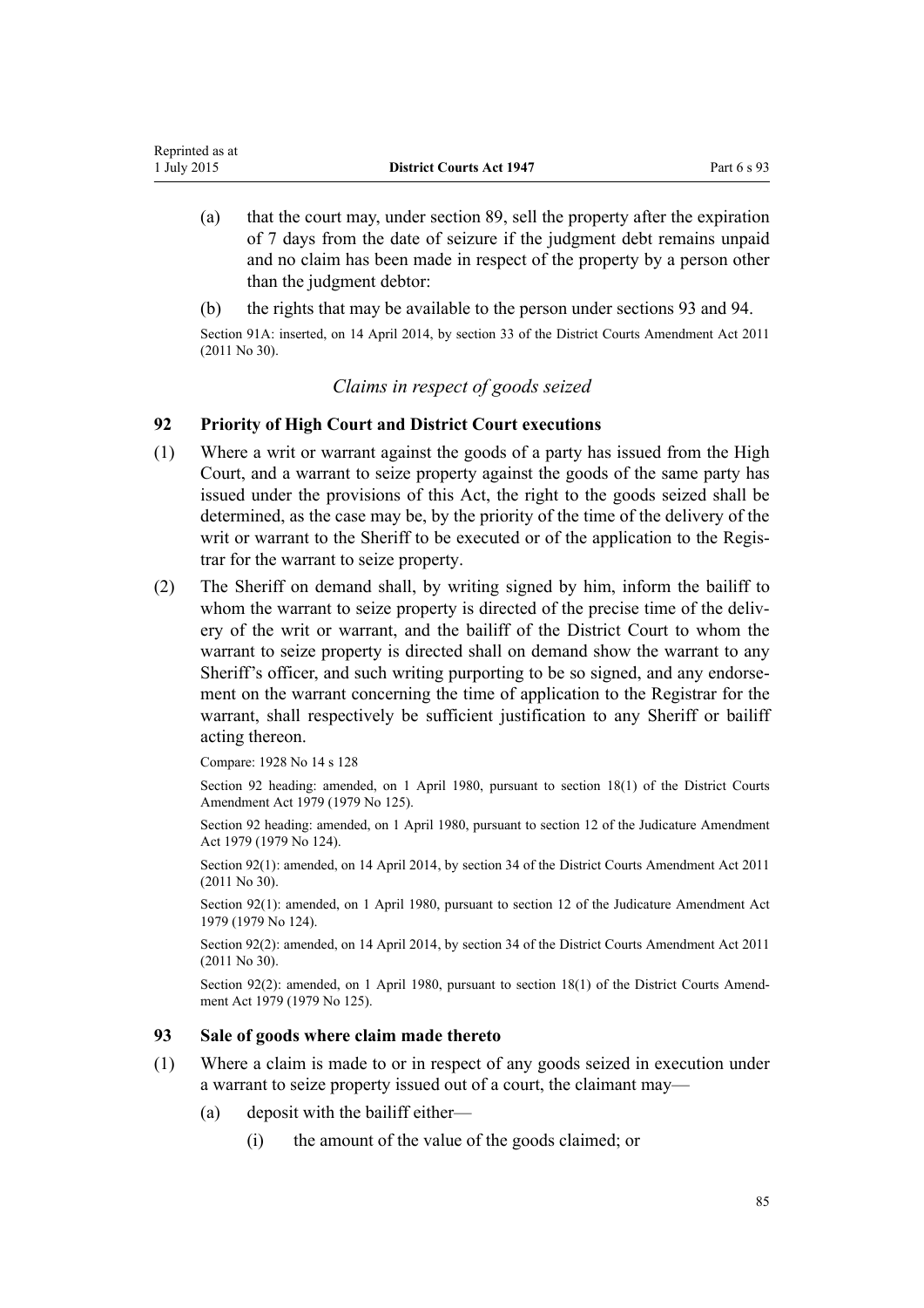(a) that the court may, under section 89, sell the property after the expiration of 7 days from the date of seizure if the judgment debt remains unpaid and no claim has been made in respect of the property by a person other than the judgment debtor:

(b) the rights that may be available to the person under sections 93 and 94.

Section 91A: inserted, on 14 April 2014, by section 33 of the District Courts Amendment Act 2011 (2011 No 30).

*Claims in respect of goods seized*

### 92 Priority of High Court and District Court executions

(1) Where a writ or warrant against the goods of a party has issued from the High Court, and a warrant to seize property against the goods of the same party has issued under the provisions of this Act, the right to the goods seized shall be determined, as the case may be, by the priority of the time of the delivery of the writ or warrant to the Sheriff to be executed or of the application to the Registrar for the warrant to seize property.

(2) The Sheriff on demand shall, by writing signed by him, inform the bailiff to whom the warrant to seize property is directed of the precise time of the delivery of the writ or warrant, and the bailiff of the District Court to whom the warrant to seize property is directed shall on demand show the warrant to any Sheriff's officer, and such writing purporting to be so signed, and any endorsement on the warrant concerning the time of application to the Registrar for the warrant, shall respectively be sufficient justification to any Sheriff or bailiff acting thereon.

Compare: 1928 No 14 s 128

Section 92 heading: amended, on 1 April 1980, pursuant to section 18(1) of the District Courts Amendment Act 1979 (1979 No 125).

Section 92 heading: amended, on 1 April 1980, pursuant to section 12 of the Judicature Amendment Act 1979 (1979 No 124).

Section 92(1): amended, on 14 April 2014, by section 34 of the District Courts Amendment Act 2011 (2011 No 30).

Section 92(1): amended, on 1 April 1980, pursuant to section 12 of the Judicature Amendment Act 1979 (1979 No 124).

Section 92(2): amended, on 14 April 2014, by section 34 of the District Courts Amendment Act 2011 (2011 No 30).

Section 92(2): amended, on 1 April 1980, pursuant to section 18(1) of the District Courts Amendment Act 1979 (1979 No 125).

### 93 Sale of goods where claim made thereto

(1) Where a claim is made to or in respect of any goods seized in execution under a warrant to seize property issued out of a court, the claimant may—

(a) deposit with the bailiff either—

(i) the amount of the value of the goods claimed; or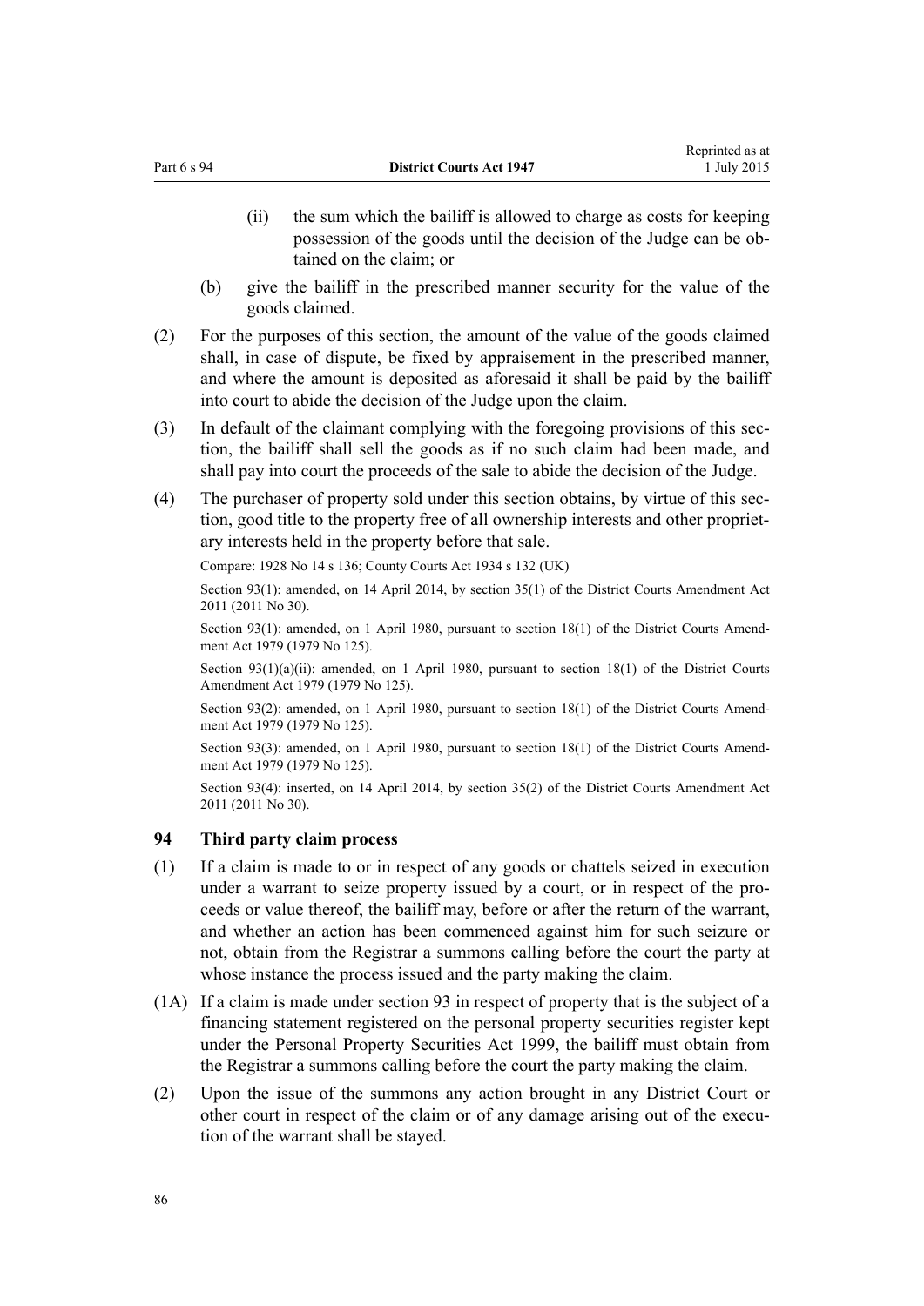(ii) the sum which the bailiff is allowed to charge as costs for keeping possession of the goods until the decision of the Judge can be obtained on the claim; or

(b) give the bailiff in the prescribed manner security for the value of the goods claimed.

(2) For the purposes of this section, the amount of the value of the goods claimed shall, in case of dispute, be fixed by appraisement in the prescribed manner, and where the amount is deposited as aforesaid it shall be paid by the bailiff into court to abide the decision of the Judge upon the claim.

(3) In default of the claimant complying with the foregoing provisions of this section, the bailiff shall sell the goods as if no such claim had been made, and shall pay into court the proceeds of the sale to abide the decision of the Judge.

(4) The purchaser of property sold under this section obtains, by virtue of this section, good title to the property free of all ownership interests and other proprietary interests held in the property before that sale.

Compare: 1928 No 14 s 136; County Courts Act 1934 s 132 (UK)

Section 93(1): amended, on 14 April 2014, by section 35(1) of the District Courts Amendment Act 2011 (2011 No 30).

Section 93(1): amended, on 1 April 1980, pursuant to section 18(1) of the District Courts Amendment Act 1979 (1979 No 125).

Section 93(1)(a)(ii): amended, on 1 April 1980, pursuant to section 18(1) of the District Courts Amendment Act 1979 (1979 No 125).

Section 93(2): amended, on 1 April 1980, pursuant to section 18(1) of the District Courts Amendment Act 1979 (1979 No 125).

Section 93(3): amended, on 1 April 1980, pursuant to section 18(1) of the District Courts Amendment Act 1979 (1979 No 125).

Section 93(4): inserted, on 14 April 2014, by section 35(2) of the District Courts Amendment Act 2011 (2011 No 30).

### 94 Third party claim process

(1) If a claim is made to or in respect of any goods or chattels seized in execution under a warrant to seize property issued by a court, or in respect of the proceeds or value thereof, the bailiff may, before or after the return of the warrant, and whether an action has been commenced against him for such seizure or not, obtain from the Registrar a summons calling before the court the party at whose instance the process issued and the party making the claim.

(1A) If a claim is made under section 93 in respect of property that is the subject of a financing statement registered on the personal property securities register kept under the Personal Property Securities Act 1999, the bailiff must obtain from the Registrar a summons calling before the court the party making the claim.

(2) Upon the issue of the summons any action brought in any District Court or other court in respect of the claim or of any damage arising out of the execution of the warrant shall be stayed.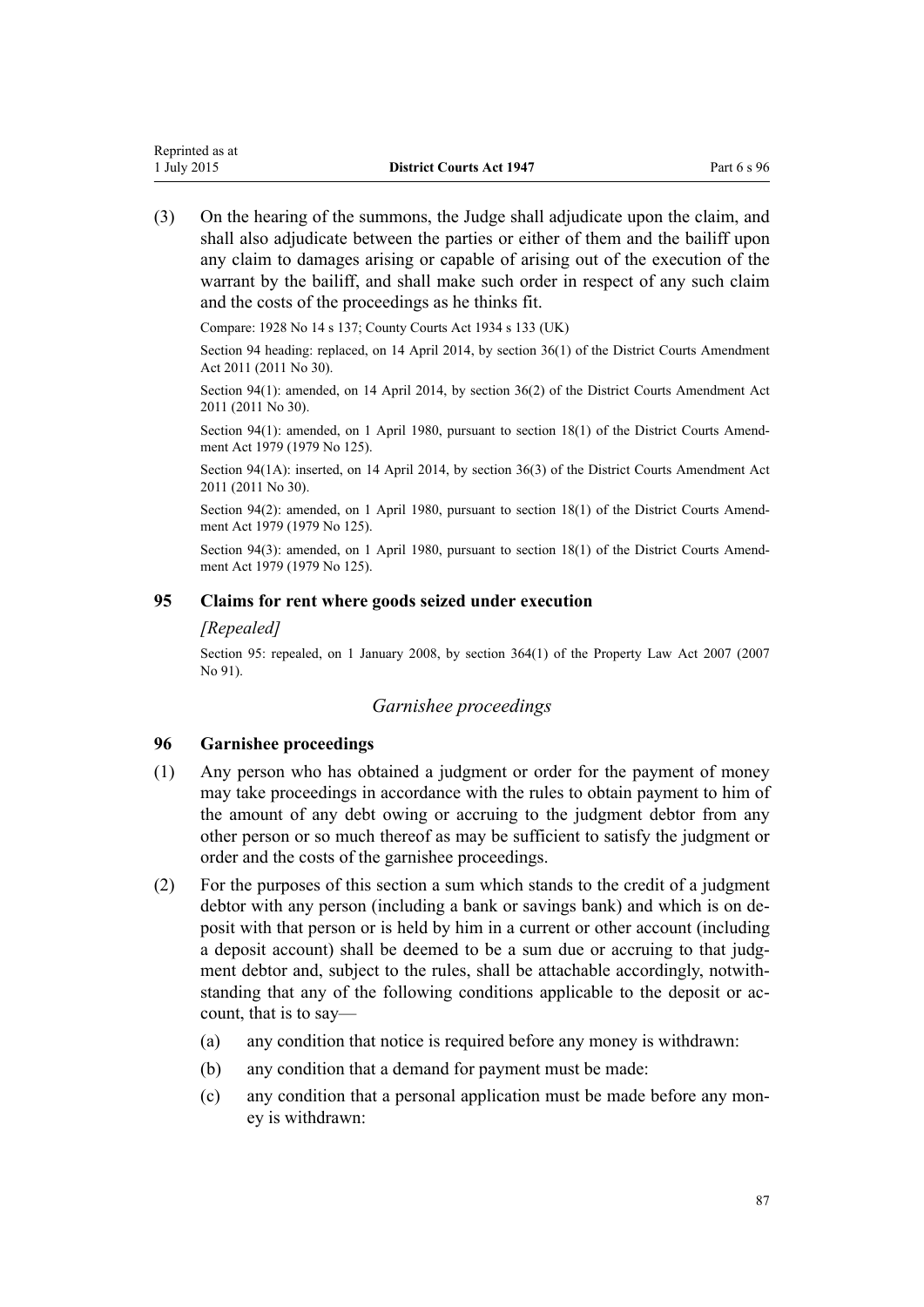(3) On the hearing of the summons, the Judge shall adjudicate upon the claim, and shall also adjudicate between the parties or either of them and the bailiff upon any claim to damages arising or capable of arising out of the execution of the warrant by the bailiff, and shall make such order in respect of any such claim and the costs of the proceedings as he thinks fit.

Compare: 1928 No 14 s 137; County Courts Act 1934 s 133 (UK)

Section 94 heading: replaced, on 14 April 2014, by section 36(1) of the District Courts Amendment Act 2011 (2011 No 30).

Section 94(1): amended, on 14 April 2014, by section 36(2) of the District Courts Amendment Act 2011 (2011 No 30).

Section 94(1): amended, on 1 April 1980, pursuant to section 18(1) of the District Courts Amendment Act 1979 (1979 No 125).

Section 94(1A): inserted, on 14 April 2014, by section 36(3) of the District Courts Amendment Act 2011 (2011 No 30).

Section 94(2): amended, on 1 April 1980, pursuant to section 18(1) of the District Courts Amendment Act 1979 (1979 No 125).

Section 94(3): amended, on 1 April 1980, pursuant to section 18(1) of the District Courts Amendment Act 1979 (1979 No 125).

### 95 Claims for rent where goods seized under execution

*[Repealed]*

Section 95: repealed, on 1 January 2008, by section 364(1) of the Property Law Act 2007 (2007 No 91).

## *Garnishee proceedings*

### 96 Garnishee proceedings

(1) Any person who has obtained a judgment or order for the payment of money may take proceedings in accordance with the rules to obtain payment to him of the amount of any debt owing or accruing to the judgment debtor from any other person or so much thereof as may be sufficient to satisfy the judgment or order and the costs of the garnishee proceedings.

(2) For the purposes of this section a sum which stands to the credit of a judgment debtor with any person (including a bank or savings bank) and which is on deposit with that person or is held by him in a current or other account (including a deposit account) shall be deemed to be a sum due or accruing to that judgment debtor and, subject to the rules, shall be attachable accordingly, notwithstanding that any of the following conditions applicable to the deposit or account, that is to say—

- (a) any condition that notice is required before any money is withdrawn:
- (b) any condition that a demand for payment must be made:
- (c) any condition that a personal application must be made before any money is withdrawn: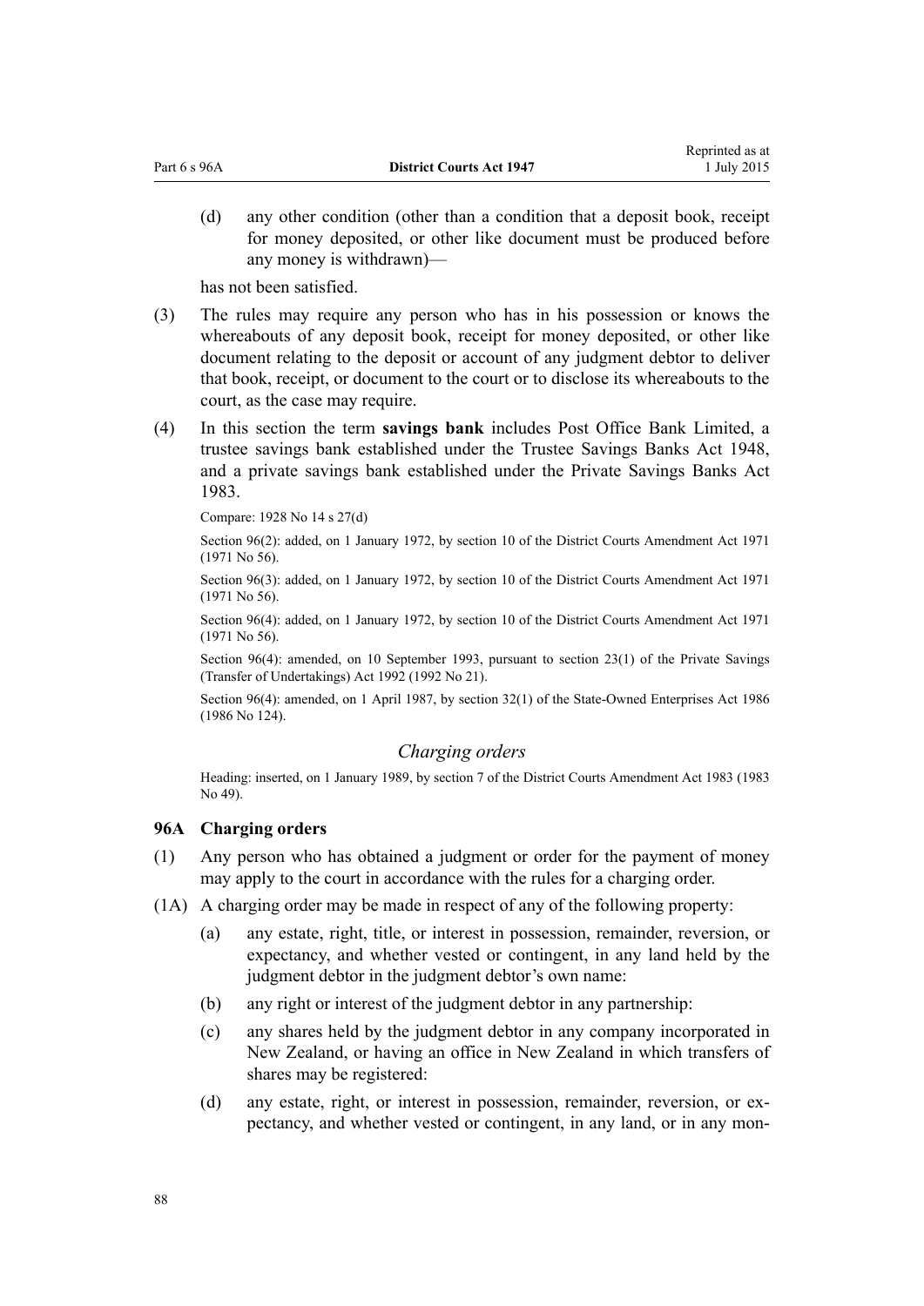(d) any other condition (other than a condition that a deposit book, receipt for money deposited, or other like document must be produced before any money is withdrawn)—

has not been satisfied.

(3) The rules may require any person who has in his possession or knows the whereabouts of any deposit book, receipt for money deposited, or other like document relating to the deposit or account of any judgment debtor to deliver that book, receipt, or document to the court or to disclose its whereabouts to the court, as the case may require.

(4) In this section the term **savings bank** includes Post Office Bank Limited, a trustee savings bank established under the Trustee Savings Banks Act 1948, and a private savings bank established under the Private Savings Banks Act 1983.

Compare: 1928 No 14 s 27(d)

Section 96(2): added, on 1 January 1972, by section 10 of the District Courts Amendment Act 1971 (1971 No 56).

Section 96(3): added, on 1 January 1972, by section 10 of the District Courts Amendment Act 1971 (1971 No 56).

Section 96(4): added, on 1 January 1972, by section 10 of the District Courts Amendment Act 1971 (1971 No 56).

Section 96(4): amended, on 10 September 1993, pursuant to section 23(1) of the Private Savings (Transfer of Undertakings) Act 1992 (1992 No 21).

Section 96(4): amended, on 1 April 1987, by section 32(1) of the State-Owned Enterprises Act 1986 (1986 No 124).

*Charging orders*

Heading: inserted, on 1 January 1989, by section 7 of the District Courts Amendment Act 1983 (1983 No 49).

### 96A Charging orders

(1) Any person who has obtained a judgment or order for the payment of money may apply to the court in accordance with the rules for a charging order.

(1A) A charging order may be made in respect of any of the following property:

(a) any estate, right, title, or interest in possession, remainder, reversion, or expectancy, and whether vested or contingent, in any land held by the judgment debtor in the judgment debtor's own name:

(b) any right or interest of the judgment debtor in any partnership:

(c) any shares held by the judgment debtor in any company incorporated in New Zealand, or having an office in New Zealand in which transfers of shares may be registered:

(d) any estate, right, or interest in possession, remainder, reversion, or expectancy, and whether vested or contingent, in any land, or in any mon-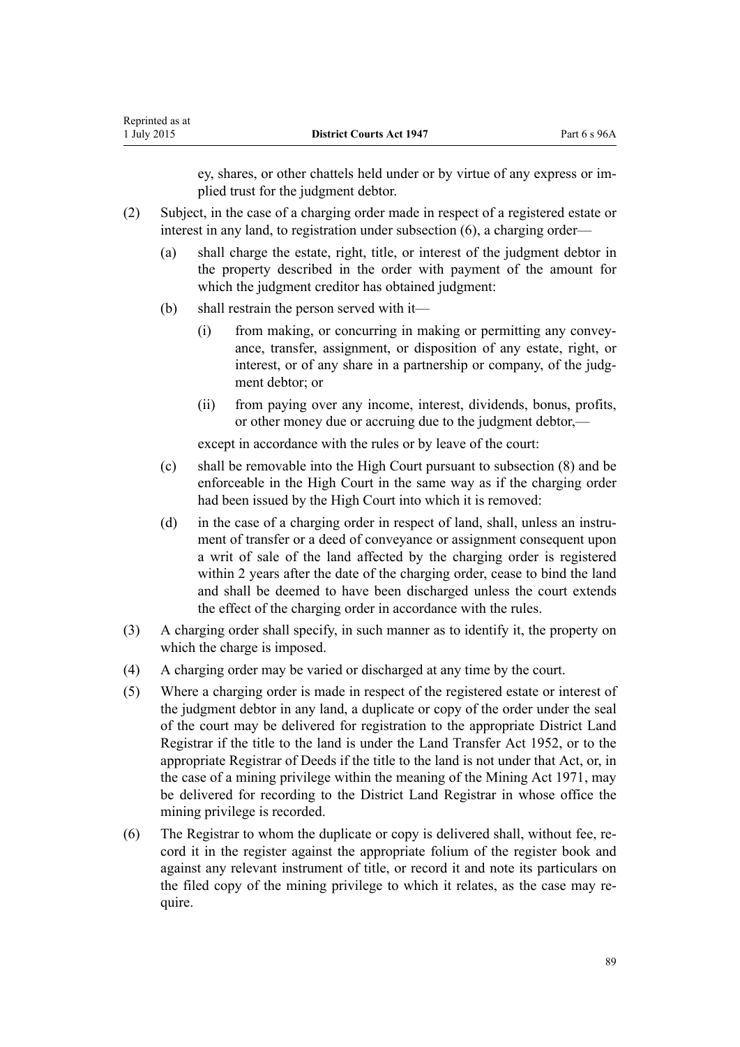ey, shares, or other chattels held under or by virtue of any express or implied trust for the judgment debtor.

(2) Subject, in the case of a charging order made in respect of a registered estate or interest in any land, to registration under subsection (6), a charging order—

   (a) shall charge the estate, right, title, or interest of the judgment debtor in the property described in the order with payment of the amount for which the judgment creditor has obtained judgment:

   (b) shall restrain the person served with it—

      (i) from making, or concurring in making or permitting any conveyance, transfer, assignment, or disposition of any estate, right, or interest, or of any share in a partnership or company, of the judgment debtor; or

      (ii) from paying over any income, interest, dividends, bonus, profits, or other money due or accruing due to the judgment debtor,—

   except in accordance with the rules or by leave of the court:

   (c) shall be removable into the High Court pursuant to subsection (8) and be enforceable in the High Court in the same way as if the charging order had been issued by the High Court into which it is removed:

   (d) in the case of a charging order in respect of land, shall, unless an instrument of transfer or a deed of conveyance or assignment consequent upon a writ of sale of the land affected by the charging order is registered within 2 years after the date of the charging order, cease to bind the land and shall be deemed to have been discharged unless the court extends the effect of the charging order in accordance with the rules.

(3) A charging order shall specify, in such manner as to identify it, the property on which the charge is imposed.

(4) A charging order may be varied or discharged at any time by the court.

(5) Where a charging order is made in respect of the registered estate or interest of the judgment debtor in any land, a duplicate or copy of the order under the seal of the court may be delivered for registration to the appropriate District Land Registrar if the title to the land is under the Land Transfer Act 1952, or to the appropriate Registrar of Deeds if the title to the land is not under that Act, or, in the case of a mining privilege within the meaning of the Mining Act 1971, may be delivered for recording to the District Land Registrar in whose office the mining privilege is recorded.

(6) The Registrar to whom the duplicate or copy is delivered shall, without fee, record it in the register against the appropriate folium of the register book and against any relevant instrument of title, or record it and note its particulars on the filed copy of the mining privilege to which it relates, as the case may require.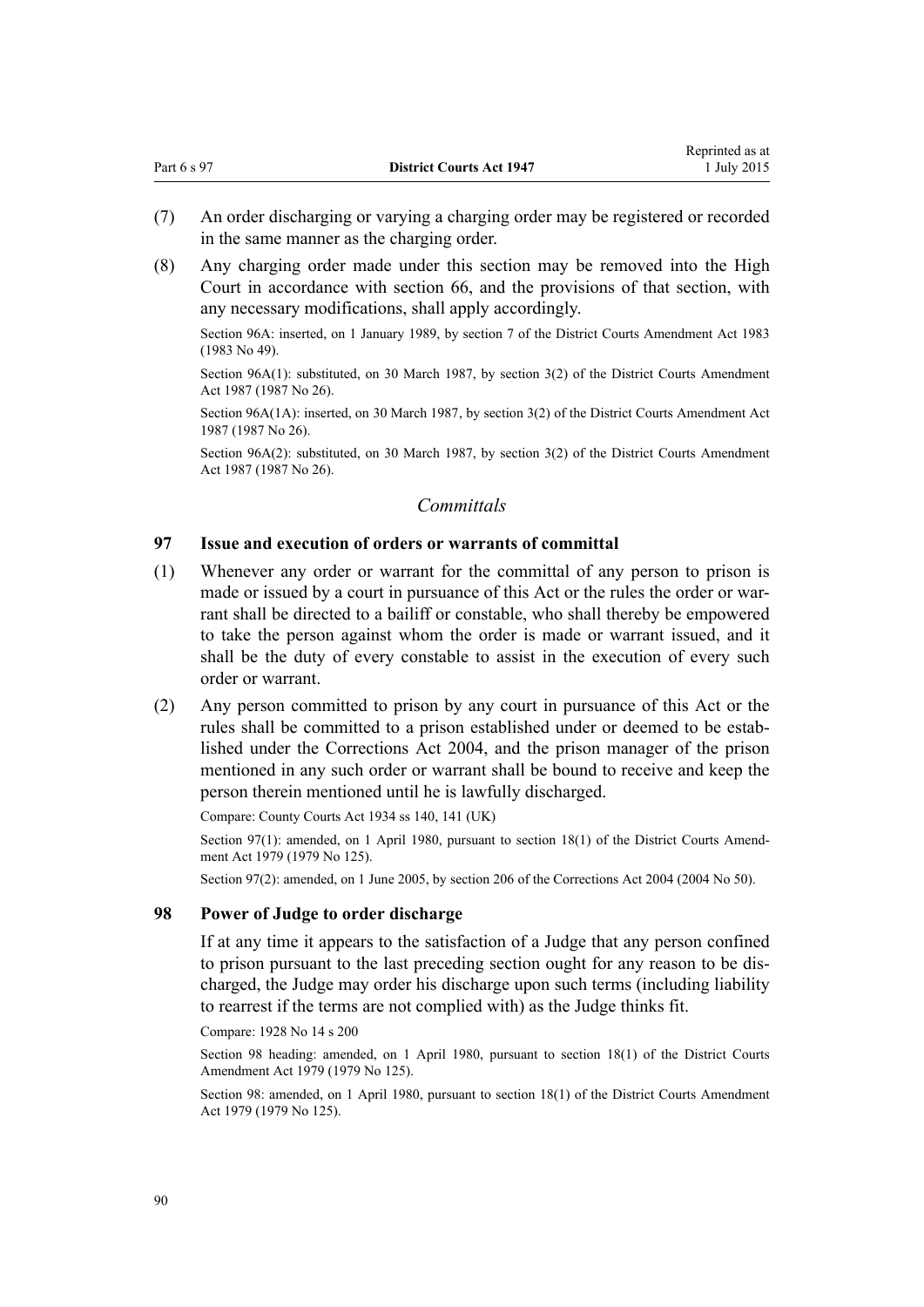(7) An order discharging or varying a charging order may be registered or recorded in the same manner as the charging order.

(8) Any charging order made under this section may be removed into the High Court in accordance with section 66, and the provisions of that section, with any necessary modifications, shall apply accordingly.

Section 96A: inserted, on 1 January 1989, by section 7 of the District Courts Amendment Act 1983 (1983 No 49).

Section 96A(1): substituted, on 30 March 1987, by section 3(2) of the District Courts Amendment Act 1987 (1987 No 26).

Section 96A(1A): inserted, on 30 March 1987, by section 3(2) of the District Courts Amendment Act 1987 (1987 No 26).

Section 96A(2): substituted, on 30 March 1987, by section 3(2) of the District Courts Amendment Act 1987 (1987 No 26).

## *Committals*

### 97 Issue and execution of orders or warrants of committal

(1) Whenever any order or warrant for the committal of any person to prison is made or issued by a court in pursuance of this Act or the rules the order or warrant shall be directed to a bailiff or constable, who shall thereby be empowered to take the person against whom the order is made or warrant issued, and it shall be the duty of every constable to assist in the execution of every such order or warrant.

(2) Any person committed to prison by any court in pursuance of this Act or the rules shall be committed to a prison established under or deemed to be established under the Corrections Act 2004, and the prison manager of the prison mentioned in any such order or warrant shall be bound to receive and keep the person therein mentioned until he is lawfully discharged.

Compare: County Courts Act 1934 ss 140, 141 (UK)

Section 97(1): amended, on 1 April 1980, pursuant to section 18(1) of the District Courts Amendment Act 1979 (1979 No 125).

Section 97(2): amended, on 1 June 2005, by section 206 of the Corrections Act 2004 (2004 No 50).

### 98 Power of Judge to order discharge

If at any time it appears to the satisfaction of a Judge that any person confined to prison pursuant to the last preceding section ought for any reason to be discharged, the Judge may order his discharge upon such terms (including liability to rearrest if the terms are not complied with) as the Judge thinks fit.

Compare: 1928 No 14 s 200

Section 98 heading: amended, on 1 April 1980, pursuant to section 18(1) of the District Courts Amendment Act 1979 (1979 No 125).

Section 98: amended, on 1 April 1980, pursuant to section 18(1) of the District Courts Amendment Act 1979 (1979 No 125).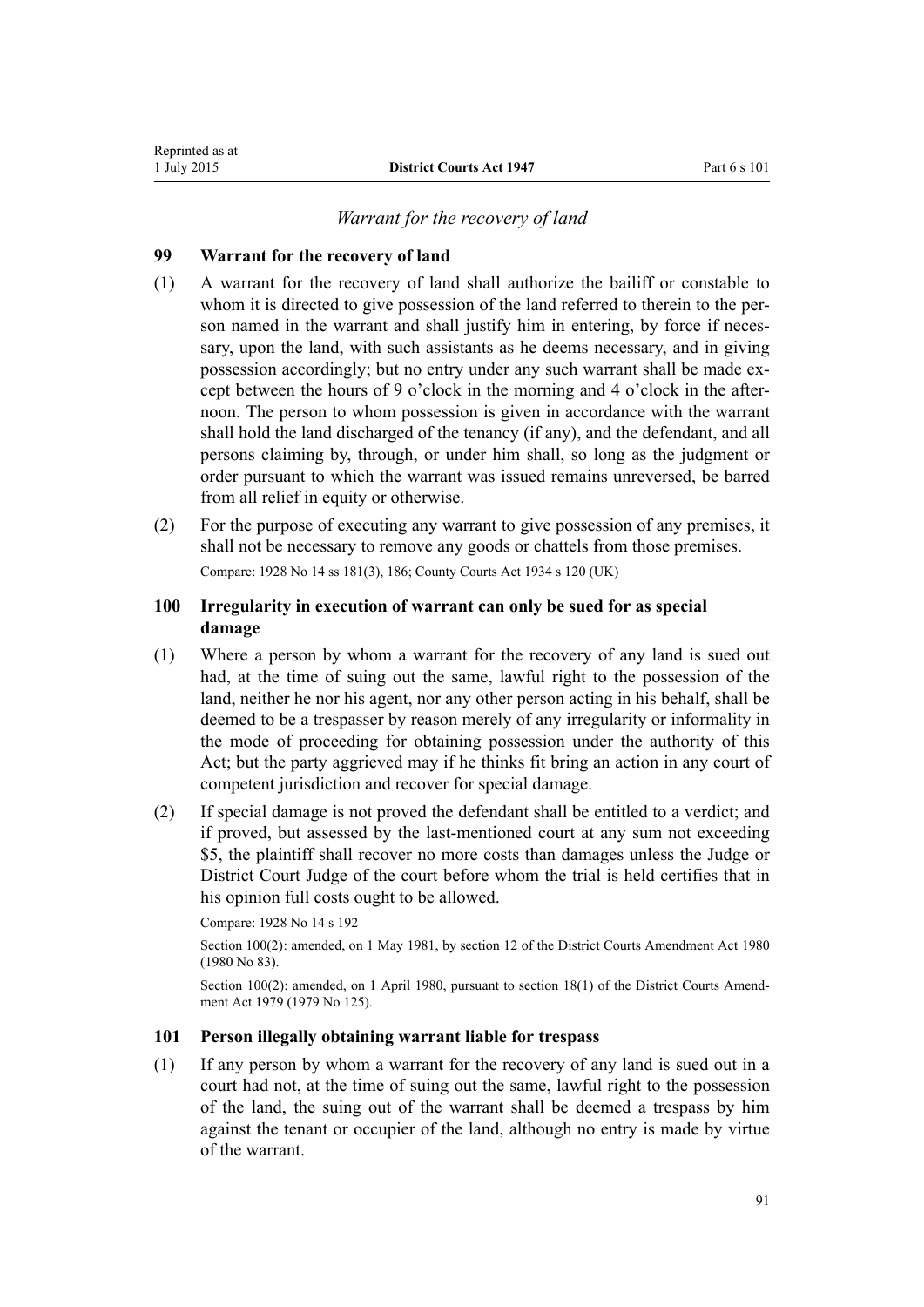*Warrant for the recovery of land*

### 99 Warrant for the recovery of land

(1) A warrant for the recovery of land shall authorize the bailiff or constable to whom it is directed to give possession of the land referred to therein to the person named in the warrant and shall justify him in entering, by force if necessary, upon the land, with such assistants as he deems necessary, and in giving possession accordingly; but no entry under any such warrant shall be made except between the hours of 9 o'clock in the morning and 4 o'clock in the afternoon. The person to whom possession is given in accordance with the warrant shall hold the land discharged of the tenancy (if any), and the defendant, and all persons claiming by, through, or under him shall, so long as the judgment or order pursuant to which the warrant was issued remains unreversed, be barred from all relief in equity or otherwise.

(2) For the purpose of executing any warrant to give possession of any premises, it shall not be necessary to remove any goods or chattels from those premises.

Compare: 1928 No 14 ss 181(3), 186; County Courts Act 1934 s 120 (UK)

### 100 Irregularity in execution of warrant can only be sued for as special damage

(1) Where a person by whom a warrant for the recovery of any land is sued out had, at the time of suing out the same, lawful right to the possession of the land, neither he nor his agent, nor any other person acting in his behalf, shall be deemed to be a trespasser by reason merely of any irregularity or informality in the mode of proceeding for obtaining possession under the authority of this Act; but the party aggrieved may if he thinks fit bring an action in any court of competent jurisdiction and recover for special damage.

(2) If special damage is not proved the defendant shall be entitled to a verdict; and if proved, but assessed by the last-mentioned court at any sum not exceeding \$5, the plaintiff shall recover no more costs than damages unless the Judge or District Court Judge of the court before whom the trial is held certifies that in his opinion full costs ought to be allowed.

Compare: 1928 No 14 s 192

Section 100(2): amended, on 1 May 1981, by section 12 of the District Courts Amendment Act 1980 (1980 No 83).

Section 100(2): amended, on 1 April 1980, pursuant to section 18(1) of the District Courts Amendment Act 1979 (1979 No 125).

### 101 Person illegally obtaining warrant liable for trespass

(1) If any person by whom a warrant for the recovery of any land is sued out in a court had not, at the time of suing out the same, lawful right to the possession of the land, the suing out of the warrant shall be deemed a trespass by him against the tenant or occupier of the land, although no entry is made by virtue of the warrant.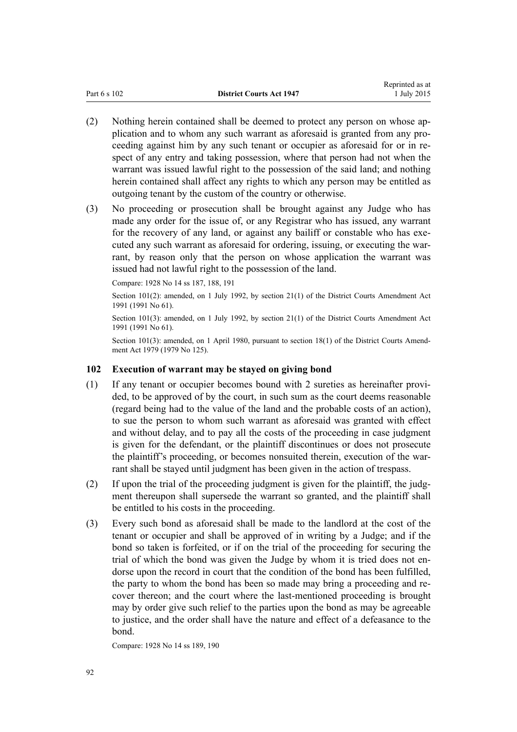(2) Nothing herein contained shall be deemed to protect any person on whose application and to whom any such warrant as aforesaid is granted from any proceeding against him by any such tenant or occupier as aforesaid for or in respect of any entry and taking possession, where that person had not when the warrant was issued lawful right to the possession of the said land; and nothing herein contained shall affect any rights to which any person may be entitled as outgoing tenant by the custom of the country or otherwise.

(3) No proceeding or prosecution shall be brought against any Judge who has made any order for the issue of, or any Registrar who has issued, any warrant for the recovery of any land, or against any bailiff or constable who has executed any such warrant as aforesaid for ordering, issuing, or executing the warrant, by reason only that the person on whose application the warrant was issued had not lawful right to the possession of the land.

Compare: 1928 No 14 ss 187, 188, 191

Section 101(2): amended, on 1 July 1992, by section 21(1) of the District Courts Amendment Act 1991 (1991 No 61).

Section 101(3): amended, on 1 July 1992, by section 21(1) of the District Courts Amendment Act 1991 (1991 No 61).

Section 101(3): amended, on 1 April 1980, pursuant to section 18(1) of the District Courts Amendment Act 1979 (1979 No 125).

### 102 Execution of warrant may be stayed on giving bond

(1) If any tenant or occupier becomes bound with 2 sureties as hereinafter provided, to be approved of by the court, in such sum as the court deems reasonable (regard being had to the value of the land and the probable costs of an action), to sue the person to whom such warrant as aforesaid was granted with effect and without delay, and to pay all the costs of the proceeding in case judgment is given for the defendant, or the plaintiff discontinues or does not prosecute the plaintiff's proceeding, or becomes nonsuited therein, execution of the warrant shall be stayed until judgment has been given in the action of trespass.

(2) If upon the trial of the proceeding judgment is given for the plaintiff, the judgment thereupon shall supersede the warrant so granted, and the plaintiff shall be entitled to his costs in the proceeding.

(3) Every such bond as aforesaid shall be made to the landlord at the cost of the tenant or occupier and shall be approved of in writing by a Judge; and if the bond so taken is forfeited, or if on the trial of the proceeding for securing the trial of which the bond was given the Judge by whom it is tried does not endorse upon the record in court that the condition of the bond has been fulfilled, the party to whom the bond has been so made may bring a proceeding and recover thereon; and the court where the last-mentioned proceeding is brought may by order give such relief to the parties upon the bond as may be agreeable to justice, and the order shall have the nature and effect of a defeasance to the bond.

Compare: 1928 No 14 ss 189, 190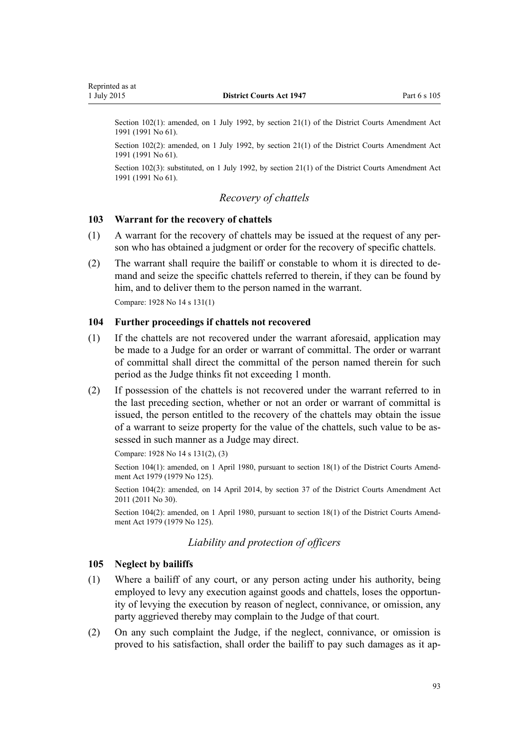Section 102(1): amended, on 1 July 1992, by section 21(1) of the District Courts Amendment Act 1991 (1991 No 61).

Section 102(2): amended, on 1 July 1992, by section 21(1) of the District Courts Amendment Act 1991 (1991 No 61).

Section 102(3): substituted, on 1 July 1992, by section 21(1) of the District Courts Amendment Act 1991 (1991 No 61).

### *Recovery of chattels*

#### 103 Warrant for the recovery of chattels

(1) A warrant for the recovery of chattels may be issued at the request of any person who has obtained a judgment or order for the recovery of specific chattels.

(2) The warrant shall require the bailiff or constable to whom it is directed to demand and seize the specific chattels referred to therein, if they can be found by him, and to deliver them to the person named in the warrant.

Compare: 1928 No 14 s 131(1)

#### 104 Further proceedings if chattels not recovered

(1) If the chattels are not recovered under the warrant aforesaid, application may be made to a Judge for an order or warrant of committal. The order or warrant of committal shall direct the committal of the person named therein for such period as the Judge thinks fit not exceeding 1 month.

(2) If possession of the chattels is not recovered under the warrant referred to in the last preceding section, whether or not an order or warrant of committal is issued, the person entitled to the recovery of the chattels may obtain the issue of a warrant to seize property for the value of the chattels, such value to be assessed in such manner as a Judge may direct.

Compare: 1928 No 14 s 131(2), (3)

Section 104(1): amended, on 1 April 1980, pursuant to section 18(1) of the District Courts Amendment Act 1979 (1979 No 125).

Section 104(2): amended, on 14 April 2014, by section 37 of the District Courts Amendment Act 2011 (2011 No 30).

Section 104(2): amended, on 1 April 1980, pursuant to section 18(1) of the District Courts Amendment Act 1979 (1979 No 125).

### *Liability and protection of officers*

#### 105 Neglect by bailiffs

(1) Where a bailiff of any court, or any person acting under his authority, being employed to levy any execution against goods and chattels, loses the opportunity of levying the execution by reason of neglect, connivance, or omission, any party aggrieved thereby may complain to the Judge of that court.

(2) On any such complaint the Judge, if the neglect, connivance, or omission is proved to his satisfaction, shall order the bailiff to pay such damages as it ap-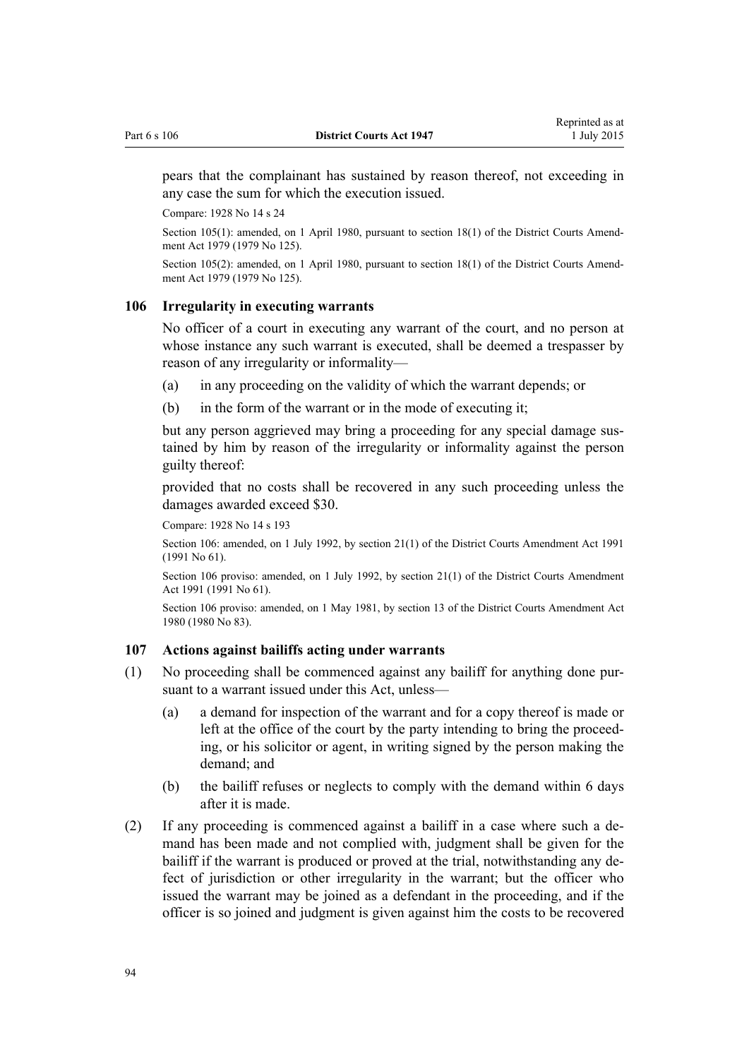pears that the complainant has sustained by reason thereof, not exceeding in any case the sum for which the execution issued.

Compare: 1928 No 14 s 24

Section 105(1): amended, on 1 April 1980, pursuant to section 18(1) of the District Courts Amendment Act 1979 (1979 No 125).

Section 105(2): amended, on 1 April 1980, pursuant to section 18(1) of the District Courts Amendment Act 1979 (1979 No 125).

### 106 Irregularity in executing warrants

No officer of a court in executing any warrant of the court, and no person at whose instance any such warrant is executed, shall be deemed a trespasser by reason of any irregularity or informality—

(a) in any proceeding on the validity of which the warrant depends; or

(b) in the form of the warrant or in the mode of executing it;

but any person aggrieved may bring a proceeding for any special damage sustained by him by reason of the irregularity or informality against the person guilty thereof:

provided that no costs shall be recovered in any such proceeding unless the damages awarded exceed $30.

Compare: 1928 No 14 s 193

Section 106: amended, on 1 July 1992, by section 21(1) of the District Courts Amendment Act 1991 (1991 No 61).

Section 106 proviso: amended, on 1 July 1992, by section 21(1) of the District Courts Amendment Act 1991 (1991 No 61).

Section 106 proviso: amended, on 1 May 1981, by section 13 of the District Courts Amendment Act 1980 (1980 No 83).

### 107 Actions against bailiffs acting under warrants

(1) No proceeding shall be commenced against any bailiff for anything done pursuant to a warrant issued under this Act, unless—

(a) a demand for inspection of the warrant and for a copy thereof is made or left at the office of the court by the party intending to bring the proceeding, or his solicitor or agent, in writing signed by the person making the demand; and

(b) the bailiff refuses or neglects to comply with the demand within 6 days after it is made.

(2) If any proceeding is commenced against a bailiff in a case where such a demand has been made and not complied with, judgment shall be given for the bailiff if the warrant is produced or proved at the trial, notwithstanding any defect of jurisdiction or other irregularity in the warrant; but the officer who issued the warrant may be joined as a defendant in the proceeding, and if the officer is so joined and judgment is given against him the costs to be recovered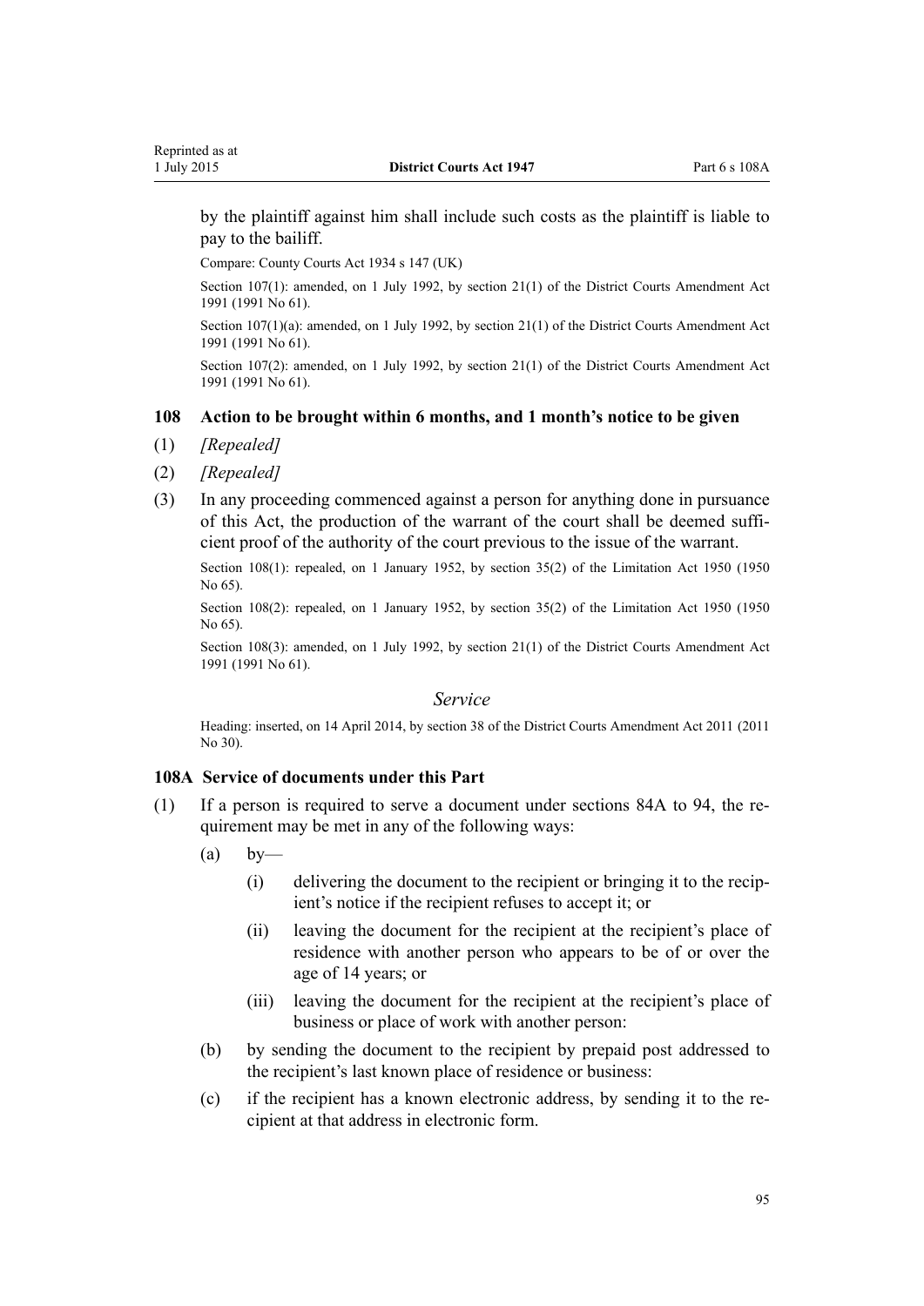by the plaintiff against him shall include such costs as the plaintiff is liable to pay to the bailiff.

Compare: County Courts Act 1934 s 147 (UK)

Section 107(1): amended, on 1 July 1992, by section 21(1) of the District Courts Amendment Act 1991 (1991 No 61).

Section 107(1)(a): amended, on 1 July 1992, by section 21(1) of the District Courts Amendment Act 1991 (1991 No 61).

Section 107(2): amended, on 1 July 1992, by section 21(1) of the District Courts Amendment Act 1991 (1991 No 61).

### 108 Action to be brought within 6 months, and 1 month's notice to be given

(1) *[Repealed]*

(2) *[Repealed]*

(3) In any proceeding commenced against a person for anything done in pursuance of this Act, the production of the warrant of the court shall be deemed sufficient proof of the authority of the court previous to the issue of the warrant.

Section 108(1): repealed, on 1 January 1952, by section 35(2) of the Limitation Act 1950 (1950 No 65).

Section 108(2): repealed, on 1 January 1952, by section 35(2) of the Limitation Act 1950 (1950 No 65).

Section 108(3): amended, on 1 July 1992, by section 21(1) of the District Courts Amendment Act 1991 (1991 No 61).

## *Service*

Heading: inserted, on 14 April 2014, by section 38 of the District Courts Amendment Act 2011 (2011 No 30).

### 108A Service of documents under this Part

(1) If a person is required to serve a document under sections 84A to 94, the requirement may be met in any of the following ways:

- (a) by—
  - (i) delivering the document to the recipient or bringing it to the recipient's notice if the recipient refuses to accept it; or
  - (ii) leaving the document for the recipient at the recipient's place of residence with another person who appears to be of or over the age of 14 years; or
  - (iii) leaving the document for the recipient at the recipient's place of business or place of work with another person:
- (b) by sending the document to the recipient by prepaid post addressed to the recipient's last known place of residence or business:
- (c) if the recipient has a known electronic address, by sending it to the recipient at that address in electronic form.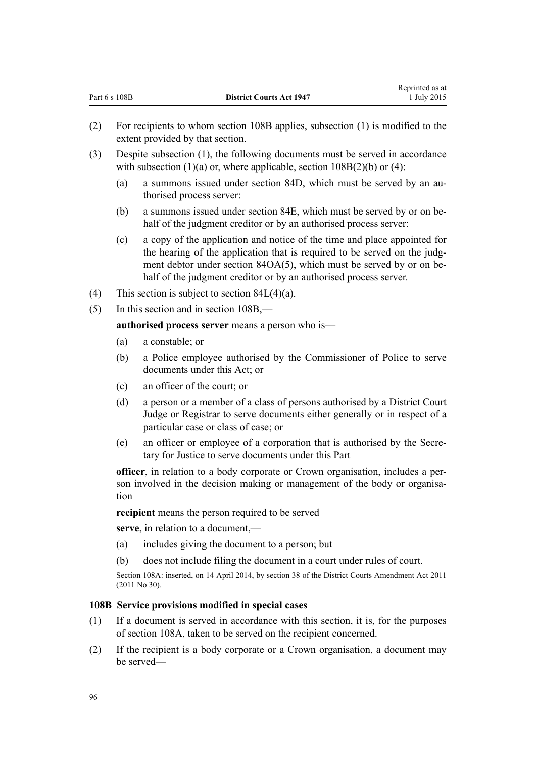(2) For recipients to whom section 108B applies, subsection (1) is modified to the extent provided by that section.

(3) Despite subsection (1), the following documents must be served in accordance with subsection (1)(a) or, where applicable, section 108B(2)(b) or (4):

- (a) a summons issued under section 84D, which must be served by an authorised process server:
- (b) a summons issued under section 84E, which must be served by or on behalf of the judgment creditor or by an authorised process server:
- (c) a copy of the application and notice of the time and place appointed for the hearing of the application that is required to be served on the judgment debtor under section 84OA(5), which must be served by or on behalf of the judgment creditor or by an authorised process server.

(4) This section is subject to section 84L(4)(a).

(5) In this section and in section 108B,—

**authorised process server** means a person who is—

- (a) a constable; or
- (b) a Police employee authorised by the Commissioner of Police to serve documents under this Act; or
- (c) an officer of the court; or
- (d) a person or a member of a class of persons authorised by a District Court Judge or Registrar to serve documents either generally or in respect of a particular case or class of case; or
- (e) an officer or employee of a corporation that is authorised by the Secretary for Justice to serve documents under this Part

**officer**, in relation to a body corporate or Crown organisation, includes a person involved in the decision making or management of the body or organisation

**recipient** means the person required to be served

**serve**, in relation to a document,—

- (a) includes giving the document to a person; but
- (b) does not include filing the document in a court under rules of court.

Section 108A: inserted, on 14 April 2014, by section 38 of the District Courts Amendment Act 2011 (2011 No 30).

### 108B Service provisions modified in special cases

(1) If a document is served in accordance with this section, it is, for the purposes of section 108A, taken to be served on the recipient concerned.

(2) If the recipient is a body corporate or a Crown organisation, a document may be served—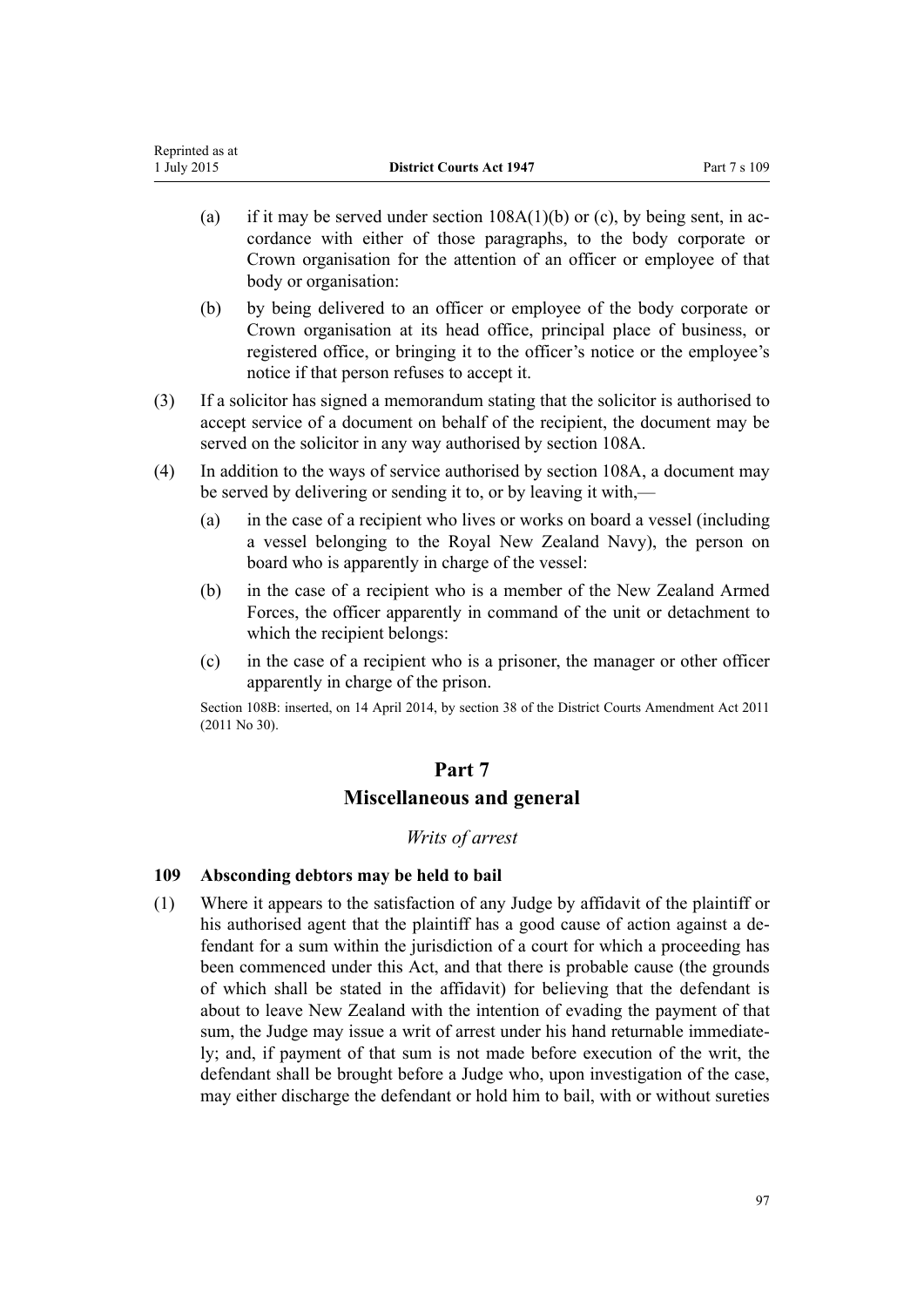(a) if it may be served under section 108A(1)(b) or (c), by being sent, in accordance with either of those paragraphs, to the body corporate or Crown organisation for the attention of an officer or employee of that body or organisation:

(b) by being delivered to an officer or employee of the body corporate or Crown organisation at its head office, principal place of business, or registered office, or bringing it to the officer's notice or the employee's notice if that person refuses to accept it.

(3) If a solicitor has signed a memorandum stating that the solicitor is authorised to accept service of a document on behalf of the recipient, the document may be served on the solicitor in any way authorised by section 108A.

(4) In addition to the ways of service authorised by section 108A, a document may be served by delivering or sending it to, or by leaving it with,—

(a) in the case of a recipient who lives or works on board a vessel (including a vessel belonging to the Royal New Zealand Navy), the person on board who is apparently in charge of the vessel:

(b) in the case of a recipient who is a member of the New Zealand Armed Forces, the officer apparently in command of the unit or detachment to which the recipient belongs:

(c) in the case of a recipient who is a prisoner, the manager or other officer apparently in charge of the prison.

Section 108B: inserted, on 14 April 2014, by section 38 of the District Courts Amendment Act 2011 (2011 No 30).

# Part 7
# Miscellaneous and general

*Writs of arrest*

### 109 Absconding debtors may be held to bail

(1) Where it appears to the satisfaction of any Judge by affidavit of the plaintiff or his authorised agent that the plaintiff has a good cause of action against a defendant for a sum within the jurisdiction of a court for which a proceeding has been commenced under this Act, and that there is probable cause (the grounds of which shall be stated in the affidavit) for believing that the defendant is about to leave New Zealand with the intention of evading the payment of that sum, the Judge may issue a writ of arrest under his hand returnable immediately; and, if payment of that sum is not made before execution of the writ, the defendant shall be brought before a Judge who, upon investigation of the case, may either discharge the defendant or hold him to bail, with or without sureties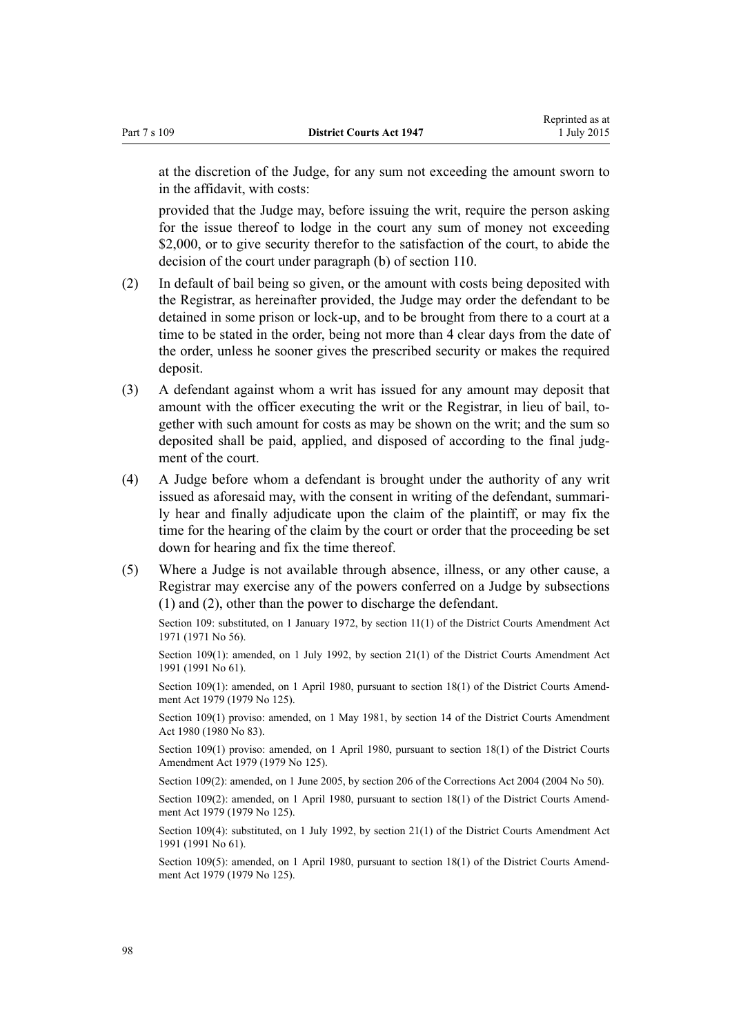at the discretion of the Judge, for any sum not exceeding the amount sworn to in the affidavit, with costs:

provided that the Judge may, before issuing the writ, require the person asking for the issue thereof to lodge in the court any sum of money not exceeding $2,000, or to give security therefor to the satisfaction of the court, to abide the decision of the court under paragraph (b) of section 110.

(2) In default of bail being so given, or the amount with costs being deposited with the Registrar, as hereinafter provided, the Judge may order the defendant to be detained in some prison or lock-up, and to be brought from there to a court at a time to be stated in the order, being not more than 4 clear days from the date of the order, unless he sooner gives the prescribed security or makes the required deposit.

(3) A defendant against whom a writ has issued for any amount may deposit that amount with the officer executing the writ or the Registrar, in lieu of bail, together with such amount for costs as may be shown on the writ; and the sum so deposited shall be paid, applied, and disposed of according to the final judgment of the court.

(4) A Judge before whom a defendant is brought under the authority of any writ issued as aforesaid may, with the consent in writing of the defendant, summarily hear and finally adjudicate upon the claim of the plaintiff, or may fix the time for the hearing of the claim by the court or order that the proceeding be set down for hearing and fix the time thereof.

(5) Where a Judge is not available through absence, illness, or any other cause, a Registrar may exercise any of the powers conferred on a Judge by subsections (1) and (2), other than the power to discharge the defendant.

Section 109: substituted, on 1 January 1972, by section 11(1) of the District Courts Amendment Act 1971 (1971 No 56).

Section 109(1): amended, on 1 July 1992, by section 21(1) of the District Courts Amendment Act 1991 (1991 No 61).

Section 109(1): amended, on 1 April 1980, pursuant to section 18(1) of the District Courts Amendment Act 1979 (1979 No 125).

Section 109(1) proviso: amended, on 1 May 1981, by section 14 of the District Courts Amendment Act 1980 (1980 No 83).

Section 109(1) proviso: amended, on 1 April 1980, pursuant to section 18(1) of the District Courts Amendment Act 1979 (1979 No 125).

Section 109(2): amended, on 1 June 2005, by section 206 of the Corrections Act 2004 (2004 No 50).

Section 109(2): amended, on 1 April 1980, pursuant to section 18(1) of the District Courts Amendment Act 1979 (1979 No 125).

Section 109(4): substituted, on 1 July 1992, by section 21(1) of the District Courts Amendment Act 1991 (1991 No 61).

Section 109(5): amended, on 1 April 1980, pursuant to section 18(1) of the District Courts Amendment Act 1979 (1979 No 125).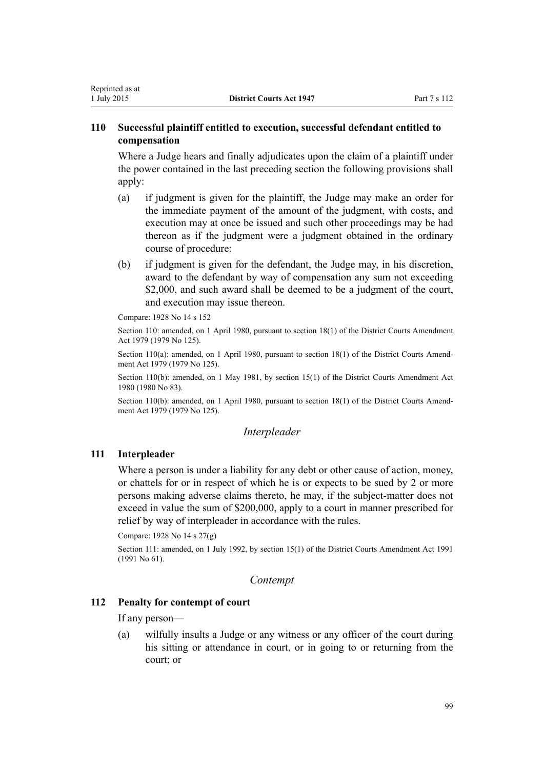### 110 Successful plaintiff entitled to execution, successful defendant entitled to compensation

Where a Judge hears and finally adjudicates upon the claim of a plaintiff under the power contained in the last preceding section the following provisions shall apply:

(a) if judgment is given for the plaintiff, the Judge may make an order for the immediate payment of the amount of the judgment, with costs, and execution may at once be issued and such other proceedings may be had thereon as if the judgment were a judgment obtained in the ordinary course of procedure:

(b) if judgment is given for the defendant, the Judge may, in his discretion, award to the defendant by way of compensation any sum not exceeding $2,000, and such award shall be deemed to be a judgment of the court, and execution may issue thereon.

Compare: 1928 No 14 s 152

Section 110: amended, on 1 April 1980, pursuant to section 18(1) of the District Courts Amendment Act 1979 (1979 No 125).

Section 110(a): amended, on 1 April 1980, pursuant to section 18(1) of the District Courts Amendment Act 1979 (1979 No 125).

Section 110(b): amended, on 1 May 1981, by section 15(1) of the District Courts Amendment Act 1980 (1980 No 83).

Section 110(b): amended, on 1 April 1980, pursuant to section 18(1) of the District Courts Amendment Act 1979 (1979 No 125).

*Interpleader*

### 111 Interpleader

Where a person is under a liability for any debt or other cause of action, money, or chattels for or in respect of which he is or expects to be sued by 2 or more persons making adverse claims thereto, he may, if the subject-matter does not exceed in value the sum of $200,000, apply to a court in manner prescribed for relief by way of interpleader in accordance with the rules.

Compare: 1928 No 14 s 27(g)

Section 111: amended, on 1 July 1992, by section 15(1) of the District Courts Amendment Act 1991 (1991 No 61).

*Contempt*

### 112 Penalty for contempt of court

If any person—

(a) wilfully insults a Judge or any witness or any officer of the court during his sitting or attendance in court, or in going to or returning from the court; or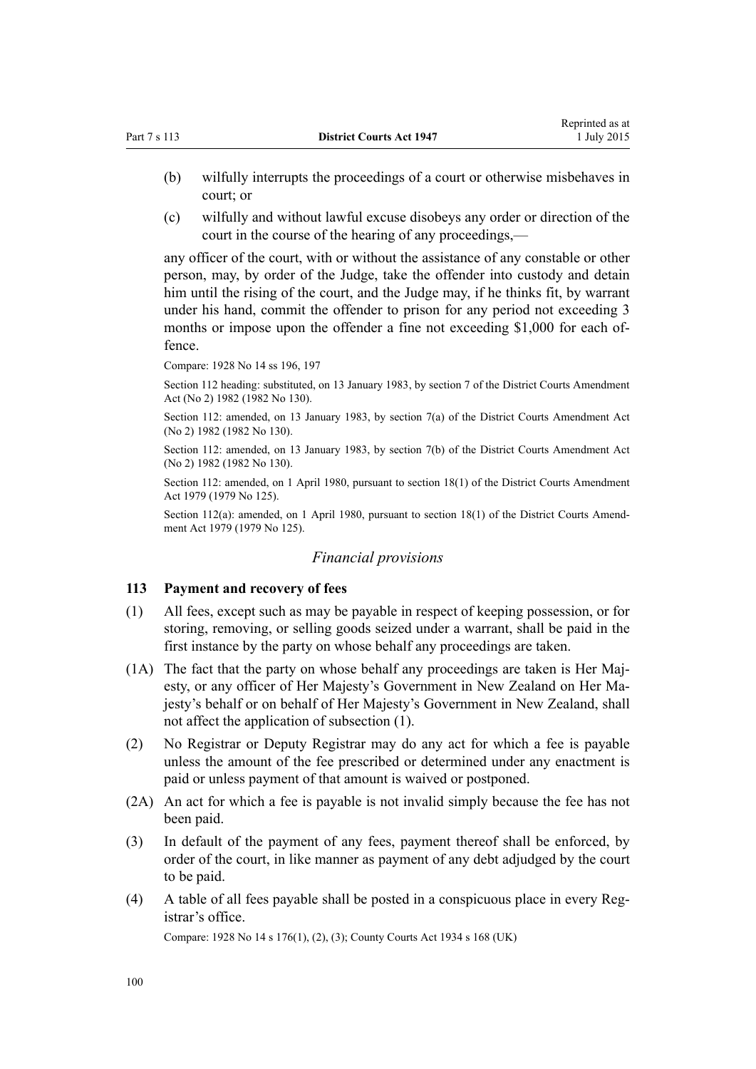(b) wilfully interrupts the proceedings of a court or otherwise misbehaves in court; or

(c) wilfully and without lawful excuse disobeys any order or direction of the court in the course of the hearing of any proceedings,—

any officer of the court, with or without the assistance of any constable or other person, may, by order of the Judge, take the offender into custody and detain him until the rising of the court, and the Judge may, if he thinks fit, by warrant under his hand, commit the offender to prison for any period not exceeding 3 months or impose upon the offender a fine not exceeding $1,000 for each offence.

Compare: 1928 No 14 ss 196, 197

Section 112 heading: substituted, on 13 January 1983, by section 7 of the District Courts Amendment Act (No 2) 1982 (1982 No 130).

Section 112: amended, on 13 January 1983, by section 7(a) of the District Courts Amendment Act (No 2) 1982 (1982 No 130).

Section 112: amended, on 13 January 1983, by section 7(b) of the District Courts Amendment Act (No 2) 1982 (1982 No 130).

Section 112: amended, on 1 April 1980, pursuant to section 18(1) of the District Courts Amendment Act 1979 (1979 No 125).

Section 112(a): amended, on 1 April 1980, pursuant to section 18(1) of the District Courts Amendment Act 1979 (1979 No 125).

### *Financial provisions*

### 113 Payment and recovery of fees

(1) All fees, except such as may be payable in respect of keeping possession, or for storing, removing, or selling goods seized under a warrant, shall be paid in the first instance by the party on whose behalf any proceedings are taken.

(1A) The fact that the party on whose behalf any proceedings are taken is Her Majesty, or any officer of Her Majesty's Government in New Zealand on Her Majesty's behalf or on behalf of Her Majesty's Government in New Zealand, shall not affect the application of subsection (1).

(2) No Registrar or Deputy Registrar may do any act for which a fee is payable unless the amount of the fee prescribed or determined under any enactment is paid or unless payment of that amount is waived or postponed.

(2A) An act for which a fee is payable is not invalid simply because the fee has not been paid.

(3) In default of the payment of any fees, payment thereof shall be enforced, by order of the court, in like manner as payment of any debt adjudged by the court to be paid.

(4) A table of all fees payable shall be posted in a conspicuous place in every Registrar's office.

Compare: 1928 No 14 s 176(1), (2), (3); County Courts Act 1934 s 168 (UK)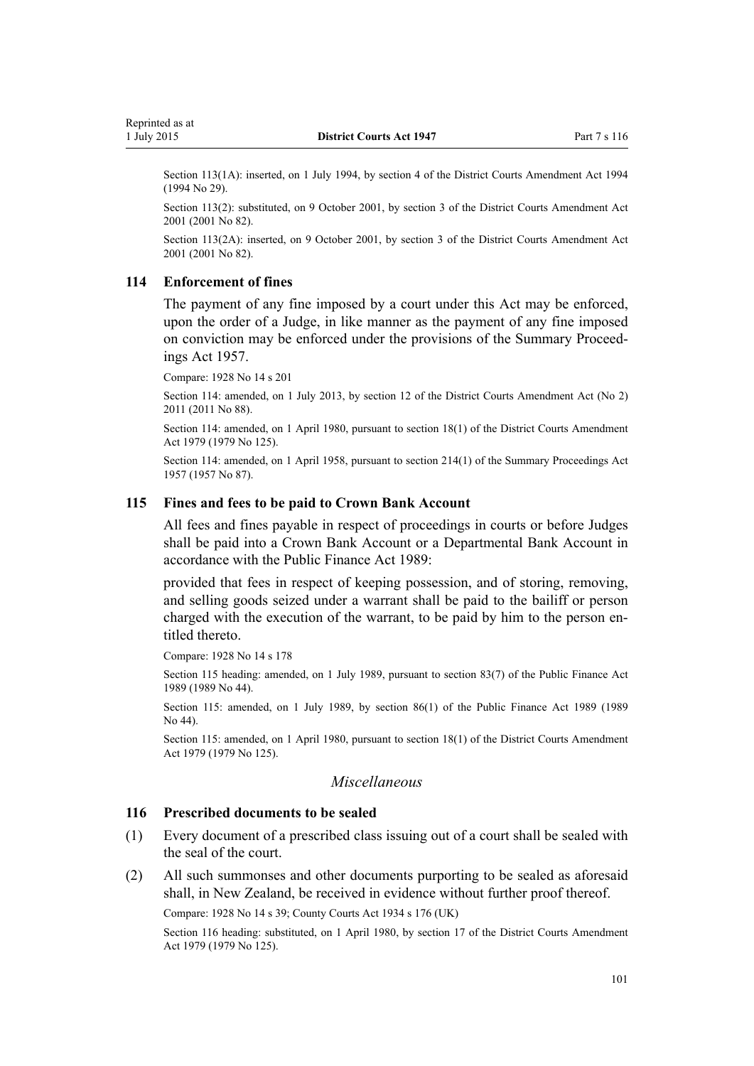Section 113(1A): inserted, on 1 July 1994, by section 4 of the District Courts Amendment Act 1994 (1994 No 29).

Section 113(2): substituted, on 9 October 2001, by section 3 of the District Courts Amendment Act 2001 (2001 No 82).

Section 113(2A): inserted, on 9 October 2001, by section 3 of the District Courts Amendment Act 2001 (2001 No 82).

### 114 Enforcement of fines

The payment of any fine imposed by a court under this Act may be enforced, upon the order of a Judge, in like manner as the payment of any fine imposed on conviction may be enforced under the provisions of the Summary Proceedings Act 1957.

Compare: 1928 No 14 s 201

Section 114: amended, on 1 July 2013, by section 12 of the District Courts Amendment Act (No 2) 2011 (2011 No 88).

Section 114: amended, on 1 April 1980, pursuant to section 18(1) of the District Courts Amendment Act 1979 (1979 No 125).

Section 114: amended, on 1 April 1958, pursuant to section 214(1) of the Summary Proceedings Act 1957 (1957 No 87).

### 115 Fines and fees to be paid to Crown Bank Account

All fees and fines payable in respect of proceedings in courts or before Judges shall be paid into a Crown Bank Account or a Departmental Bank Account in accordance with the Public Finance Act 1989:

provided that fees in respect of keeping possession, and of storing, removing, and selling goods seized under a warrant shall be paid to the bailiff or person charged with the execution of the warrant, to be paid by him to the person entitled thereto.

Compare: 1928 No 14 s 178

Section 115 heading: amended, on 1 July 1989, pursuant to section 83(7) of the Public Finance Act 1989 (1989 No 44).

Section 115: amended, on 1 July 1989, by section 86(1) of the Public Finance Act 1989 (1989 No 44).

Section 115: amended, on 1 April 1980, pursuant to section 18(1) of the District Courts Amendment Act 1979 (1979 No 125).

## *Miscellaneous*

### 116 Prescribed documents to be sealed

(1) Every document of a prescribed class issuing out of a court shall be sealed with the seal of the court.

(2) All such summonses and other documents purporting to be sealed as aforesaid shall, in New Zealand, be received in evidence without further proof thereof.

Compare: 1928 No 14 s 39; County Courts Act 1934 s 176 (UK)

Section 116 heading: substituted, on 1 April 1980, by section 17 of the District Courts Amendment Act 1979 (1979 No 125).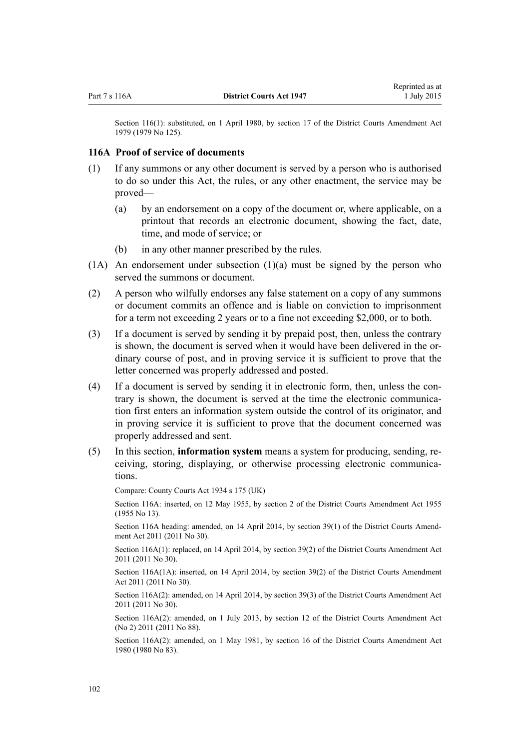Section 116(1): substituted, on 1 April 1980, by section 17 of the District Courts Amendment Act 1979 (1979 No 125).

### 116A Proof of service of documents

(1) If any summons or any other document is served by a person who is authorised to do so under this Act, the rules, or any other enactment, the service may be proved—

(a) by an endorsement on a copy of the document or, where applicable, on a printout that records an electronic document, showing the fact, date, time, and mode of service; or

(b) in any other manner prescribed by the rules.

(1A) An endorsement under subsection (1)(a) must be signed by the person who served the summons or document.

(2) A person who wilfully endorses any false statement on a copy of any summons or document commits an offence and is liable on conviction to imprisonment for a term not exceeding 2 years or to a fine not exceeding $2,000, or to both.

(3) If a document is served by sending it by prepaid post, then, unless the contrary is shown, the document is served when it would have been delivered in the ordinary course of post, and in proving service it is sufficient to prove that the letter concerned was properly addressed and posted.

(4) If a document is served by sending it in electronic form, then, unless the contrary is shown, the document is served at the time the electronic communication first enters an information system outside the control of its originator, and in proving service it is sufficient to prove that the document concerned was properly addressed and sent.

(5) In this section, **information system** means a system for producing, sending, receiving, storing, displaying, or otherwise processing electronic communications.

Compare: County Courts Act 1934 s 175 (UK)

Section 116A: inserted, on 12 May 1955, by section 2 of the District Courts Amendment Act 1955 (1955 No 13).

Section 116A heading: amended, on 14 April 2014, by section 39(1) of the District Courts Amendment Act 2011 (2011 No 30).

Section 116A(1): replaced, on 14 April 2014, by section 39(2) of the District Courts Amendment Act 2011 (2011 No 30).

Section 116A(1A): inserted, on 14 April 2014, by section 39(2) of the District Courts Amendment Act 2011 (2011 No 30).

Section 116A(2): amended, on 14 April 2014, by section 39(3) of the District Courts Amendment Act 2011 (2011 No 30).

Section 116A(2): amended, on 1 July 2013, by section 12 of the District Courts Amendment Act (No 2) 2011 (2011 No 88).

Section 116A(2): amended, on 1 May 1981, by section 16 of the District Courts Amendment Act 1980 (1980 No 83).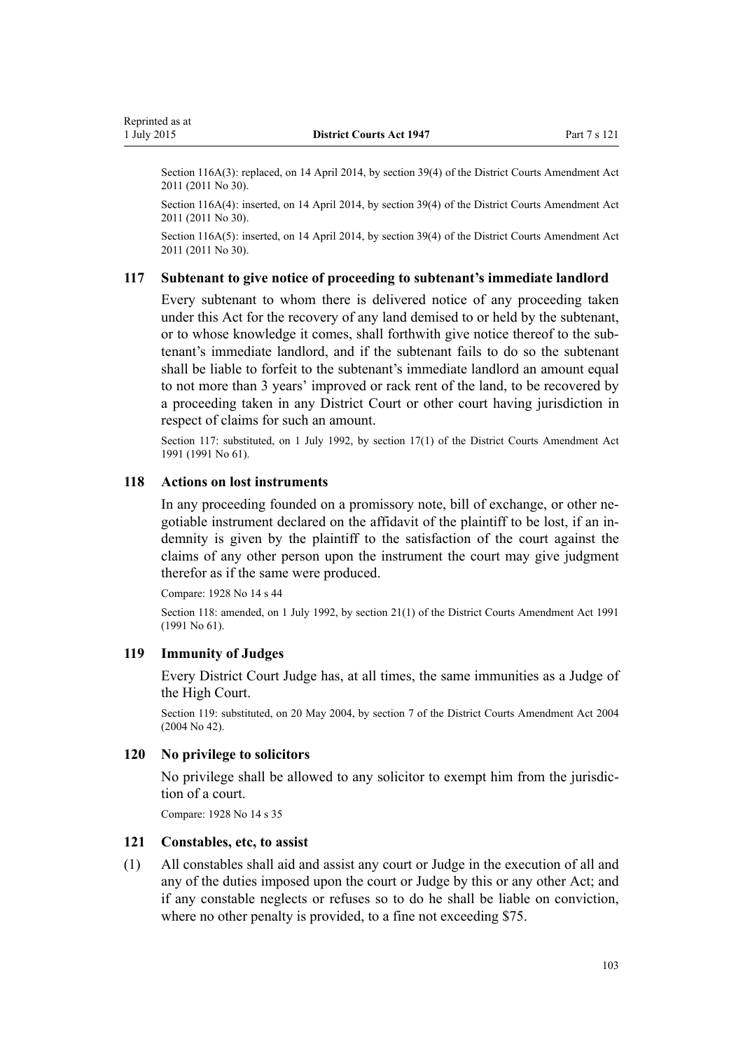Section 116A(3): replaced, on 14 April 2014, by section 39(4) of the District Courts Amendment Act 2011 (2011 No 30).

Section 116A(4): inserted, on 14 April 2014, by section 39(4) of the District Courts Amendment Act 2011 (2011 No 30).

Section 116A(5): inserted, on 14 April 2014, by section 39(4) of the District Courts Amendment Act 2011 (2011 No 30).

### 117 Subtenant to give notice of proceeding to subtenant's immediate landlord

Every subtenant to whom there is delivered notice of any proceeding taken under this Act for the recovery of any land demised to or held by the subtenant, or to whose knowledge it comes, shall forthwith give notice thereof to the subtenant's immediate landlord, and if the subtenant fails to do so the subtenant shall be liable to forfeit to the subtenant's immediate landlord an amount equal to not more than 3 years' improved or rack rent of the land, to be recovered by a proceeding taken in any District Court or other court having jurisdiction in respect of claims for such an amount.

Section 117: substituted, on 1 July 1992, by section 17(1) of the District Courts Amendment Act 1991 (1991 No 61).

### 118 Actions on lost instruments

In any proceeding founded on a promissory note, bill of exchange, or other negotiable instrument declared on the affidavit of the plaintiff to be lost, if an indemnity is given by the plaintiff to the satisfaction of the court against the claims of any other person upon the instrument the court may give judgment therefor as if the same were produced.

Compare: 1928 No 14 s 44

Section 118: amended, on 1 July 1992, by section 21(1) of the District Courts Amendment Act 1991 (1991 No 61).

### 119 Immunity of Judges

Every District Court Judge has, at all times, the same immunities as a Judge of the High Court.

Section 119: substituted, on 20 May 2004, by section 7 of the District Courts Amendment Act 2004 (2004 No 42).

### 120 No privilege to solicitors

No privilege shall be allowed to any solicitor to exempt him from the jurisdiction of a court.

Compare: 1928 No 14 s 35

### 121 Constables, etc, to assist

(1) All constables shall aid and assist any court or Judge in the execution of all and any of the duties imposed upon the court or Judge by this or any other Act; and if any constable neglects or refuses so to do he shall be liable on conviction, where no other penalty is provided, to a fine not exceeding $75.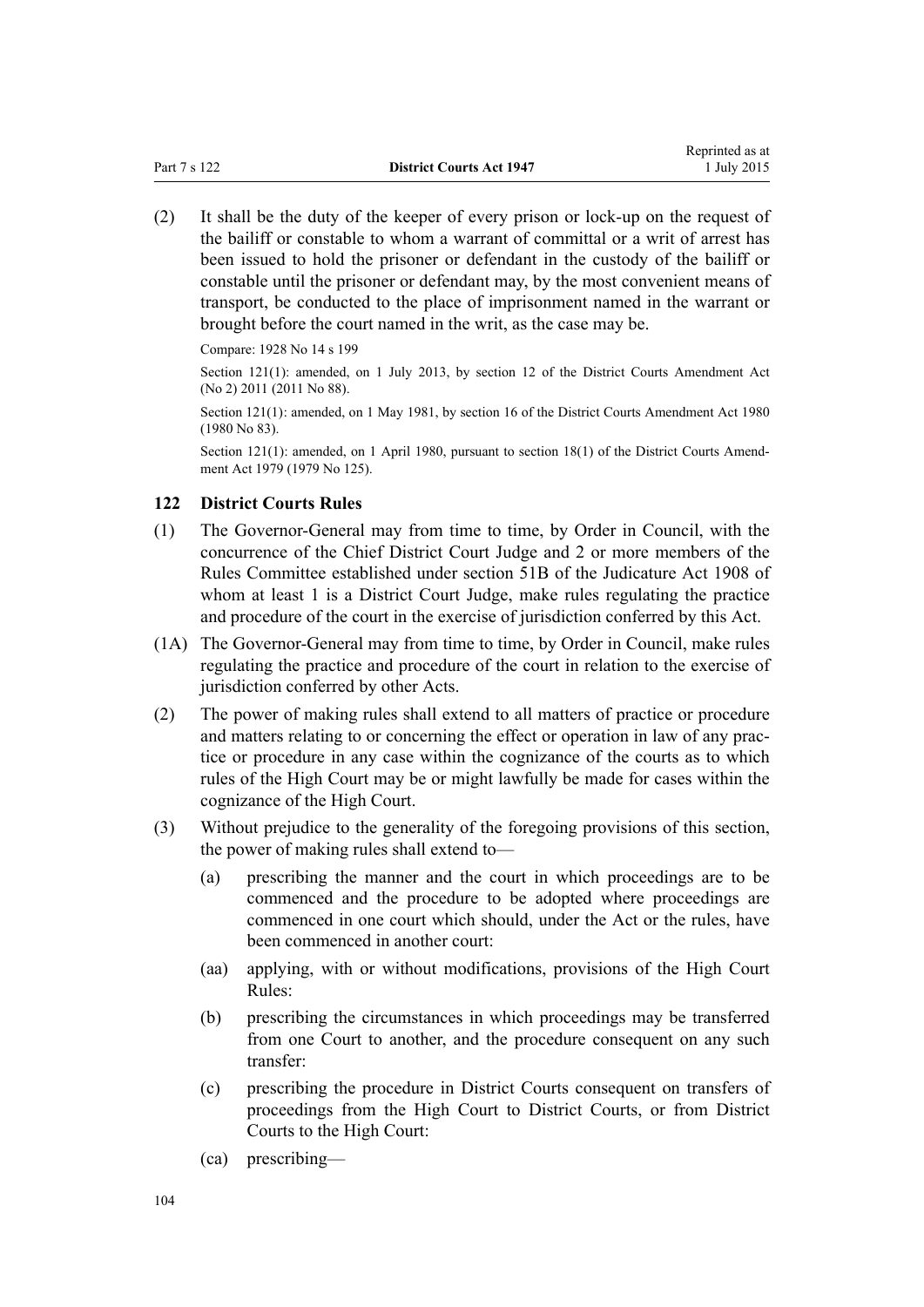(2) It shall be the duty of the keeper of every prison or lock-up on the request of the bailiff or constable to whom a warrant of committal or a writ of arrest has been issued to hold the prisoner or defendant in the custody of the bailiff or constable until the prisoner or defendant may, by the most convenient means of transport, be conducted to the place of imprisonment named in the warrant or brought before the court named in the writ, as the case may be.

Compare: 1928 No 14 s 199

Section 121(1): amended, on 1 July 2013, by section 12 of the District Courts Amendment Act (No 2) 2011 (2011 No 88).

Section 121(1): amended, on 1 May 1981, by section 16 of the District Courts Amendment Act 1980 (1980 No 83).

Section 121(1): amended, on 1 April 1980, pursuant to section 18(1) of the District Courts Amendment Act 1979 (1979 No 125).

### 122 District Courts Rules

(1) The Governor-General may from time to time, by Order in Council, with the concurrence of the Chief District Court Judge and 2 or more members of the Rules Committee established under section 51B of the Judicature Act 1908 of whom at least 1 is a District Court Judge, make rules regulating the practice and procedure of the court in the exercise of jurisdiction conferred by this Act.

(1A) The Governor-General may from time to time, by Order in Council, make rules regulating the practice and procedure of the court in relation to the exercise of jurisdiction conferred by other Acts.

(2) The power of making rules shall extend to all matters of practice or procedure and matters relating to or concerning the effect or operation in law of any practice or procedure in any case within the cognizance of the courts as to which rules of the High Court may be or might lawfully be made for cases within the cognizance of the High Court.

(3) Without prejudice to the generality of the foregoing provisions of this section, the power of making rules shall extend to—

(a) prescribing the manner and the court in which proceedings are to be commenced and the procedure to be adopted where proceedings are commenced in one court which should, under the Act or the rules, have been commenced in another court:

(aa) applying, with or without modifications, provisions of the High Court Rules:

(b) prescribing the circumstances in which proceedings may be transferred from one Court to another, and the procedure consequent on any such transfer:

(c) prescribing the procedure in District Courts consequent on transfers of proceedings from the High Court to District Courts, or from District Courts to the High Court:

(ca) prescribing—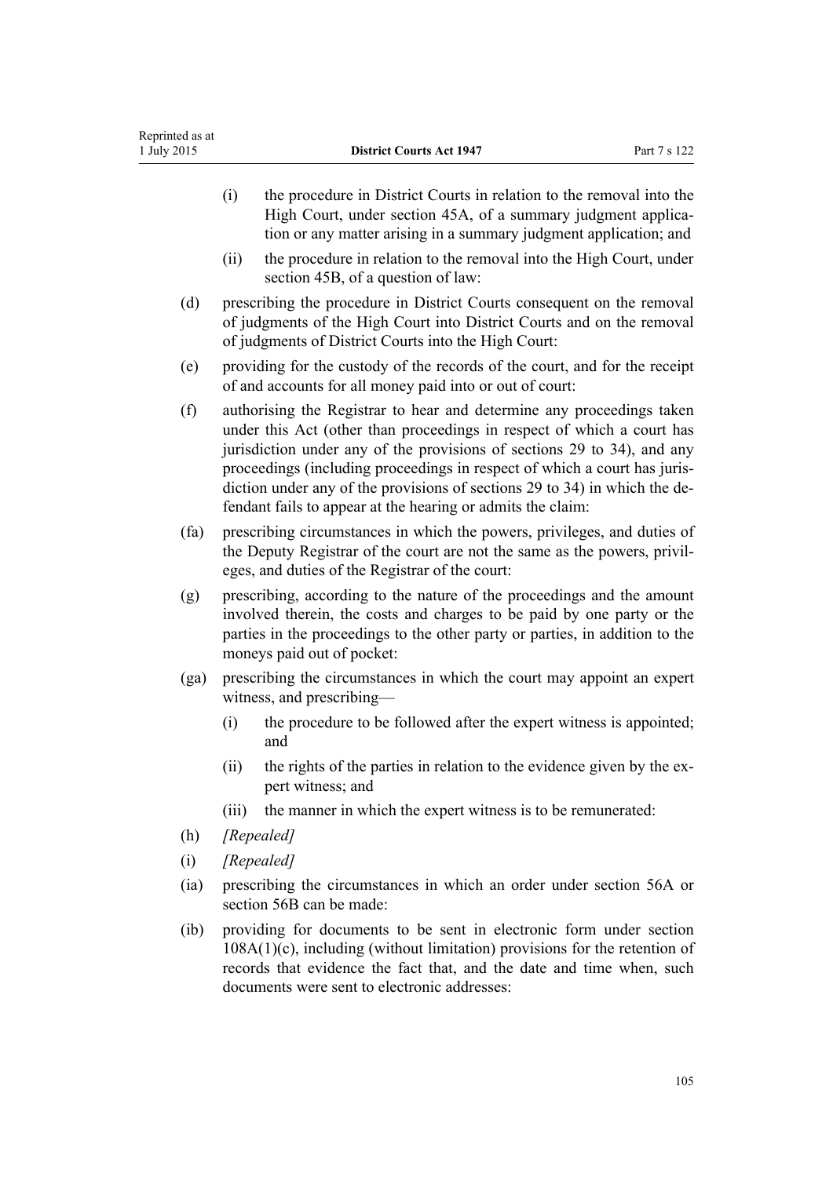- (i) the procedure in District Courts in relation to the removal into the High Court, under section 45A, of a summary judgment application or any matter arising in a summary judgment application; and
- (ii) the procedure in relation to the removal into the High Court, under section 45B, of a question of law:

(d) prescribing the procedure in District Courts consequent on the removal of judgments of the High Court into District Courts and on the removal of judgments of District Courts into the High Court:

(e) providing for the custody of the records of the court, and for the receipt of and accounts for all money paid into or out of court:

(f) authorising the Registrar to hear and determine any proceedings taken under this Act (other than proceedings in respect of which a court has jurisdiction under any of the provisions of sections 29 to 34), and any proceedings (including proceedings in respect of which a court has jurisdiction under any of the provisions of sections 29 to 34) in which the defendant fails to appear at the hearing or admits the claim:

(fa) prescribing circumstances in which the powers, privileges, and duties of the Deputy Registrar of the court are not the same as the powers, privileges, and duties of the Registrar of the court:

(g) prescribing, according to the nature of the proceedings and the amount involved therein, the costs and charges to be paid by one party or the parties in the proceedings to the other party or parties, in addition to the moneys paid out of pocket:

(ga) prescribing the circumstances in which the court may appoint an expert witness, and prescribing—

- (i) the procedure to be followed after the expert witness is appointed; and
- (ii) the rights of the parties in relation to the evidence given by the expert witness; and
- (iii) the manner in which the expert witness is to be remunerated:

(h) *[Repealed]*

(i) *[Repealed]*

(ia) prescribing the circumstances in which an order under section 56A or section 56B can be made:

(ib) providing for documents to be sent in electronic form under section 108A(1)(c), including (without limitation) provisions for the retention of records that evidence the fact that, and the date and time when, such documents were sent to electronic addresses: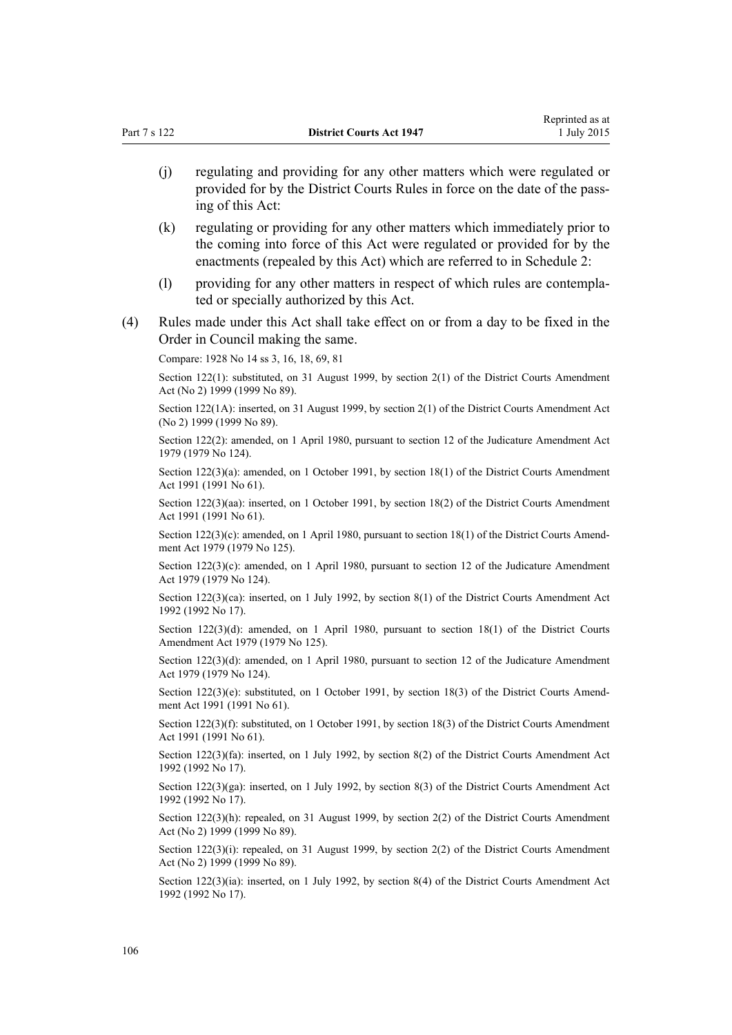(j) regulating and providing for any other matters which were regulated or provided for by the District Courts Rules in force on the date of the passing of this Act:

(k) regulating or providing for any other matters which immediately prior to the coming into force of this Act were regulated or provided for by the enactments (repealed by this Act) which are referred to in Schedule 2:

(l) providing for any other matters in respect of which rules are contemplated or specially authorized by this Act.

(4) Rules made under this Act shall take effect on or from a day to be fixed in the Order in Council making the same.

Compare: 1928 No 14 ss 3, 16, 18, 69, 81

Section 122(1): substituted, on 31 August 1999, by section 2(1) of the District Courts Amendment Act (No 2) 1999 (1999 No 89).

Section 122(1A): inserted, on 31 August 1999, by section 2(1) of the District Courts Amendment Act (No 2) 1999 (1999 No 89).

Section 122(2): amended, on 1 April 1980, pursuant to section 12 of the Judicature Amendment Act 1979 (1979 No 124).

Section 122(3)(a): amended, on 1 October 1991, by section 18(1) of the District Courts Amendment Act 1991 (1991 No 61).

Section 122(3)(aa): inserted, on 1 October 1991, by section 18(2) of the District Courts Amendment Act 1991 (1991 No 61).

Section 122(3)(c): amended, on 1 April 1980, pursuant to section 18(1) of the District Courts Amendment Act 1979 (1979 No 125).

Section 122(3)(c): amended, on 1 April 1980, pursuant to section 12 of the Judicature Amendment Act 1979 (1979 No 124).

Section 122(3)(ca): inserted, on 1 July 1992, by section 8(1) of the District Courts Amendment Act 1992 (1992 No 17).

Section 122(3)(d): amended, on 1 April 1980, pursuant to section 18(1) of the District Courts Amendment Act 1979 (1979 No 125).

Section 122(3)(d): amended, on 1 April 1980, pursuant to section 12 of the Judicature Amendment Act 1979 (1979 No 124).

Section 122(3)(e): substituted, on 1 October 1991, by section 18(3) of the District Courts Amendment Act 1991 (1991 No 61).

Section 122(3)(f): substituted, on 1 October 1991, by section 18(3) of the District Courts Amendment Act 1991 (1991 No 61).

Section 122(3)(fa): inserted, on 1 July 1992, by section 8(2) of the District Courts Amendment Act 1992 (1992 No 17).

Section 122(3)(ga): inserted, on 1 July 1992, by section 8(3) of the District Courts Amendment Act 1992 (1992 No 17).

Section 122(3)(h): repealed, on 31 August 1999, by section 2(2) of the District Courts Amendment Act (No 2) 1999 (1999 No 89).

Section 122(3)(i): repealed, on 31 August 1999, by section 2(2) of the District Courts Amendment Act (No 2) 1999 (1999 No 89).

Section 122(3)(ia): inserted, on 1 July 1992, by section 8(4) of the District Courts Amendment Act 1992 (1992 No 17).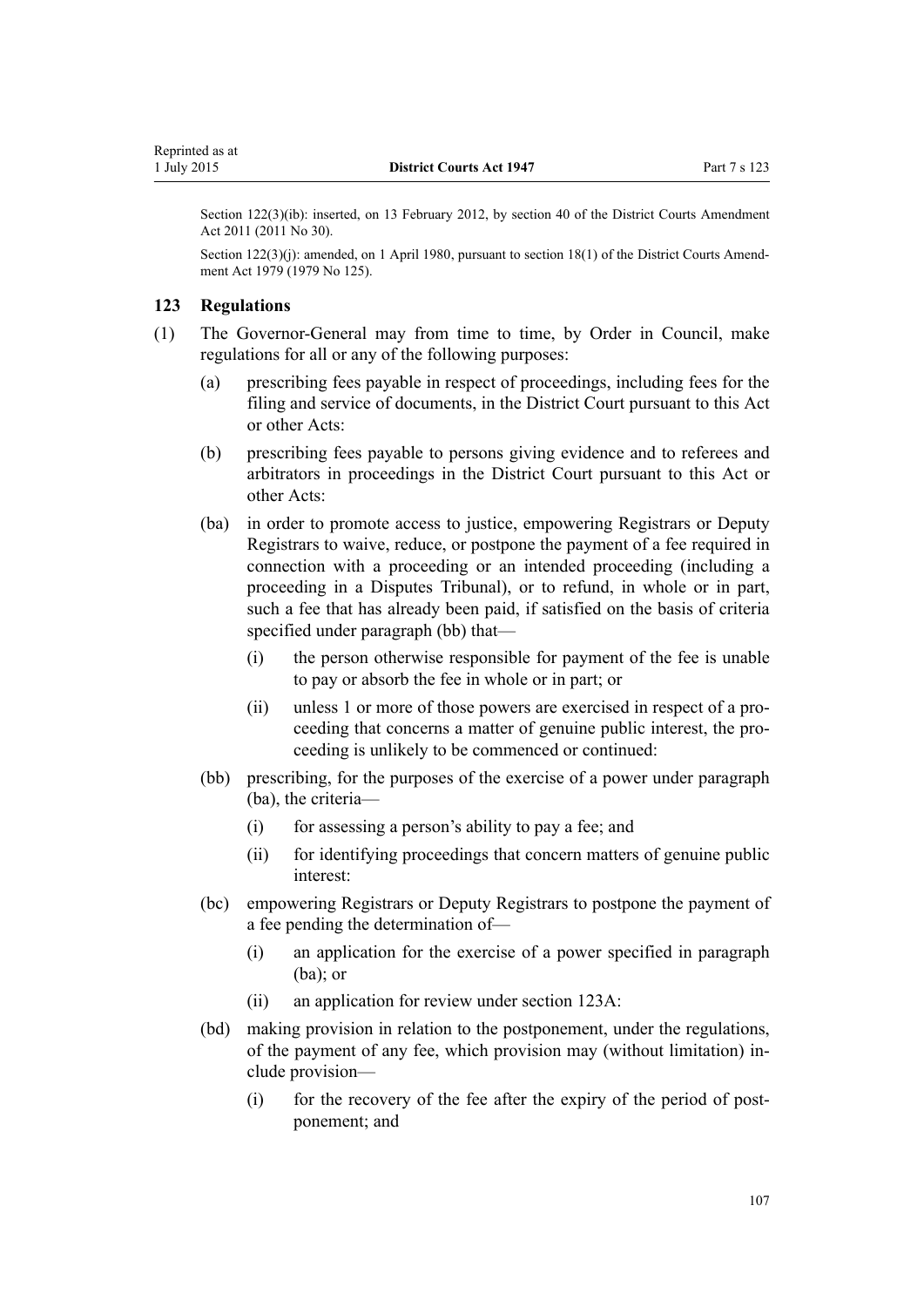Section 122(3)(ib): inserted, on 13 February 2012, by section 40 of the District Courts Amendment Act 2011 (2011 No 30).

Section 122(3)(j): amended, on 1 April 1980, pursuant to section 18(1) of the District Courts Amendment Act 1979 (1979 No 125).

### 123 Regulations

(1) The Governor-General may from time to time, by Order in Council, make regulations for all or any of the following purposes:

(a) prescribing fees payable in respect of proceedings, including fees for the filing and service of documents, in the District Court pursuant to this Act or other Acts:

(b) prescribing fees payable to persons giving evidence and to referees and arbitrators in proceedings in the District Court pursuant to this Act or other Acts:

(ba) in order to promote access to justice, empowering Registrars or Deputy Registrars to waive, reduce, or postpone the payment of a fee required in connection with a proceeding or an intended proceeding (including a proceeding in a Disputes Tribunal), or to refund, in whole or in part, such a fee that has already been paid, if satisfied on the basis of criteria specified under paragraph (bb) that—

(i) the person otherwise responsible for payment of the fee is unable to pay or absorb the fee in whole or in part; or

(ii) unless 1 or more of those powers are exercised in respect of a proceeding that concerns a matter of genuine public interest, the proceeding is unlikely to be commenced or continued:

(bb) prescribing, for the purposes of the exercise of a power under paragraph (ba), the criteria—

(i) for assessing a person's ability to pay a fee; and

(ii) for identifying proceedings that concern matters of genuine public interest:

(bc) empowering Registrars or Deputy Registrars to postpone the payment of a fee pending the determination of—

(i) an application for the exercise of a power specified in paragraph (ba); or

(ii) an application for review under section 123A:

(bd) making provision in relation to the postponement, under the regulations, of the payment of any fee, which provision may (without limitation) include provision—

(i) for the recovery of the fee after the expiry of the period of postponement; and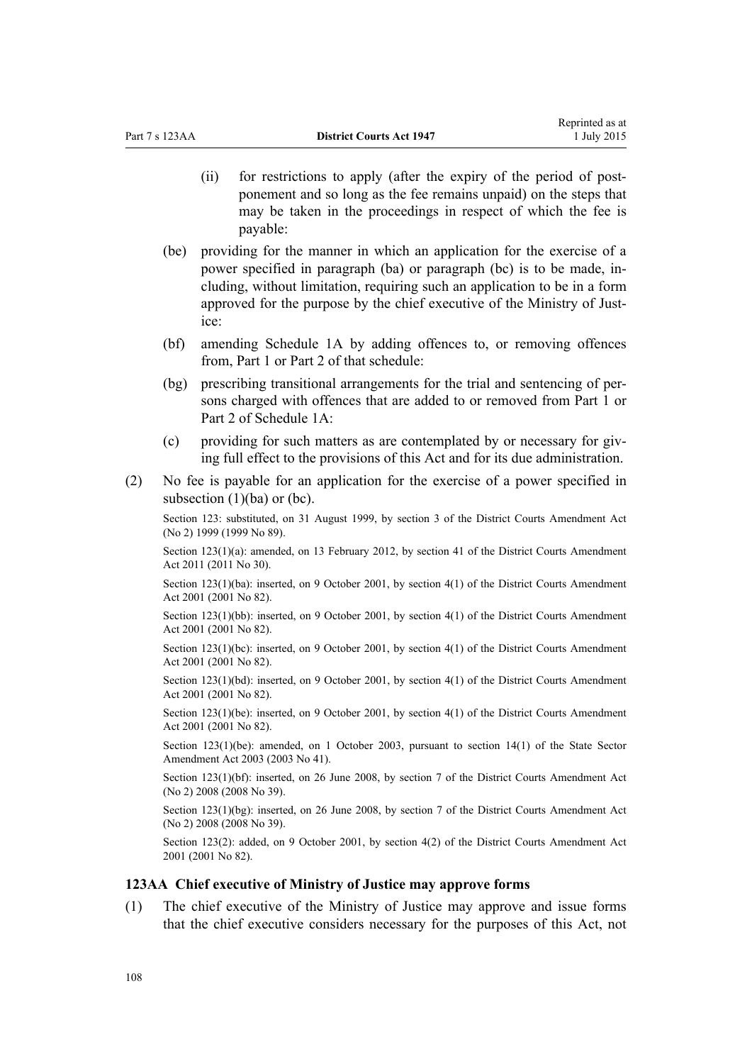(ii) for restrictions to apply (after the expiry of the period of postponement and so long as the fee remains unpaid) on the steps that may be taken in the proceedings in respect of which the fee is payable:

(be) providing for the manner in which an application for the exercise of a power specified in paragraph (ba) or paragraph (bc) is to be made, including, without limitation, requiring such an application to be in a form approved for the purpose by the chief executive of the Ministry of Justice:

(bf) amending Schedule 1A by adding offences to, or removing offences from, Part 1 or Part 2 of that schedule:

(bg) prescribing transitional arrangements for the trial and sentencing of persons charged with offences that are added to or removed from Part 1 or Part 2 of Schedule 1A:

(c) providing for such matters as are contemplated by or necessary for giving full effect to the provisions of this Act and for its due administration.

(2) No fee is payable for an application for the exercise of a power specified in subsection (1)(ba) or (bc).

Section 123: substituted, on 31 August 1999, by section 3 of the District Courts Amendment Act (No 2) 1999 (1999 No 89).

Section 123(1)(a): amended, on 13 February 2012, by section 41 of the District Courts Amendment Act 2011 (2011 No 30).

Section 123(1)(ba): inserted, on 9 October 2001, by section 4(1) of the District Courts Amendment Act 2001 (2001 No 82).

Section 123(1)(bb): inserted, on 9 October 2001, by section 4(1) of the District Courts Amendment Act 2001 (2001 No 82).

Section 123(1)(bc): inserted, on 9 October 2001, by section 4(1) of the District Courts Amendment Act 2001 (2001 No 82).

Section 123(1)(bd): inserted, on 9 October 2001, by section 4(1) of the District Courts Amendment Act 2001 (2001 No 82).

Section 123(1)(be): inserted, on 9 October 2001, by section 4(1) of the District Courts Amendment Act 2001 (2001 No 82).

Section 123(1)(be): amended, on 1 October 2003, pursuant to section 14(1) of the State Sector Amendment Act 2003 (2003 No 41).

Section 123(1)(bf): inserted, on 26 June 2008, by section 7 of the District Courts Amendment Act (No 2) 2008 (2008 No 39).

Section 123(1)(bg): inserted, on 26 June 2008, by section 7 of the District Courts Amendment Act (No 2) 2008 (2008 No 39).

Section 123(2): added, on 9 October 2001, by section 4(2) of the District Courts Amendment Act 2001 (2001 No 82).

### 123AA Chief executive of Ministry of Justice may approve forms

(1) The chief executive of the Ministry of Justice may approve and issue forms that the chief executive considers necessary for the purposes of this Act, not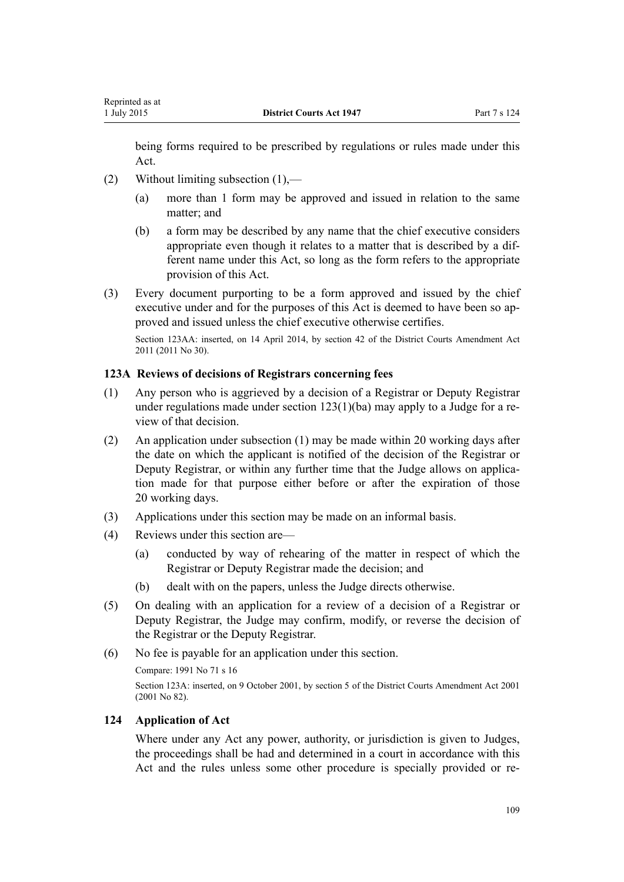being forms required to be prescribed by regulations or rules made under this Act.

(2) Without limiting subsection (1),—

(a) more than 1 form may be approved and issued in relation to the same matter; and

(b) a form may be described by any name that the chief executive considers appropriate even though it relates to a matter that is described by a different name under this Act, so long as the form refers to the appropriate provision of this Act.

(3) Every document purporting to be a form approved and issued by the chief executive under and for the purposes of this Act is deemed to have been so approved and issued unless the chief executive otherwise certifies.

Section 123AA: inserted, on 14 April 2014, by section 42 of the District Courts Amendment Act 2011 (2011 No 30).

### 123A Reviews of decisions of Registrars concerning fees

(1) Any person who is aggrieved by a decision of a Registrar or Deputy Registrar under regulations made under section 123(1)(ba) may apply to a Judge for a review of that decision.

(2) An application under subsection (1) may be made within 20 working days after the date on which the applicant is notified of the decision of the Registrar or Deputy Registrar, or within any further time that the Judge allows on application made for that purpose either before or after the expiration of those 20 working days.

(3) Applications under this section may be made on an informal basis.

(4) Reviews under this section are—

(a) conducted by way of rehearing of the matter in respect of which the Registrar or Deputy Registrar made the decision; and

(b) dealt with on the papers, unless the Judge directs otherwise.

(5) On dealing with an application for a review of a decision of a Registrar or Deputy Registrar, the Judge may confirm, modify, or reverse the decision of the Registrar or the Deputy Registrar.

(6) No fee is payable for an application under this section.

Compare: 1991 No 71 s 16

Section 123A: inserted, on 9 October 2001, by section 5 of the District Courts Amendment Act 2001 (2001 No 82).

### 124 Application of Act

Where under any Act any power, authority, or jurisdiction is given to Judges, the proceedings shall be had and determined in a court in accordance with this Act and the rules unless some other procedure is specially provided or re-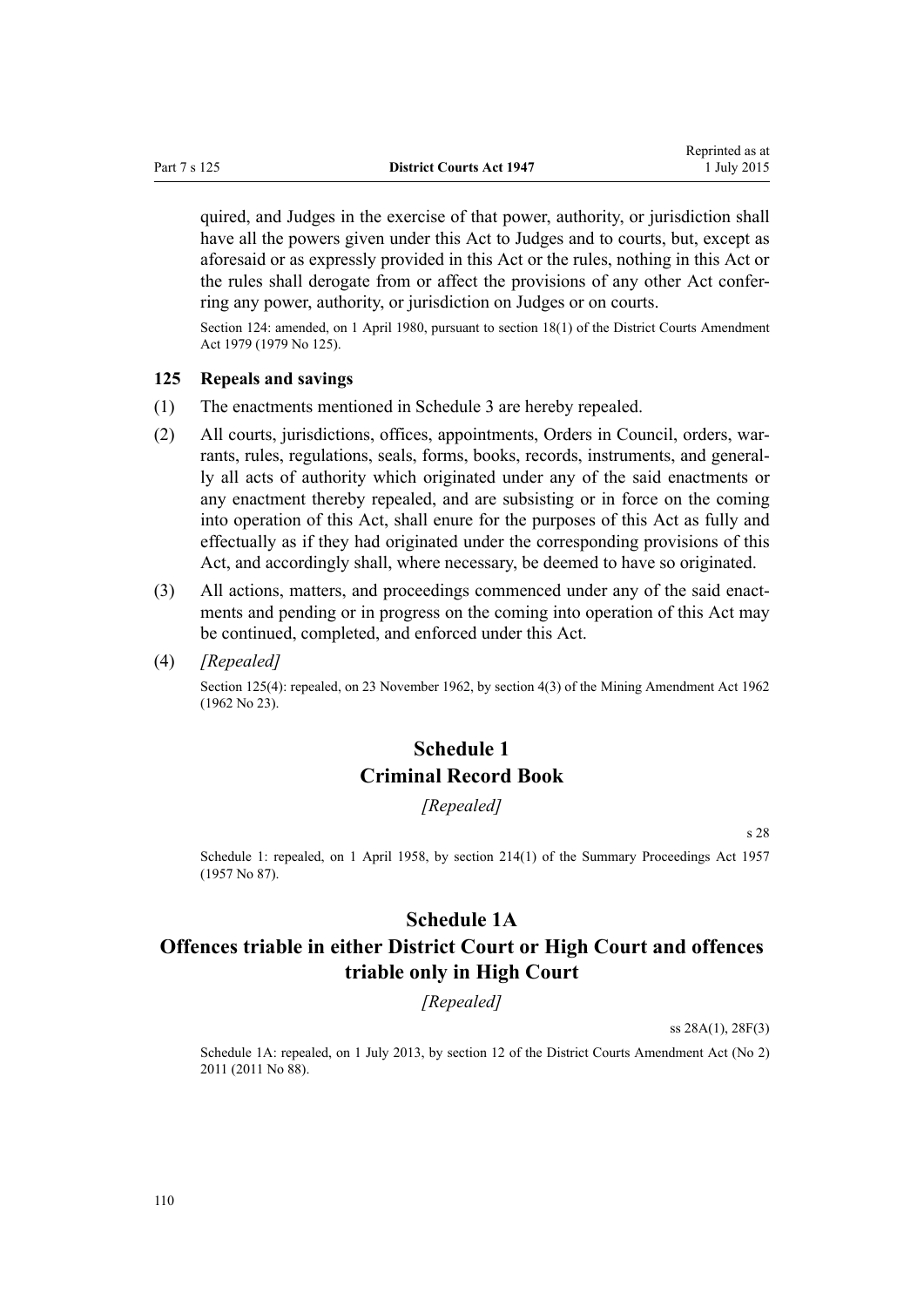quired, and Judges in the exercise of that power, authority, or jurisdiction shall have all the powers given under this Act to Judges and to courts, but, except as aforesaid or as expressly provided in this Act or the rules, nothing in this Act or the rules shall derogate from or affect the provisions of any other Act conferring any power, authority, or jurisdiction on Judges or on courts.

Section 124: amended, on 1 April 1980, pursuant to section 18(1) of the District Courts Amendment Act 1979 (1979 No 125).

### 125 Repeals and savings

(1) The enactments mentioned in Schedule 3 are hereby repealed.

(2) All courts, jurisdictions, offices, appointments, Orders in Council, orders, warrants, rules, regulations, seals, forms, books, records, instruments, and generally all acts of authority which originated under any of the said enactments or any enactment thereby repealed, and are subsisting or in force on the coming into operation of this Act, shall enure for the purposes of this Act as fully and effectually as if they had originated under the corresponding provisions of this Act, and accordingly shall, where necessary, be deemed to have so originated.

(3) All actions, matters, and proceedings commenced under any of the said enactments and pending or in progress on the coming into operation of this Act may be continued, completed, and enforced under this Act.

(4) *[Repealed]*

Section 125(4): repealed, on 23 November 1962, by section 4(3) of the Mining Amendment Act 1962 (1962 No 23).

## Schedule 1
## Criminal Record Book

*[Repealed]*

s 28

Schedule 1: repealed, on 1 April 1958, by section 214(1) of the Summary Proceedings Act 1957 (1957 No 87).

## Schedule 1A
## Offences triable in either District Court or High Court and offences triable only in High Court

*[Repealed]*

ss 28A(1), 28F(3)

Schedule 1A: repealed, on 1 July 2013, by section 12 of the District Courts Amendment Act (No 2) 2011 (2011 No 88).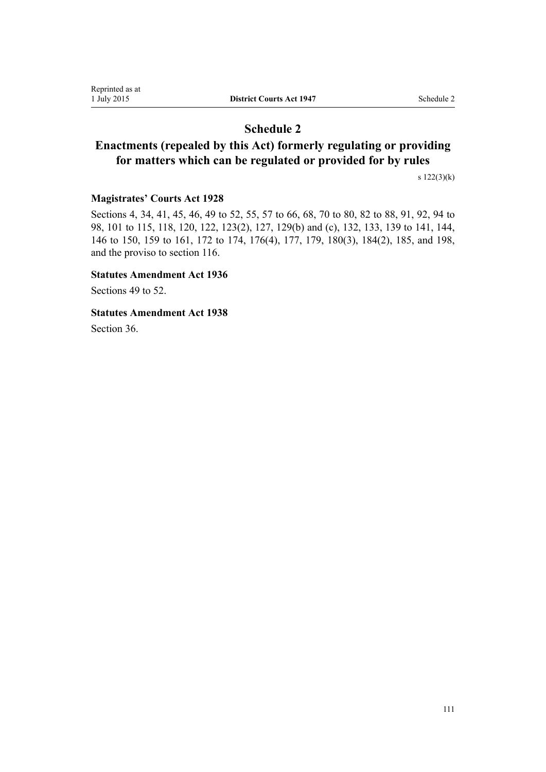# Schedule 2

# Enactments (repealed by this Act) formerly regulating or providing for matters which can be regulated or provided for by rules

s 122(3)(k)

### Magistrates' Courts Act 1928

Sections 4, 34, 41, 45, 46, 49 to 52, 55, 57 to 66, 68, 70 to 80, 82 to 88, 91, 92, 94 to 98, 101 to 115, 118, 120, 122, 123(2), 127, 129(b) and (c), 132, 133, 139 to 141, 144, 146 to 150, 159 to 161, 172 to 174, 176(4), 177, 179, 180(3), 184(2), 185, and 198, and the proviso to section 116.

### Statutes Amendment Act 1936

Sections 49 to 52.

### Statutes Amendment Act 1938

Section 36.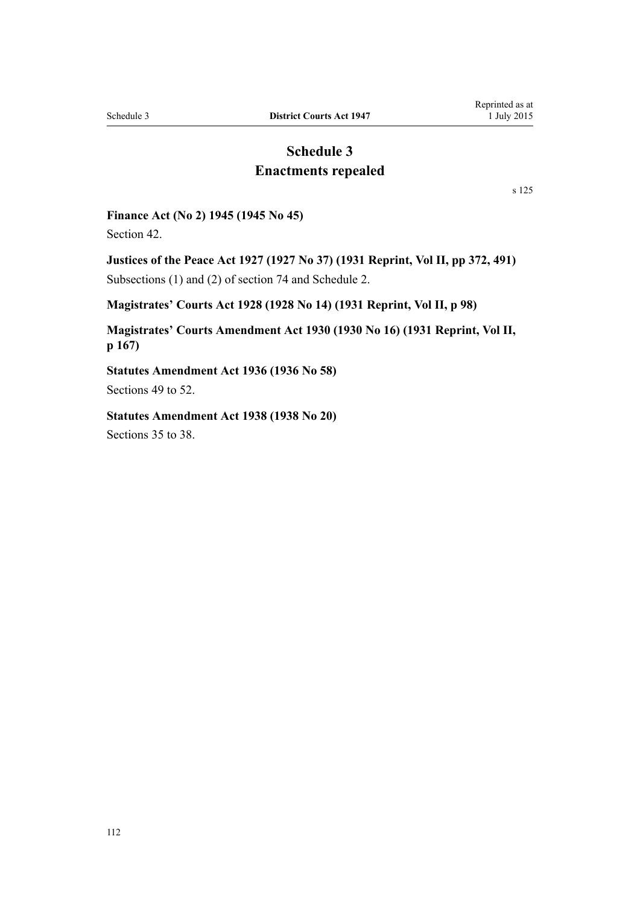# Schedule 3
# Enactments repealed

s 125

**Finance Act (No 2) 1945 (1945 No 45)**

Section 42.

**Justices of the Peace Act 1927 (1927 No 37) (1931 Reprint, Vol II, pp 372, 491)**

Subsections (1) and (2) of section 74 and Schedule 2.

**Magistrates' Courts Act 1928 (1928 No 14) (1931 Reprint, Vol II, p 98)**

**Magistrates' Courts Amendment Act 1930 (1930 No 16) (1931 Reprint, Vol II, p 167)**

**Statutes Amendment Act 1936 (1936 No 58)**

Sections 49 to 52.

**Statutes Amendment Act 1938 (1938 No 20)**

Sections 35 to 38.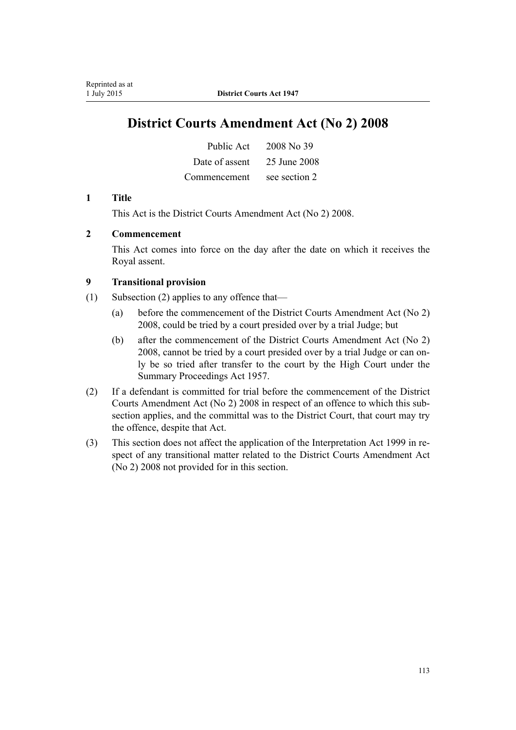# District Courts Amendment Act (No 2) 2008

| | |
|---|---|
| Public Act | 2008 No 39 |
| Date of assent | 25 June 2008 |
| Commencement | see section 2 |

### 1 Title

This Act is the District Courts Amendment Act (No 2) 2008.

### 2 Commencement

This Act comes into force on the day after the date on which it receives the Royal assent.

### 9 Transitional provision

(1) Subsection (2) applies to any offence that—

(a) before the commencement of the District Courts Amendment Act (No 2) 2008, could be tried by a court presided over by a trial Judge; but

(b) after the commencement of the District Courts Amendment Act (No 2) 2008, cannot be tried by a court presided over by a trial Judge or can only be so tried after transfer to the court by the High Court under the Summary Proceedings Act 1957.

(2) If a defendant is committed for trial before the commencement of the District Courts Amendment Act (No 2) 2008 in respect of an offence to which this subsection applies, and the committal was to the District Court, that court may try the offence, despite that Act.

(3) This section does not affect the application of the Interpretation Act 1999 in respect of any transitional matter related to the District Courts Amendment Act (No 2) 2008 not provided for in this section.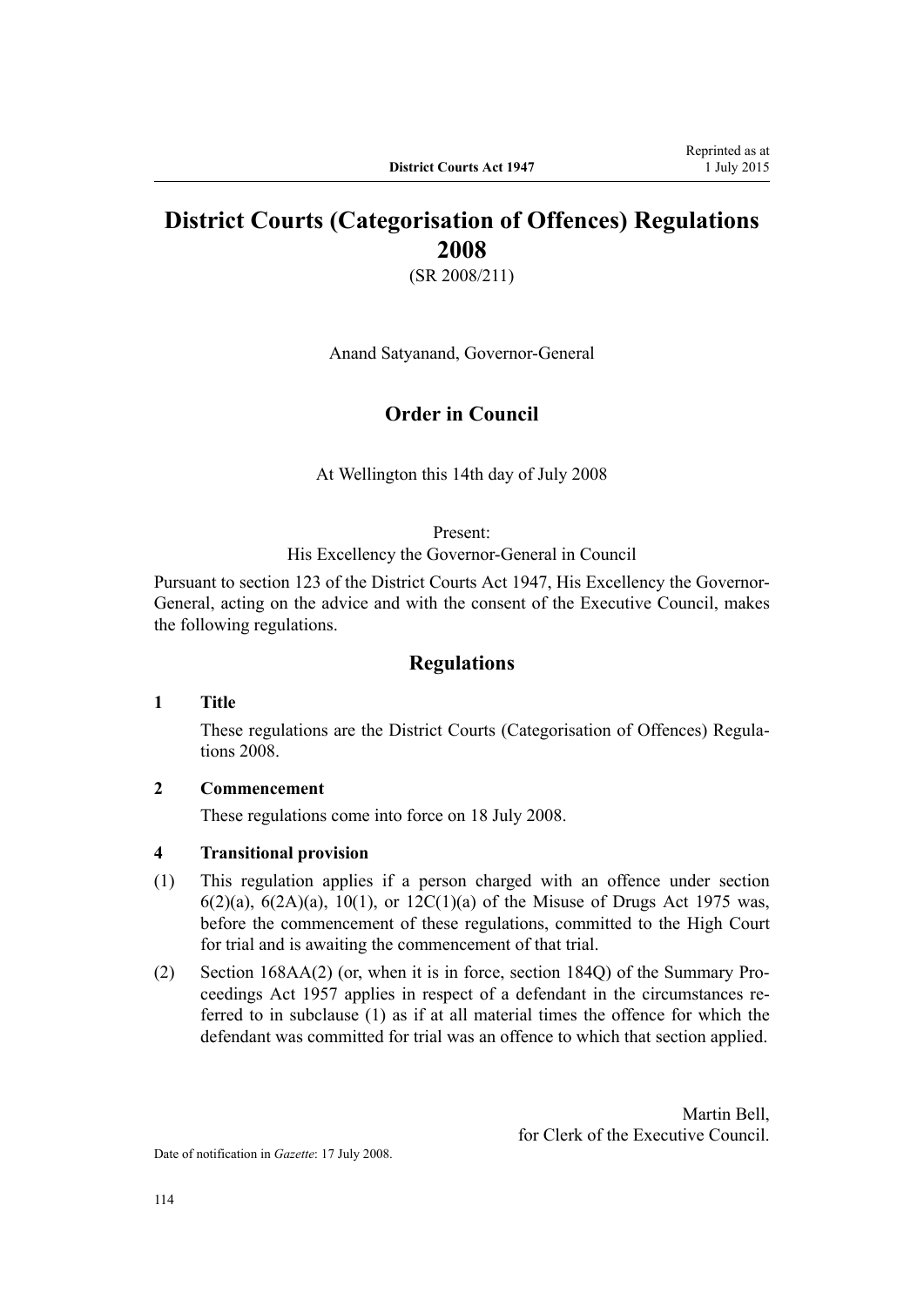# District Courts (Categorisation of Offences) Regulations 2008

(SR 2008/211)

Anand Satyanand, Governor-General

## Order in Council

At Wellington this 14th day of July 2008

Present:

His Excellency the Governor-General in Council

Pursuant to section 123 of the District Courts Act 1947, His Excellency the Governor-General, acting on the advice and with the consent of the Executive Council, makes the following regulations.

## Regulations

### 1 Title

These regulations are the District Courts (Categorisation of Offences) Regulations 2008.

### 2 Commencement

These regulations come into force on 18 July 2008.

### 4 Transitional provision

(1) This regulation applies if a person charged with an offence under section 6(2)(a), 6(2A)(a), 10(1), or 12C(1)(a) of the Misuse of Drugs Act 1975 was, before the commencement of these regulations, committed to the High Court for trial and is awaiting the commencement of that trial.

(2) Section 168AA(2) (or, when it is in force, section 184Q) of the Summary Proceedings Act 1957 applies in respect of a defendant in the circumstances referred to in subclause (1) as if at all material times the offence for which the defendant was committed for trial was an offence to which that section applied.

Martin Bell,
for Clerk of the Executive Council.

Date of notification in *Gazette*: 17 July 2008.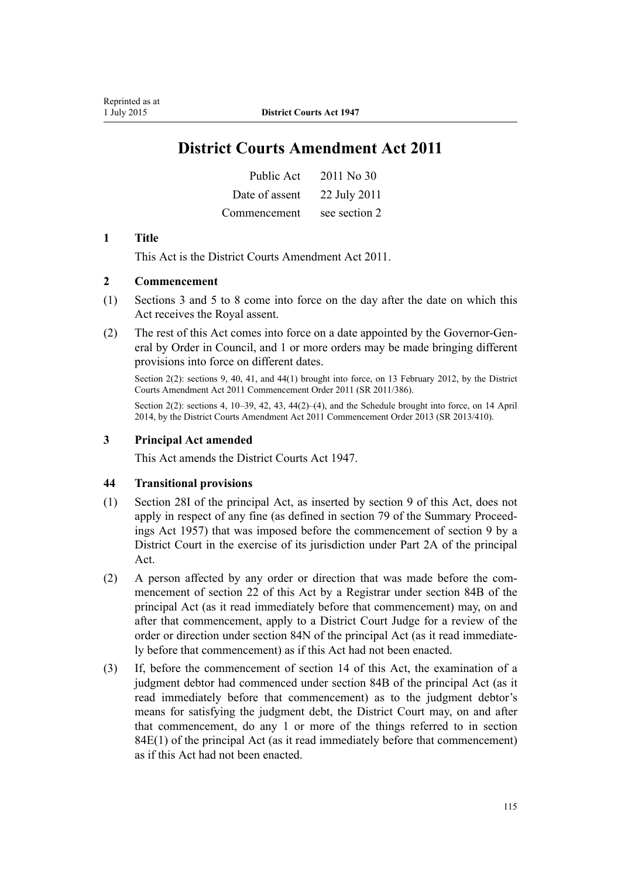# District Courts Amendment Act 2011

| | |
|---|---|
| Public Act | 2011 No 30 |
| Date of assent | 22 July 2011 |
| Commencement | see section 2 |

## 1 Title

This Act is the District Courts Amendment Act 2011.

## 2 Commencement

(1) Sections 3 and 5 to 8 come into force on the day after the date on which this Act receives the Royal assent.

(2) The rest of this Act comes into force on a date appointed by the Governor-General by Order in Council, and 1 or more orders may be made bringing different provisions into force on different dates.

Section 2(2): sections 9, 40, 41, and 44(1) brought into force, on 13 February 2012, by the District Courts Amendment Act 2011 Commencement Order 2011 (SR 2011/386).

Section 2(2): sections 4, 10–39, 42, 43, 44(2)–(4), and the Schedule brought into force, on 14 April 2014, by the District Courts Amendment Act 2011 Commencement Order 2013 (SR 2013/410).

## 3 Principal Act amended

This Act amends the District Courts Act 1947.

## 44 Transitional provisions

(1) Section 28I of the principal Act, as inserted by section 9 of this Act, does not apply in respect of any fine (as defined in section 79 of the Summary Proceedings Act 1957) that was imposed before the commencement of section 9 by a District Court in the exercise of its jurisdiction under Part 2A of the principal Act.

(2) A person affected by any order or direction that was made before the commencement of section 22 of this Act by a Registrar under section 84B of the principal Act (as it read immediately before that commencement) may, on and after that commencement, apply to a District Court Judge for a review of the order or direction under section 84N of the principal Act (as it read immediately before that commencement) as if this Act had not been enacted.

(3) If, before the commencement of section 14 of this Act, the examination of a judgment debtor had commenced under section 84B of the principal Act (as it read immediately before that commencement) as to the judgment debtor's means for satisfying the judgment debt, the District Court may, on and after that commencement, do any 1 or more of the things referred to in section 84E(1) of the principal Act (as it read immediately before that commencement) as if this Act had not been enacted.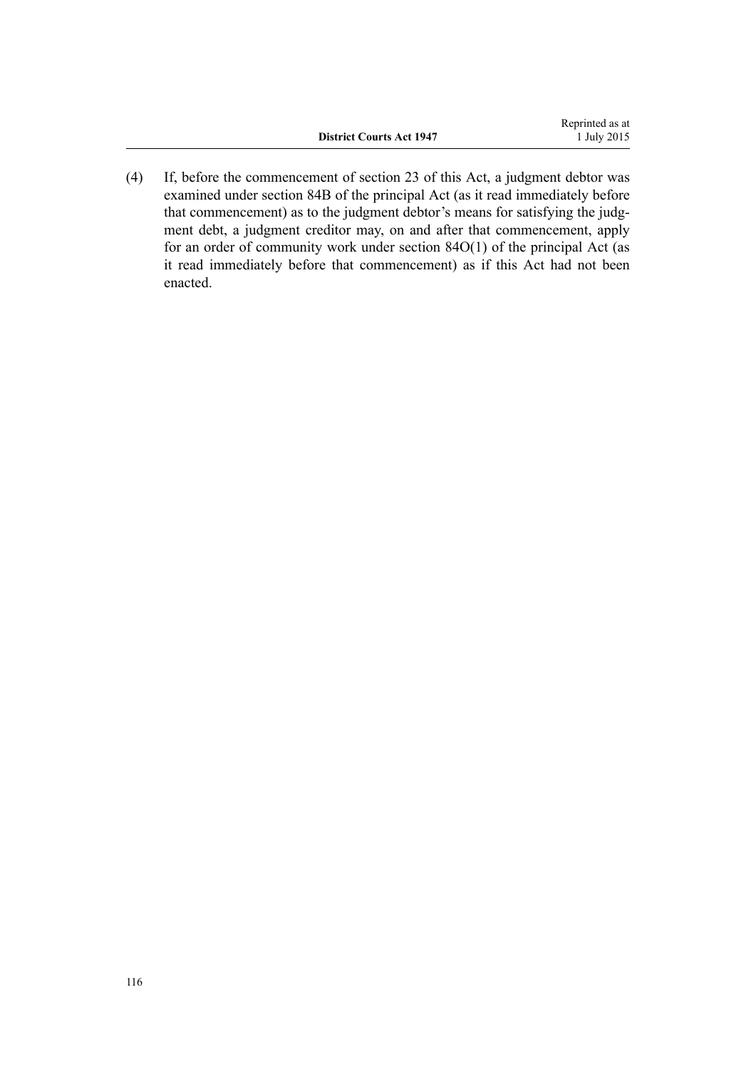(4) If, before the commencement of section 23 of this Act, a judgment debtor was examined under section 84B of the principal Act (as it read immediately before that commencement) as to the judgment debtor's means for satisfying the judgment debt, a judgment creditor may, on and after that commencement, apply for an order of community work under section 84O(1) of the principal Act (as it read immediately before that commencement) as if this Act had not been enacted.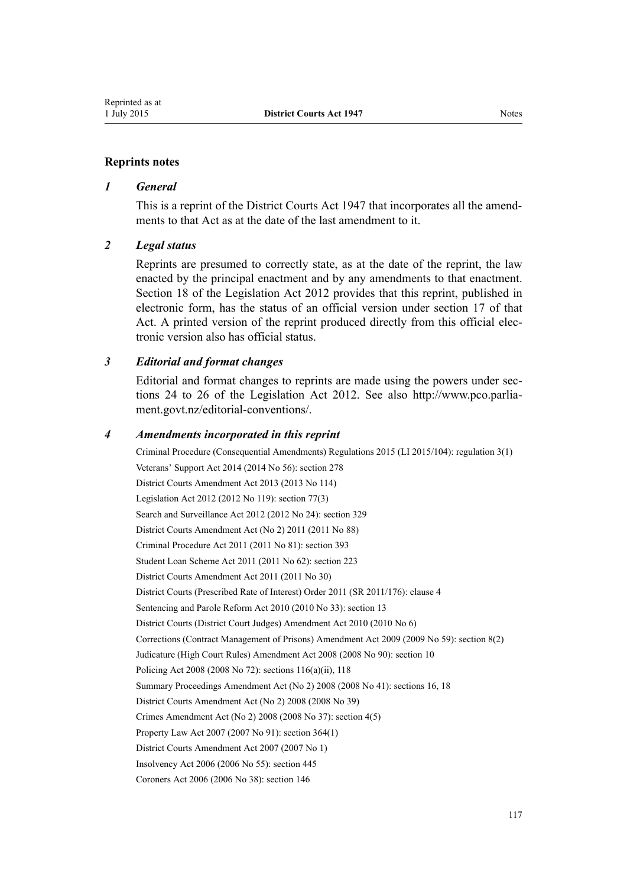## Reprints notes

### *1 General*

This is a reprint of the District Courts Act 1947 that incorporates all the amendments to that Act as at the date of the last amendment to it.

### *2 Legal status*

Reprints are presumed to correctly state, as at the date of the reprint, the law enacted by the principal enactment and by any amendments to that enactment. Section 18 of the Legislation Act 2012 provides that this reprint, published in electronic form, has the status of an official version under section 17 of that Act. A printed version of the reprint produced directly from this official electronic version also has official status.

### *3 Editorial and format changes*

Editorial and format changes to reprints are made using the powers under sections 24 to 26 of the Legislation Act 2012. See also http://www.pco.parliament.govt.nz/editorial-conventions/.

### *4 Amendments incorporated in this reprint*

Criminal Procedure (Consequential Amendments) Regulations 2015 (LI 2015/104): regulation 3(1)

Veterans' Support Act 2014 (2014 No 56): section 278

District Courts Amendment Act 2013 (2013 No 114)

Legislation Act 2012 (2012 No 119): section 77(3)

Search and Surveillance Act 2012 (2012 No 24): section 329

District Courts Amendment Act (No 2) 2011 (2011 No 88)

Criminal Procedure Act 2011 (2011 No 81): section 393

Student Loan Scheme Act 2011 (2011 No 62): section 223

District Courts Amendment Act 2011 (2011 No 30)

District Courts (Prescribed Rate of Interest) Order 2011 (SR 2011/176): clause 4

Sentencing and Parole Reform Act 2010 (2010 No 33): section 13

District Courts (District Court Judges) Amendment Act 2010 (2010 No 6)

Corrections (Contract Management of Prisons) Amendment Act 2009 (2009 No 59): section 8(2)

Judicature (High Court Rules) Amendment Act 2008 (2008 No 90): section 10

Policing Act 2008 (2008 No 72): sections 116(a)(ii), 118

Summary Proceedings Amendment Act (No 2) 2008 (2008 No 41): sections 16, 18

District Courts Amendment Act (No 2) 2008 (2008 No 39)

Crimes Amendment Act (No 2) 2008 (2008 No 37): section 4(5)

Property Law Act 2007 (2007 No 91): section 364(1)

District Courts Amendment Act 2007 (2007 No 1)

Insolvency Act 2006 (2006 No 55): section 445

Coroners Act 2006 (2006 No 38): section 146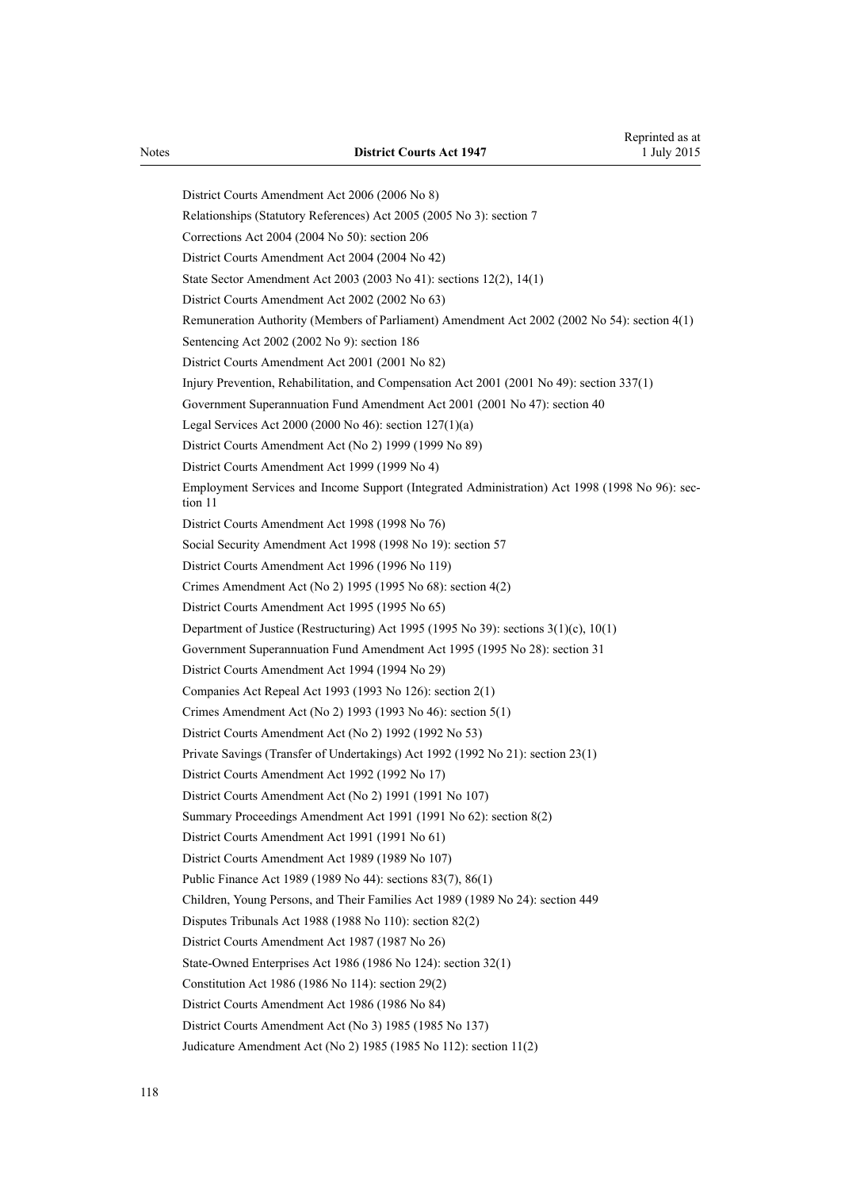District Courts Amendment Act 2006 (2006 No 8)

Relationships (Statutory References) Act 2005 (2005 No 3): section 7

Corrections Act 2004 (2004 No 50): section 206

District Courts Amendment Act 2004 (2004 No 42)

State Sector Amendment Act 2003 (2003 No 41): sections 12(2), 14(1)

District Courts Amendment Act 2002 (2002 No 63)

Remuneration Authority (Members of Parliament) Amendment Act 2002 (2002 No 54): section 4(1)

Sentencing Act 2002 (2002 No 9): section 186

District Courts Amendment Act 2001 (2001 No 82)

Injury Prevention, Rehabilitation, and Compensation Act 2001 (2001 No 49): section 337(1)

Government Superannuation Fund Amendment Act 2001 (2001 No 47): section 40

Legal Services Act 2000 (2000 No 46): section 127(1)(a)

District Courts Amendment Act (No 2) 1999 (1999 No 89)

District Courts Amendment Act 1999 (1999 No 4)

Employment Services and Income Support (Integrated Administration) Act 1998 (1998 No 96): section 11

District Courts Amendment Act 1998 (1998 No 76)

Social Security Amendment Act 1998 (1998 No 19): section 57

District Courts Amendment Act 1996 (1996 No 119)

Crimes Amendment Act (No 2) 1995 (1995 No 68): section 4(2)

District Courts Amendment Act 1995 (1995 No 65)

Department of Justice (Restructuring) Act 1995 (1995 No 39): sections 3(1)(c), 10(1)

Government Superannuation Fund Amendment Act 1995 (1995 No 28): section 31

District Courts Amendment Act 1994 (1994 No 29)

Companies Act Repeal Act 1993 (1993 No 126): section 2(1)

Crimes Amendment Act (No 2) 1993 (1993 No 46): section 5(1)

District Courts Amendment Act (No 2) 1992 (1992 No 53)

Private Savings (Transfer of Undertakings) Act 1992 (1992 No 21): section 23(1)

District Courts Amendment Act 1992 (1992 No 17)

District Courts Amendment Act (No 2) 1991 (1991 No 107)

Summary Proceedings Amendment Act 1991 (1991 No 62): section 8(2)

District Courts Amendment Act 1991 (1991 No 61)

District Courts Amendment Act 1989 (1989 No 107)

Public Finance Act 1989 (1989 No 44): sections 83(7), 86(1)

Children, Young Persons, and Their Families Act 1989 (1989 No 24): section 449

Disputes Tribunals Act 1988 (1988 No 110): section 82(2)

District Courts Amendment Act 1987 (1987 No 26)

State-Owned Enterprises Act 1986 (1986 No 124): section 32(1)

Constitution Act 1986 (1986 No 114): section 29(2)

District Courts Amendment Act 1986 (1986 No 84)

District Courts Amendment Act (No 3) 1985 (1985 No 137)

Judicature Amendment Act (No 2) 1985 (1985 No 112): section 11(2)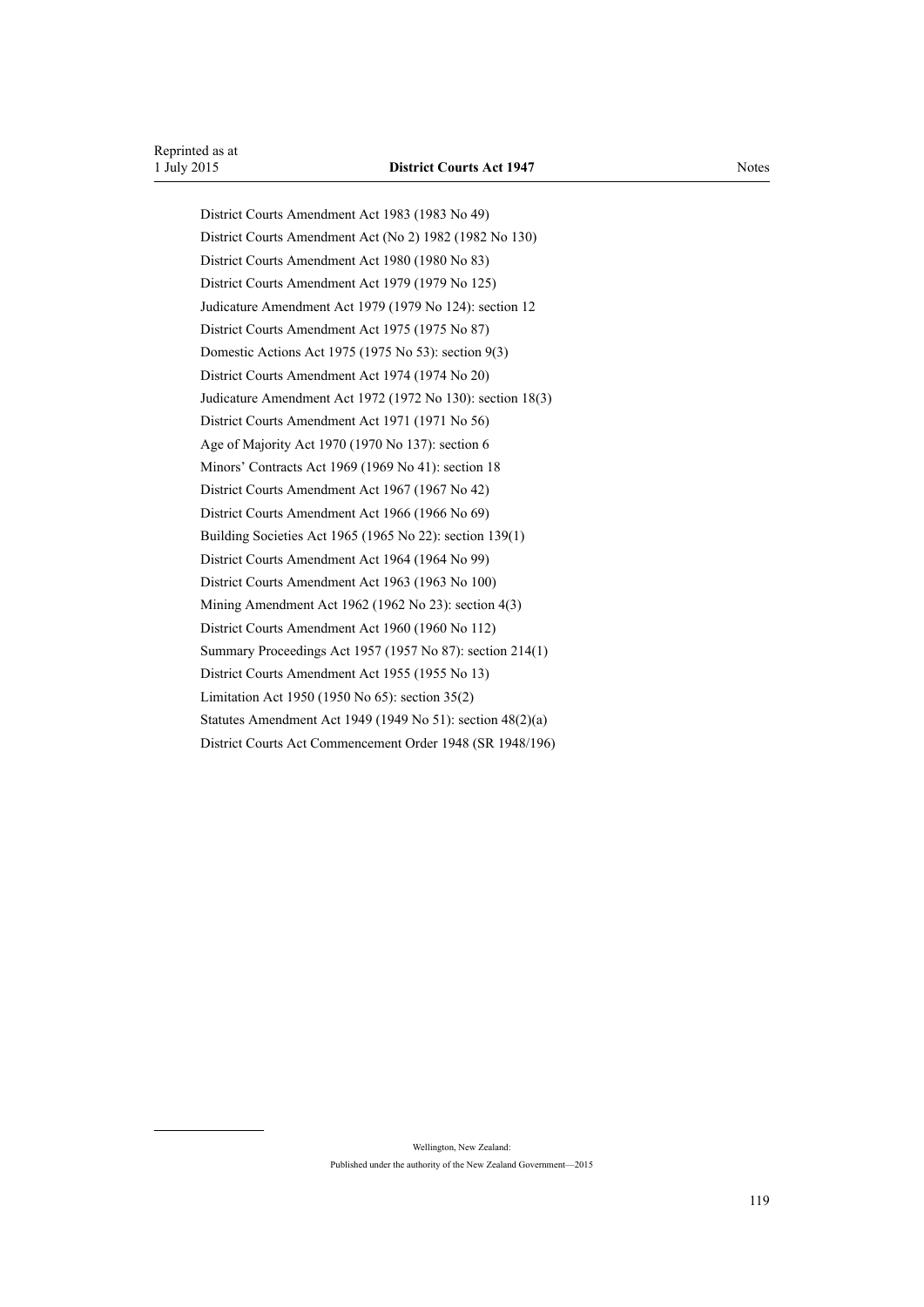District Courts Amendment Act 1983 (1983 No 49)

District Courts Amendment Act (No 2) 1982 (1982 No 130)

District Courts Amendment Act 1980 (1980 No 83)

District Courts Amendment Act 1979 (1979 No 125)

Judicature Amendment Act 1979 (1979 No 124): section 12

District Courts Amendment Act 1975 (1975 No 87)

Domestic Actions Act 1975 (1975 No 53): section 9(3)

District Courts Amendment Act 1974 (1974 No 20)

Judicature Amendment Act 1972 (1972 No 130): section 18(3)

District Courts Amendment Act 1971 (1971 No 56)

Age of Majority Act 1970 (1970 No 137): section 6

Minors' Contracts Act 1969 (1969 No 41): section 18

District Courts Amendment Act 1967 (1967 No 42)

District Courts Amendment Act 1966 (1966 No 69)

Building Societies Act 1965 (1965 No 22): section 139(1)

District Courts Amendment Act 1964 (1964 No 99)

District Courts Amendment Act 1963 (1963 No 100)

Mining Amendment Act 1962 (1962 No 23): section 4(3)

District Courts Amendment Act 1960 (1960 No 112)

Summary Proceedings Act 1957 (1957 No 87): section 214(1)

District Courts Amendment Act 1955 (1955 No 13)

Limitation Act 1950 (1950 No 65): section 35(2)

Statutes Amendment Act 1949 (1949 No 51): section 48(2)(a)

District Courts Act Commencement Order 1948 (SR 1948/196)

Wellington, New Zealand:
Published under the authority of the New Zealand Government—2015